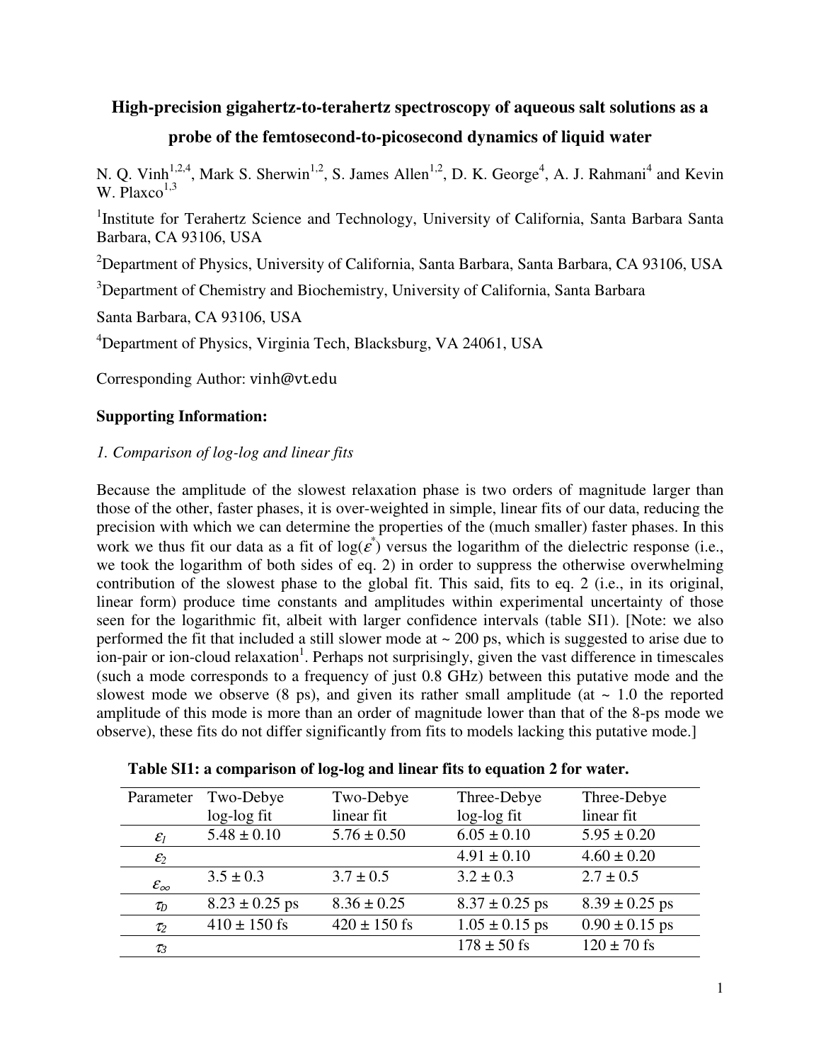# High-precision gigahertz-to-terahertz spectroscopy of aqueous salt solutions as a probe of the femtosecond-to-picosecond dynamics of liquid water

N. Q. Vinh[1,2,4], Mark S. Sherwin[1,2], S. James Allen[1,2], D. K. George[4], A. J. Rahmani[4] and Kevin W. Plaxco[1,3]

[1]Institute for Terahertz Science and Technology, University of California, Santa Barbara Santa Barbara, CA 93106, USA

[2]Department of Physics, University of California, Santa Barbara, Santa Barbara, CA 93106, USA

[3]Department of Chemistry and Biochemistry, University of California, Santa Barbara Santa Barbara, CA 93106, USA

[4]Department of Physics, Virginia Tech, Blacksburg, VA 24061, USA

Corresponding Author: vinh@vt.edu

**Supporting Information:**

*1. Comparison of log-log and linear fits*

Because the amplitude of the slowest relaxation phase is two orders of magnitude larger than those of the other, faster phases, it is over-weighted in simple, linear fits of our data, reducing the precision with which we can determine the properties of the (much smaller) faster phases. In this work we thus fit our data as a fit of $\log(\varepsilon^*)$ versus the logarithm of the dielectric response (i.e., we took the logarithm of both sides of eq. 2) in order to suppress the otherwise overwhelming contribution of the slowest phase to the global fit. This said, fits to eq. 2 (i.e., in its original, linear form) produce time constants and amplitudes within experimental uncertainty of those seen for the logarithmic fit, albeit with larger confidence intervals (table SI1). [Note: we also performed the fit that included a still slower mode at ~ 200 ps, which is suggested to arise due to ion-pair or ion-cloud relaxation[1]. Perhaps not surprisingly, given the vast difference in timescales (such a mode corresponds to a frequency of just 0.8 GHz) between this putative mode and the slowest mode we observe (8 ps), and given its rather small amplitude (at ~ 1.0 the reported amplitude of this mode is more than an order of magnitude lower than that of the 8-ps mode we observe), these fits do not differ significantly from fits to models lacking this putative mode.]

**Table SI1: a comparison of log-log and linear fits to equation 2 for water.**

| Parameter | Two-Debye log-log fit | Two-Debye linear fit | Three-Debye log-log fit | Three-Debye linear fit |
|---|---|---|---|---|
| $\varepsilon_1$ | 5.48 ± 0.10 | 5.76 ± 0.50 | 6.05 ± 0.10 | 5.95 ± 0.20 |
| $\varepsilon_2$ | | | 4.91 ± 0.10 | 4.60 ± 0.20 |
| $\varepsilon_\infty$ | 3.5 ± 0.3 | 3.7 ± 0.5 | 3.2 ± 0.3 | 2.7 ± 0.5 |
| $\tau_D$ | 8.23 ± 0.25 ps | 8.36 ± 0.25 | 8.37 ± 0.25 ps | 8.39 ± 0.25 ps |
| $\tau_2$ | 410 ± 150 fs | 420 ± 150 fs | 1.05 ± 0.15 ps | 0.90 ± 0.15 ps |
| $\tau_3$ | | | 178 ± 50 fs | 120 ± 70 fs |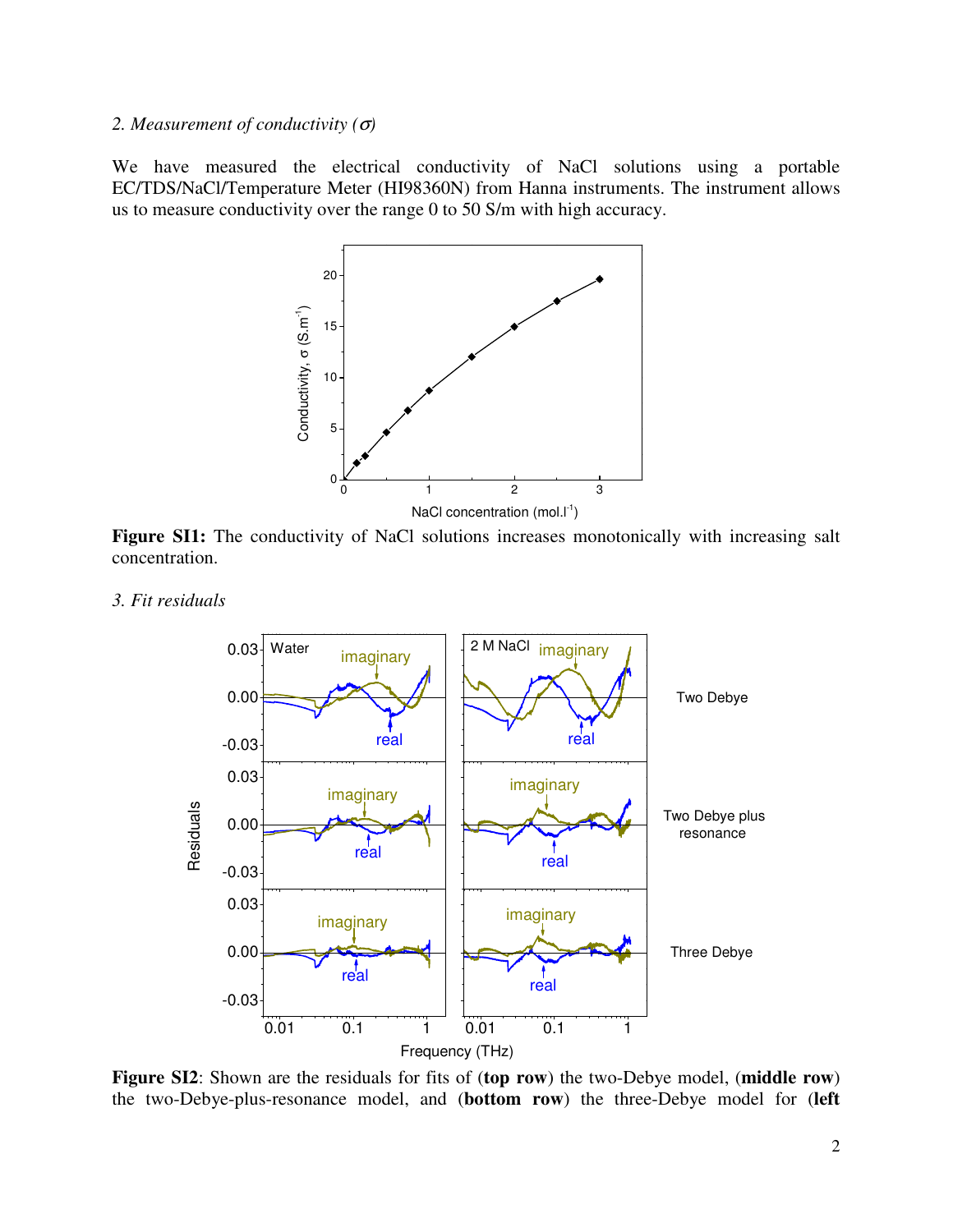*2. Measurement of conductivity ($\sigma$)*

We have measured the electrical conductivity of NaCl solutions using a portable EC/TDS/NaCl/Temperature Meter (HI98360N) from Hanna instruments. The instrument allows us to measure conductivity over the range 0 to 50 S/m with high accuracy.

**Figure SI1:** The conductivity of NaCl solutions increases monotonically with increasing salt concentration.

*3. Fit residuals*

**Figure SI2**: Shown are the residuals for fits of (**top row**) the two-Debye model, (**middle row**) the two-Debye-plus-resonance model, and (**bottom row**) the three-Debye model for (**left**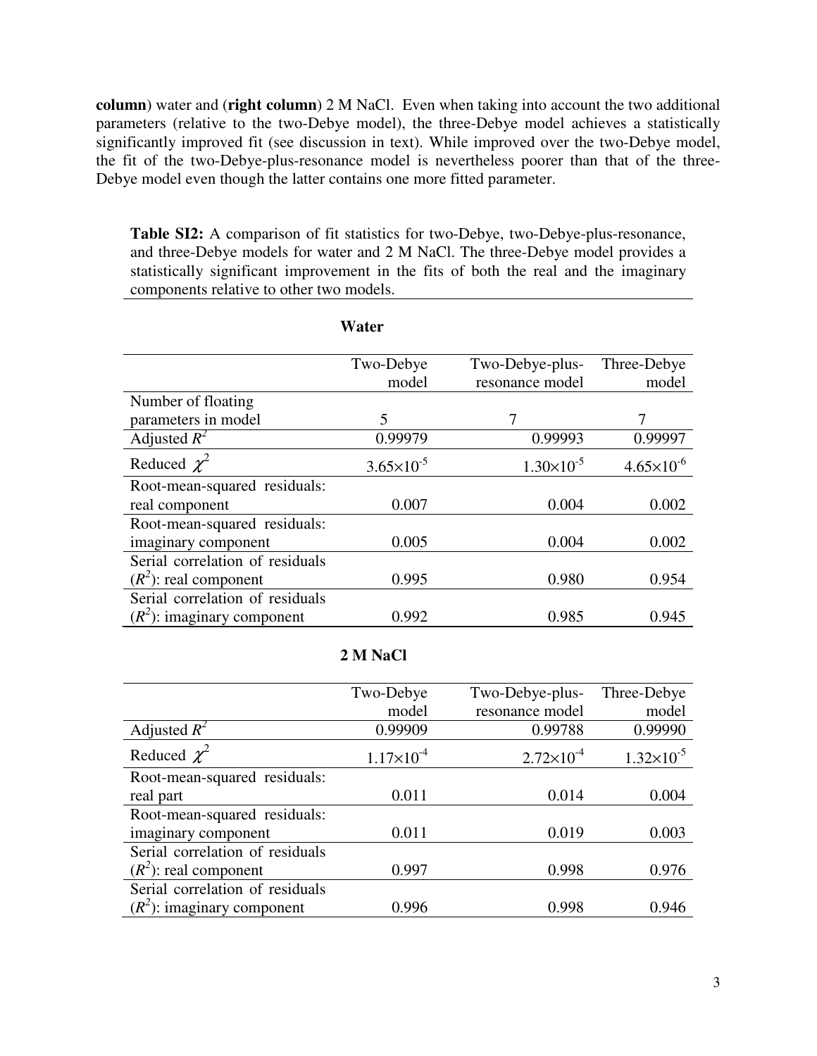**column**) water and (**right column**) 2 M NaCl. Even when taking into account the two additional parameters (relative to the two-Debye model), the three-Debye model achieves a statistically significantly improved fit (see discussion in text). While improved over the two-Debye model, the fit of the two-Debye-plus-resonance model is nevertheless poorer than that of the three-Debye model even though the latter contains one more fitted parameter.

**Table SI2:** A comparison of fit statistics for two-Debye, two-Debye-plus-resonance, and three-Debye models for water and 2 M NaCl. The three-Debye model provides a statistically significant improvement in the fits of both the real and the imaginary components relative to other two models.

**Water**

| | Two-Debye model | Two-Debye-plus-resonance model | Three-Debye model |
|---|---|---|---|
| Number of floating parameters in model | 5 | 7 | 7 |
| Adjusted $R^2$ | 0.99979 | 0.99993 | 0.99997 |
| Reduced $\chi^2$ | $3.65\times10^{-5}$ | $1.30\times10^{-5}$ | $4.65\times10^{-6}$ |
| Root-mean-squared residuals: real component | 0.007 | 0.004 | 0.002 |
| Root-mean-squared residuals: imaginary component | 0.005 | 0.004 | 0.002 |
| Serial correlation of residuals ($R^2$): real component | 0.995 | 0.980 | 0.954 |
| Serial correlation of residuals ($R^2$): imaginary component | 0.992 | 0.985 | 0.945 |

**2 M NaCl**

| | Two-Debye model | Two-Debye-plus-resonance model | Three-Debye model |
|---|---|---|---|
| Adjusted $R^2$ | 0.99909 | 0.99788 | 0.99990 |
| Reduced $\chi^2$ | $1.17\times10^{-4}$ | $2.72\times10^{-4}$ | $1.32\times10^{-5}$ |
| Root-mean-squared residuals: real part | 0.011 | 0.014 | 0.004 |
| Root-mean-squared residuals: imaginary component | 0.011 | 0.019 | 0.003 |
| Serial correlation of residuals ($R^2$): real component | 0.997 | 0.998 | 0.976 |
| Serial correlation of residuals ($R^2$): imaginary component | 0.996 | 0.998 | 0.946 |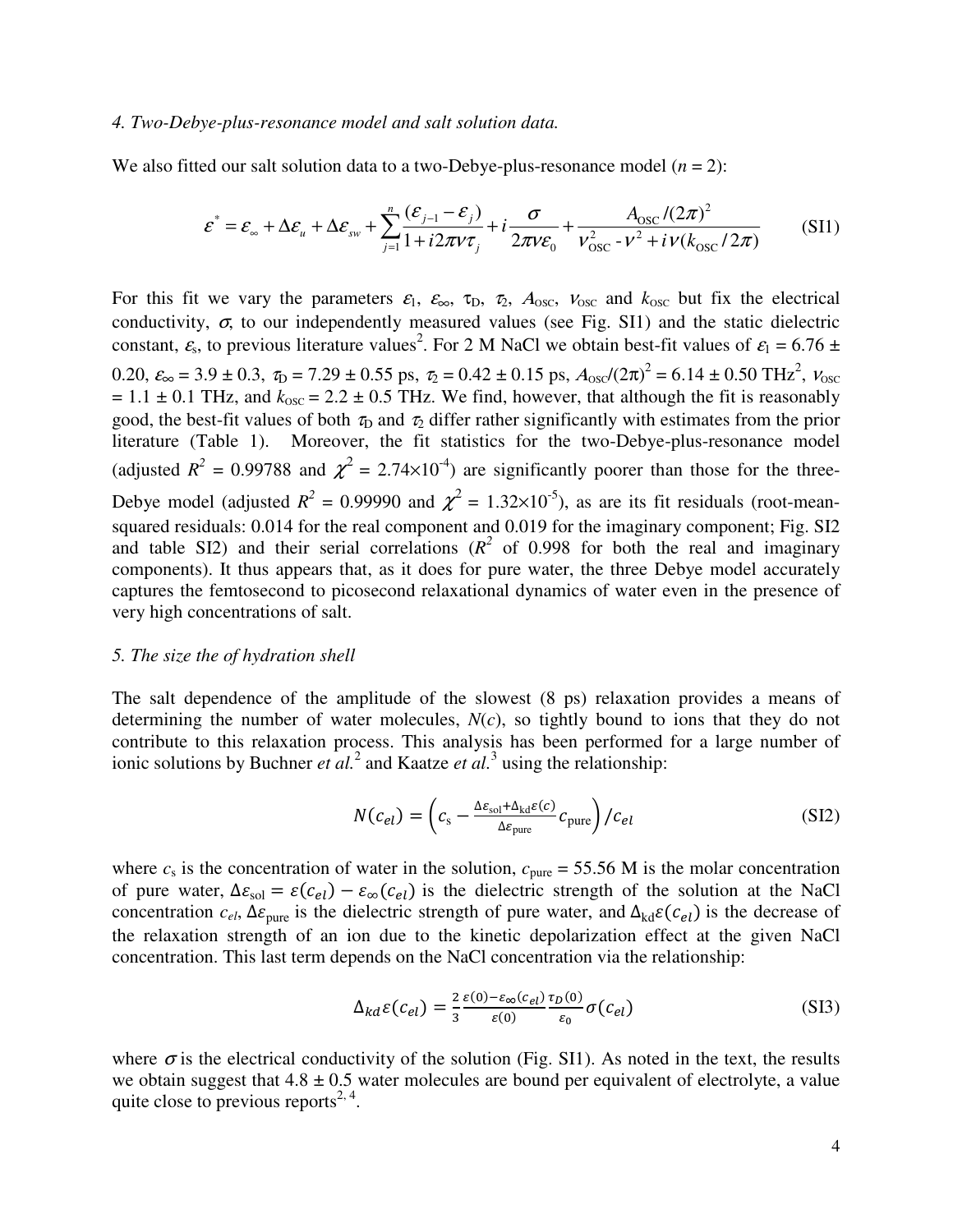*4. Two-Debye-plus-resonance model and salt solution data.*

We also fitted our salt solution data to a two-Debye-plus-resonance model ($n$ = 2):

$$\varepsilon^* = \varepsilon_\infty + \Delta\varepsilon_u + \Delta\varepsilon_{sw} + \sum_{j=1}^{n} \frac{(\varepsilon_{j-1} - \varepsilon_j)}{1 + i2\pi\nu\tau_j} + i\frac{\sigma}{2\pi\nu\varepsilon_0} + \frac{A_{\mathrm{OSC}}/(2\pi)^2}{\nu_{\mathrm{OSC}}^2 - \nu^2 + i\nu(k_{\mathrm{OSC}}/2\pi)} \tag{SI1}$$

For this fit we vary the parameters $\varepsilon_1$, $\varepsilon_\infty$, $\tau_D$, $\tau_2$, $A_{\mathrm{OSC}}$, $\nu_{\mathrm{OSC}}$ and $k_{\mathrm{OSC}}$ but fix the electrical conductivity, $\sigma$, to our independently measured values (see Fig. SI1) and the static dielectric constant, $\varepsilon_s$, to previous literature values[2]. For 2 M NaCl we obtain best-fit values of $\varepsilon_1 = 6.76 \pm 0.20$, $\varepsilon_\infty = 3.9 \pm 0.3$, $\tau_D = 7.29 \pm 0.55$ ps, $\tau_2 = 0.42 \pm 0.15$ ps, $A_{\mathrm{OSC}}/(2\pi)^2 = 6.14 \pm 0.50$ THz$^2$, $\nu_{\mathrm{OSC}} = 1.1 \pm 0.1$ THz, and $k_{\mathrm{OSC}} = 2.2 \pm 0.5$ THz. We find, however, that although the fit is reasonably good, the best-fit values of both $\tau_D$ and $\tau_2$ differ rather significantly with estimates from the prior literature (Table 1). Moreover, the fit statistics for the two-Debye-plus-resonance model (adjusted $R^2$ = 0.99788 and $\chi^2 = 2.74\times10^{-4}$) are significantly poorer than those for the three-Debye model (adjusted $R^2$ = 0.99990 and $\chi^2 = 1.32\times10^{-5}$), as are its fit residuals (root-mean-squared residuals: 0.014 for the real component and 0.019 for the imaginary component; Fig. SI2 and table SI2) and their serial correlations ($R^2$ of 0.998 for both the real and imaginary components). It thus appears that, as it does for pure water, the three Debye model accurately captures the femtosecond to picosecond relaxational dynamics of water even in the presence of very high concentrations of salt.

*5. The size the of hydration shell*

The salt dependence of the amplitude of the slowest (8 ps) relaxation provides a means of determining the number of water molecules, $N(c)$, so tightly bound to ions that they do not contribute to this relaxation process. This analysis has been performed for a large number of ionic solutions by Buchner *et al.*[2] and Kaatze *et al.*[3] using the relationship:

$$N(c_{el}) = \left(c_s - \frac{\Delta\varepsilon_{\mathrm{sol}} + \Delta_{\mathrm{kd}}\varepsilon(c)}{\Delta\varepsilon_{\mathrm{pure}}} c_{\mathrm{pure}}\right) / c_{el} \tag{SI2}$$

where $c_s$ is the concentration of water in the solution, $c_{\mathrm{pure}}$ = 55.56 M is the molar concentration of pure water, $\Delta\varepsilon_{\mathrm{sol}} = \varepsilon(c_{el}) - \varepsilon_\infty(c_{el})$ is the dielectric strength of the solution at the NaCl concentration $c_{el}$, $\Delta\varepsilon_{\mathrm{pure}}$ is the dielectric strength of pure water, and $\Delta_{\mathrm{kd}}\varepsilon(c_{el})$ is the decrease of the relaxation strength of an ion due to the kinetic depolarization effect at the given NaCl concentration. This last term depends on the NaCl concentration via the relationship:

$$\Delta_{kd}\varepsilon(c_{el}) = \frac{2}{3}\frac{\varepsilon(0) - \varepsilon_\infty(c_{el})}{\varepsilon(0)}\frac{\tau_D(0)}{\varepsilon_0}\sigma(c_{el}) \tag{SI3}$$

where $\sigma$ is the electrical conductivity of the solution (Fig. SI1). As noted in the text, the results we obtain suggest that $4.8 \pm 0.5$ water molecules are bound per equivalent of electrolyte, a value quite close to previous reports[2, 4].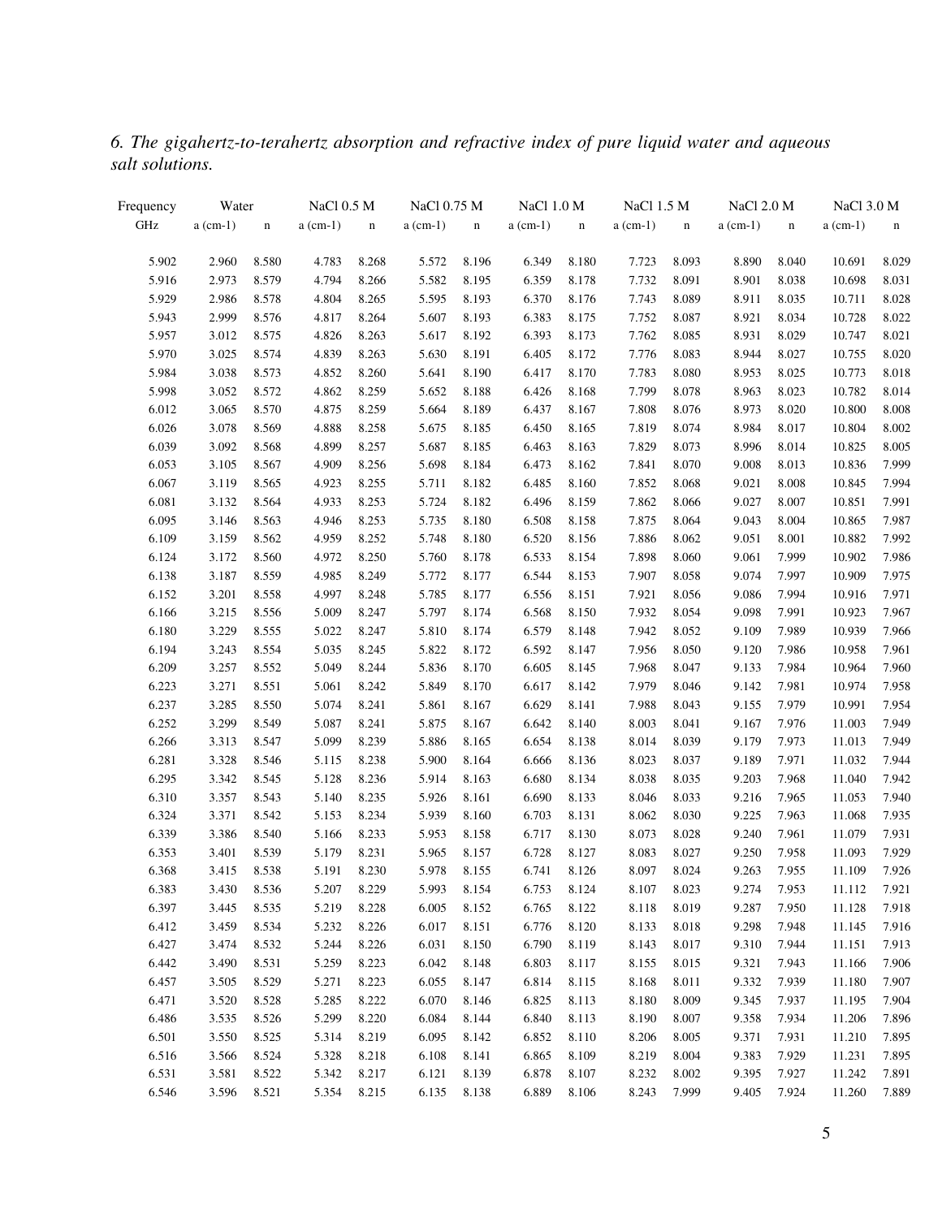*6. The gigahertz-to-terahertz absorption and refractive index of pure liquid water and aqueous salt solutions.*

| Frequency | Water | | NaCl 0.5 M | | NaCl 0.75 M | | NaCl 1.0 M | | NaCl 1.5 M | | NaCl 2.0 M | | NaCl 3.0 M | |
|---|---|---|---|---|---|---|---|---|---|---|---|---|---|---|
| GHz | a (cm-1) | n | a (cm-1) | n | a (cm-1) | n | a (cm-1) | n | a (cm-1) | n | a (cm-1) | n | a (cm-1) | n |
| 5.902 | 2.960 | 8.580 | 4.783 | 8.268 | 5.572 | 8.196 | 6.349 | 8.180 | 7.723 | 8.093 | 8.890 | 8.040 | 10.691 | 8.029 |
| 5.916 | 2.973 | 8.579 | 4.794 | 8.266 | 5.582 | 8.195 | 6.359 | 8.178 | 7.732 | 8.091 | 8.901 | 8.038 | 10.698 | 8.031 |
| 5.929 | 2.986 | 8.578 | 4.804 | 8.265 | 5.595 | 8.193 | 6.370 | 8.176 | 7.743 | 8.089 | 8.911 | 8.035 | 10.711 | 8.028 |
| 5.943 | 2.999 | 8.576 | 4.817 | 8.264 | 5.607 | 8.193 | 6.383 | 8.175 | 7.752 | 8.087 | 8.921 | 8.034 | 10.728 | 8.022 |
| 5.957 | 3.012 | 8.575 | 4.826 | 8.263 | 5.617 | 8.192 | 6.393 | 8.173 | 7.762 | 8.085 | 8.931 | 8.029 | 10.747 | 8.021 |
| 5.970 | 3.025 | 8.574 | 4.839 | 8.263 | 5.630 | 8.191 | 6.405 | 8.172 | 7.776 | 8.083 | 8.944 | 8.027 | 10.755 | 8.020 |
| 5.984 | 3.038 | 8.573 | 4.852 | 8.260 | 5.641 | 8.190 | 6.417 | 8.170 | 7.783 | 8.080 | 8.953 | 8.025 | 10.773 | 8.018 |
| 5.998 | 3.052 | 8.572 | 4.862 | 8.259 | 5.652 | 8.188 | 6.426 | 8.168 | 7.799 | 8.078 | 8.963 | 8.023 | 10.782 | 8.014 |
| 6.012 | 3.065 | 8.570 | 4.875 | 8.259 | 5.664 | 8.189 | 6.437 | 8.167 | 7.808 | 8.076 | 8.973 | 8.020 | 10.800 | 8.008 |
| 6.026 | 3.078 | 8.569 | 4.888 | 8.258 | 5.675 | 8.185 | 6.450 | 8.165 | 7.819 | 8.074 | 8.984 | 8.017 | 10.804 | 8.002 |
| 6.039 | 3.092 | 8.568 | 4.899 | 8.257 | 5.687 | 8.185 | 6.463 | 8.163 | 7.829 | 8.073 | 8.996 | 8.014 | 10.825 | 8.005 |
| 6.053 | 3.105 | 8.567 | 4.909 | 8.256 | 5.698 | 8.184 | 6.473 | 8.162 | 7.841 | 8.070 | 9.008 | 8.013 | 10.836 | 7.999 |
| 6.067 | 3.119 | 8.565 | 4.923 | 8.255 | 5.711 | 8.182 | 6.485 | 8.160 | 7.852 | 8.068 | 9.021 | 8.008 | 10.845 | 7.994 |
| 6.081 | 3.132 | 8.564 | 4.933 | 8.253 | 5.724 | 8.182 | 6.496 | 8.159 | 7.862 | 8.066 | 9.027 | 8.007 | 10.851 | 7.991 |
| 6.095 | 3.146 | 8.563 | 4.946 | 8.253 | 5.735 | 8.180 | 6.508 | 8.158 | 7.875 | 8.064 | 9.043 | 8.004 | 10.865 | 7.987 |
| 6.109 | 3.159 | 8.562 | 4.959 | 8.252 | 5.748 | 8.180 | 6.520 | 8.156 | 7.886 | 8.062 | 9.051 | 8.001 | 10.882 | 7.992 |
| 6.124 | 3.172 | 8.560 | 4.972 | 8.250 | 5.760 | 8.178 | 6.533 | 8.154 | 7.898 | 8.060 | 9.061 | 7.999 | 10.902 | 7.986 |
| 6.138 | 3.187 | 8.559 | 4.985 | 8.249 | 5.772 | 8.177 | 6.544 | 8.153 | 7.907 | 8.058 | 9.074 | 7.997 | 10.909 | 7.975 |
| 6.152 | 3.201 | 8.558 | 4.997 | 8.248 | 5.785 | 8.177 | 6.556 | 8.151 | 7.921 | 8.056 | 9.086 | 7.994 | 10.916 | 7.971 |
| 6.166 | 3.215 | 8.556 | 5.009 | 8.247 | 5.797 | 8.174 | 6.568 | 8.150 | 7.932 | 8.054 | 9.098 | 7.991 | 10.923 | 7.967 |
| 6.180 | 3.229 | 8.555 | 5.022 | 8.247 | 5.810 | 8.174 | 6.579 | 8.148 | 7.942 | 8.052 | 9.109 | 7.989 | 10.939 | 7.966 |
| 6.194 | 3.243 | 8.554 | 5.035 | 8.245 | 5.822 | 8.172 | 6.592 | 8.147 | 7.956 | 8.050 | 9.120 | 7.986 | 10.958 | 7.961 |
| 6.209 | 3.257 | 8.552 | 5.049 | 8.244 | 5.836 | 8.170 | 6.605 | 8.145 | 7.968 | 8.047 | 9.133 | 7.984 | 10.964 | 7.960 |
| 6.223 | 3.271 | 8.551 | 5.061 | 8.242 | 5.849 | 8.170 | 6.617 | 8.142 | 7.979 | 8.046 | 9.142 | 7.981 | 10.974 | 7.958 |
| 6.237 | 3.285 | 8.550 | 5.074 | 8.241 | 5.861 | 8.167 | 6.629 | 8.141 | 7.988 | 8.043 | 9.155 | 7.979 | 10.991 | 7.954 |
| 6.252 | 3.299 | 8.549 | 5.087 | 8.241 | 5.875 | 8.167 | 6.642 | 8.140 | 8.003 | 8.041 | 9.167 | 7.976 | 11.003 | 7.949 |
| 6.266 | 3.313 | 8.547 | 5.099 | 8.239 | 5.886 | 8.165 | 6.654 | 8.138 | 8.014 | 8.039 | 9.179 | 7.973 | 11.013 | 7.949 |
| 6.281 | 3.328 | 8.546 | 5.115 | 8.238 | 5.900 | 8.164 | 6.666 | 8.136 | 8.023 | 8.037 | 9.189 | 7.971 | 11.032 | 7.944 |
| 6.295 | 3.342 | 8.545 | 5.128 | 8.236 | 5.914 | 8.163 | 6.680 | 8.134 | 8.038 | 8.035 | 9.203 | 7.968 | 11.040 | 7.942 |
| 6.310 | 3.357 | 8.543 | 5.140 | 8.235 | 5.926 | 8.161 | 6.690 | 8.133 | 8.046 | 8.033 | 9.216 | 7.965 | 11.053 | 7.940 |
| 6.324 | 3.371 | 8.542 | 5.153 | 8.234 | 5.939 | 8.160 | 6.703 | 8.131 | 8.062 | 8.030 | 9.225 | 7.963 | 11.068 | 7.935 |
| 6.339 | 3.386 | 8.540 | 5.166 | 8.233 | 5.953 | 8.158 | 6.717 | 8.130 | 8.073 | 8.028 | 9.240 | 7.961 | 11.079 | 7.931 |
| 6.353 | 3.401 | 8.539 | 5.179 | 8.231 | 5.965 | 8.157 | 6.728 | 8.127 | 8.083 | 8.027 | 9.250 | 7.958 | 11.093 | 7.929 |
| 6.368 | 3.415 | 8.538 | 5.191 | 8.230 | 5.978 | 8.155 | 6.741 | 8.126 | 8.097 | 8.024 | 9.263 | 7.955 | 11.109 | 7.926 |
| 6.383 | 3.430 | 8.536 | 5.207 | 8.229 | 5.993 | 8.154 | 6.753 | 8.124 | 8.107 | 8.023 | 9.274 | 7.953 | 11.112 | 7.921 |
| 6.397 | 3.445 | 8.535 | 5.219 | 8.228 | 6.005 | 8.152 | 6.765 | 8.122 | 8.118 | 8.019 | 9.287 | 7.950 | 11.128 | 7.918 |
| 6.412 | 3.459 | 8.534 | 5.232 | 8.226 | 6.017 | 8.151 | 6.776 | 8.120 | 8.133 | 8.018 | 9.298 | 7.948 | 11.145 | 7.916 |
| 6.427 | 3.474 | 8.532 | 5.244 | 8.226 | 6.031 | 8.150 | 6.790 | 8.119 | 8.143 | 8.017 | 9.310 | 7.944 | 11.151 | 7.913 |
| 6.442 | 3.490 | 8.531 | 5.259 | 8.223 | 6.042 | 8.148 | 6.803 | 8.117 | 8.155 | 8.015 | 9.321 | 7.943 | 11.166 | 7.906 |
| 6.457 | 3.505 | 8.529 | 5.271 | 8.223 | 6.055 | 8.147 | 6.814 | 8.115 | 8.168 | 8.011 | 9.332 | 7.939 | 11.180 | 7.907 |
| 6.471 | 3.520 | 8.528 | 5.285 | 8.222 | 6.070 | 8.146 | 6.825 | 8.113 | 8.180 | 8.009 | 9.345 | 7.937 | 11.195 | 7.904 |
| 6.486 | 3.535 | 8.526 | 5.299 | 8.220 | 6.084 | 8.144 | 6.840 | 8.113 | 8.190 | 8.007 | 9.358 | 7.934 | 11.206 | 7.896 |
| 6.501 | 3.550 | 8.525 | 5.314 | 8.219 | 6.095 | 8.142 | 6.852 | 8.110 | 8.206 | 8.005 | 9.371 | 7.931 | 11.210 | 7.895 |
| 6.516 | 3.566 | 8.524 | 5.328 | 8.218 | 6.108 | 8.141 | 6.865 | 8.109 | 8.219 | 8.004 | 9.383 | 7.929 | 11.231 | 7.895 |
| 6.531 | 3.581 | 8.522 | 5.342 | 8.217 | 6.121 | 8.139 | 6.878 | 8.107 | 8.232 | 8.002 | 9.395 | 7.927 | 11.242 | 7.891 |
| 6.546 | 3.596 | 8.521 | 5.354 | 8.215 | 6.135 | 8.138 | 6.889 | 8.106 | 8.243 | 7.999 | 9.405 | 7.924 | 11.260 | 7.889 |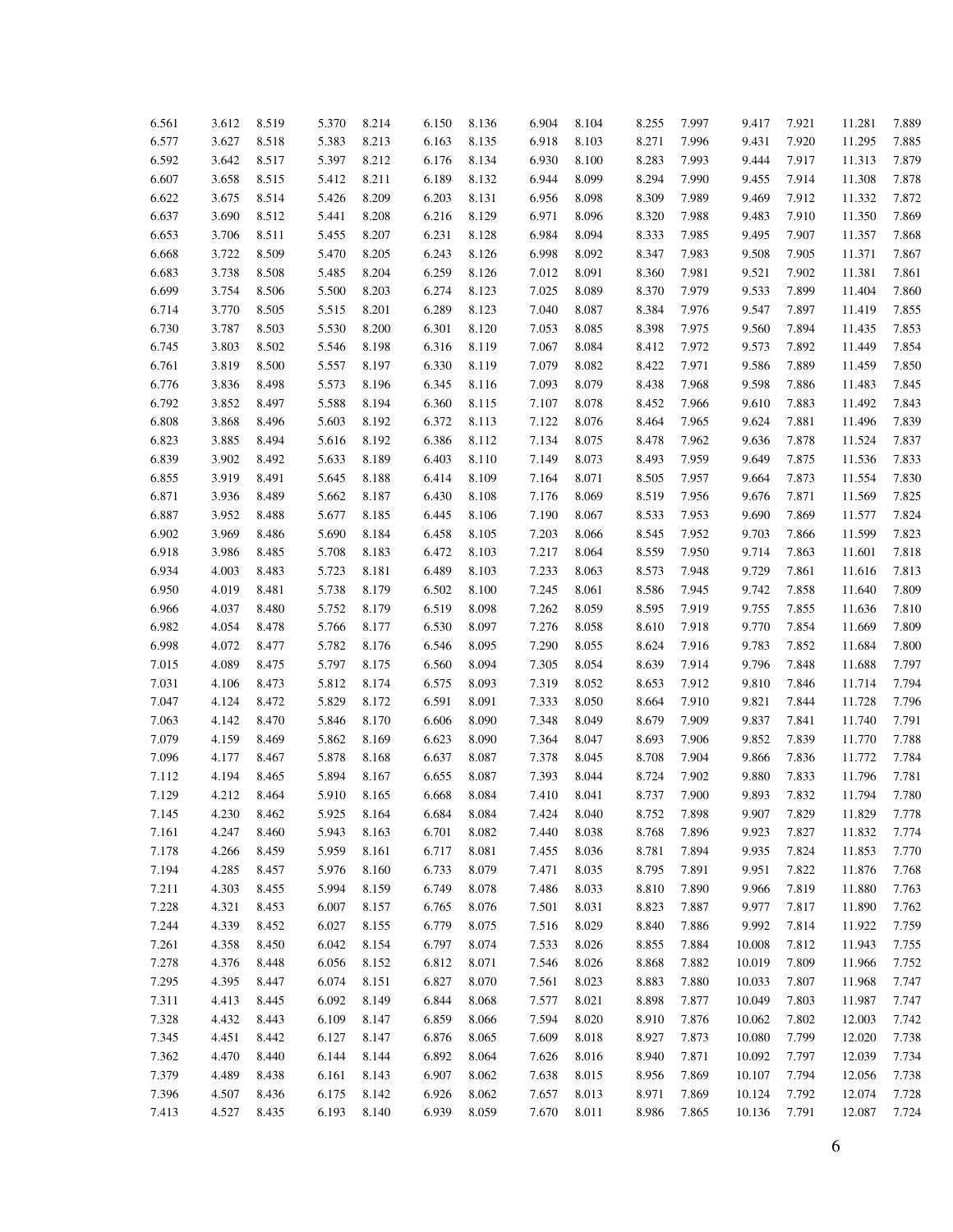| | | | | | | | | | | | | | | |
|---|---|---|---|---|---|---|---|---|---|---|---|---|---|---|
| 6.561 | 3.612 | 8.519 | 5.370 | 8.214 | 6.150 | 8.136 | 6.904 | 8.104 | 8.255 | 7.997 | 9.417 | 7.921 | 11.281 | 7.889 |
| 6.577 | 3.627 | 8.518 | 5.383 | 8.213 | 6.163 | 8.135 | 6.918 | 8.103 | 8.271 | 7.996 | 9.431 | 7.920 | 11.295 | 7.885 |
| 6.592 | 3.642 | 8.517 | 5.397 | 8.212 | 6.176 | 8.134 | 6.930 | 8.100 | 8.283 | 7.993 | 9.444 | 7.917 | 11.313 | 7.879 |
| 6.607 | 3.658 | 8.515 | 5.412 | 8.211 | 6.189 | 8.132 | 6.944 | 8.099 | 8.294 | 7.990 | 9.455 | 7.914 | 11.308 | 7.878 |
| 6.622 | 3.675 | 8.514 | 5.426 | 8.209 | 6.203 | 8.131 | 6.956 | 8.098 | 8.309 | 7.989 | 9.469 | 7.912 | 11.332 | 7.872 |
| 6.637 | 3.690 | 8.512 | 5.441 | 8.208 | 6.216 | 8.129 | 6.971 | 8.096 | 8.320 | 7.988 | 9.483 | 7.910 | 11.350 | 7.869 |
| 6.653 | 3.706 | 8.511 | 5.455 | 8.207 | 6.231 | 8.128 | 6.984 | 8.094 | 8.333 | 7.985 | 9.495 | 7.907 | 11.357 | 7.868 |
| 6.668 | 3.722 | 8.509 | 5.470 | 8.205 | 6.243 | 8.126 | 6.998 | 8.092 | 8.347 | 7.983 | 9.508 | 7.905 | 11.371 | 7.867 |
| 6.683 | 3.738 | 8.508 | 5.485 | 8.204 | 6.259 | 8.126 | 7.012 | 8.091 | 8.360 | 7.981 | 9.521 | 7.902 | 11.381 | 7.861 |
| 6.699 | 3.754 | 8.506 | 5.500 | 8.203 | 6.274 | 8.123 | 7.025 | 8.089 | 8.370 | 7.979 | 9.533 | 7.899 | 11.404 | 7.860 |
| 6.714 | 3.770 | 8.505 | 5.515 | 8.201 | 6.289 | 8.123 | 7.040 | 8.087 | 8.384 | 7.976 | 9.547 | 7.897 | 11.419 | 7.855 |
| 6.730 | 3.787 | 8.503 | 5.530 | 8.200 | 6.301 | 8.120 | 7.053 | 8.085 | 8.398 | 7.975 | 9.560 | 7.894 | 11.435 | 7.853 |
| 6.745 | 3.803 | 8.502 | 5.546 | 8.198 | 6.316 | 8.119 | 7.067 | 8.084 | 8.412 | 7.972 | 9.573 | 7.892 | 11.449 | 7.854 |
| 6.761 | 3.819 | 8.500 | 5.557 | 8.197 | 6.330 | 8.119 | 7.079 | 8.082 | 8.422 | 7.971 | 9.586 | 7.889 | 11.459 | 7.850 |
| 6.776 | 3.836 | 8.498 | 5.573 | 8.196 | 6.345 | 8.116 | 7.093 | 8.079 | 8.438 | 7.968 | 9.598 | 7.886 | 11.483 | 7.845 |
| 6.792 | 3.852 | 8.497 | 5.588 | 8.194 | 6.360 | 8.115 | 7.107 | 8.078 | 8.452 | 7.966 | 9.610 | 7.883 | 11.492 | 7.843 |
| 6.808 | 3.868 | 8.496 | 5.603 | 8.192 | 6.372 | 8.113 | 7.122 | 8.076 | 8.464 | 7.965 | 9.624 | 7.881 | 11.496 | 7.839 |
| 6.823 | 3.885 | 8.494 | 5.616 | 8.192 | 6.386 | 8.112 | 7.134 | 8.075 | 8.478 | 7.962 | 9.636 | 7.878 | 11.524 | 7.837 |
| 6.839 | 3.902 | 8.492 | 5.633 | 8.189 | 6.403 | 8.110 | 7.149 | 8.073 | 8.493 | 7.959 | 9.649 | 7.875 | 11.536 | 7.833 |
| 6.855 | 3.919 | 8.491 | 5.645 | 8.188 | 6.414 | 8.109 | 7.164 | 8.071 | 8.505 | 7.957 | 9.664 | 7.873 | 11.554 | 7.830 |
| 6.871 | 3.936 | 8.489 | 5.662 | 8.187 | 6.430 | 8.108 | 7.176 | 8.069 | 8.519 | 7.956 | 9.676 | 7.871 | 11.569 | 7.825 |
| 6.887 | 3.952 | 8.488 | 5.677 | 8.185 | 6.445 | 8.106 | 7.190 | 8.067 | 8.533 | 7.953 | 9.690 | 7.869 | 11.577 | 7.824 |
| 6.902 | 3.969 | 8.486 | 5.690 | 8.184 | 6.458 | 8.105 | 7.203 | 8.066 | 8.545 | 7.952 | 9.703 | 7.866 | 11.599 | 7.823 |
| 6.918 | 3.986 | 8.485 | 5.708 | 8.183 | 6.472 | 8.103 | 7.217 | 8.064 | 8.559 | 7.950 | 9.714 | 7.863 | 11.601 | 7.818 |
| 6.934 | 4.003 | 8.483 | 5.723 | 8.181 | 6.489 | 8.103 | 7.233 | 8.063 | 8.573 | 7.948 | 9.729 | 7.861 | 11.616 | 7.813 |
| 6.950 | 4.019 | 8.481 | 5.738 | 8.179 | 6.502 | 8.100 | 7.245 | 8.061 | 8.586 | 7.945 | 9.742 | 7.858 | 11.640 | 7.809 |
| 6.966 | 4.037 | 8.480 | 5.752 | 8.179 | 6.519 | 8.098 | 7.262 | 8.059 | 8.595 | 7.919 | 9.755 | 7.855 | 11.636 | 7.810 |
| 6.982 | 4.054 | 8.478 | 5.766 | 8.177 | 6.530 | 8.097 | 7.276 | 8.058 | 8.610 | 7.918 | 9.770 | 7.854 | 11.669 | 7.809 |
| 6.998 | 4.072 | 8.477 | 5.782 | 8.176 | 6.546 | 8.095 | 7.290 | 8.055 | 8.624 | 7.916 | 9.783 | 7.852 | 11.684 | 7.800 |
| 7.015 | 4.089 | 8.475 | 5.797 | 8.175 | 6.560 | 8.094 | 7.305 | 8.054 | 8.639 | 7.914 | 9.796 | 7.848 | 11.688 | 7.797 |
| 7.031 | 4.106 | 8.473 | 5.812 | 8.174 | 6.575 | 8.093 | 7.319 | 8.052 | 8.653 | 7.912 | 9.810 | 7.846 | 11.714 | 7.794 |
| 7.047 | 4.124 | 8.472 | 5.829 | 8.172 | 6.591 | 8.091 | 7.333 | 8.050 | 8.664 | 7.910 | 9.821 | 7.844 | 11.728 | 7.796 |
| 7.063 | 4.142 | 8.470 | 5.846 | 8.170 | 6.606 | 8.090 | 7.348 | 8.049 | 8.679 | 7.909 | 9.837 | 7.841 | 11.740 | 7.791 |
| 7.079 | 4.159 | 8.469 | 5.862 | 8.169 | 6.623 | 8.090 | 7.364 | 8.047 | 8.693 | 7.906 | 9.852 | 7.839 | 11.770 | 7.788 |
| 7.096 | 4.177 | 8.467 | 5.878 | 8.168 | 6.637 | 8.087 | 7.378 | 8.045 | 8.708 | 7.904 | 9.866 | 7.836 | 11.772 | 7.784 |
| 7.112 | 4.194 | 8.465 | 5.894 | 8.167 | 6.655 | 8.087 | 7.393 | 8.044 | 8.724 | 7.902 | 9.880 | 7.833 | 11.796 | 7.781 |
| 7.129 | 4.212 | 8.464 | 5.910 | 8.165 | 6.668 | 8.084 | 7.410 | 8.041 | 8.737 | 7.900 | 9.893 | 7.832 | 11.794 | 7.780 |
| 7.145 | 4.230 | 8.462 | 5.925 | 8.164 | 6.684 | 8.084 | 7.424 | 8.040 | 8.752 | 7.898 | 9.907 | 7.829 | 11.829 | 7.778 |
| 7.161 | 4.247 | 8.460 | 5.943 | 8.163 | 6.701 | 8.082 | 7.440 | 8.038 | 8.768 | 7.896 | 9.923 | 7.827 | 11.832 | 7.774 |
| 7.178 | 4.266 | 8.459 | 5.959 | 8.161 | 6.717 | 8.081 | 7.455 | 8.036 | 8.781 | 7.894 | 9.935 | 7.824 | 11.853 | 7.770 |
| 7.194 | 4.285 | 8.457 | 5.976 | 8.160 | 6.733 | 8.079 | 7.471 | 8.035 | 8.795 | 7.891 | 9.951 | 7.822 | 11.876 | 7.768 |
| 7.211 | 4.303 | 8.455 | 5.994 | 8.159 | 6.749 | 8.078 | 7.486 | 8.033 | 8.810 | 7.890 | 9.966 | 7.819 | 11.880 | 7.763 |
| 7.228 | 4.321 | 8.453 | 6.007 | 8.157 | 6.765 | 8.076 | 7.501 | 8.031 | 8.823 | 7.887 | 9.977 | 7.817 | 11.890 | 7.762 |
| 7.244 | 4.339 | 8.452 | 6.027 | 8.155 | 6.779 | 8.075 | 7.516 | 8.029 | 8.840 | 7.886 | 9.992 | 7.814 | 11.922 | 7.759 |
| 7.261 | 4.358 | 8.450 | 6.042 | 8.154 | 6.797 | 8.074 | 7.533 | 8.026 | 8.855 | 7.884 | 10.008 | 7.812 | 11.943 | 7.755 |
| 7.278 | 4.376 | 8.448 | 6.056 | 8.152 | 6.812 | 8.071 | 7.546 | 8.026 | 8.868 | 7.882 | 10.019 | 7.809 | 11.966 | 7.752 |
| 7.295 | 4.395 | 8.447 | 6.074 | 8.151 | 6.827 | 8.070 | 7.561 | 8.023 | 8.883 | 7.880 | 10.033 | 7.807 | 11.968 | 7.747 |
| 7.311 | 4.413 | 8.445 | 6.092 | 8.149 | 6.844 | 8.068 | 7.577 | 8.021 | 8.898 | 7.877 | 10.049 | 7.803 | 11.987 | 7.747 |
| 7.328 | 4.432 | 8.443 | 6.109 | 8.147 | 6.859 | 8.066 | 7.594 | 8.020 | 8.910 | 7.876 | 10.062 | 7.802 | 12.003 | 7.742 |
| 7.345 | 4.451 | 8.442 | 6.127 | 8.147 | 6.876 | 8.065 | 7.609 | 8.018 | 8.927 | 7.873 | 10.080 | 7.799 | 12.020 | 7.738 |
| 7.362 | 4.470 | 8.440 | 6.144 | 8.144 | 6.892 | 8.064 | 7.626 | 8.016 | 8.940 | 7.871 | 10.092 | 7.797 | 12.039 | 7.734 |
| 7.379 | 4.489 | 8.438 | 6.161 | 8.143 | 6.907 | 8.062 | 7.638 | 8.015 | 8.956 | 7.869 | 10.107 | 7.794 | 12.056 | 7.738 |
| 7.396 | 4.507 | 8.436 | 6.175 | 8.142 | 6.926 | 8.062 | 7.657 | 8.013 | 8.971 | 7.869 | 10.124 | 7.792 | 12.074 | 7.728 |
| 7.413 | 4.527 | 8.435 | 6.193 | 8.140 | 6.939 | 8.059 | 7.670 | 8.011 | 8.986 | 7.865 | 10.136 | 7.791 | 12.087 | 7.724 |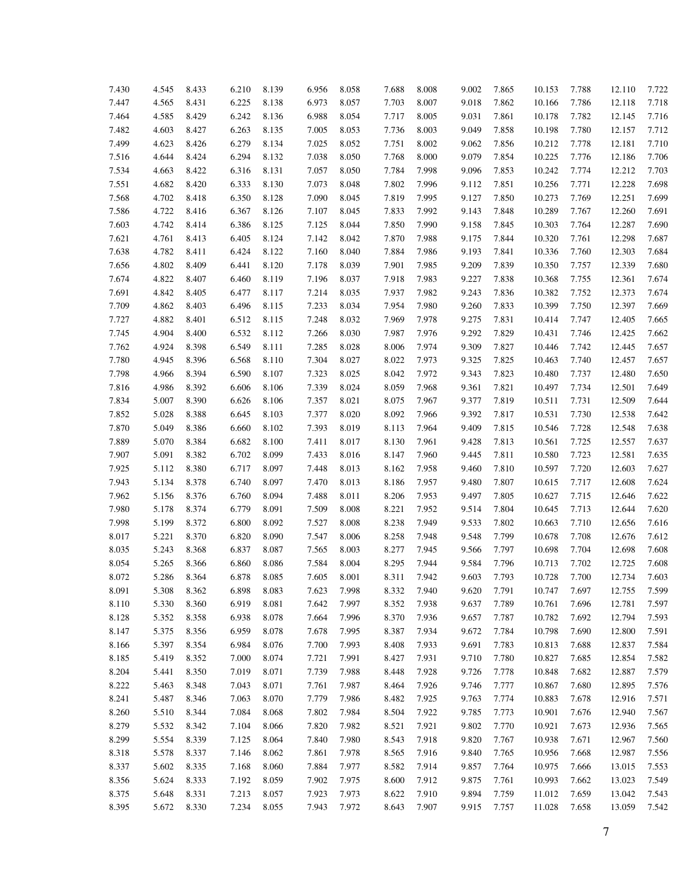| | | | | | | | | | | | | | | |
|---|---|---|---|---|---|---|---|---|---|---|---|---|---|---|
| 7.430 | 4.545 | 8.433 | 6.210 | 8.139 | 6.956 | 8.058 | 7.688 | 8.008 | 9.002 | 7.865 | 10.153 | 7.788 | 12.110 | 7.722 |
| 7.447 | 4.565 | 8.431 | 6.225 | 8.138 | 6.973 | 8.057 | 7.703 | 8.007 | 9.018 | 7.862 | 10.166 | 7.786 | 12.118 | 7.718 |
| 7.464 | 4.585 | 8.429 | 6.242 | 8.136 | 6.988 | 8.054 | 7.717 | 8.005 | 9.031 | 7.861 | 10.178 | 7.782 | 12.145 | 7.716 |
| 7.482 | 4.603 | 8.427 | 6.263 | 8.135 | 7.005 | 8.053 | 7.736 | 8.003 | 9.049 | 7.858 | 10.198 | 7.780 | 12.157 | 7.712 |
| 7.499 | 4.623 | 8.426 | 6.279 | 8.134 | 7.025 | 8.052 | 7.751 | 8.002 | 9.062 | 7.856 | 10.212 | 7.778 | 12.181 | 7.710 |
| 7.516 | 4.644 | 8.424 | 6.294 | 8.132 | 7.038 | 8.050 | 7.768 | 8.000 | 9.079 | 7.854 | 10.225 | 7.776 | 12.186 | 7.706 |
| 7.534 | 4.663 | 8.422 | 6.316 | 8.131 | 7.057 | 8.050 | 7.784 | 7.998 | 9.096 | 7.853 | 10.242 | 7.774 | 12.212 | 7.703 |
| 7.551 | 4.682 | 8.420 | 6.333 | 8.130 | 7.073 | 8.048 | 7.802 | 7.996 | 9.112 | 7.851 | 10.256 | 7.771 | 12.228 | 7.698 |
| 7.568 | 4.702 | 8.418 | 6.350 | 8.128 | 7.090 | 8.045 | 7.819 | 7.995 | 9.127 | 7.850 | 10.273 | 7.769 | 12.251 | 7.699 |
| 7.586 | 4.722 | 8.416 | 6.367 | 8.126 | 7.107 | 8.045 | 7.833 | 7.992 | 9.143 | 7.848 | 10.289 | 7.767 | 12.260 | 7.691 |
| 7.603 | 4.742 | 8.414 | 6.386 | 8.125 | 7.125 | 8.044 | 7.850 | 7.990 | 9.158 | 7.845 | 10.303 | 7.764 | 12.287 | 7.690 |
| 7.621 | 4.761 | 8.413 | 6.405 | 8.124 | 7.142 | 8.042 | 7.870 | 7.988 | 9.175 | 7.844 | 10.320 | 7.761 | 12.298 | 7.687 |
| 7.638 | 4.782 | 8.411 | 6.424 | 8.122 | 7.160 | 8.040 | 7.884 | 7.986 | 9.193 | 7.841 | 10.336 | 7.760 | 12.303 | 7.684 |
| 7.656 | 4.802 | 8.409 | 6.441 | 8.120 | 7.178 | 8.039 | 7.901 | 7.985 | 9.209 | 7.839 | 10.350 | 7.757 | 12.339 | 7.680 |
| 7.674 | 4.822 | 8.407 | 6.460 | 8.119 | 7.196 | 8.037 | 7.918 | 7.983 | 9.227 | 7.838 | 10.368 | 7.755 | 12.361 | 7.674 |
| 7.691 | 4.842 | 8.405 | 6.477 | 8.117 | 7.214 | 8.035 | 7.937 | 7.982 | 9.243 | 7.836 | 10.382 | 7.752 | 12.373 | 7.674 |
| 7.709 | 4.862 | 8.403 | 6.496 | 8.115 | 7.233 | 8.034 | 7.954 | 7.980 | 9.260 | 7.833 | 10.399 | 7.750 | 12.397 | 7.669 |
| 7.727 | 4.882 | 8.401 | 6.512 | 8.115 | 7.248 | 8.032 | 7.969 | 7.978 | 9.275 | 7.831 | 10.414 | 7.747 | 12.405 | 7.665 |
| 7.745 | 4.904 | 8.400 | 6.532 | 8.112 | 7.266 | 8.030 | 7.987 | 7.976 | 9.292 | 7.829 | 10.431 | 7.746 | 12.425 | 7.662 |
| 7.762 | 4.924 | 8.398 | 6.549 | 8.111 | 7.285 | 8.028 | 8.006 | 7.974 | 9.309 | 7.827 | 10.446 | 7.742 | 12.445 | 7.657 |
| 7.780 | 4.945 | 8.396 | 6.568 | 8.110 | 7.304 | 8.027 | 8.022 | 7.973 | 9.325 | 7.825 | 10.463 | 7.740 | 12.457 | 7.657 |
| 7.798 | 4.966 | 8.394 | 6.590 | 8.107 | 7.323 | 8.025 | 8.042 | 7.972 | 9.343 | 7.823 | 10.480 | 7.737 | 12.480 | 7.650 |
| 7.816 | 4.986 | 8.392 | 6.606 | 8.106 | 7.339 | 8.024 | 8.059 | 7.968 | 9.361 | 7.821 | 10.497 | 7.734 | 12.501 | 7.649 |
| 7.834 | 5.007 | 8.390 | 6.626 | 8.106 | 7.357 | 8.021 | 8.075 | 7.967 | 9.377 | 7.819 | 10.511 | 7.731 | 12.509 | 7.644 |
| 7.852 | 5.028 | 8.388 | 6.645 | 8.103 | 7.377 | 8.020 | 8.092 | 7.966 | 9.392 | 7.817 | 10.531 | 7.730 | 12.538 | 7.642 |
| 7.870 | 5.049 | 8.386 | 6.660 | 8.102 | 7.393 | 8.019 | 8.113 | 7.964 | 9.409 | 7.815 | 10.546 | 7.728 | 12.548 | 7.638 |
| 7.889 | 5.070 | 8.384 | 6.682 | 8.100 | 7.411 | 8.017 | 8.130 | 7.961 | 9.428 | 7.813 | 10.561 | 7.725 | 12.557 | 7.637 |
| 7.907 | 5.091 | 8.382 | 6.702 | 8.099 | 7.433 | 8.016 | 8.147 | 7.960 | 9.445 | 7.811 | 10.580 | 7.723 | 12.581 | 7.635 |
| 7.925 | 5.112 | 8.380 | 6.717 | 8.097 | 7.448 | 8.013 | 8.162 | 7.958 | 9.460 | 7.810 | 10.597 | 7.720 | 12.603 | 7.627 |
| 7.943 | 5.134 | 8.378 | 6.740 | 8.097 | 7.470 | 8.013 | 8.186 | 7.957 | 9.480 | 7.807 | 10.615 | 7.717 | 12.608 | 7.624 |
| 7.962 | 5.156 | 8.376 | 6.760 | 8.094 | 7.488 | 8.011 | 8.206 | 7.953 | 9.497 | 7.805 | 10.627 | 7.715 | 12.646 | 7.622 |
| 7.980 | 5.178 | 8.374 | 6.779 | 8.091 | 7.509 | 8.008 | 8.221 | 7.952 | 9.514 | 7.804 | 10.645 | 7.713 | 12.644 | 7.620 |
| 7.998 | 5.199 | 8.372 | 6.800 | 8.092 | 7.527 | 8.008 | 8.238 | 7.949 | 9.533 | 7.802 | 10.663 | 7.710 | 12.656 | 7.616 |
| 8.017 | 5.221 | 8.370 | 6.820 | 8.090 | 7.547 | 8.006 | 8.258 | 7.948 | 9.548 | 7.799 | 10.678 | 7.708 | 12.676 | 7.612 |
| 8.035 | 5.243 | 8.368 | 6.837 | 8.087 | 7.565 | 8.003 | 8.277 | 7.945 | 9.566 | 7.797 | 10.698 | 7.704 | 12.698 | 7.608 |
| 8.054 | 5.265 | 8.366 | 6.860 | 8.086 | 7.584 | 8.004 | 8.295 | 7.944 | 9.584 | 7.796 | 10.713 | 7.702 | 12.725 | 7.608 |
| 8.072 | 5.286 | 8.364 | 6.878 | 8.085 | 7.605 | 8.001 | 8.311 | 7.942 | 9.603 | 7.793 | 10.728 | 7.700 | 12.734 | 7.603 |
| 8.091 | 5.308 | 8.362 | 6.898 | 8.083 | 7.623 | 7.998 | 8.332 | 7.940 | 9.620 | 7.791 | 10.747 | 7.697 | 12.755 | 7.599 |
| 8.110 | 5.330 | 8.360 | 6.919 | 8.081 | 7.642 | 7.997 | 8.352 | 7.938 | 9.637 | 7.789 | 10.761 | 7.696 | 12.781 | 7.597 |
| 8.128 | 5.352 | 8.358 | 6.938 | 8.078 | 7.664 | 7.996 | 8.370 | 7.936 | 9.657 | 7.787 | 10.782 | 7.692 | 12.794 | 7.593 |
| 8.147 | 5.375 | 8.356 | 6.959 | 8.078 | 7.678 | 7.995 | 8.387 | 7.934 | 9.672 | 7.784 | 10.798 | 7.690 | 12.800 | 7.591 |
| 8.166 | 5.397 | 8.354 | 6.984 | 8.076 | 7.700 | 7.993 | 8.408 | 7.933 | 9.691 | 7.783 | 10.813 | 7.688 | 12.837 | 7.584 |
| 8.185 | 5.419 | 8.352 | 7.000 | 8.074 | 7.721 | 7.991 | 8.427 | 7.931 | 9.710 | 7.780 | 10.827 | 7.685 | 12.854 | 7.582 |
| 8.204 | 5.441 | 8.350 | 7.019 | 8.071 | 7.739 | 7.988 | 8.448 | 7.928 | 9.726 | 7.778 | 10.848 | 7.682 | 12.887 | 7.579 |
| 8.222 | 5.463 | 8.348 | 7.043 | 8.071 | 7.761 | 7.987 | 8.464 | 7.926 | 9.746 | 7.777 | 10.867 | 7.680 | 12.895 | 7.576 |
| 8.241 | 5.487 | 8.346 | 7.063 | 8.070 | 7.779 | 7.986 | 8.482 | 7.925 | 9.763 | 7.774 | 10.883 | 7.678 | 12.916 | 7.571 |
| 8.260 | 5.510 | 8.344 | 7.084 | 8.068 | 7.802 | 7.984 | 8.504 | 7.922 | 9.785 | 7.773 | 10.901 | 7.676 | 12.940 | 7.567 |
| 8.279 | 5.532 | 8.342 | 7.104 | 8.066 | 7.820 | 7.982 | 8.521 | 7.921 | 9.802 | 7.770 | 10.921 | 7.673 | 12.936 | 7.565 |
| 8.299 | 5.554 | 8.339 | 7.125 | 8.064 | 7.840 | 7.980 | 8.543 | 7.918 | 9.820 | 7.767 | 10.938 | 7.671 | 12.967 | 7.560 |
| 8.318 | 5.578 | 8.337 | 7.146 | 8.062 | 7.861 | 7.978 | 8.565 | 7.916 | 9.840 | 7.765 | 10.956 | 7.668 | 12.987 | 7.556 |
| 8.337 | 5.602 | 8.335 | 7.168 | 8.060 | 7.884 | 7.977 | 8.582 | 7.914 | 9.857 | 7.764 | 10.975 | 7.666 | 13.015 | 7.553 |
| 8.356 | 5.624 | 8.333 | 7.192 | 8.059 | 7.902 | 7.975 | 8.600 | 7.912 | 9.875 | 7.761 | 10.993 | 7.662 | 13.023 | 7.549 |
| 8.375 | 5.648 | 8.331 | 7.213 | 8.057 | 7.923 | 7.973 | 8.622 | 7.910 | 9.894 | 7.759 | 11.012 | 7.659 | 13.042 | 7.543 |
| 8.395 | 5.672 | 8.330 | 7.234 | 8.055 | 7.943 | 7.972 | 8.643 | 7.907 | 9.915 | 7.757 | 11.028 | 7.658 | 13.059 | 7.542 |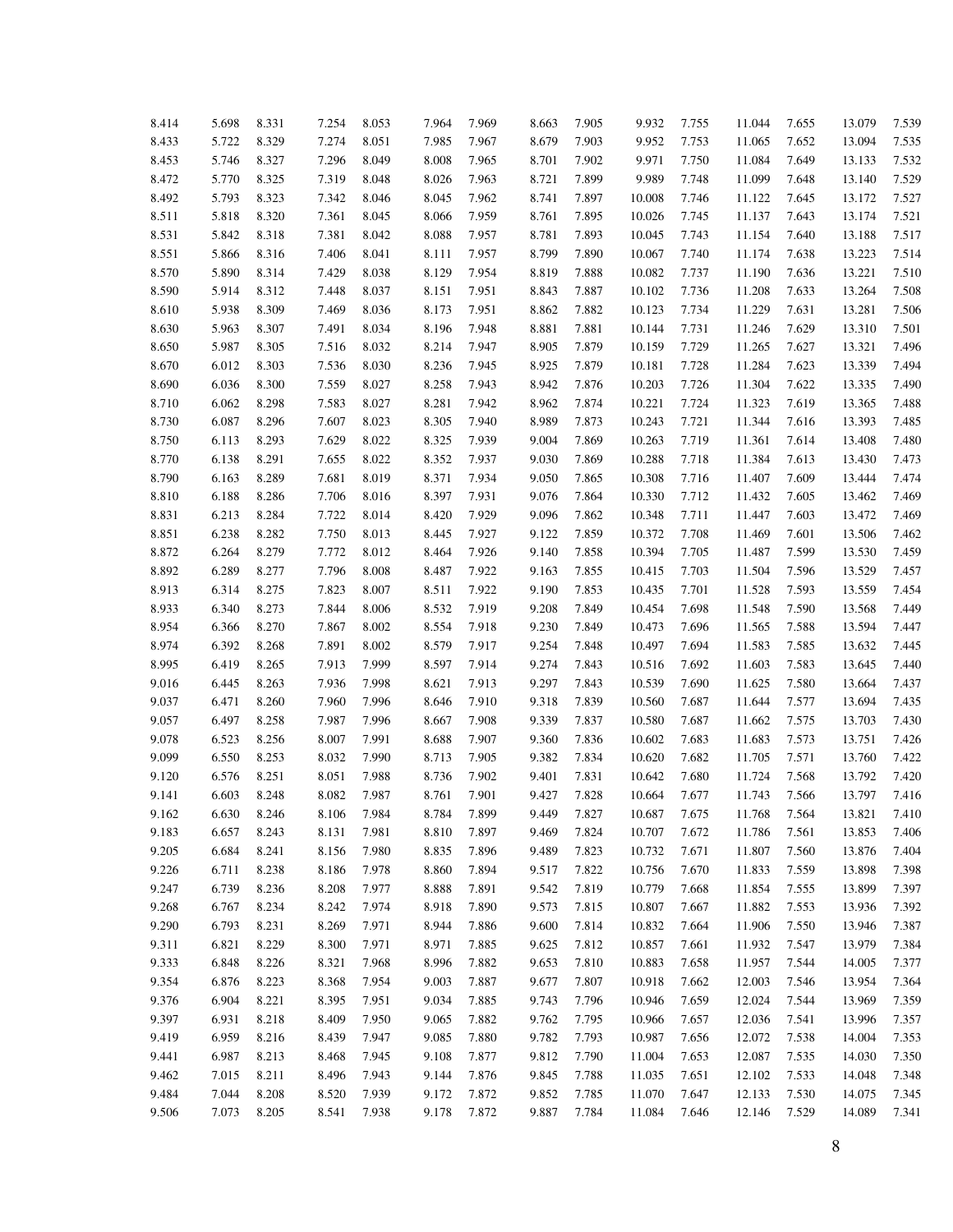| | | | | | | | | | | | | | |
|---|---|---|---|---|---|---|---|---|---|---|---|---|---|
| 8.414 | 5.698 | 8.331 | 7.254 | 8.053 | 7.964 | 7.969 | 8.663 | 7.905 | 9.932 | 7.755 | 11.044 | 7.655 | 13.079 | 7.539 |
| 8.433 | 5.722 | 8.329 | 7.274 | 8.051 | 7.985 | 7.967 | 8.679 | 7.903 | 9.952 | 7.753 | 11.065 | 7.652 | 13.094 | 7.535 |
| 8.453 | 5.746 | 8.327 | 7.296 | 8.049 | 8.008 | 7.965 | 8.701 | 7.902 | 9.971 | 7.750 | 11.084 | 7.649 | 13.133 | 7.532 |
| 8.472 | 5.770 | 8.325 | 7.319 | 8.048 | 8.026 | 7.963 | 8.721 | 7.899 | 9.989 | 7.748 | 11.099 | 7.648 | 13.140 | 7.529 |
| 8.492 | 5.793 | 8.323 | 7.342 | 8.046 | 8.045 | 7.962 | 8.741 | 7.897 | 10.008 | 7.746 | 11.122 | 7.645 | 13.172 | 7.527 |
| 8.511 | 5.818 | 8.320 | 7.361 | 8.045 | 8.066 | 7.959 | 8.761 | 7.895 | 10.026 | 7.745 | 11.137 | 7.643 | 13.174 | 7.521 |
| 8.531 | 5.842 | 8.318 | 7.381 | 8.042 | 8.088 | 7.957 | 8.781 | 7.893 | 10.045 | 7.743 | 11.154 | 7.640 | 13.188 | 7.517 |
| 8.551 | 5.866 | 8.316 | 7.406 | 8.041 | 8.111 | 7.957 | 8.799 | 7.890 | 10.067 | 7.740 | 11.174 | 7.638 | 13.223 | 7.514 |
| 8.570 | 5.890 | 8.314 | 7.429 | 8.038 | 8.129 | 7.954 | 8.819 | 7.888 | 10.082 | 7.737 | 11.190 | 7.636 | 13.221 | 7.510 |
| 8.590 | 5.914 | 8.312 | 7.448 | 8.037 | 8.151 | 7.951 | 8.843 | 7.887 | 10.102 | 7.736 | 11.208 | 7.633 | 13.264 | 7.508 |
| 8.610 | 5.938 | 8.309 | 7.469 | 8.036 | 8.173 | 7.951 | 8.862 | 7.882 | 10.123 | 7.734 | 11.229 | 7.631 | 13.281 | 7.506 |
| 8.630 | 5.963 | 8.307 | 7.491 | 8.034 | 8.196 | 7.948 | 8.881 | 7.881 | 10.144 | 7.731 | 11.246 | 7.629 | 13.310 | 7.501 |
| 8.650 | 5.987 | 8.305 | 7.516 | 8.032 | 8.214 | 7.947 | 8.905 | 7.879 | 10.159 | 7.729 | 11.265 | 7.627 | 13.321 | 7.496 |
| 8.670 | 6.012 | 8.303 | 7.536 | 8.030 | 8.236 | 7.945 | 8.925 | 7.879 | 10.181 | 7.728 | 11.284 | 7.623 | 13.339 | 7.494 |
| 8.690 | 6.036 | 8.300 | 7.559 | 8.027 | 8.258 | 7.943 | 8.942 | 7.876 | 10.203 | 7.726 | 11.304 | 7.622 | 13.335 | 7.490 |
| 8.710 | 6.062 | 8.298 | 7.583 | 8.027 | 8.281 | 7.942 | 8.962 | 7.874 | 10.221 | 7.724 | 11.323 | 7.619 | 13.365 | 7.488 |
| 8.730 | 6.087 | 8.296 | 7.607 | 8.023 | 8.305 | 7.940 | 8.989 | 7.873 | 10.243 | 7.721 | 11.344 | 7.616 | 13.393 | 7.485 |
| 8.750 | 6.113 | 8.293 | 7.629 | 8.022 | 8.325 | 7.939 | 9.004 | 7.869 | 10.263 | 7.719 | 11.361 | 7.614 | 13.408 | 7.480 |
| 8.770 | 6.138 | 8.291 | 7.655 | 8.022 | 8.352 | 7.937 | 9.030 | 7.869 | 10.288 | 7.718 | 11.384 | 7.613 | 13.430 | 7.473 |
| 8.790 | 6.163 | 8.289 | 7.681 | 8.019 | 8.371 | 7.934 | 9.050 | 7.865 | 10.308 | 7.716 | 11.407 | 7.609 | 13.444 | 7.474 |
| 8.810 | 6.188 | 8.286 | 7.706 | 8.016 | 8.397 | 7.931 | 9.076 | 7.864 | 10.330 | 7.712 | 11.432 | 7.605 | 13.462 | 7.469 |
| 8.831 | 6.213 | 8.284 | 7.722 | 8.014 | 8.420 | 7.929 | 9.096 | 7.862 | 10.348 | 7.711 | 11.447 | 7.603 | 13.472 | 7.469 |
| 8.851 | 6.238 | 8.282 | 7.750 | 8.013 | 8.445 | 7.927 | 9.122 | 7.859 | 10.372 | 7.708 | 11.469 | 7.601 | 13.506 | 7.462 |
| 8.872 | 6.264 | 8.279 | 7.772 | 8.012 | 8.464 | 7.926 | 9.140 | 7.858 | 10.394 | 7.705 | 11.487 | 7.599 | 13.530 | 7.459 |
| 8.892 | 6.289 | 8.277 | 7.796 | 8.008 | 8.487 | 7.922 | 9.163 | 7.855 | 10.415 | 7.703 | 11.504 | 7.596 | 13.529 | 7.457 |
| 8.913 | 6.314 | 8.275 | 7.823 | 8.007 | 8.511 | 7.922 | 9.190 | 7.853 | 10.435 | 7.701 | 11.528 | 7.593 | 13.559 | 7.454 |
| 8.933 | 6.340 | 8.273 | 7.844 | 8.006 | 8.532 | 7.919 | 9.208 | 7.849 | 10.454 | 7.698 | 11.548 | 7.590 | 13.568 | 7.449 |
| 8.954 | 6.366 | 8.270 | 7.867 | 8.002 | 8.554 | 7.918 | 9.230 | 7.849 | 10.473 | 7.696 | 11.565 | 7.588 | 13.594 | 7.447 |
| 8.974 | 6.392 | 8.268 | 7.891 | 8.002 | 8.579 | 7.917 | 9.254 | 7.848 | 10.497 | 7.694 | 11.583 | 7.585 | 13.632 | 7.445 |
| 8.995 | 6.419 | 8.265 | 7.913 | 7.999 | 8.597 | 7.914 | 9.274 | 7.843 | 10.516 | 7.692 | 11.603 | 7.583 | 13.645 | 7.440 |
| 9.016 | 6.445 | 8.263 | 7.936 | 7.998 | 8.621 | 7.913 | 9.297 | 7.843 | 10.539 | 7.690 | 11.625 | 7.580 | 13.664 | 7.437 |
| 9.037 | 6.471 | 8.260 | 7.960 | 7.996 | 8.646 | 7.910 | 9.318 | 7.839 | 10.560 | 7.687 | 11.644 | 7.577 | 13.694 | 7.435 |
| 9.057 | 6.497 | 8.258 | 7.987 | 7.996 | 8.667 | 7.908 | 9.339 | 7.837 | 10.580 | 7.687 | 11.662 | 7.575 | 13.703 | 7.430 |
| 9.078 | 6.523 | 8.256 | 8.007 | 7.991 | 8.688 | 7.907 | 9.360 | 7.836 | 10.602 | 7.683 | 11.683 | 7.573 | 13.751 | 7.426 |
| 9.099 | 6.550 | 8.253 | 8.032 | 7.990 | 8.713 | 7.905 | 9.382 | 7.834 | 10.620 | 7.682 | 11.705 | 7.571 | 13.760 | 7.422 |
| 9.120 | 6.576 | 8.251 | 8.051 | 7.988 | 8.736 | 7.902 | 9.401 | 7.831 | 10.642 | 7.680 | 11.724 | 7.568 | 13.792 | 7.420 |
| 9.141 | 6.603 | 8.248 | 8.082 | 7.987 | 8.761 | 7.901 | 9.427 | 7.828 | 10.664 | 7.677 | 11.743 | 7.566 | 13.797 | 7.416 |
| 9.162 | 6.630 | 8.246 | 8.106 | 7.984 | 8.784 | 7.899 | 9.449 | 7.827 | 10.687 | 7.675 | 11.768 | 7.564 | 13.821 | 7.410 |
| 9.183 | 6.657 | 8.243 | 8.131 | 7.981 | 8.810 | 7.897 | 9.469 | 7.824 | 10.707 | 7.672 | 11.786 | 7.561 | 13.853 | 7.406 |
| 9.205 | 6.684 | 8.241 | 8.156 | 7.980 | 8.835 | 7.896 | 9.489 | 7.823 | 10.732 | 7.671 | 11.807 | 7.560 | 13.876 | 7.404 |
| 9.226 | 6.711 | 8.238 | 8.186 | 7.978 | 8.860 | 7.894 | 9.517 | 7.822 | 10.756 | 7.670 | 11.833 | 7.559 | 13.898 | 7.398 |
| 9.247 | 6.739 | 8.236 | 8.208 | 7.977 | 8.888 | 7.891 | 9.542 | 7.819 | 10.779 | 7.668 | 11.854 | 7.555 | 13.899 | 7.397 |
| 9.268 | 6.767 | 8.234 | 8.242 | 7.974 | 8.918 | 7.890 | 9.573 | 7.815 | 10.807 | 7.667 | 11.882 | 7.553 | 13.936 | 7.392 |
| 9.290 | 6.793 | 8.231 | 8.269 | 7.971 | 8.944 | 7.886 | 9.600 | 7.814 | 10.832 | 7.664 | 11.906 | 7.550 | 13.946 | 7.387 |
| 9.311 | 6.821 | 8.229 | 8.300 | 7.971 | 8.971 | 7.885 | 9.625 | 7.812 | 10.857 | 7.661 | 11.932 | 7.547 | 13.979 | 7.384 |
| 9.333 | 6.848 | 8.226 | 8.321 | 7.968 | 8.996 | 7.882 | 9.653 | 7.810 | 10.883 | 7.658 | 11.957 | 7.544 | 14.005 | 7.377 |
| 9.354 | 6.876 | 8.223 | 8.368 | 7.954 | 9.003 | 7.887 | 9.677 | 7.807 | 10.918 | 7.662 | 12.003 | 7.546 | 13.954 | 7.364 |
| 9.376 | 6.904 | 8.221 | 8.395 | 7.951 | 9.034 | 7.885 | 9.743 | 7.796 | 10.946 | 7.659 | 12.024 | 7.544 | 13.969 | 7.359 |
| 9.397 | 6.931 | 8.218 | 8.409 | 7.950 | 9.065 | 7.882 | 9.762 | 7.795 | 10.966 | 7.657 | 12.036 | 7.541 | 13.996 | 7.357 |
| 9.419 | 6.959 | 8.216 | 8.439 | 7.947 | 9.085 | 7.880 | 9.782 | 7.793 | 10.987 | 7.656 | 12.072 | 7.538 | 14.004 | 7.353 |
| 9.441 | 6.987 | 8.213 | 8.468 | 7.945 | 9.108 | 7.877 | 9.812 | 7.790 | 11.004 | 7.653 | 12.087 | 7.535 | 14.030 | 7.350 |
| 9.462 | 7.015 | 8.211 | 8.496 | 7.943 | 9.144 | 7.876 | 9.845 | 7.788 | 11.035 | 7.651 | 12.102 | 7.533 | 14.048 | 7.348 |
| 9.484 | 7.044 | 8.208 | 8.520 | 7.939 | 9.172 | 7.872 | 9.852 | 7.785 | 11.070 | 7.647 | 12.133 | 7.530 | 14.075 | 7.345 |
| 9.506 | 7.073 | 8.205 | 8.541 | 7.938 | 9.178 | 7.872 | 9.887 | 7.784 | 11.084 | 7.646 | 12.146 | 7.529 | 14.089 | 7.341 |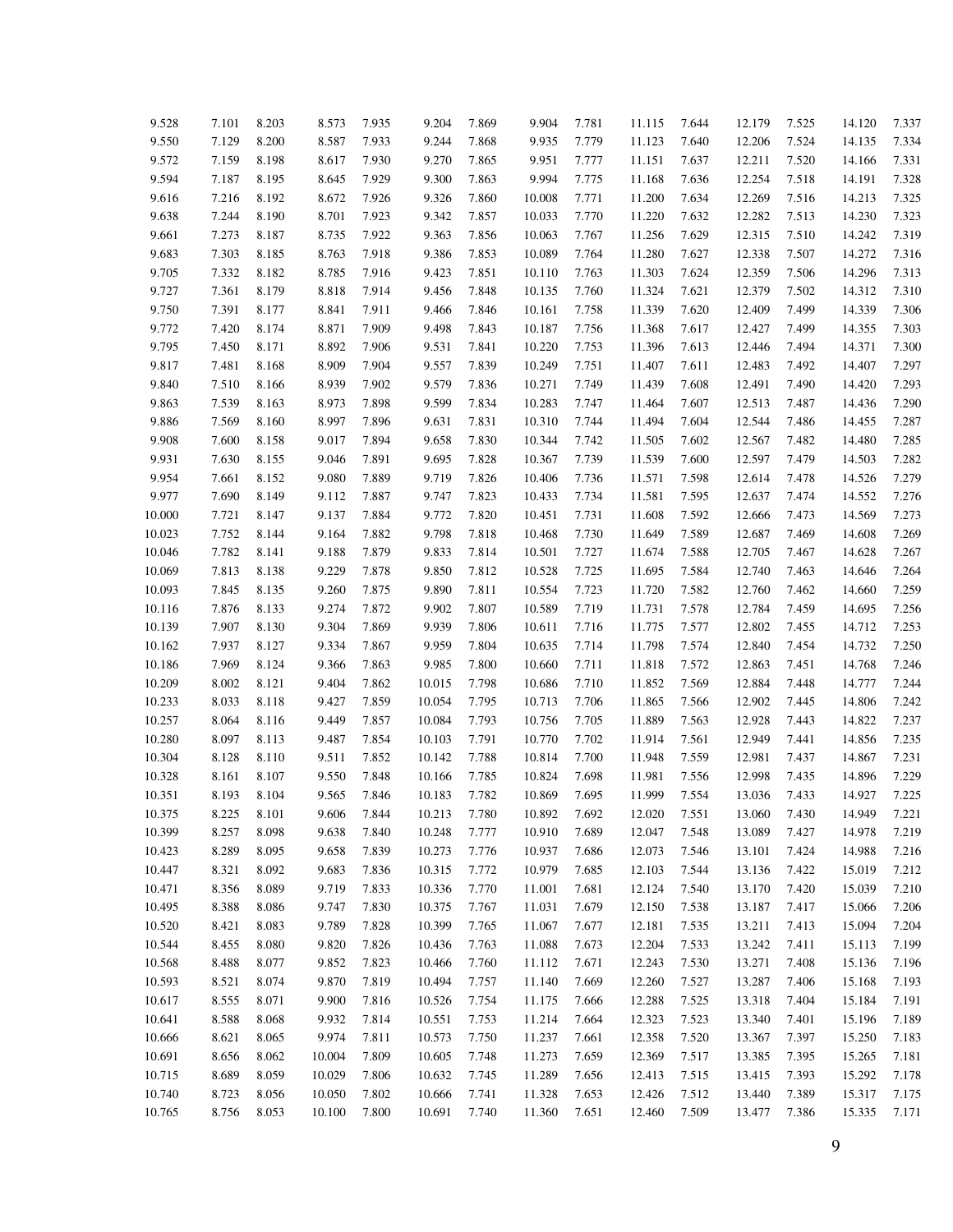| | | | | | | | | | | | | | | |
|---|---|---|---|---|---|---|---|---|---|---|---|---|---|---|
| 9.528 | 7.101 | 8.203 | 8.573 | 7.935 | 9.204 | 7.869 | 9.904 | 7.781 | 11.115 | 7.644 | 12.179 | 7.525 | 14.120 | 7.337 |
| 9.550 | 7.129 | 8.200 | 8.587 | 7.933 | 9.244 | 7.868 | 9.935 | 7.779 | 11.123 | 7.640 | 12.206 | 7.524 | 14.135 | 7.334 |
| 9.572 | 7.159 | 8.198 | 8.617 | 7.930 | 9.270 | 7.865 | 9.951 | 7.777 | 11.151 | 7.637 | 12.211 | 7.520 | 14.166 | 7.331 |
| 9.594 | 7.187 | 8.195 | 8.645 | 7.929 | 9.300 | 7.863 | 9.994 | 7.775 | 11.168 | 7.636 | 12.254 | 7.518 | 14.191 | 7.328 |
| 9.616 | 7.216 | 8.192 | 8.672 | 7.926 | 9.326 | 7.860 | 10.008 | 7.771 | 11.200 | 7.634 | 12.269 | 7.516 | 14.213 | 7.325 |
| 9.638 | 7.244 | 8.190 | 8.701 | 7.923 | 9.342 | 7.857 | 10.033 | 7.770 | 11.220 | 7.632 | 12.282 | 7.513 | 14.230 | 7.323 |
| 9.661 | 7.273 | 8.187 | 8.735 | 7.922 | 9.363 | 7.856 | 10.063 | 7.767 | 11.256 | 7.629 | 12.315 | 7.510 | 14.242 | 7.319 |
| 9.683 | 7.303 | 8.185 | 8.763 | 7.918 | 9.386 | 7.853 | 10.089 | 7.764 | 11.280 | 7.627 | 12.338 | 7.507 | 14.272 | 7.316 |
| 9.705 | 7.332 | 8.182 | 8.785 | 7.916 | 9.423 | 7.851 | 10.110 | 7.763 | 11.303 | 7.624 | 12.359 | 7.506 | 14.296 | 7.313 |
| 9.727 | 7.361 | 8.179 | 8.818 | 7.914 | 9.456 | 7.848 | 10.135 | 7.760 | 11.324 | 7.621 | 12.379 | 7.502 | 14.312 | 7.310 |
| 9.750 | 7.391 | 8.177 | 8.841 | 7.911 | 9.466 | 7.846 | 10.161 | 7.758 | 11.339 | 7.620 | 12.409 | 7.499 | 14.339 | 7.306 |
| 9.772 | 7.420 | 8.174 | 8.871 | 7.909 | 9.498 | 7.843 | 10.187 | 7.756 | 11.368 | 7.617 | 12.427 | 7.499 | 14.355 | 7.303 |
| 9.795 | 7.450 | 8.171 | 8.892 | 7.906 | 9.531 | 7.841 | 10.220 | 7.753 | 11.396 | 7.613 | 12.446 | 7.494 | 14.371 | 7.300 |
| 9.817 | 7.481 | 8.168 | 8.909 | 7.904 | 9.557 | 7.839 | 10.249 | 7.751 | 11.407 | 7.611 | 12.483 | 7.492 | 14.407 | 7.297 |
| 9.840 | 7.510 | 8.166 | 8.939 | 7.902 | 9.579 | 7.836 | 10.271 | 7.749 | 11.439 | 7.608 | 12.491 | 7.490 | 14.420 | 7.293 |
| 9.863 | 7.539 | 8.163 | 8.973 | 7.898 | 9.599 | 7.834 | 10.283 | 7.747 | 11.464 | 7.607 | 12.513 | 7.487 | 14.436 | 7.290 |
| 9.886 | 7.569 | 8.160 | 8.997 | 7.896 | 9.631 | 7.831 | 10.310 | 7.744 | 11.494 | 7.604 | 12.544 | 7.486 | 14.455 | 7.287 |
| 9.908 | 7.600 | 8.158 | 9.017 | 7.894 | 9.658 | 7.830 | 10.344 | 7.742 | 11.505 | 7.602 | 12.567 | 7.482 | 14.480 | 7.285 |
| 9.931 | 7.630 | 8.155 | 9.046 | 7.891 | 9.695 | 7.828 | 10.367 | 7.739 | 11.539 | 7.600 | 12.597 | 7.479 | 14.503 | 7.282 |
| 9.954 | 7.661 | 8.152 | 9.080 | 7.889 | 9.719 | 7.826 | 10.406 | 7.736 | 11.571 | 7.598 | 12.614 | 7.478 | 14.526 | 7.279 |
| 9.977 | 7.690 | 8.149 | 9.112 | 7.887 | 9.747 | 7.823 | 10.433 | 7.734 | 11.581 | 7.595 | 12.637 | 7.474 | 14.552 | 7.276 |
| 10.000 | 7.721 | 8.147 | 9.137 | 7.884 | 9.772 | 7.820 | 10.451 | 7.731 | 11.608 | 7.592 | 12.666 | 7.473 | 14.569 | 7.273 |
| 10.023 | 7.752 | 8.144 | 9.164 | 7.882 | 9.798 | 7.818 | 10.468 | 7.730 | 11.649 | 7.589 | 12.687 | 7.469 | 14.608 | 7.269 |
| 10.046 | 7.782 | 8.141 | 9.188 | 7.879 | 9.833 | 7.814 | 10.501 | 7.727 | 11.674 | 7.588 | 12.705 | 7.467 | 14.628 | 7.267 |
| 10.069 | 7.813 | 8.138 | 9.229 | 7.878 | 9.850 | 7.812 | 10.528 | 7.725 | 11.695 | 7.584 | 12.740 | 7.463 | 14.646 | 7.264 |
| 10.093 | 7.845 | 8.135 | 9.260 | 7.875 | 9.890 | 7.811 | 10.554 | 7.723 | 11.720 | 7.582 | 12.760 | 7.462 | 14.660 | 7.259 |
| 10.116 | 7.876 | 8.133 | 9.274 | 7.872 | 9.902 | 7.807 | 10.589 | 7.719 | 11.731 | 7.578 | 12.784 | 7.459 | 14.695 | 7.256 |
| 10.139 | 7.907 | 8.130 | 9.304 | 7.869 | 9.939 | 7.806 | 10.611 | 7.716 | 11.775 | 7.577 | 12.802 | 7.455 | 14.712 | 7.253 |
| 10.162 | 7.937 | 8.127 | 9.334 | 7.867 | 9.959 | 7.804 | 10.635 | 7.714 | 11.798 | 7.574 | 12.840 | 7.454 | 14.732 | 7.250 |
| 10.186 | 7.969 | 8.124 | 9.366 | 7.863 | 9.985 | 7.800 | 10.660 | 7.711 | 11.818 | 7.572 | 12.863 | 7.451 | 14.768 | 7.246 |
| 10.209 | 8.002 | 8.121 | 9.404 | 7.862 | 10.015 | 7.798 | 10.686 | 7.710 | 11.852 | 7.569 | 12.884 | 7.448 | 14.777 | 7.244 |
| 10.233 | 8.033 | 8.118 | 9.427 | 7.859 | 10.054 | 7.795 | 10.713 | 7.706 | 11.865 | 7.566 | 12.902 | 7.445 | 14.806 | 7.242 |
| 10.257 | 8.064 | 8.116 | 9.449 | 7.857 | 10.084 | 7.793 | 10.756 | 7.705 | 11.889 | 7.563 | 12.928 | 7.443 | 14.822 | 7.237 |
| 10.280 | 8.097 | 8.113 | 9.487 | 7.854 | 10.103 | 7.791 | 10.770 | 7.702 | 11.914 | 7.561 | 12.949 | 7.441 | 14.856 | 7.235 |
| 10.304 | 8.128 | 8.110 | 9.511 | 7.852 | 10.142 | 7.788 | 10.814 | 7.700 | 11.948 | 7.559 | 12.981 | 7.437 | 14.867 | 7.231 |
| 10.328 | 8.161 | 8.107 | 9.550 | 7.848 | 10.166 | 7.785 | 10.824 | 7.698 | 11.981 | 7.556 | 12.998 | 7.435 | 14.896 | 7.229 |
| 10.351 | 8.193 | 8.104 | 9.565 | 7.846 | 10.183 | 7.782 | 10.869 | 7.695 | 11.999 | 7.554 | 13.036 | 7.433 | 14.927 | 7.225 |
| 10.375 | 8.225 | 8.101 | 9.606 | 7.844 | 10.213 | 7.780 | 10.892 | 7.692 | 12.020 | 7.551 | 13.060 | 7.430 | 14.949 | 7.221 |
| 10.399 | 8.257 | 8.098 | 9.638 | 7.840 | 10.248 | 7.777 | 10.910 | 7.689 | 12.047 | 7.548 | 13.089 | 7.427 | 14.978 | 7.219 |
| 10.423 | 8.289 | 8.095 | 9.658 | 7.839 | 10.273 | 7.776 | 10.937 | 7.686 | 12.073 | 7.546 | 13.101 | 7.424 | 14.988 | 7.216 |
| 10.447 | 8.321 | 8.092 | 9.683 | 7.836 | 10.315 | 7.772 | 10.979 | 7.685 | 12.103 | 7.544 | 13.136 | 7.422 | 15.019 | 7.212 |
| 10.471 | 8.356 | 8.089 | 9.719 | 7.833 | 10.336 | 7.770 | 11.001 | 7.681 | 12.124 | 7.540 | 13.170 | 7.420 | 15.039 | 7.210 |
| 10.495 | 8.388 | 8.086 | 9.747 | 7.830 | 10.375 | 7.767 | 11.031 | 7.679 | 12.150 | 7.538 | 13.187 | 7.417 | 15.066 | 7.206 |
| 10.520 | 8.421 | 8.083 | 9.789 | 7.828 | 10.399 | 7.765 | 11.067 | 7.677 | 12.181 | 7.535 | 13.211 | 7.413 | 15.094 | 7.204 |
| 10.544 | 8.455 | 8.080 | 9.820 | 7.826 | 10.436 | 7.763 | 11.088 | 7.673 | 12.204 | 7.533 | 13.242 | 7.411 | 15.113 | 7.199 |
| 10.568 | 8.488 | 8.077 | 9.852 | 7.823 | 10.466 | 7.760 | 11.112 | 7.671 | 12.243 | 7.530 | 13.271 | 7.408 | 15.136 | 7.196 |
| 10.593 | 8.521 | 8.074 | 9.870 | 7.819 | 10.494 | 7.757 | 11.140 | 7.669 | 12.260 | 7.527 | 13.287 | 7.406 | 15.168 | 7.193 |
| 10.617 | 8.555 | 8.071 | 9.900 | 7.816 | 10.526 | 7.754 | 11.175 | 7.666 | 12.288 | 7.525 | 13.318 | 7.404 | 15.184 | 7.191 |
| 10.641 | 8.588 | 8.068 | 9.932 | 7.814 | 10.551 | 7.753 | 11.214 | 7.664 | 12.323 | 7.523 | 13.340 | 7.401 | 15.196 | 7.189 |
| 10.666 | 8.621 | 8.065 | 9.974 | 7.811 | 10.573 | 7.750 | 11.237 | 7.661 | 12.358 | 7.520 | 13.367 | 7.397 | 15.250 | 7.183 |
| 10.691 | 8.656 | 8.062 | 10.004 | 7.809 | 10.605 | 7.748 | 11.273 | 7.659 | 12.369 | 7.517 | 13.385 | 7.395 | 15.265 | 7.181 |
| 10.715 | 8.689 | 8.059 | 10.029 | 7.806 | 10.632 | 7.745 | 11.289 | 7.656 | 12.413 | 7.515 | 13.415 | 7.393 | 15.292 | 7.178 |
| 10.740 | 8.723 | 8.056 | 10.050 | 7.802 | 10.666 | 7.741 | 11.328 | 7.653 | 12.426 | 7.512 | 13.440 | 7.389 | 15.317 | 7.175 |
| 10.765 | 8.756 | 8.053 | 10.100 | 7.800 | 10.691 | 7.740 | 11.360 | 7.651 | 12.460 | 7.509 | 13.477 | 7.386 | 15.335 | 7.171 |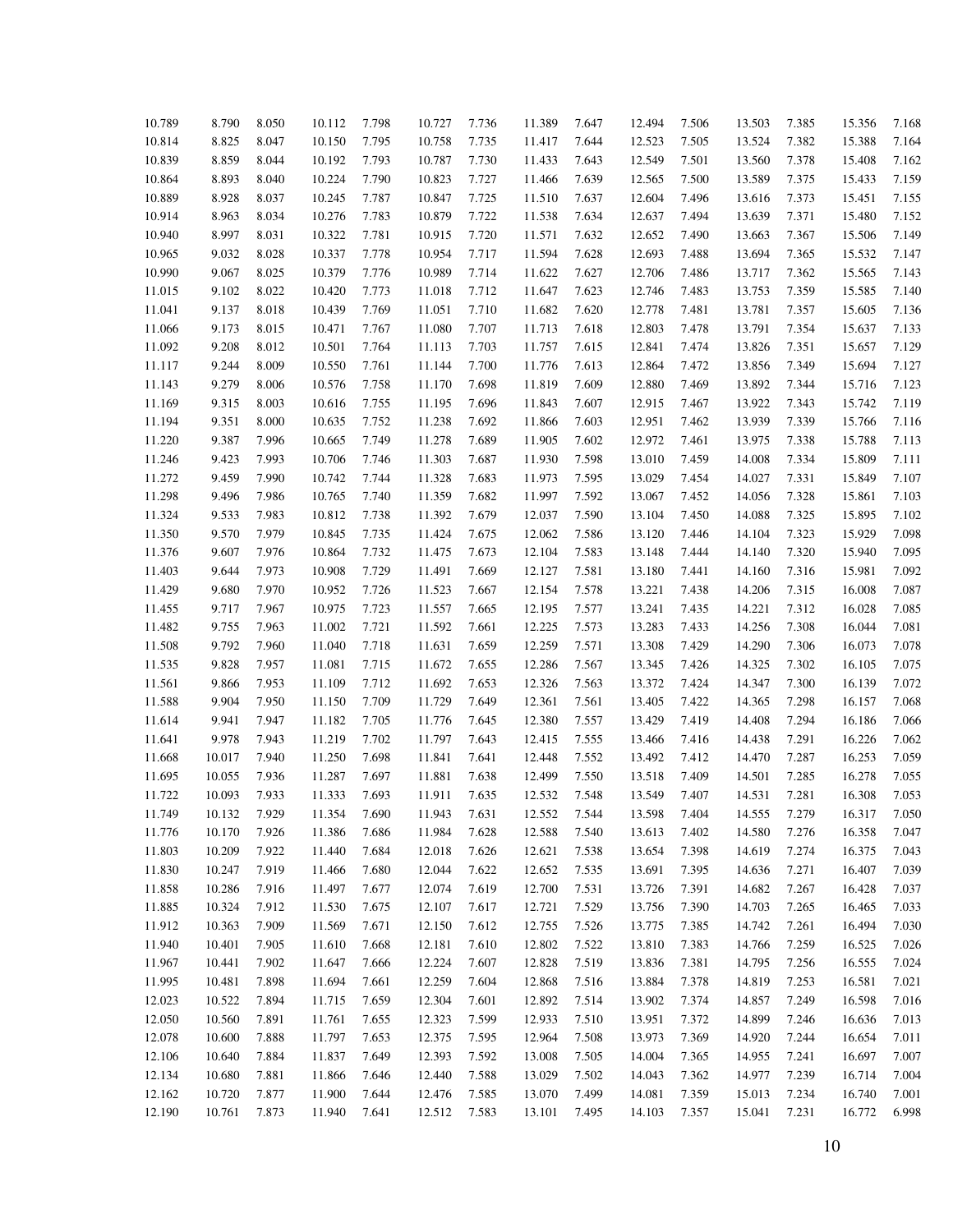| | | | | | | | | | | | | | | | |
|---|---|---|---|---|---|---|---|---|---|---|---|---|---|---|---|
| 10.789 | 8.790 | 8.050 | 10.112 | 7.798 | 10.727 | 7.736 | 11.389 | 7.647 | 12.494 | 7.506 | 13.503 | 7.385 | 15.356 | 7.168 |
| 10.814 | 8.825 | 8.047 | 10.150 | 7.795 | 10.758 | 7.735 | 11.417 | 7.644 | 12.523 | 7.505 | 13.524 | 7.382 | 15.388 | 7.164 |
| 10.839 | 8.859 | 8.044 | 10.192 | 7.793 | 10.787 | 7.730 | 11.433 | 7.643 | 12.549 | 7.501 | 13.560 | 7.378 | 15.408 | 7.162 |
| 10.864 | 8.893 | 8.040 | 10.224 | 7.790 | 10.823 | 7.727 | 11.466 | 7.639 | 12.565 | 7.500 | 13.589 | 7.375 | 15.433 | 7.159 |
| 10.889 | 8.928 | 8.037 | 10.245 | 7.787 | 10.847 | 7.725 | 11.510 | 7.637 | 12.604 | 7.496 | 13.616 | 7.373 | 15.451 | 7.155 |
| 10.914 | 8.963 | 8.034 | 10.276 | 7.783 | 10.879 | 7.722 | 11.538 | 7.634 | 12.637 | 7.494 | 13.639 | 7.371 | 15.480 | 7.152 |
| 10.940 | 8.997 | 8.031 | 10.322 | 7.781 | 10.915 | 7.720 | 11.571 | 7.632 | 12.652 | 7.490 | 13.663 | 7.367 | 15.506 | 7.149 |
| 10.965 | 9.032 | 8.028 | 10.337 | 7.778 | 10.954 | 7.717 | 11.594 | 7.628 | 12.693 | 7.488 | 13.694 | 7.365 | 15.532 | 7.147 |
| 10.990 | 9.067 | 8.025 | 10.379 | 7.776 | 10.989 | 7.714 | 11.622 | 7.627 | 12.706 | 7.486 | 13.717 | 7.362 | 15.565 | 7.143 |
| 11.015 | 9.102 | 8.022 | 10.420 | 7.773 | 11.018 | 7.712 | 11.647 | 7.623 | 12.746 | 7.483 | 13.753 | 7.359 | 15.585 | 7.140 |
| 11.041 | 9.137 | 8.018 | 10.439 | 7.769 | 11.051 | 7.710 | 11.682 | 7.620 | 12.778 | 7.481 | 13.781 | 7.357 | 15.605 | 7.136 |
| 11.066 | 9.173 | 8.015 | 10.471 | 7.767 | 11.080 | 7.707 | 11.713 | 7.618 | 12.803 | 7.478 | 13.791 | 7.354 | 15.637 | 7.133 |
| 11.092 | 9.208 | 8.012 | 10.501 | 7.764 | 11.113 | 7.703 | 11.757 | 7.615 | 12.841 | 7.474 | 13.826 | 7.351 | 15.657 | 7.129 |
| 11.117 | 9.244 | 8.009 | 10.550 | 7.761 | 11.144 | 7.700 | 11.776 | 7.613 | 12.864 | 7.472 | 13.856 | 7.349 | 15.694 | 7.127 |
| 11.143 | 9.279 | 8.006 | 10.576 | 7.758 | 11.170 | 7.698 | 11.819 | 7.609 | 12.880 | 7.469 | 13.892 | 7.344 | 15.716 | 7.123 |
| 11.169 | 9.315 | 8.003 | 10.616 | 7.755 | 11.195 | 7.696 | 11.843 | 7.607 | 12.915 | 7.467 | 13.922 | 7.343 | 15.742 | 7.119 |
| 11.194 | 9.351 | 8.000 | 10.635 | 7.752 | 11.238 | 7.692 | 11.866 | 7.603 | 12.951 | 7.462 | 13.939 | 7.339 | 15.766 | 7.116 |
| 11.220 | 9.387 | 7.996 | 10.665 | 7.749 | 11.278 | 7.689 | 11.905 | 7.602 | 12.972 | 7.461 | 13.975 | 7.338 | 15.788 | 7.113 |
| 11.246 | 9.423 | 7.993 | 10.706 | 7.746 | 11.303 | 7.687 | 11.930 | 7.598 | 13.010 | 7.459 | 14.008 | 7.334 | 15.809 | 7.111 |
| 11.272 | 9.459 | 7.990 | 10.742 | 7.744 | 11.328 | 7.683 | 11.973 | 7.595 | 13.029 | 7.454 | 14.027 | 7.331 | 15.849 | 7.107 |
| 11.298 | 9.496 | 7.986 | 10.765 | 7.740 | 11.359 | 7.682 | 11.997 | 7.592 | 13.067 | 7.452 | 14.056 | 7.328 | 15.861 | 7.103 |
| 11.324 | 9.533 | 7.983 | 10.812 | 7.738 | 11.392 | 7.679 | 12.037 | 7.590 | 13.104 | 7.450 | 14.088 | 7.325 | 15.895 | 7.102 |
| 11.350 | 9.570 | 7.979 | 10.845 | 7.735 | 11.424 | 7.675 | 12.062 | 7.586 | 13.120 | 7.446 | 14.104 | 7.323 | 15.929 | 7.098 |
| 11.376 | 9.607 | 7.976 | 10.864 | 7.732 | 11.475 | 7.673 | 12.104 | 7.583 | 13.148 | 7.444 | 14.140 | 7.320 | 15.940 | 7.095 |
| 11.403 | 9.644 | 7.973 | 10.908 | 7.729 | 11.491 | 7.669 | 12.127 | 7.581 | 13.180 | 7.441 | 14.160 | 7.316 | 15.981 | 7.092 |
| 11.429 | 9.680 | 7.970 | 10.952 | 7.726 | 11.523 | 7.667 | 12.154 | 7.578 | 13.221 | 7.438 | 14.206 | 7.315 | 16.008 | 7.087 |
| 11.455 | 9.717 | 7.967 | 10.975 | 7.723 | 11.557 | 7.665 | 12.195 | 7.577 | 13.241 | 7.435 | 14.221 | 7.312 | 16.028 | 7.085 |
| 11.482 | 9.755 | 7.963 | 11.002 | 7.721 | 11.592 | 7.661 | 12.225 | 7.573 | 13.283 | 7.433 | 14.256 | 7.308 | 16.044 | 7.081 |
| 11.508 | 9.792 | 7.960 | 11.040 | 7.718 | 11.631 | 7.659 | 12.259 | 7.571 | 13.308 | 7.429 | 14.290 | 7.306 | 16.073 | 7.078 |
| 11.535 | 9.828 | 7.957 | 11.081 | 7.715 | 11.672 | 7.655 | 12.286 | 7.567 | 13.345 | 7.426 | 14.325 | 7.302 | 16.105 | 7.075 |
| 11.561 | 9.866 | 7.953 | 11.109 | 7.712 | 11.692 | 7.653 | 12.326 | 7.563 | 13.372 | 7.424 | 14.347 | 7.300 | 16.139 | 7.072 |
| 11.588 | 9.904 | 7.950 | 11.150 | 7.709 | 11.729 | 7.649 | 12.361 | 7.561 | 13.405 | 7.422 | 14.365 | 7.298 | 16.157 | 7.068 |
| 11.614 | 9.941 | 7.947 | 11.182 | 7.705 | 11.776 | 7.645 | 12.380 | 7.557 | 13.429 | 7.419 | 14.408 | 7.294 | 16.186 | 7.066 |
| 11.641 | 9.978 | 7.943 | 11.219 | 7.702 | 11.797 | 7.643 | 12.415 | 7.555 | 13.466 | 7.416 | 14.438 | 7.291 | 16.226 | 7.062 |
| 11.668 | 10.017 | 7.940 | 11.250 | 7.698 | 11.841 | 7.641 | 12.448 | 7.552 | 13.492 | 7.412 | 14.470 | 7.287 | 16.253 | 7.059 |
| 11.695 | 10.055 | 7.936 | 11.287 | 7.697 | 11.881 | 7.638 | 12.499 | 7.550 | 13.518 | 7.409 | 14.501 | 7.285 | 16.278 | 7.055 |
| 11.722 | 10.093 | 7.933 | 11.333 | 7.693 | 11.911 | 7.635 | 12.532 | 7.548 | 13.549 | 7.407 | 14.531 | 7.281 | 16.308 | 7.053 |
| 11.749 | 10.132 | 7.929 | 11.354 | 7.690 | 11.943 | 7.631 | 12.552 | 7.544 | 13.598 | 7.404 | 14.555 | 7.279 | 16.317 | 7.050 |
| 11.776 | 10.170 | 7.926 | 11.386 | 7.686 | 11.984 | 7.628 | 12.588 | 7.540 | 13.613 | 7.402 | 14.580 | 7.276 | 16.358 | 7.047 |
| 11.803 | 10.209 | 7.922 | 11.440 | 7.684 | 12.018 | 7.626 | 12.621 | 7.538 | 13.654 | 7.398 | 14.619 | 7.274 | 16.375 | 7.043 |
| 11.830 | 10.247 | 7.919 | 11.466 | 7.680 | 12.044 | 7.622 | 12.652 | 7.535 | 13.691 | 7.395 | 14.636 | 7.271 | 16.407 | 7.039 |
| 11.858 | 10.286 | 7.916 | 11.497 | 7.677 | 12.074 | 7.619 | 12.700 | 7.531 | 13.726 | 7.391 | 14.682 | 7.267 | 16.428 | 7.037 |
| 11.885 | 10.324 | 7.912 | 11.530 | 7.675 | 12.107 | 7.617 | 12.721 | 7.529 | 13.756 | 7.390 | 14.703 | 7.265 | 16.465 | 7.033 |
| 11.912 | 10.363 | 7.909 | 11.569 | 7.671 | 12.150 | 7.612 | 12.755 | 7.526 | 13.775 | 7.385 | 14.742 | 7.261 | 16.494 | 7.030 |
| 11.940 | 10.401 | 7.905 | 11.610 | 7.668 | 12.181 | 7.610 | 12.802 | 7.522 | 13.810 | 7.383 | 14.766 | 7.259 | 16.525 | 7.026 |
| 11.967 | 10.441 | 7.902 | 11.647 | 7.666 | 12.224 | 7.607 | 12.828 | 7.519 | 13.836 | 7.381 | 14.795 | 7.256 | 16.555 | 7.024 |
| 11.995 | 10.481 | 7.898 | 11.694 | 7.661 | 12.259 | 7.604 | 12.868 | 7.516 | 13.884 | 7.378 | 14.819 | 7.253 | 16.581 | 7.021 |
| 12.023 | 10.522 | 7.894 | 11.715 | 7.659 | 12.304 | 7.601 | 12.892 | 7.514 | 13.902 | 7.374 | 14.857 | 7.249 | 16.598 | 7.016 |
| 12.050 | 10.560 | 7.891 | 11.761 | 7.655 | 12.323 | 7.599 | 12.933 | 7.510 | 13.951 | 7.372 | 14.899 | 7.246 | 16.636 | 7.013 |
| 12.078 | 10.600 | 7.888 | 11.797 | 7.653 | 12.375 | 7.595 | 12.964 | 7.508 | 13.973 | 7.369 | 14.920 | 7.244 | 16.654 | 7.011 |
| 12.106 | 10.640 | 7.884 | 11.837 | 7.649 | 12.393 | 7.592 | 13.008 | 7.505 | 14.004 | 7.365 | 14.955 | 7.241 | 16.697 | 7.007 |
| 12.134 | 10.680 | 7.881 | 11.866 | 7.646 | 12.440 | 7.588 | 13.029 | 7.502 | 14.043 | 7.362 | 14.977 | 7.239 | 16.714 | 7.004 |
| 12.162 | 10.720 | 7.877 | 11.900 | 7.644 | 12.476 | 7.585 | 13.070 | 7.499 | 14.081 | 7.359 | 15.013 | 7.234 | 16.740 | 7.001 |
| 12.190 | 10.761 | 7.873 | 11.940 | 7.641 | 12.512 | 7.583 | 13.101 | 7.495 | 14.103 | 7.357 | 15.041 | 7.231 | 16.772 | 6.998 |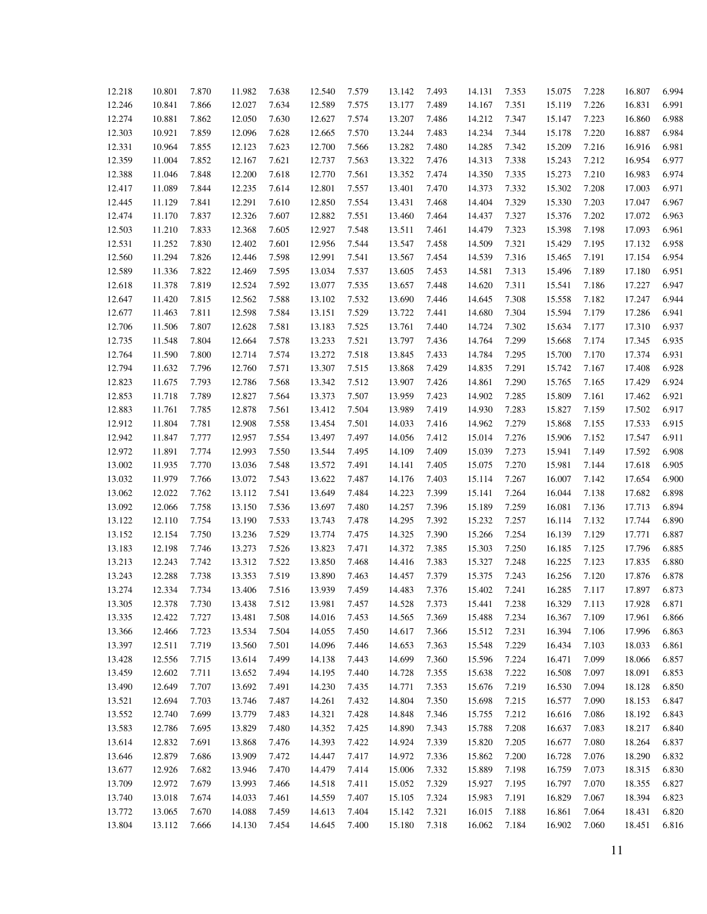| | | | | | | | | | | | | | | |
|---|---|---|---|---|---|---|---|---|---|---|---|---|---|---|
| 12.218 | 10.801 | 7.870 | 11.982 | 7.638 | 12.540 | 7.579 | 13.142 | 7.493 | 14.131 | 7.353 | 15.075 | 7.228 | 16.807 | 6.994 |
| 12.246 | 10.841 | 7.866 | 12.027 | 7.634 | 12.589 | 7.575 | 13.177 | 7.489 | 14.167 | 7.351 | 15.119 | 7.226 | 16.831 | 6.991 |
| 12.274 | 10.881 | 7.862 | 12.050 | 7.630 | 12.627 | 7.574 | 13.207 | 7.486 | 14.212 | 7.347 | 15.147 | 7.223 | 16.860 | 6.988 |
| 12.303 | 10.921 | 7.859 | 12.096 | 7.628 | 12.665 | 7.570 | 13.244 | 7.483 | 14.234 | 7.344 | 15.178 | 7.220 | 16.887 | 6.984 |
| 12.331 | 10.964 | 7.855 | 12.123 | 7.623 | 12.700 | 7.566 | 13.282 | 7.480 | 14.285 | 7.342 | 15.209 | 7.216 | 16.916 | 6.981 |
| 12.359 | 11.004 | 7.852 | 12.167 | 7.621 | 12.737 | 7.563 | 13.322 | 7.476 | 14.313 | 7.338 | 15.243 | 7.212 | 16.954 | 6.977 |
| 12.388 | 11.046 | 7.848 | 12.200 | 7.618 | 12.770 | 7.561 | 13.352 | 7.474 | 14.350 | 7.335 | 15.273 | 7.210 | 16.983 | 6.974 |
| 12.417 | 11.089 | 7.844 | 12.235 | 7.614 | 12.801 | 7.557 | 13.401 | 7.470 | 14.373 | 7.332 | 15.302 | 7.208 | 17.003 | 6.971 |
| 12.445 | 11.129 | 7.841 | 12.291 | 7.610 | 12.850 | 7.554 | 13.431 | 7.468 | 14.404 | 7.329 | 15.330 | 7.203 | 17.047 | 6.967 |
| 12.474 | 11.170 | 7.837 | 12.326 | 7.607 | 12.882 | 7.551 | 13.460 | 7.464 | 14.437 | 7.327 | 15.376 | 7.202 | 17.072 | 6.963 |
| 12.503 | 11.210 | 7.833 | 12.368 | 7.605 | 12.927 | 7.548 | 13.511 | 7.461 | 14.479 | 7.323 | 15.398 | 7.198 | 17.093 | 6.961 |
| 12.531 | 11.252 | 7.830 | 12.402 | 7.601 | 12.956 | 7.544 | 13.547 | 7.458 | 14.509 | 7.321 | 15.429 | 7.195 | 17.132 | 6.958 |
| 12.560 | 11.294 | 7.826 | 12.446 | 7.598 | 12.991 | 7.541 | 13.567 | 7.454 | 14.539 | 7.316 | 15.465 | 7.191 | 17.154 | 6.954 |
| 12.589 | 11.336 | 7.822 | 12.469 | 7.595 | 13.034 | 7.537 | 13.605 | 7.453 | 14.581 | 7.313 | 15.496 | 7.189 | 17.180 | 6.951 |
| 12.618 | 11.378 | 7.819 | 12.524 | 7.592 | 13.077 | 7.535 | 13.657 | 7.448 | 14.620 | 7.311 | 15.541 | 7.186 | 17.227 | 6.947 |
| 12.647 | 11.420 | 7.815 | 12.562 | 7.588 | 13.102 | 7.532 | 13.690 | 7.446 | 14.645 | 7.308 | 15.558 | 7.182 | 17.247 | 6.944 |
| 12.677 | 11.463 | 7.811 | 12.598 | 7.584 | 13.151 | 7.529 | 13.722 | 7.441 | 14.680 | 7.304 | 15.594 | 7.179 | 17.286 | 6.941 |
| 12.706 | 11.506 | 7.807 | 12.628 | 7.581 | 13.183 | 7.525 | 13.761 | 7.440 | 14.724 | 7.302 | 15.634 | 7.177 | 17.310 | 6.937 |
| 12.735 | 11.548 | 7.804 | 12.664 | 7.578 | 13.233 | 7.521 | 13.797 | 7.436 | 14.764 | 7.299 | 15.668 | 7.174 | 17.345 | 6.935 |
| 12.764 | 11.590 | 7.800 | 12.714 | 7.574 | 13.272 | 7.518 | 13.845 | 7.433 | 14.784 | 7.295 | 15.700 | 7.170 | 17.374 | 6.931 |
| 12.794 | 11.632 | 7.796 | 12.760 | 7.571 | 13.307 | 7.515 | 13.868 | 7.429 | 14.835 | 7.291 | 15.742 | 7.167 | 17.408 | 6.928 |
| 12.823 | 11.675 | 7.793 | 12.786 | 7.568 | 13.342 | 7.512 | 13.907 | 7.426 | 14.861 | 7.290 | 15.765 | 7.165 | 17.429 | 6.924 |
| 12.853 | 11.718 | 7.789 | 12.827 | 7.564 | 13.373 | 7.507 | 13.959 | 7.423 | 14.902 | 7.285 | 15.809 | 7.161 | 17.462 | 6.921 |
| 12.883 | 11.761 | 7.785 | 12.878 | 7.561 | 13.412 | 7.504 | 13.989 | 7.419 | 14.930 | 7.283 | 15.827 | 7.159 | 17.502 | 6.917 |
| 12.912 | 11.804 | 7.781 | 12.908 | 7.558 | 13.454 | 7.501 | 14.033 | 7.416 | 14.962 | 7.279 | 15.868 | 7.155 | 17.533 | 6.915 |
| 12.942 | 11.847 | 7.777 | 12.957 | 7.554 | 13.497 | 7.497 | 14.056 | 7.412 | 15.014 | 7.276 | 15.906 | 7.152 | 17.547 | 6.911 |
| 12.972 | 11.891 | 7.774 | 12.993 | 7.550 | 13.544 | 7.495 | 14.109 | 7.409 | 15.039 | 7.273 | 15.941 | 7.149 | 17.592 | 6.908 |
| 13.002 | 11.935 | 7.770 | 13.036 | 7.548 | 13.572 | 7.491 | 14.141 | 7.405 | 15.075 | 7.270 | 15.981 | 7.144 | 17.618 | 6.905 |
| 13.032 | 11.979 | 7.766 | 13.072 | 7.543 | 13.622 | 7.487 | 14.176 | 7.403 | 15.114 | 7.267 | 16.007 | 7.142 | 17.654 | 6.900 |
| 13.062 | 12.022 | 7.762 | 13.112 | 7.541 | 13.649 | 7.484 | 14.223 | 7.399 | 15.141 | 7.264 | 16.044 | 7.138 | 17.682 | 6.898 |
| 13.092 | 12.066 | 7.758 | 13.150 | 7.536 | 13.697 | 7.480 | 14.257 | 7.396 | 15.189 | 7.259 | 16.081 | 7.136 | 17.713 | 6.894 |
| 13.122 | 12.110 | 7.754 | 13.190 | 7.533 | 13.743 | 7.478 | 14.295 | 7.392 | 15.232 | 7.257 | 16.114 | 7.132 | 17.744 | 6.890 |
| 13.152 | 12.154 | 7.750 | 13.236 | 7.529 | 13.774 | 7.475 | 14.325 | 7.390 | 15.266 | 7.254 | 16.139 | 7.129 | 17.771 | 6.887 |
| 13.183 | 12.198 | 7.746 | 13.273 | 7.526 | 13.823 | 7.471 | 14.372 | 7.385 | 15.303 | 7.250 | 16.185 | 7.125 | 17.796 | 6.885 |
| 13.213 | 12.243 | 7.742 | 13.312 | 7.522 | 13.850 | 7.468 | 14.416 | 7.383 | 15.327 | 7.248 | 16.225 | 7.123 | 17.835 | 6.880 |
| 13.243 | 12.288 | 7.738 | 13.353 | 7.519 | 13.890 | 7.463 | 14.457 | 7.379 | 15.375 | 7.243 | 16.256 | 7.120 | 17.876 | 6.878 |
| 13.274 | 12.334 | 7.734 | 13.406 | 7.516 | 13.939 | 7.459 | 14.483 | 7.376 | 15.402 | 7.241 | 16.285 | 7.117 | 17.897 | 6.873 |
| 13.305 | 12.378 | 7.730 | 13.438 | 7.512 | 13.981 | 7.457 | 14.528 | 7.373 | 15.441 | 7.238 | 16.329 | 7.113 | 17.928 | 6.871 |
| 13.335 | 12.422 | 7.727 | 13.481 | 7.508 | 14.016 | 7.453 | 14.565 | 7.369 | 15.488 | 7.234 | 16.367 | 7.109 | 17.961 | 6.866 |
| 13.366 | 12.466 | 7.723 | 13.534 | 7.504 | 14.055 | 7.450 | 14.617 | 7.366 | 15.512 | 7.231 | 16.394 | 7.106 | 17.996 | 6.863 |
| 13.397 | 12.511 | 7.719 | 13.560 | 7.501 | 14.096 | 7.446 | 14.653 | 7.363 | 15.548 | 7.229 | 16.434 | 7.103 | 18.033 | 6.861 |
| 13.428 | 12.556 | 7.715 | 13.614 | 7.499 | 14.138 | 7.443 | 14.699 | 7.360 | 15.596 | 7.224 | 16.471 | 7.099 | 18.066 | 6.857 |
| 13.459 | 12.602 | 7.711 | 13.652 | 7.494 | 14.195 | 7.440 | 14.728 | 7.355 | 15.638 | 7.222 | 16.508 | 7.097 | 18.091 | 6.853 |
| 13.490 | 12.649 | 7.707 | 13.692 | 7.491 | 14.230 | 7.435 | 14.771 | 7.353 | 15.676 | 7.219 | 16.530 | 7.094 | 18.128 | 6.850 |
| 13.521 | 12.694 | 7.703 | 13.746 | 7.487 | 14.261 | 7.432 | 14.804 | 7.350 | 15.698 | 7.215 | 16.577 | 7.090 | 18.153 | 6.847 |
| 13.552 | 12.740 | 7.699 | 13.779 | 7.483 | 14.321 | 7.428 | 14.848 | 7.346 | 15.755 | 7.212 | 16.616 | 7.086 | 18.192 | 6.843 |
| 13.583 | 12.786 | 7.695 | 13.829 | 7.480 | 14.352 | 7.425 | 14.890 | 7.343 | 15.788 | 7.208 | 16.637 | 7.083 | 18.217 | 6.840 |
| 13.614 | 12.832 | 7.691 | 13.868 | 7.476 | 14.393 | 7.422 | 14.924 | 7.339 | 15.820 | 7.205 | 16.677 | 7.080 | 18.264 | 6.837 |
| 13.646 | 12.879 | 7.686 | 13.909 | 7.472 | 14.447 | 7.417 | 14.972 | 7.336 | 15.862 | 7.200 | 16.728 | 7.076 | 18.290 | 6.832 |
| 13.677 | 12.926 | 7.682 | 13.946 | 7.470 | 14.479 | 7.414 | 15.006 | 7.332 | 15.889 | 7.198 | 16.759 | 7.073 | 18.315 | 6.830 |
| 13.709 | 12.972 | 7.679 | 13.993 | 7.466 | 14.518 | 7.411 | 15.052 | 7.329 | 15.927 | 7.195 | 16.797 | 7.070 | 18.355 | 6.827 |
| 13.740 | 13.018 | 7.674 | 14.033 | 7.461 | 14.559 | 7.407 | 15.105 | 7.324 | 15.983 | 7.191 | 16.829 | 7.067 | 18.394 | 6.823 |
| 13.772 | 13.065 | 7.670 | 14.088 | 7.459 | 14.613 | 7.404 | 15.142 | 7.321 | 16.015 | 7.188 | 16.861 | 7.064 | 18.431 | 6.820 |
| 13.804 | 13.112 | 7.666 | 14.130 | 7.454 | 14.645 | 7.400 | 15.180 | 7.318 | 16.062 | 7.184 | 16.902 | 7.060 | 18.451 | 6.816 |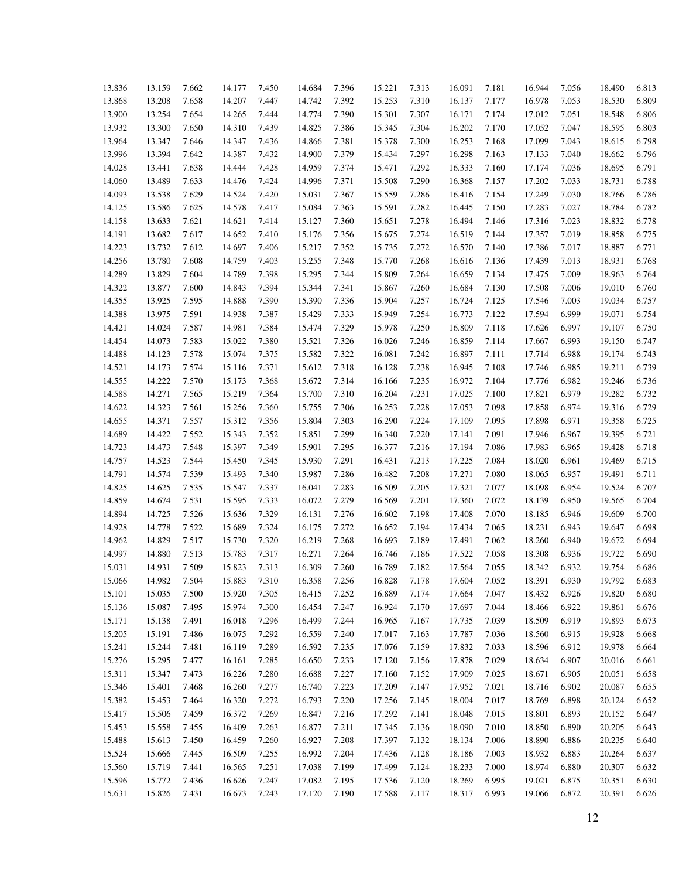| | | | | | | | | | | | | | | | | |
|---|---|---|---|---|---|---|---|---|---|---|---|---|---|---|---|---|
| 13.836 | 13.159 | 7.662 | 14.177 | 7.450 | 14.684 | 7.396 | 15.221 | 7.313 | 16.091 | 7.181 | 16.944 | 7.056 | 18.490 | 6.813 |
| 13.868 | 13.208 | 7.658 | 14.207 | 7.447 | 14.742 | 7.392 | 15.253 | 7.310 | 16.137 | 7.177 | 16.978 | 7.053 | 18.530 | 6.809 |
| 13.900 | 13.254 | 7.654 | 14.265 | 7.444 | 14.774 | 7.390 | 15.301 | 7.307 | 16.171 | 7.174 | 17.012 | 7.051 | 18.548 | 6.806 |
| 13.932 | 13.300 | 7.650 | 14.310 | 7.439 | 14.825 | 7.386 | 15.345 | 7.304 | 16.202 | 7.170 | 17.052 | 7.047 | 18.595 | 6.803 |
| 13.964 | 13.347 | 7.646 | 14.347 | 7.436 | 14.866 | 7.381 | 15.378 | 7.300 | 16.253 | 7.168 | 17.099 | 7.043 | 18.615 | 6.798 |
| 13.996 | 13.394 | 7.642 | 14.387 | 7.432 | 14.900 | 7.379 | 15.434 | 7.297 | 16.298 | 7.163 | 17.133 | 7.040 | 18.662 | 6.796 |
| 14.028 | 13.441 | 7.638 | 14.444 | 7.428 | 14.959 | 7.374 | 15.471 | 7.292 | 16.333 | 7.160 | 17.174 | 7.036 | 18.695 | 6.791 |
| 14.060 | 13.489 | 7.633 | 14.476 | 7.424 | 14.996 | 7.371 | 15.508 | 7.290 | 16.368 | 7.157 | 17.202 | 7.033 | 18.731 | 6.788 |
| 14.093 | 13.538 | 7.629 | 14.524 | 7.420 | 15.031 | 7.367 | 15.559 | 7.286 | 16.416 | 7.154 | 17.249 | 7.030 | 18.766 | 6.786 |
| 14.125 | 13.586 | 7.625 | 14.578 | 7.417 | 15.084 | 7.363 | 15.591 | 7.282 | 16.445 | 7.150 | 17.283 | 7.027 | 18.784 | 6.782 |
| 14.158 | 13.633 | 7.621 | 14.621 | 7.414 | 15.127 | 7.360 | 15.651 | 7.278 | 16.494 | 7.146 | 17.316 | 7.023 | 18.832 | 6.778 |
| 14.191 | 13.682 | 7.617 | 14.652 | 7.410 | 15.176 | 7.356 | 15.675 | 7.274 | 16.519 | 7.144 | 17.357 | 7.019 | 18.858 | 6.775 |
| 14.223 | 13.732 | 7.612 | 14.697 | 7.406 | 15.217 | 7.352 | 15.735 | 7.272 | 16.570 | 7.140 | 17.386 | 7.017 | 18.887 | 6.771 |
| 14.256 | 13.780 | 7.608 | 14.759 | 7.403 | 15.255 | 7.348 | 15.770 | 7.268 | 16.616 | 7.136 | 17.439 | 7.013 | 18.931 | 6.768 |
| 14.289 | 13.829 | 7.604 | 14.789 | 7.398 | 15.295 | 7.344 | 15.809 | 7.264 | 16.659 | 7.134 | 17.475 | 7.009 | 18.963 | 6.764 |
| 14.322 | 13.877 | 7.600 | 14.843 | 7.394 | 15.344 | 7.341 | 15.867 | 7.260 | 16.684 | 7.130 | 17.508 | 7.006 | 19.010 | 6.760 |
| 14.355 | 13.925 | 7.595 | 14.888 | 7.390 | 15.390 | 7.336 | 15.904 | 7.257 | 16.724 | 7.125 | 17.546 | 7.003 | 19.034 | 6.757 |
| 14.388 | 13.975 | 7.591 | 14.938 | 7.387 | 15.429 | 7.333 | 15.949 | 7.254 | 16.773 | 7.122 | 17.594 | 6.999 | 19.071 | 6.754 |
| 14.421 | 14.024 | 7.587 | 14.981 | 7.384 | 15.474 | 7.329 | 15.978 | 7.250 | 16.809 | 7.118 | 17.626 | 6.997 | 19.107 | 6.750 |
| 14.454 | 14.073 | 7.583 | 15.022 | 7.380 | 15.521 | 7.326 | 16.026 | 7.246 | 16.859 | 7.114 | 17.667 | 6.993 | 19.150 | 6.747 |
| 14.488 | 14.123 | 7.578 | 15.074 | 7.375 | 15.582 | 7.322 | 16.081 | 7.242 | 16.897 | 7.111 | 17.714 | 6.988 | 19.174 | 6.743 |
| 14.521 | 14.173 | 7.574 | 15.116 | 7.371 | 15.612 | 7.318 | 16.128 | 7.238 | 16.945 | 7.108 | 17.746 | 6.985 | 19.211 | 6.739 |
| 14.555 | 14.222 | 7.570 | 15.173 | 7.368 | 15.672 | 7.314 | 16.166 | 7.235 | 16.972 | 7.104 | 17.776 | 6.982 | 19.246 | 6.736 |
| 14.588 | 14.271 | 7.565 | 15.219 | 7.364 | 15.700 | 7.310 | 16.204 | 7.231 | 17.025 | 7.100 | 17.821 | 6.979 | 19.282 | 6.732 |
| 14.622 | 14.323 | 7.561 | 15.256 | 7.360 | 15.755 | 7.306 | 16.253 | 7.228 | 17.053 | 7.098 | 17.858 | 6.974 | 19.316 | 6.729 |
| 14.655 | 14.371 | 7.557 | 15.312 | 7.356 | 15.804 | 7.303 | 16.290 | 7.224 | 17.109 | 7.095 | 17.898 | 6.971 | 19.358 | 6.725 |
| 14.689 | 14.422 | 7.552 | 15.343 | 7.352 | 15.851 | 7.299 | 16.340 | 7.220 | 17.141 | 7.091 | 17.946 | 6.967 | 19.395 | 6.721 |
| 14.723 | 14.473 | 7.548 | 15.397 | 7.349 | 15.901 | 7.295 | 16.377 | 7.216 | 17.194 | 7.086 | 17.983 | 6.965 | 19.428 | 6.718 |
| 14.757 | 14.523 | 7.544 | 15.450 | 7.345 | 15.930 | 7.291 | 16.431 | 7.213 | 17.225 | 7.084 | 18.020 | 6.961 | 19.469 | 6.715 |
| 14.791 | 14.574 | 7.539 | 15.493 | 7.340 | 15.987 | 7.286 | 16.482 | 7.208 | 17.271 | 7.080 | 18.065 | 6.957 | 19.491 | 6.711 |
| 14.825 | 14.625 | 7.535 | 15.547 | 7.337 | 16.041 | 7.283 | 16.509 | 7.205 | 17.321 | 7.077 | 18.098 | 6.954 | 19.524 | 6.707 |
| 14.859 | 14.674 | 7.531 | 15.595 | 7.333 | 16.072 | 7.279 | 16.569 | 7.201 | 17.360 | 7.072 | 18.139 | 6.950 | 19.565 | 6.704 |
| 14.894 | 14.725 | 7.526 | 15.636 | 7.329 | 16.131 | 7.276 | 16.602 | 7.198 | 17.408 | 7.070 | 18.185 | 6.946 | 19.609 | 6.700 |
| 14.928 | 14.778 | 7.522 | 15.689 | 7.324 | 16.175 | 7.272 | 16.652 | 7.194 | 17.434 | 7.065 | 18.231 | 6.943 | 19.647 | 6.698 |
| 14.962 | 14.829 | 7.517 | 15.730 | 7.320 | 16.219 | 7.268 | 16.693 | 7.189 | 17.491 | 7.062 | 18.260 | 6.940 | 19.672 | 6.694 |
| 14.997 | 14.880 | 7.513 | 15.783 | 7.317 | 16.271 | 7.264 | 16.746 | 7.186 | 17.522 | 7.058 | 18.308 | 6.936 | 19.722 | 6.690 |
| 15.031 | 14.931 | 7.509 | 15.823 | 7.313 | 16.309 | 7.260 | 16.789 | 7.182 | 17.564 | 7.055 | 18.342 | 6.932 | 19.754 | 6.686 |
| 15.066 | 14.982 | 7.504 | 15.883 | 7.310 | 16.358 | 7.256 | 16.828 | 7.178 | 17.604 | 7.052 | 18.391 | 6.930 | 19.792 | 6.683 |
| 15.101 | 15.035 | 7.500 | 15.920 | 7.305 | 16.415 | 7.252 | 16.889 | 7.174 | 17.664 | 7.047 | 18.432 | 6.926 | 19.820 | 6.680 |
| 15.136 | 15.087 | 7.495 | 15.974 | 7.300 | 16.454 | 7.247 | 16.924 | 7.170 | 17.697 | 7.044 | 18.466 | 6.922 | 19.861 | 6.676 |
| 15.171 | 15.138 | 7.491 | 16.018 | 7.296 | 16.499 | 7.244 | 16.965 | 7.167 | 17.735 | 7.039 | 18.509 | 6.919 | 19.893 | 6.673 |
| 15.205 | 15.191 | 7.486 | 16.075 | 7.292 | 16.559 | 7.240 | 17.017 | 7.163 | 17.787 | 7.036 | 18.560 | 6.915 | 19.928 | 6.668 |
| 15.241 | 15.244 | 7.481 | 16.119 | 7.289 | 16.592 | 7.235 | 17.076 | 7.159 | 17.832 | 7.033 | 18.596 | 6.912 | 19.978 | 6.664 |
| 15.276 | 15.295 | 7.477 | 16.161 | 7.285 | 16.650 | 7.233 | 17.120 | 7.156 | 17.878 | 7.029 | 18.634 | 6.907 | 20.016 | 6.661 |
| 15.311 | 15.347 | 7.473 | 16.226 | 7.280 | 16.688 | 7.227 | 17.160 | 7.152 | 17.909 | 7.025 | 18.671 | 6.905 | 20.051 | 6.658 |
| 15.346 | 15.401 | 7.468 | 16.260 | 7.277 | 16.740 | 7.223 | 17.209 | 7.147 | 17.952 | 7.021 | 18.716 | 6.902 | 20.087 | 6.655 |
| 15.382 | 15.453 | 7.464 | 16.320 | 7.272 | 16.793 | 7.220 | 17.256 | 7.145 | 18.004 | 7.017 | 18.769 | 6.898 | 20.124 | 6.652 |
| 15.417 | 15.506 | 7.459 | 16.372 | 7.269 | 16.847 | 7.216 | 17.292 | 7.141 | 18.048 | 7.015 | 18.801 | 6.893 | 20.152 | 6.647 |
| 15.453 | 15.558 | 7.455 | 16.409 | 7.263 | 16.877 | 7.211 | 17.345 | 7.136 | 18.090 | 7.010 | 18.850 | 6.890 | 20.205 | 6.643 |
| 15.488 | 15.613 | 7.450 | 16.459 | 7.260 | 16.927 | 7.208 | 17.397 | 7.132 | 18.134 | 7.006 | 18.890 | 6.886 | 20.235 | 6.640 |
| 15.524 | 15.666 | 7.445 | 16.509 | 7.255 | 16.992 | 7.204 | 17.436 | 7.128 | 18.186 | 7.003 | 18.932 | 6.883 | 20.264 | 6.637 |
| 15.560 | 15.719 | 7.441 | 16.565 | 7.251 | 17.038 | 7.199 | 17.499 | 7.124 | 18.233 | 7.000 | 18.974 | 6.880 | 20.307 | 6.632 |
| 15.596 | 15.772 | 7.436 | 16.626 | 7.247 | 17.082 | 7.195 | 17.536 | 7.120 | 18.269 | 6.995 | 19.021 | 6.875 | 20.351 | 6.630 |
| 15.631 | 15.826 | 7.431 | 16.673 | 7.243 | 17.120 | 7.190 | 17.588 | 7.117 | 18.317 | 6.993 | 19.066 | 6.872 | 20.391 | 6.626 |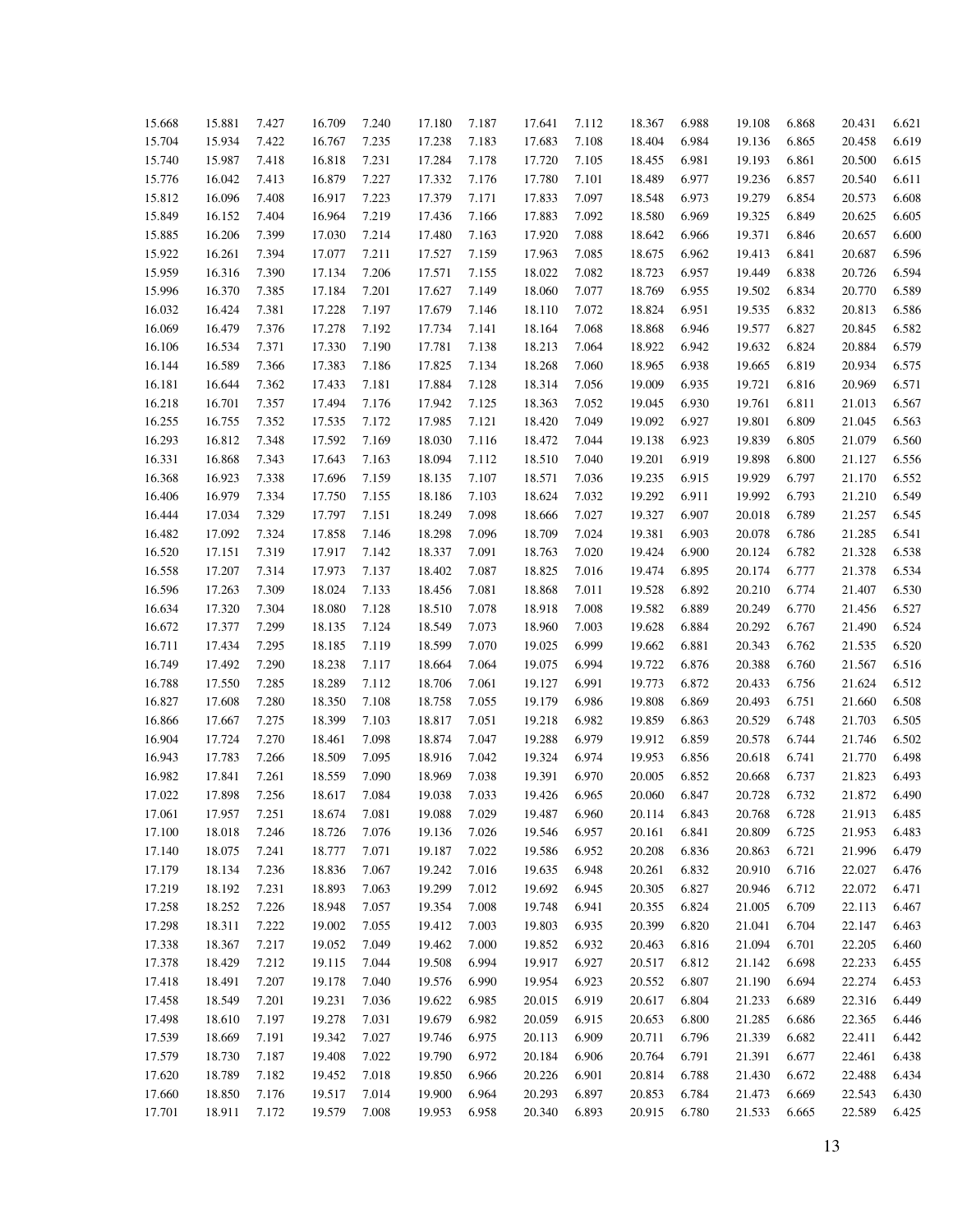| | | | | | | | | | | | | | | |
|---|---|---|---|---|---|---|---|---|---|---|---|---|---|---|
| 15.668 | 15.881 | 7.427 | 16.709 | 7.240 | 17.180 | 7.187 | 17.641 | 7.112 | 18.367 | 6.988 | 19.108 | 6.868 | 20.431 | 6.621 |
| 15.704 | 15.934 | 7.422 | 16.767 | 7.235 | 17.238 | 7.183 | 17.683 | 7.108 | 18.404 | 6.984 | 19.136 | 6.865 | 20.458 | 6.619 |
| 15.740 | 15.987 | 7.418 | 16.818 | 7.231 | 17.284 | 7.178 | 17.720 | 7.105 | 18.455 | 6.981 | 19.193 | 6.861 | 20.500 | 6.615 |
| 15.776 | 16.042 | 7.413 | 16.879 | 7.227 | 17.332 | 7.176 | 17.780 | 7.101 | 18.489 | 6.977 | 19.236 | 6.857 | 20.540 | 6.611 |
| 15.812 | 16.096 | 7.408 | 16.917 | 7.223 | 17.379 | 7.171 | 17.833 | 7.097 | 18.548 | 6.973 | 19.279 | 6.854 | 20.573 | 6.608 |
| 15.849 | 16.152 | 7.404 | 16.964 | 7.219 | 17.436 | 7.166 | 17.883 | 7.092 | 18.580 | 6.969 | 19.325 | 6.849 | 20.625 | 6.605 |
| 15.885 | 16.206 | 7.399 | 17.030 | 7.214 | 17.480 | 7.163 | 17.920 | 7.088 | 18.642 | 6.966 | 19.371 | 6.846 | 20.657 | 6.600 |
| 15.922 | 16.261 | 7.394 | 17.077 | 7.211 | 17.527 | 7.159 | 17.963 | 7.085 | 18.675 | 6.962 | 19.413 | 6.841 | 20.687 | 6.596 |
| 15.959 | 16.316 | 7.390 | 17.134 | 7.206 | 17.571 | 7.155 | 18.022 | 7.082 | 18.723 | 6.957 | 19.449 | 6.838 | 20.726 | 6.594 |
| 15.996 | 16.370 | 7.385 | 17.184 | 7.201 | 17.627 | 7.149 | 18.060 | 7.077 | 18.769 | 6.955 | 19.502 | 6.834 | 20.770 | 6.589 |
| 16.032 | 16.424 | 7.381 | 17.228 | 7.197 | 17.679 | 7.146 | 18.110 | 7.072 | 18.824 | 6.951 | 19.535 | 6.832 | 20.813 | 6.586 |
| 16.069 | 16.479 | 7.376 | 17.278 | 7.192 | 17.734 | 7.141 | 18.164 | 7.068 | 18.868 | 6.946 | 19.577 | 6.827 | 20.845 | 6.582 |
| 16.106 | 16.534 | 7.371 | 17.330 | 7.190 | 17.781 | 7.138 | 18.213 | 7.064 | 18.922 | 6.942 | 19.632 | 6.824 | 20.884 | 6.579 |
| 16.144 | 16.589 | 7.366 | 17.383 | 7.186 | 17.825 | 7.134 | 18.268 | 7.060 | 18.965 | 6.938 | 19.665 | 6.819 | 20.934 | 6.575 |
| 16.181 | 16.644 | 7.362 | 17.433 | 7.181 | 17.884 | 7.128 | 18.314 | 7.056 | 19.009 | 6.935 | 19.721 | 6.816 | 20.969 | 6.571 |
| 16.218 | 16.701 | 7.357 | 17.494 | 7.176 | 17.942 | 7.125 | 18.363 | 7.052 | 19.045 | 6.930 | 19.761 | 6.811 | 21.013 | 6.567 |
| 16.255 | 16.755 | 7.352 | 17.535 | 7.172 | 17.985 | 7.121 | 18.420 | 7.049 | 19.092 | 6.927 | 19.801 | 6.809 | 21.045 | 6.563 |
| 16.293 | 16.812 | 7.348 | 17.592 | 7.169 | 18.030 | 7.116 | 18.472 | 7.044 | 19.138 | 6.923 | 19.839 | 6.805 | 21.079 | 6.560 |
| 16.331 | 16.868 | 7.343 | 17.643 | 7.163 | 18.094 | 7.112 | 18.510 | 7.040 | 19.201 | 6.919 | 19.898 | 6.800 | 21.127 | 6.556 |
| 16.368 | 16.923 | 7.338 | 17.696 | 7.159 | 18.135 | 7.107 | 18.571 | 7.036 | 19.235 | 6.915 | 19.929 | 6.797 | 21.170 | 6.552 |
| 16.406 | 16.979 | 7.334 | 17.750 | 7.155 | 18.186 | 7.103 | 18.624 | 7.032 | 19.292 | 6.911 | 19.992 | 6.793 | 21.210 | 6.549 |
| 16.444 | 17.034 | 7.329 | 17.797 | 7.151 | 18.249 | 7.098 | 18.666 | 7.027 | 19.327 | 6.907 | 20.018 | 6.789 | 21.257 | 6.545 |
| 16.482 | 17.092 | 7.324 | 17.858 | 7.146 | 18.298 | 7.096 | 18.709 | 7.024 | 19.381 | 6.903 | 20.078 | 6.786 | 21.285 | 6.541 |
| 16.520 | 17.151 | 7.319 | 17.917 | 7.142 | 18.337 | 7.091 | 18.763 | 7.020 | 19.424 | 6.900 | 20.124 | 6.782 | 21.328 | 6.538 |
| 16.558 | 17.207 | 7.314 | 17.973 | 7.137 | 18.402 | 7.087 | 18.825 | 7.016 | 19.474 | 6.895 | 20.174 | 6.777 | 21.378 | 6.534 |
| 16.596 | 17.263 | 7.309 | 18.024 | 7.133 | 18.456 | 7.081 | 18.868 | 7.011 | 19.528 | 6.892 | 20.210 | 6.774 | 21.407 | 6.530 |
| 16.634 | 17.320 | 7.304 | 18.080 | 7.128 | 18.510 | 7.078 | 18.918 | 7.008 | 19.582 | 6.889 | 20.249 | 6.770 | 21.456 | 6.527 |
| 16.672 | 17.377 | 7.299 | 18.135 | 7.124 | 18.549 | 7.073 | 18.960 | 7.003 | 19.628 | 6.884 | 20.292 | 6.767 | 21.490 | 6.524 |
| 16.711 | 17.434 | 7.295 | 18.185 | 7.119 | 18.599 | 7.070 | 19.025 | 6.999 | 19.662 | 6.881 | 20.343 | 6.762 | 21.535 | 6.520 |
| 16.749 | 17.492 | 7.290 | 18.238 | 7.117 | 18.664 | 7.064 | 19.075 | 6.994 | 19.722 | 6.876 | 20.388 | 6.760 | 21.567 | 6.516 |
| 16.788 | 17.550 | 7.285 | 18.289 | 7.112 | 18.706 | 7.061 | 19.127 | 6.991 | 19.773 | 6.872 | 20.433 | 6.756 | 21.624 | 6.512 |
| 16.827 | 17.608 | 7.280 | 18.350 | 7.108 | 18.758 | 7.055 | 19.179 | 6.986 | 19.808 | 6.869 | 20.493 | 6.751 | 21.660 | 6.508 |
| 16.866 | 17.667 | 7.275 | 18.399 | 7.103 | 18.817 | 7.051 | 19.218 | 6.982 | 19.859 | 6.863 | 20.529 | 6.748 | 21.703 | 6.505 |
| 16.904 | 17.724 | 7.270 | 18.461 | 7.098 | 18.874 | 7.047 | 19.288 | 6.979 | 19.912 | 6.859 | 20.578 | 6.744 | 21.746 | 6.502 |
| 16.943 | 17.783 | 7.266 | 18.509 | 7.095 | 18.916 | 7.042 | 19.324 | 6.974 | 19.953 | 6.856 | 20.618 | 6.741 | 21.770 | 6.498 |
| 16.982 | 17.841 | 7.261 | 18.559 | 7.090 | 18.969 | 7.038 | 19.391 | 6.970 | 20.005 | 6.852 | 20.668 | 6.737 | 21.823 | 6.493 |
| 17.022 | 17.898 | 7.256 | 18.617 | 7.084 | 19.038 | 7.033 | 19.426 | 6.965 | 20.060 | 6.847 | 20.728 | 6.732 | 21.872 | 6.490 |
| 17.061 | 17.957 | 7.251 | 18.674 | 7.081 | 19.088 | 7.029 | 19.487 | 6.960 | 20.114 | 6.843 | 20.768 | 6.728 | 21.913 | 6.485 |
| 17.100 | 18.018 | 7.246 | 18.726 | 7.076 | 19.136 | 7.026 | 19.546 | 6.957 | 20.161 | 6.841 | 20.809 | 6.725 | 21.953 | 6.483 |
| 17.140 | 18.075 | 7.241 | 18.777 | 7.071 | 19.187 | 7.022 | 19.586 | 6.952 | 20.208 | 6.836 | 20.863 | 6.721 | 21.996 | 6.479 |
| 17.179 | 18.134 | 7.236 | 18.836 | 7.067 | 19.242 | 7.016 | 19.635 | 6.948 | 20.261 | 6.832 | 20.910 | 6.716 | 22.027 | 6.476 |
| 17.219 | 18.192 | 7.231 | 18.893 | 7.063 | 19.299 | 7.012 | 19.692 | 6.945 | 20.305 | 6.827 | 20.946 | 6.712 | 22.072 | 6.471 |
| 17.258 | 18.252 | 7.226 | 18.948 | 7.057 | 19.354 | 7.008 | 19.748 | 6.941 | 20.355 | 6.824 | 21.005 | 6.709 | 22.113 | 6.467 |
| 17.298 | 18.311 | 7.222 | 19.002 | 7.055 | 19.412 | 7.003 | 19.803 | 6.935 | 20.399 | 6.820 | 21.041 | 6.704 | 22.147 | 6.463 |
| 17.338 | 18.367 | 7.217 | 19.052 | 7.049 | 19.462 | 7.000 | 19.852 | 6.932 | 20.463 | 6.816 | 21.094 | 6.701 | 22.205 | 6.460 |
| 17.378 | 18.429 | 7.212 | 19.115 | 7.044 | 19.508 | 6.994 | 19.917 | 6.927 | 20.517 | 6.812 | 21.142 | 6.698 | 22.233 | 6.455 |
| 17.418 | 18.491 | 7.207 | 19.178 | 7.040 | 19.576 | 6.990 | 19.954 | 6.923 | 20.552 | 6.807 | 21.190 | 6.694 | 22.274 | 6.453 |
| 17.458 | 18.549 | 7.201 | 19.231 | 7.036 | 19.622 | 6.985 | 20.015 | 6.919 | 20.617 | 6.804 | 21.233 | 6.689 | 22.316 | 6.449 |
| 17.498 | 18.610 | 7.197 | 19.278 | 7.031 | 19.679 | 6.982 | 20.059 | 6.915 | 20.653 | 6.800 | 21.285 | 6.686 | 22.365 | 6.446 |
| 17.539 | 18.669 | 7.191 | 19.342 | 7.027 | 19.746 | 6.975 | 20.113 | 6.909 | 20.711 | 6.796 | 21.339 | 6.682 | 22.411 | 6.442 |
| 17.579 | 18.730 | 7.187 | 19.408 | 7.022 | 19.790 | 6.972 | 20.184 | 6.906 | 20.764 | 6.791 | 21.391 | 6.677 | 22.461 | 6.438 |
| 17.620 | 18.789 | 7.182 | 19.452 | 7.018 | 19.850 | 6.966 | 20.226 | 6.901 | 20.814 | 6.788 | 21.430 | 6.672 | 22.488 | 6.434 |
| 17.660 | 18.850 | 7.176 | 19.517 | 7.014 | 19.900 | 6.964 | 20.293 | 6.897 | 20.853 | 6.784 | 21.473 | 6.669 | 22.543 | 6.430 |
| 17.701 | 18.911 | 7.172 | 19.579 | 7.008 | 19.953 | 6.958 | 20.340 | 6.893 | 20.915 | 6.780 | 21.533 | 6.665 | 22.589 | 6.425 |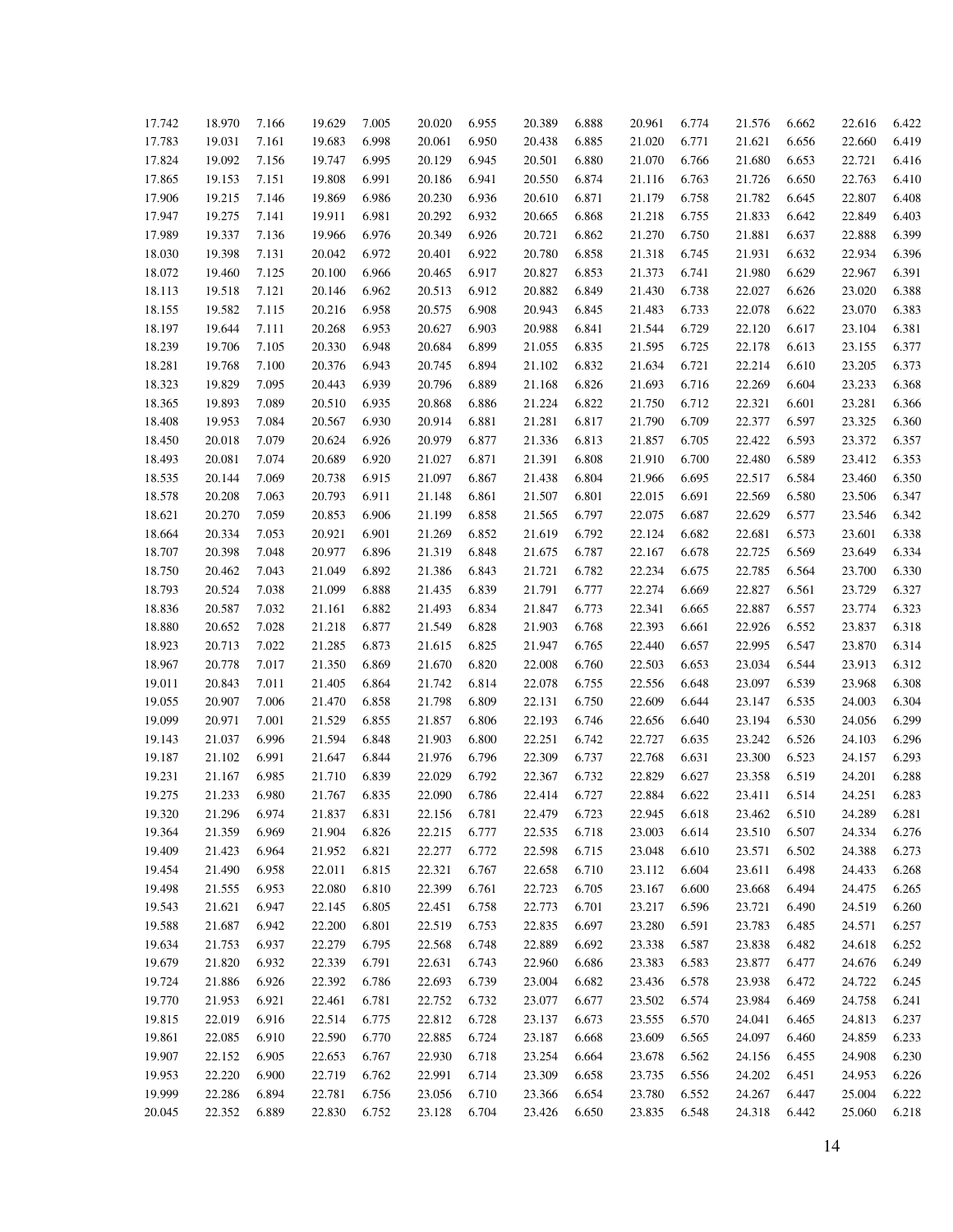| | | | | | | | | | | | | | | |
|---|---|---|---|---|---|---|---|---|---|---|---|---|---|---|
| 17.742 | 18.970 | 7.166 | 19.629 | 7.005 | 20.020 | 6.955 | 20.389 | 6.888 | 20.961 | 6.774 | 21.576 | 6.662 | 22.616 | 6.422 |
| 17.783 | 19.031 | 7.161 | 19.683 | 6.998 | 20.061 | 6.950 | 20.438 | 6.885 | 21.020 | 6.771 | 21.621 | 6.656 | 22.660 | 6.419 |
| 17.824 | 19.092 | 7.156 | 19.747 | 6.995 | 20.129 | 6.945 | 20.501 | 6.880 | 21.070 | 6.766 | 21.680 | 6.653 | 22.721 | 6.416 |
| 17.865 | 19.153 | 7.151 | 19.808 | 6.991 | 20.186 | 6.941 | 20.550 | 6.874 | 21.116 | 6.763 | 21.726 | 6.650 | 22.763 | 6.410 |
| 17.906 | 19.215 | 7.146 | 19.869 | 6.986 | 20.230 | 6.936 | 20.610 | 6.871 | 21.179 | 6.758 | 21.782 | 6.645 | 22.807 | 6.408 |
| 17.947 | 19.275 | 7.141 | 19.911 | 6.981 | 20.292 | 6.932 | 20.665 | 6.868 | 21.218 | 6.755 | 21.833 | 6.642 | 22.849 | 6.403 |
| 17.989 | 19.337 | 7.136 | 19.966 | 6.976 | 20.349 | 6.926 | 20.721 | 6.862 | 21.270 | 6.750 | 21.881 | 6.637 | 22.888 | 6.399 |
| 18.030 | 19.398 | 7.131 | 20.042 | 6.972 | 20.401 | 6.922 | 20.780 | 6.858 | 21.318 | 6.745 | 21.931 | 6.632 | 22.934 | 6.396 |
| 18.072 | 19.460 | 7.125 | 20.100 | 6.966 | 20.465 | 6.917 | 20.827 | 6.853 | 21.373 | 6.741 | 21.980 | 6.629 | 22.967 | 6.391 |
| 18.113 | 19.518 | 7.121 | 20.146 | 6.962 | 20.513 | 6.912 | 20.882 | 6.849 | 21.430 | 6.738 | 22.027 | 6.626 | 23.020 | 6.388 |
| 18.155 | 19.582 | 7.115 | 20.216 | 6.958 | 20.575 | 6.908 | 20.943 | 6.845 | 21.483 | 6.733 | 22.078 | 6.622 | 23.070 | 6.383 |
| 18.197 | 19.644 | 7.111 | 20.268 | 6.953 | 20.627 | 6.903 | 20.988 | 6.841 | 21.544 | 6.729 | 22.120 | 6.617 | 23.104 | 6.381 |
| 18.239 | 19.706 | 7.105 | 20.330 | 6.948 | 20.684 | 6.899 | 21.055 | 6.835 | 21.595 | 6.725 | 22.178 | 6.613 | 23.155 | 6.377 |
| 18.281 | 19.768 | 7.100 | 20.376 | 6.943 | 20.745 | 6.894 | 21.102 | 6.832 | 21.634 | 6.721 | 22.214 | 6.610 | 23.205 | 6.373 |
| 18.323 | 19.829 | 7.095 | 20.443 | 6.939 | 20.796 | 6.889 | 21.168 | 6.826 | 21.693 | 6.716 | 22.269 | 6.604 | 23.233 | 6.368 |
| 18.365 | 19.893 | 7.089 | 20.510 | 6.935 | 20.868 | 6.886 | 21.224 | 6.822 | 21.750 | 6.712 | 22.321 | 6.601 | 23.281 | 6.366 |
| 18.408 | 19.953 | 7.084 | 20.567 | 6.930 | 20.914 | 6.881 | 21.281 | 6.817 | 21.790 | 6.709 | 22.377 | 6.597 | 23.325 | 6.360 |
| 18.450 | 20.018 | 7.079 | 20.624 | 6.926 | 20.979 | 6.877 | 21.336 | 6.813 | 21.857 | 6.705 | 22.422 | 6.593 | 23.372 | 6.357 |
| 18.493 | 20.081 | 7.074 | 20.689 | 6.920 | 21.027 | 6.871 | 21.391 | 6.808 | 21.910 | 6.700 | 22.480 | 6.589 | 23.412 | 6.353 |
| 18.535 | 20.144 | 7.069 | 20.738 | 6.915 | 21.097 | 6.867 | 21.438 | 6.804 | 21.966 | 6.695 | 22.517 | 6.584 | 23.460 | 6.350 |
| 18.578 | 20.208 | 7.063 | 20.793 | 6.911 | 21.148 | 6.861 | 21.507 | 6.801 | 22.015 | 6.691 | 22.569 | 6.580 | 23.506 | 6.347 |
| 18.621 | 20.270 | 7.059 | 20.853 | 6.906 | 21.199 | 6.858 | 21.565 | 6.797 | 22.075 | 6.687 | 22.629 | 6.577 | 23.546 | 6.342 |
| 18.664 | 20.334 | 7.053 | 20.921 | 6.901 | 21.269 | 6.852 | 21.619 | 6.792 | 22.124 | 6.682 | 22.681 | 6.573 | 23.601 | 6.338 |
| 18.707 | 20.398 | 7.048 | 20.977 | 6.896 | 21.319 | 6.848 | 21.675 | 6.787 | 22.167 | 6.678 | 22.725 | 6.569 | 23.649 | 6.334 |
| 18.750 | 20.462 | 7.043 | 21.049 | 6.892 | 21.386 | 6.843 | 21.721 | 6.782 | 22.234 | 6.675 | 22.785 | 6.564 | 23.700 | 6.330 |
| 18.793 | 20.524 | 7.038 | 21.099 | 6.888 | 21.435 | 6.839 | 21.791 | 6.777 | 22.274 | 6.669 | 22.827 | 6.561 | 23.729 | 6.327 |
| 18.836 | 20.587 | 7.032 | 21.161 | 6.882 | 21.493 | 6.834 | 21.847 | 6.773 | 22.341 | 6.665 | 22.887 | 6.557 | 23.774 | 6.323 |
| 18.880 | 20.652 | 7.028 | 21.218 | 6.877 | 21.549 | 6.828 | 21.903 | 6.768 | 22.393 | 6.661 | 22.926 | 6.552 | 23.837 | 6.318 |
| 18.923 | 20.713 | 7.022 | 21.285 | 6.873 | 21.615 | 6.825 | 21.947 | 6.765 | 22.440 | 6.657 | 22.995 | 6.547 | 23.870 | 6.314 |
| 18.967 | 20.778 | 7.017 | 21.350 | 6.869 | 21.670 | 6.820 | 22.008 | 6.760 | 22.503 | 6.653 | 23.034 | 6.544 | 23.913 | 6.312 |
| 19.011 | 20.843 | 7.011 | 21.405 | 6.864 | 21.742 | 6.814 | 22.078 | 6.755 | 22.556 | 6.648 | 23.097 | 6.539 | 23.968 | 6.308 |
| 19.055 | 20.907 | 7.006 | 21.470 | 6.858 | 21.798 | 6.809 | 22.131 | 6.750 | 22.609 | 6.644 | 23.147 | 6.535 | 24.003 | 6.304 |
| 19.099 | 20.971 | 7.001 | 21.529 | 6.855 | 21.857 | 6.806 | 22.193 | 6.746 | 22.656 | 6.640 | 23.194 | 6.530 | 24.056 | 6.299 |
| 19.143 | 21.037 | 6.996 | 21.594 | 6.848 | 21.903 | 6.800 | 22.251 | 6.742 | 22.727 | 6.635 | 23.242 | 6.526 | 24.103 | 6.296 |
| 19.187 | 21.102 | 6.991 | 21.647 | 6.844 | 21.976 | 6.796 | 22.309 | 6.737 | 22.768 | 6.631 | 23.300 | 6.523 | 24.157 | 6.293 |
| 19.231 | 21.167 | 6.985 | 21.710 | 6.839 | 22.029 | 6.792 | 22.367 | 6.732 | 22.829 | 6.627 | 23.358 | 6.519 | 24.201 | 6.288 |
| 19.275 | 21.233 | 6.980 | 21.767 | 6.835 | 22.090 | 6.786 | 22.414 | 6.727 | 22.884 | 6.622 | 23.411 | 6.514 | 24.251 | 6.283 |
| 19.320 | 21.296 | 6.974 | 21.837 | 6.831 | 22.156 | 6.781 | 22.479 | 6.723 | 22.945 | 6.618 | 23.462 | 6.510 | 24.289 | 6.281 |
| 19.364 | 21.359 | 6.969 | 21.904 | 6.826 | 22.215 | 6.777 | 22.535 | 6.718 | 23.003 | 6.614 | 23.510 | 6.507 | 24.334 | 6.276 |
| 19.409 | 21.423 | 6.964 | 21.952 | 6.821 | 22.277 | 6.772 | 22.598 | 6.715 | 23.048 | 6.610 | 23.571 | 6.502 | 24.388 | 6.273 |
| 19.454 | 21.490 | 6.958 | 22.011 | 6.815 | 22.321 | 6.767 | 22.658 | 6.710 | 23.112 | 6.604 | 23.611 | 6.498 | 24.433 | 6.268 |
| 19.498 | 21.555 | 6.953 | 22.080 | 6.810 | 22.399 | 6.761 | 22.723 | 6.705 | 23.167 | 6.600 | 23.668 | 6.494 | 24.475 | 6.265 |
| 19.543 | 21.621 | 6.947 | 22.145 | 6.805 | 22.451 | 6.758 | 22.773 | 6.701 | 23.217 | 6.596 | 23.721 | 6.490 | 24.519 | 6.260 |
| 19.588 | 21.687 | 6.942 | 22.200 | 6.801 | 22.519 | 6.753 | 22.835 | 6.697 | 23.280 | 6.591 | 23.783 | 6.485 | 24.571 | 6.257 |
| 19.634 | 21.753 | 6.937 | 22.279 | 6.795 | 22.568 | 6.748 | 22.889 | 6.692 | 23.338 | 6.587 | 23.838 | 6.482 | 24.618 | 6.252 |
| 19.679 | 21.820 | 6.932 | 22.339 | 6.791 | 22.631 | 6.743 | 22.960 | 6.686 | 23.383 | 6.583 | 23.877 | 6.477 | 24.676 | 6.249 |
| 19.724 | 21.886 | 6.926 | 22.392 | 6.786 | 22.693 | 6.739 | 23.004 | 6.682 | 23.436 | 6.578 | 23.938 | 6.472 | 24.722 | 6.245 |
| 19.770 | 21.953 | 6.921 | 22.461 | 6.781 | 22.752 | 6.732 | 23.077 | 6.677 | 23.502 | 6.574 | 23.984 | 6.469 | 24.758 | 6.241 |
| 19.815 | 22.019 | 6.916 | 22.514 | 6.775 | 22.812 | 6.728 | 23.137 | 6.673 | 23.555 | 6.570 | 24.041 | 6.465 | 24.813 | 6.237 |
| 19.861 | 22.085 | 6.910 | 22.590 | 6.770 | 22.885 | 6.724 | 23.187 | 6.668 | 23.609 | 6.565 | 24.097 | 6.460 | 24.859 | 6.233 |
| 19.907 | 22.152 | 6.905 | 22.653 | 6.767 | 22.930 | 6.718 | 23.254 | 6.664 | 23.678 | 6.562 | 24.156 | 6.455 | 24.908 | 6.230 |
| 19.953 | 22.220 | 6.900 | 22.719 | 6.762 | 22.991 | 6.714 | 23.309 | 6.658 | 23.735 | 6.556 | 24.202 | 6.451 | 24.953 | 6.226 |
| 19.999 | 22.286 | 6.894 | 22.781 | 6.756 | 23.056 | 6.710 | 23.366 | 6.654 | 23.780 | 6.552 | 24.267 | 6.447 | 25.004 | 6.222 |
| 20.045 | 22.352 | 6.889 | 22.830 | 6.752 | 23.128 | 6.704 | 23.426 | 6.650 | 23.835 | 6.548 | 24.318 | 6.442 | 25.060 | 6.218 |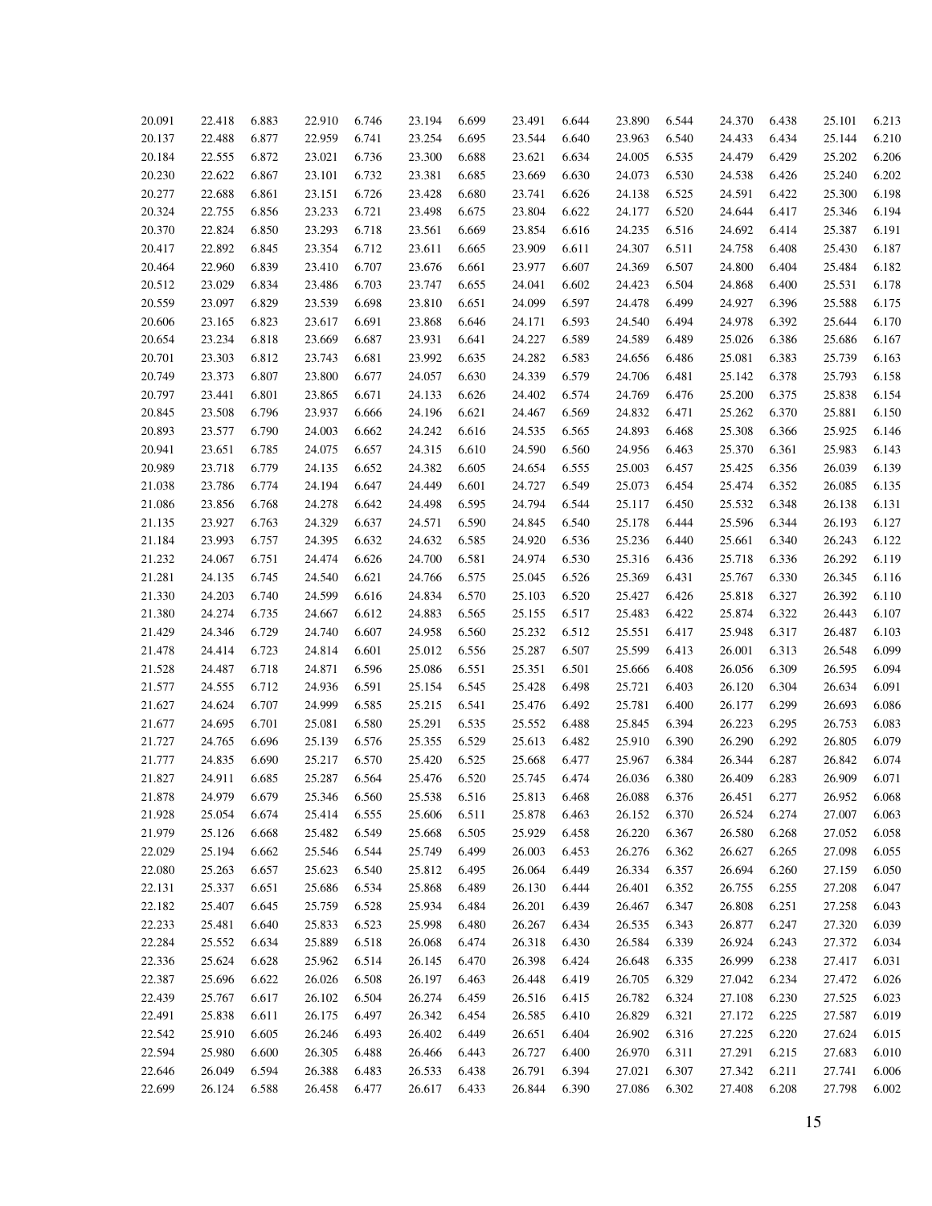| | | | | | | | | | | | | | | |
|---|---|---|---|---|---|---|---|---|---|---|---|---|---|---|
| 20.091 | 22.418 | 6.883 | 22.910 | 6.746 | 23.194 | 6.699 | 23.491 | 6.644 | 23.890 | 6.544 | 24.370 | 6.438 | 25.101 | 6.213 |
| 20.137 | 22.488 | 6.877 | 22.959 | 6.741 | 23.254 | 6.695 | 23.544 | 6.640 | 23.963 | 6.540 | 24.433 | 6.434 | 25.144 | 6.210 |
| 20.184 | 22.555 | 6.872 | 23.021 | 6.736 | 23.300 | 6.688 | 23.621 | 6.634 | 24.005 | 6.535 | 24.479 | 6.429 | 25.202 | 6.206 |
| 20.230 | 22.622 | 6.867 | 23.101 | 6.732 | 23.381 | 6.685 | 23.669 | 6.630 | 24.073 | 6.530 | 24.538 | 6.426 | 25.240 | 6.202 |
| 20.277 | 22.688 | 6.861 | 23.151 | 6.726 | 23.428 | 6.680 | 23.741 | 6.626 | 24.138 | 6.525 | 24.591 | 6.422 | 25.300 | 6.198 |
| 20.324 | 22.755 | 6.856 | 23.233 | 6.721 | 23.498 | 6.675 | 23.804 | 6.622 | 24.177 | 6.520 | 24.644 | 6.417 | 25.346 | 6.194 |
| 20.370 | 22.824 | 6.850 | 23.293 | 6.718 | 23.561 | 6.669 | 23.854 | 6.616 | 24.235 | 6.516 | 24.692 | 6.414 | 25.387 | 6.191 |
| 20.417 | 22.892 | 6.845 | 23.354 | 6.712 | 23.611 | 6.665 | 23.909 | 6.611 | 24.307 | 6.511 | 24.758 | 6.408 | 25.430 | 6.187 |
| 20.464 | 22.960 | 6.839 | 23.410 | 6.707 | 23.676 | 6.661 | 23.977 | 6.607 | 24.369 | 6.507 | 24.800 | 6.404 | 25.484 | 6.182 |
| 20.512 | 23.029 | 6.834 | 23.486 | 6.703 | 23.747 | 6.655 | 24.041 | 6.602 | 24.423 | 6.504 | 24.868 | 6.400 | 25.531 | 6.178 |
| 20.559 | 23.097 | 6.829 | 23.539 | 6.698 | 23.810 | 6.651 | 24.099 | 6.597 | 24.478 | 6.499 | 24.927 | 6.396 | 25.588 | 6.175 |
| 20.606 | 23.165 | 6.823 | 23.617 | 6.691 | 23.868 | 6.646 | 24.171 | 6.593 | 24.540 | 6.494 | 24.978 | 6.392 | 25.644 | 6.170 |
| 20.654 | 23.234 | 6.818 | 23.669 | 6.687 | 23.931 | 6.641 | 24.227 | 6.589 | 24.589 | 6.489 | 25.026 | 6.386 | 25.686 | 6.167 |
| 20.701 | 23.303 | 6.812 | 23.743 | 6.681 | 23.992 | 6.635 | 24.282 | 6.583 | 24.656 | 6.486 | 25.081 | 6.383 | 25.739 | 6.163 |
| 20.749 | 23.373 | 6.807 | 23.800 | 6.677 | 24.057 | 6.630 | 24.339 | 6.579 | 24.706 | 6.481 | 25.142 | 6.378 | 25.793 | 6.158 |
| 20.797 | 23.441 | 6.801 | 23.865 | 6.671 | 24.133 | 6.626 | 24.402 | 6.574 | 24.769 | 6.476 | 25.200 | 6.375 | 25.838 | 6.154 |
| 20.845 | 23.508 | 6.796 | 23.937 | 6.666 | 24.196 | 6.621 | 24.467 | 6.569 | 24.832 | 6.471 | 25.262 | 6.370 | 25.881 | 6.150 |
| 20.893 | 23.577 | 6.790 | 24.003 | 6.662 | 24.242 | 6.616 | 24.535 | 6.565 | 24.893 | 6.468 | 25.308 | 6.366 | 25.925 | 6.146 |
| 20.941 | 23.651 | 6.785 | 24.075 | 6.657 | 24.315 | 6.610 | 24.590 | 6.560 | 24.956 | 6.463 | 25.370 | 6.361 | 25.983 | 6.143 |
| 20.989 | 23.718 | 6.779 | 24.135 | 6.652 | 24.382 | 6.605 | 24.654 | 6.555 | 25.003 | 6.457 | 25.425 | 6.356 | 26.039 | 6.139 |
| 21.038 | 23.786 | 6.774 | 24.194 | 6.647 | 24.449 | 6.601 | 24.727 | 6.549 | 25.073 | 6.454 | 25.474 | 6.352 | 26.085 | 6.135 |
| 21.086 | 23.856 | 6.768 | 24.278 | 6.642 | 24.498 | 6.595 | 24.794 | 6.544 | 25.117 | 6.450 | 25.532 | 6.348 | 26.138 | 6.131 |
| 21.135 | 23.927 | 6.763 | 24.329 | 6.637 | 24.571 | 6.590 | 24.845 | 6.540 | 25.178 | 6.444 | 25.596 | 6.344 | 26.193 | 6.127 |
| 21.184 | 23.993 | 6.757 | 24.395 | 6.632 | 24.632 | 6.585 | 24.920 | 6.536 | 25.236 | 6.440 | 25.661 | 6.340 | 26.243 | 6.122 |
| 21.232 | 24.067 | 6.751 | 24.474 | 6.626 | 24.700 | 6.581 | 24.974 | 6.530 | 25.316 | 6.436 | 25.718 | 6.336 | 26.292 | 6.119 |
| 21.281 | 24.135 | 6.745 | 24.540 | 6.621 | 24.766 | 6.575 | 25.045 | 6.526 | 25.369 | 6.431 | 25.767 | 6.330 | 26.345 | 6.116 |
| 21.330 | 24.203 | 6.740 | 24.599 | 6.616 | 24.834 | 6.570 | 25.103 | 6.520 | 25.427 | 6.426 | 25.818 | 6.327 | 26.392 | 6.110 |
| 21.380 | 24.274 | 6.735 | 24.667 | 6.612 | 24.883 | 6.565 | 25.155 | 6.517 | 25.483 | 6.422 | 25.874 | 6.322 | 26.443 | 6.107 |
| 21.429 | 24.346 | 6.729 | 24.740 | 6.607 | 24.958 | 6.560 | 25.232 | 6.512 | 25.551 | 6.417 | 25.948 | 6.317 | 26.487 | 6.103 |
| 21.478 | 24.414 | 6.723 | 24.814 | 6.601 | 25.012 | 6.556 | 25.287 | 6.507 | 25.599 | 6.413 | 26.001 | 6.313 | 26.548 | 6.099 |
| 21.528 | 24.487 | 6.718 | 24.871 | 6.596 | 25.086 | 6.551 | 25.351 | 6.501 | 25.666 | 6.408 | 26.056 | 6.309 | 26.595 | 6.094 |
| 21.577 | 24.555 | 6.712 | 24.936 | 6.591 | 25.154 | 6.545 | 25.428 | 6.498 | 25.721 | 6.403 | 26.120 | 6.304 | 26.634 | 6.091 |
| 21.627 | 24.624 | 6.707 | 24.999 | 6.585 | 25.215 | 6.541 | 25.476 | 6.492 | 25.781 | 6.400 | 26.177 | 6.299 | 26.693 | 6.086 |
| 21.677 | 24.695 | 6.701 | 25.081 | 6.580 | 25.291 | 6.535 | 25.552 | 6.488 | 25.845 | 6.394 | 26.223 | 6.295 | 26.753 | 6.083 |
| 21.727 | 24.765 | 6.696 | 25.139 | 6.576 | 25.355 | 6.529 | 25.613 | 6.482 | 25.910 | 6.390 | 26.290 | 6.292 | 26.805 | 6.079 |
| 21.777 | 24.835 | 6.690 | 25.217 | 6.570 | 25.420 | 6.525 | 25.668 | 6.477 | 25.967 | 6.384 | 26.344 | 6.287 | 26.842 | 6.074 |
| 21.827 | 24.911 | 6.685 | 25.287 | 6.564 | 25.476 | 6.520 | 25.745 | 6.474 | 26.036 | 6.380 | 26.409 | 6.283 | 26.909 | 6.071 |
| 21.878 | 24.979 | 6.679 | 25.346 | 6.560 | 25.538 | 6.516 | 25.813 | 6.468 | 26.088 | 6.376 | 26.451 | 6.277 | 26.952 | 6.068 |
| 21.928 | 25.054 | 6.674 | 25.414 | 6.555 | 25.606 | 6.511 | 25.878 | 6.463 | 26.152 | 6.370 | 26.524 | 6.274 | 27.007 | 6.063 |
| 21.979 | 25.126 | 6.668 | 25.482 | 6.549 | 25.668 | 6.505 | 25.929 | 6.458 | 26.220 | 6.367 | 26.580 | 6.268 | 27.052 | 6.058 |
| 22.029 | 25.194 | 6.662 | 25.546 | 6.544 | 25.749 | 6.499 | 26.003 | 6.453 | 26.276 | 6.362 | 26.627 | 6.265 | 27.098 | 6.055 |
| 22.080 | 25.263 | 6.657 | 25.623 | 6.540 | 25.812 | 6.495 | 26.064 | 6.449 | 26.334 | 6.357 | 26.694 | 6.260 | 27.159 | 6.050 |
| 22.131 | 25.337 | 6.651 | 25.686 | 6.534 | 25.868 | 6.489 | 26.130 | 6.444 | 26.401 | 6.352 | 26.755 | 6.255 | 27.208 | 6.047 |
| 22.182 | 25.407 | 6.645 | 25.759 | 6.528 | 25.934 | 6.484 | 26.201 | 6.439 | 26.467 | 6.347 | 26.808 | 6.251 | 27.258 | 6.043 |
| 22.233 | 25.481 | 6.640 | 25.833 | 6.523 | 25.998 | 6.480 | 26.267 | 6.434 | 26.535 | 6.343 | 26.877 | 6.247 | 27.320 | 6.039 |
| 22.284 | 25.552 | 6.634 | 25.889 | 6.518 | 26.068 | 6.474 | 26.318 | 6.430 | 26.584 | 6.339 | 26.924 | 6.243 | 27.372 | 6.034 |
| 22.336 | 25.624 | 6.628 | 25.962 | 6.514 | 26.145 | 6.470 | 26.398 | 6.424 | 26.648 | 6.335 | 26.999 | 6.238 | 27.417 | 6.031 |
| 22.387 | 25.696 | 6.622 | 26.026 | 6.508 | 26.197 | 6.463 | 26.448 | 6.419 | 26.705 | 6.329 | 27.042 | 6.234 | 27.472 | 6.026 |
| 22.439 | 25.767 | 6.617 | 26.102 | 6.504 | 26.274 | 6.459 | 26.516 | 6.415 | 26.782 | 6.324 | 27.108 | 6.230 | 27.525 | 6.023 |
| 22.491 | 25.838 | 6.611 | 26.175 | 6.497 | 26.342 | 6.454 | 26.585 | 6.410 | 26.829 | 6.321 | 27.172 | 6.225 | 27.587 | 6.019 |
| 22.542 | 25.910 | 6.605 | 26.246 | 6.493 | 26.402 | 6.449 | 26.651 | 6.404 | 26.902 | 6.316 | 27.225 | 6.220 | 27.624 | 6.015 |
| 22.594 | 25.980 | 6.600 | 26.305 | 6.488 | 26.466 | 6.443 | 26.727 | 6.400 | 26.970 | 6.311 | 27.291 | 6.215 | 27.683 | 6.010 |
| 22.646 | 26.049 | 6.594 | 26.388 | 6.483 | 26.533 | 6.438 | 26.791 | 6.394 | 27.021 | 6.307 | 27.342 | 6.211 | 27.741 | 6.006 |
| 22.699 | 26.124 | 6.588 | 26.458 | 6.477 | 26.617 | 6.433 | 26.844 | 6.390 | 27.086 | 6.302 | 27.408 | 6.208 | 27.798 | 6.002 |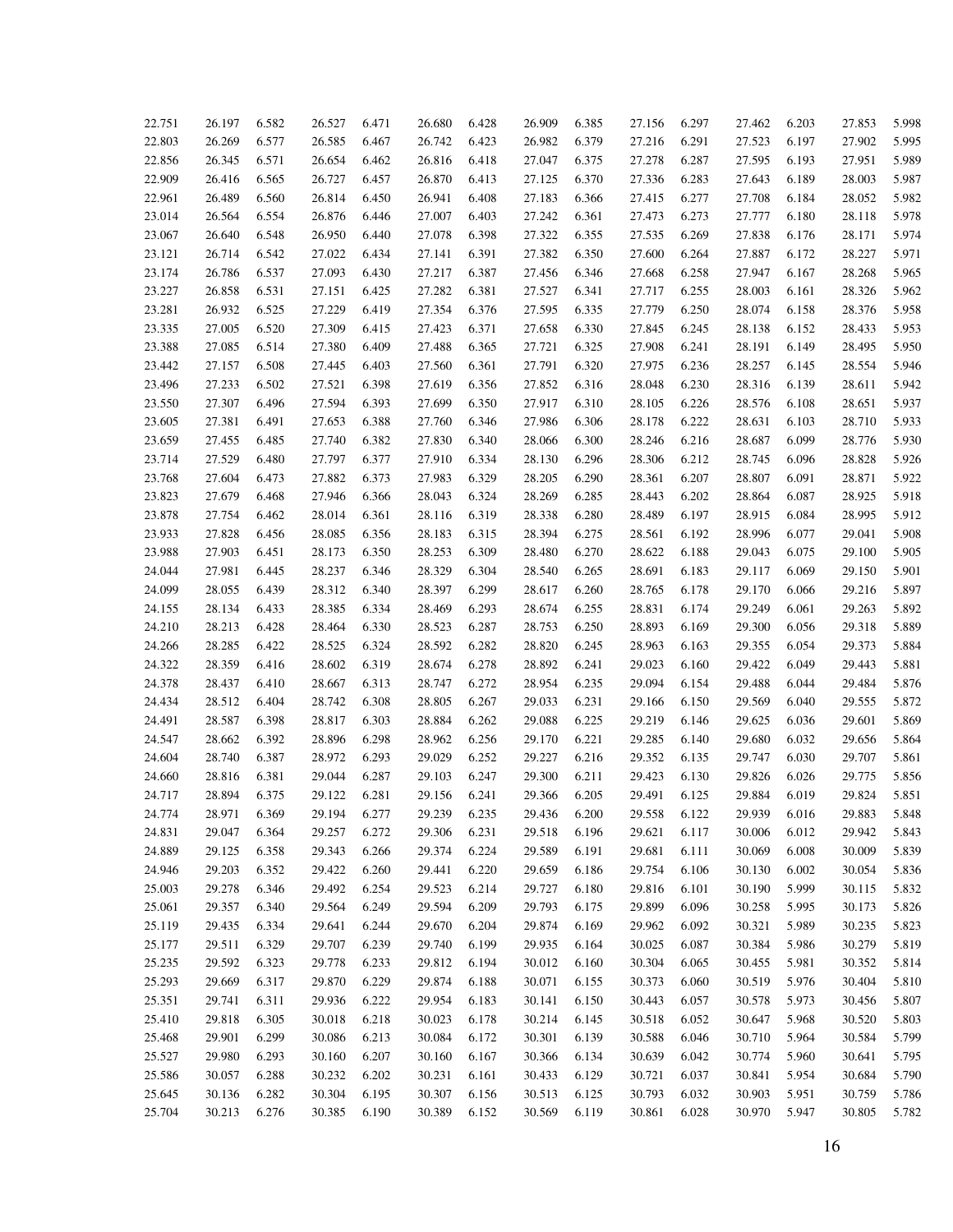| | | | | | | | | | | | | | | |
|---|---|---|---|---|---|---|---|---|---|---|---|---|---|---|
| 22.751 | 26.197 | 6.582 | 26.527 | 6.471 | 26.680 | 6.428 | 26.909 | 6.385 | 27.156 | 6.297 | 27.462 | 6.203 | 27.853 | 5.998 |
| 22.803 | 26.269 | 6.577 | 26.585 | 6.467 | 26.742 | 6.423 | 26.982 | 6.379 | 27.216 | 6.291 | 27.523 | 6.197 | 27.902 | 5.995 |
| 22.856 | 26.345 | 6.571 | 26.654 | 6.462 | 26.816 | 6.418 | 27.047 | 6.375 | 27.278 | 6.287 | 27.595 | 6.193 | 27.951 | 5.989 |
| 22.909 | 26.416 | 6.565 | 26.727 | 6.457 | 26.870 | 6.413 | 27.125 | 6.370 | 27.336 | 6.283 | 27.643 | 6.189 | 28.003 | 5.987 |
| 22.961 | 26.489 | 6.560 | 26.814 | 6.450 | 26.941 | 6.408 | 27.183 | 6.366 | 27.415 | 6.277 | 27.708 | 6.184 | 28.052 | 5.982 |
| 23.014 | 26.564 | 6.554 | 26.876 | 6.446 | 27.007 | 6.403 | 27.242 | 6.361 | 27.473 | 6.273 | 27.777 | 6.180 | 28.118 | 5.978 |
| 23.067 | 26.640 | 6.548 | 26.950 | 6.440 | 27.078 | 6.398 | 27.322 | 6.355 | 27.535 | 6.269 | 27.838 | 6.176 | 28.171 | 5.974 |
| 23.121 | 26.714 | 6.542 | 27.022 | 6.434 | 27.141 | 6.391 | 27.382 | 6.350 | 27.600 | 6.264 | 27.887 | 6.172 | 28.227 | 5.971 |
| 23.174 | 26.786 | 6.537 | 27.093 | 6.430 | 27.217 | 6.387 | 27.456 | 6.346 | 27.668 | 6.258 | 27.947 | 6.167 | 28.268 | 5.965 |
| 23.227 | 26.858 | 6.531 | 27.151 | 6.425 | 27.282 | 6.381 | 27.527 | 6.341 | 27.717 | 6.255 | 28.003 | 6.161 | 28.326 | 5.962 |
| 23.281 | 26.932 | 6.525 | 27.229 | 6.419 | 27.354 | 6.376 | 27.595 | 6.335 | 27.779 | 6.250 | 28.074 | 6.158 | 28.376 | 5.958 |
| 23.335 | 27.005 | 6.520 | 27.309 | 6.415 | 27.423 | 6.371 | 27.658 | 6.330 | 27.845 | 6.245 | 28.138 | 6.152 | 28.433 | 5.953 |
| 23.388 | 27.085 | 6.514 | 27.380 | 6.409 | 27.488 | 6.365 | 27.721 | 6.325 | 27.908 | 6.241 | 28.191 | 6.149 | 28.495 | 5.950 |
| 23.442 | 27.157 | 6.508 | 27.445 | 6.403 | 27.560 | 6.361 | 27.791 | 6.320 | 27.975 | 6.236 | 28.257 | 6.145 | 28.554 | 5.946 |
| 23.496 | 27.233 | 6.502 | 27.521 | 6.398 | 27.619 | 6.356 | 27.852 | 6.316 | 28.048 | 6.230 | 28.316 | 6.139 | 28.611 | 5.942 |
| 23.550 | 27.307 | 6.496 | 27.594 | 6.393 | 27.699 | 6.350 | 27.917 | 6.310 | 28.105 | 6.226 | 28.576 | 6.108 | 28.651 | 5.937 |
| 23.605 | 27.381 | 6.491 | 27.653 | 6.388 | 27.760 | 6.346 | 27.986 | 6.306 | 28.178 | 6.222 | 28.631 | 6.103 | 28.710 | 5.933 |
| 23.659 | 27.455 | 6.485 | 27.740 | 6.382 | 27.830 | 6.340 | 28.066 | 6.300 | 28.246 | 6.216 | 28.687 | 6.099 | 28.776 | 5.930 |
| 23.714 | 27.529 | 6.480 | 27.797 | 6.377 | 27.910 | 6.334 | 28.130 | 6.296 | 28.306 | 6.212 | 28.745 | 6.096 | 28.828 | 5.926 |
| 23.768 | 27.604 | 6.473 | 27.882 | 6.373 | 27.983 | 6.329 | 28.205 | 6.290 | 28.361 | 6.207 | 28.807 | 6.091 | 28.871 | 5.922 |
| 23.823 | 27.679 | 6.468 | 27.946 | 6.366 | 28.043 | 6.324 | 28.269 | 6.285 | 28.443 | 6.202 | 28.864 | 6.087 | 28.925 | 5.918 |
| 23.878 | 27.754 | 6.462 | 28.014 | 6.361 | 28.116 | 6.319 | 28.338 | 6.280 | 28.489 | 6.197 | 28.915 | 6.084 | 28.995 | 5.912 |
| 23.933 | 27.828 | 6.456 | 28.085 | 6.356 | 28.183 | 6.315 | 28.394 | 6.275 | 28.561 | 6.192 | 28.996 | 6.077 | 29.041 | 5.908 |
| 23.988 | 27.903 | 6.451 | 28.173 | 6.350 | 28.253 | 6.309 | 28.480 | 6.270 | 28.622 | 6.188 | 29.043 | 6.075 | 29.100 | 5.905 |
| 24.044 | 27.981 | 6.445 | 28.237 | 6.346 | 28.329 | 6.304 | 28.540 | 6.265 | 28.691 | 6.183 | 29.117 | 6.069 | 29.150 | 5.901 |
| 24.099 | 28.055 | 6.439 | 28.312 | 6.340 | 28.397 | 6.299 | 28.617 | 6.260 | 28.765 | 6.178 | 29.170 | 6.066 | 29.216 | 5.897 |
| 24.155 | 28.134 | 6.433 | 28.385 | 6.334 | 28.469 | 6.293 | 28.674 | 6.255 | 28.831 | 6.174 | 29.249 | 6.061 | 29.263 | 5.892 |
| 24.210 | 28.213 | 6.428 | 28.464 | 6.330 | 28.523 | 6.287 | 28.753 | 6.250 | 28.893 | 6.169 | 29.300 | 6.056 | 29.318 | 5.889 |
| 24.266 | 28.285 | 6.422 | 28.525 | 6.324 | 28.592 | 6.282 | 28.820 | 6.245 | 28.963 | 6.163 | 29.355 | 6.054 | 29.373 | 5.884 |
| 24.322 | 28.359 | 6.416 | 28.602 | 6.319 | 28.674 | 6.278 | 28.892 | 6.241 | 29.023 | 6.160 | 29.422 | 6.049 | 29.443 | 5.881 |
| 24.378 | 28.437 | 6.410 | 28.667 | 6.313 | 28.747 | 6.272 | 28.954 | 6.235 | 29.094 | 6.154 | 29.488 | 6.044 | 29.484 | 5.876 |
| 24.434 | 28.512 | 6.404 | 28.742 | 6.308 | 28.805 | 6.267 | 29.033 | 6.231 | 29.166 | 6.150 | 29.569 | 6.040 | 29.555 | 5.872 |
| 24.491 | 28.587 | 6.398 | 28.817 | 6.303 | 28.884 | 6.262 | 29.088 | 6.225 | 29.219 | 6.146 | 29.625 | 6.036 | 29.601 | 5.869 |
| 24.547 | 28.662 | 6.392 | 28.896 | 6.298 | 28.962 | 6.256 | 29.170 | 6.221 | 29.285 | 6.140 | 29.680 | 6.032 | 29.656 | 5.864 |
| 24.604 | 28.740 | 6.387 | 28.972 | 6.293 | 29.029 | 6.252 | 29.227 | 6.216 | 29.352 | 6.135 | 29.747 | 6.030 | 29.707 | 5.861 |
| 24.660 | 28.816 | 6.381 | 29.044 | 6.287 | 29.103 | 6.247 | 29.300 | 6.211 | 29.423 | 6.130 | 29.826 | 6.026 | 29.775 | 5.856 |
| 24.717 | 28.894 | 6.375 | 29.122 | 6.281 | 29.156 | 6.241 | 29.366 | 6.205 | 29.491 | 6.125 | 29.884 | 6.019 | 29.824 | 5.851 |
| 24.774 | 28.971 | 6.369 | 29.194 | 6.277 | 29.239 | 6.235 | 29.436 | 6.200 | 29.558 | 6.122 | 29.939 | 6.016 | 29.883 | 5.848 |
| 24.831 | 29.047 | 6.364 | 29.257 | 6.272 | 29.306 | 6.231 | 29.518 | 6.196 | 29.621 | 6.117 | 30.006 | 6.012 | 29.942 | 5.843 |
| 24.889 | 29.125 | 6.358 | 29.343 | 6.266 | 29.374 | 6.224 | 29.589 | 6.191 | 29.681 | 6.111 | 30.069 | 6.008 | 30.009 | 5.839 |
| 24.946 | 29.203 | 6.352 | 29.422 | 6.260 | 29.441 | 6.220 | 29.659 | 6.186 | 29.754 | 6.106 | 30.130 | 6.002 | 30.054 | 5.836 |
| 25.003 | 29.278 | 6.346 | 29.492 | 6.254 | 29.523 | 6.214 | 29.727 | 6.180 | 29.816 | 6.101 | 30.190 | 5.999 | 30.115 | 5.832 |
| 25.061 | 29.357 | 6.340 | 29.564 | 6.249 | 29.594 | 6.209 | 29.793 | 6.175 | 29.899 | 6.096 | 30.258 | 5.995 | 30.173 | 5.826 |
| 25.119 | 29.435 | 6.334 | 29.641 | 6.244 | 29.670 | 6.204 | 29.874 | 6.169 | 29.962 | 6.092 | 30.321 | 5.989 | 30.235 | 5.823 |
| 25.177 | 29.511 | 6.329 | 29.707 | 6.239 | 29.740 | 6.199 | 29.935 | 6.164 | 30.025 | 6.087 | 30.384 | 5.986 | 30.279 | 5.819 |
| 25.235 | 29.592 | 6.323 | 29.778 | 6.233 | 29.812 | 6.194 | 30.012 | 6.160 | 30.304 | 6.065 | 30.455 | 5.981 | 30.352 | 5.814 |
| 25.293 | 29.669 | 6.317 | 29.870 | 6.229 | 29.874 | 6.188 | 30.071 | 6.155 | 30.373 | 6.060 | 30.519 | 5.976 | 30.404 | 5.810 |
| 25.351 | 29.741 | 6.311 | 29.936 | 6.222 | 29.954 | 6.183 | 30.141 | 6.150 | 30.443 | 6.057 | 30.578 | 5.973 | 30.456 | 5.807 |
| 25.410 | 29.818 | 6.305 | 30.018 | 6.218 | 30.023 | 6.178 | 30.214 | 6.145 | 30.518 | 6.052 | 30.647 | 5.968 | 30.520 | 5.803 |
| 25.468 | 29.901 | 6.299 | 30.086 | 6.213 | 30.084 | 6.172 | 30.301 | 6.139 | 30.588 | 6.046 | 30.710 | 5.964 | 30.584 | 5.799 |
| 25.527 | 29.980 | 6.293 | 30.160 | 6.207 | 30.160 | 6.167 | 30.366 | 6.134 | 30.639 | 6.042 | 30.774 | 5.960 | 30.641 | 5.795 |
| 25.586 | 30.057 | 6.288 | 30.232 | 6.202 | 30.231 | 6.161 | 30.433 | 6.129 | 30.721 | 6.037 | 30.841 | 5.954 | 30.684 | 5.790 |
| 25.645 | 30.136 | 6.282 | 30.304 | 6.195 | 30.307 | 6.156 | 30.513 | 6.125 | 30.793 | 6.032 | 30.903 | 5.951 | 30.759 | 5.786 |
| 25.704 | 30.213 | 6.276 | 30.385 | 6.190 | 30.389 | 6.152 | 30.569 | 6.119 | 30.861 | 6.028 | 30.970 | 5.947 | 30.805 | 5.782 |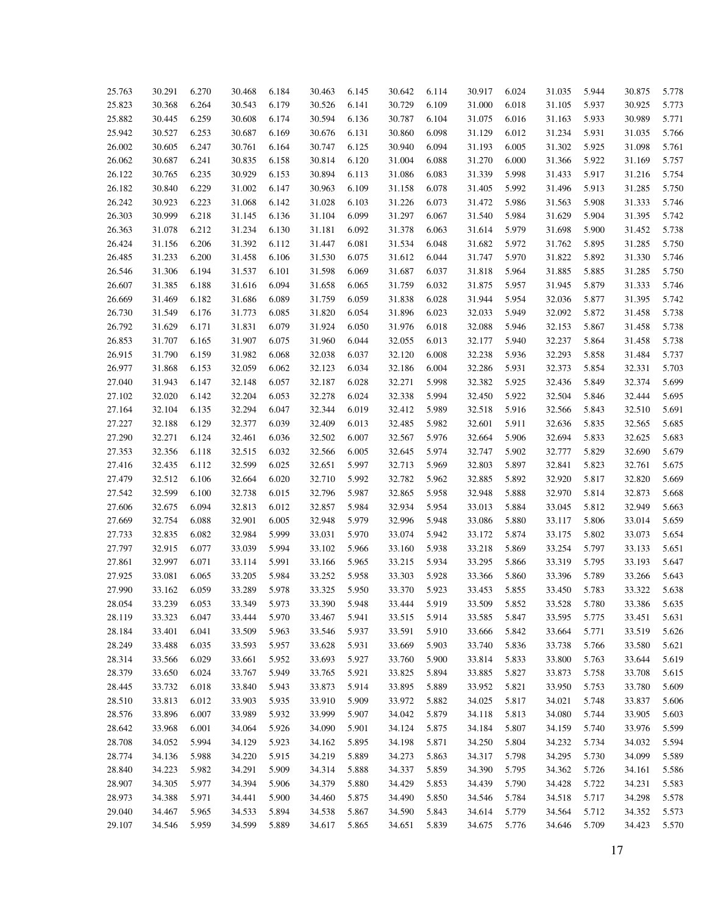| | | | | | | | | | | | | | | |
|---|---|---|---|---|---|---|---|---|---|---|---|---|---|---|
| 25.763 | 30.291 | 6.270 | 30.468 | 6.184 | 30.463 | 6.145 | 30.642 | 6.114 | 30.917 | 6.024 | 31.035 | 5.944 | 30.875 | 5.778 |
| 25.823 | 30.368 | 6.264 | 30.543 | 6.179 | 30.526 | 6.141 | 30.729 | 6.109 | 31.000 | 6.018 | 31.105 | 5.937 | 30.925 | 5.773 |
| 25.882 | 30.445 | 6.259 | 30.608 | 6.174 | 30.594 | 6.136 | 30.787 | 6.104 | 31.075 | 6.016 | 31.163 | 5.933 | 30.989 | 5.771 |
| 25.942 | 30.527 | 6.253 | 30.687 | 6.169 | 30.676 | 6.131 | 30.860 | 6.098 | 31.129 | 6.012 | 31.234 | 5.931 | 31.035 | 5.766 |
| 26.002 | 30.605 | 6.247 | 30.761 | 6.164 | 30.747 | 6.125 | 30.940 | 6.094 | 31.193 | 6.005 | 31.302 | 5.925 | 31.098 | 5.761 |
| 26.062 | 30.687 | 6.241 | 30.835 | 6.158 | 30.814 | 6.120 | 31.004 | 6.088 | 31.270 | 6.000 | 31.366 | 5.922 | 31.169 | 5.757 |
| 26.122 | 30.765 | 6.235 | 30.929 | 6.153 | 30.894 | 6.113 | 31.086 | 6.083 | 31.339 | 5.998 | 31.433 | 5.917 | 31.216 | 5.754 |
| 26.182 | 30.840 | 6.229 | 31.002 | 6.147 | 30.963 | 6.109 | 31.158 | 6.078 | 31.405 | 5.992 | 31.496 | 5.913 | 31.285 | 5.750 |
| 26.242 | 30.923 | 6.223 | 31.068 | 6.142 | 31.028 | 6.103 | 31.226 | 6.073 | 31.472 | 5.986 | 31.563 | 5.908 | 31.333 | 5.746 |
| 26.303 | 30.999 | 6.218 | 31.145 | 6.136 | 31.104 | 6.099 | 31.297 | 6.067 | 31.540 | 5.984 | 31.629 | 5.904 | 31.395 | 5.742 |
| 26.363 | 31.078 | 6.212 | 31.234 | 6.130 | 31.181 | 6.092 | 31.378 | 6.063 | 31.614 | 5.979 | 31.698 | 5.900 | 31.452 | 5.738 |
| 26.424 | 31.156 | 6.206 | 31.392 | 6.112 | 31.447 | 6.081 | 31.534 | 6.048 | 31.682 | 5.972 | 31.762 | 5.895 | 31.285 | 5.750 |
| 26.485 | 31.233 | 6.200 | 31.458 | 6.106 | 31.530 | 6.075 | 31.612 | 6.044 | 31.747 | 5.970 | 31.822 | 5.892 | 31.330 | 5.746 |
| 26.546 | 31.306 | 6.194 | 31.537 | 6.101 | 31.598 | 6.069 | 31.687 | 6.037 | 31.818 | 5.964 | 31.885 | 5.885 | 31.285 | 5.750 |
| 26.607 | 31.385 | 6.188 | 31.616 | 6.094 | 31.658 | 6.065 | 31.759 | 6.032 | 31.875 | 5.957 | 31.945 | 5.879 | 31.333 | 5.746 |
| 26.669 | 31.469 | 6.182 | 31.686 | 6.089 | 31.759 | 6.059 | 31.838 | 6.028 | 31.944 | 5.954 | 32.036 | 5.877 | 31.395 | 5.742 |
| 26.730 | 31.549 | 6.176 | 31.773 | 6.085 | 31.820 | 6.054 | 31.896 | 6.023 | 32.033 | 5.949 | 32.092 | 5.872 | 31.458 | 5.738 |
| 26.792 | 31.629 | 6.171 | 31.831 | 6.079 | 31.924 | 6.050 | 31.976 | 6.018 | 32.088 | 5.946 | 32.153 | 5.867 | 31.458 | 5.738 |
| 26.853 | 31.707 | 6.165 | 31.907 | 6.075 | 31.960 | 6.044 | 32.055 | 6.013 | 32.177 | 5.940 | 32.237 | 5.864 | 31.458 | 5.738 |
| 26.915 | 31.790 | 6.159 | 31.982 | 6.068 | 32.038 | 6.037 | 32.120 | 6.008 | 32.238 | 5.936 | 32.293 | 5.858 | 31.484 | 5.737 |
| 26.977 | 31.868 | 6.153 | 32.059 | 6.062 | 32.123 | 6.034 | 32.186 | 6.004 | 32.286 | 5.931 | 32.373 | 5.854 | 32.331 | 5.703 |
| 27.040 | 31.943 | 6.147 | 32.148 | 6.057 | 32.187 | 6.028 | 32.271 | 5.998 | 32.382 | 5.925 | 32.436 | 5.849 | 32.374 | 5.699 |
| 27.102 | 32.020 | 6.142 | 32.204 | 6.053 | 32.278 | 6.024 | 32.338 | 5.994 | 32.450 | 5.922 | 32.504 | 5.846 | 32.444 | 5.695 |
| 27.164 | 32.104 | 6.135 | 32.294 | 6.047 | 32.344 | 6.019 | 32.412 | 5.989 | 32.518 | 5.916 | 32.566 | 5.843 | 32.510 | 5.691 |
| 27.227 | 32.188 | 6.129 | 32.377 | 6.039 | 32.409 | 6.013 | 32.485 | 5.982 | 32.601 | 5.911 | 32.636 | 5.835 | 32.565 | 5.685 |
| 27.290 | 32.271 | 6.124 | 32.461 | 6.036 | 32.502 | 6.007 | 32.567 | 5.976 | 32.664 | 5.906 | 32.694 | 5.833 | 32.625 | 5.683 |
| 27.353 | 32.356 | 6.118 | 32.515 | 6.032 | 32.566 | 6.005 | 32.645 | 5.974 | 32.747 | 5.902 | 32.777 | 5.829 | 32.690 | 5.679 |
| 27.416 | 32.435 | 6.112 | 32.599 | 6.025 | 32.651 | 5.997 | 32.713 | 5.969 | 32.803 | 5.897 | 32.841 | 5.823 | 32.761 | 5.675 |
| 27.479 | 32.512 | 6.106 | 32.664 | 6.020 | 32.710 | 5.992 | 32.782 | 5.962 | 32.885 | 5.892 | 32.920 | 5.817 | 32.820 | 5.669 |
| 27.542 | 32.599 | 6.100 | 32.738 | 6.015 | 32.796 | 5.987 | 32.865 | 5.958 | 32.948 | 5.888 | 32.970 | 5.814 | 32.873 | 5.668 |
| 27.606 | 32.675 | 6.094 | 32.813 | 6.012 | 32.857 | 5.984 | 32.934 | 5.954 | 33.013 | 5.884 | 33.045 | 5.812 | 32.949 | 5.663 |
| 27.669 | 32.754 | 6.088 | 32.901 | 6.005 | 32.948 | 5.979 | 32.996 | 5.948 | 33.086 | 5.880 | 33.117 | 5.806 | 33.014 | 5.659 |
| 27.733 | 32.835 | 6.082 | 32.984 | 5.999 | 33.031 | 5.970 | 33.074 | 5.942 | 33.172 | 5.874 | 33.175 | 5.802 | 33.073 | 5.654 |
| 27.797 | 32.915 | 6.077 | 33.039 | 5.994 | 33.102 | 5.966 | 33.160 | 5.938 | 33.218 | 5.869 | 33.254 | 5.797 | 33.133 | 5.651 |
| 27.861 | 32.997 | 6.071 | 33.114 | 5.991 | 33.166 | 5.965 | 33.215 | 5.934 | 33.295 | 5.866 | 33.319 | 5.795 | 33.193 | 5.647 |
| 27.925 | 33.081 | 6.065 | 33.205 | 5.984 | 33.252 | 5.958 | 33.303 | 5.928 | 33.366 | 5.860 | 33.396 | 5.789 | 33.266 | 5.643 |
| 27.990 | 33.162 | 6.059 | 33.289 | 5.978 | 33.325 | 5.950 | 33.370 | 5.923 | 33.453 | 5.855 | 33.450 | 5.783 | 33.322 | 5.638 |
| 28.054 | 33.239 | 6.053 | 33.349 | 5.973 | 33.390 | 5.948 | 33.444 | 5.919 | 33.509 | 5.852 | 33.528 | 5.780 | 33.386 | 5.635 |
| 28.119 | 33.323 | 6.047 | 33.444 | 5.970 | 33.467 | 5.941 | 33.515 | 5.914 | 33.585 | 5.847 | 33.595 | 5.775 | 33.451 | 5.631 |
| 28.184 | 33.401 | 6.041 | 33.509 | 5.963 | 33.546 | 5.937 | 33.591 | 5.910 | 33.666 | 5.842 | 33.664 | 5.771 | 33.519 | 5.626 |
| 28.249 | 33.488 | 6.035 | 33.593 | 5.957 | 33.628 | 5.931 | 33.669 | 5.903 | 33.740 | 5.836 | 33.738 | 5.766 | 33.580 | 5.621 |
| 28.314 | 33.566 | 6.029 | 33.661 | 5.952 | 33.693 | 5.927 | 33.760 | 5.900 | 33.814 | 5.833 | 33.800 | 5.763 | 33.644 | 5.619 |
| 28.379 | 33.650 | 6.024 | 33.767 | 5.949 | 33.765 | 5.921 | 33.825 | 5.894 | 33.885 | 5.827 | 33.873 | 5.758 | 33.708 | 5.615 |
| 28.445 | 33.732 | 6.018 | 33.840 | 5.943 | 33.873 | 5.914 | 33.895 | 5.889 | 33.952 | 5.821 | 33.950 | 5.753 | 33.780 | 5.609 |
| 28.510 | 33.813 | 6.012 | 33.903 | 5.935 | 33.910 | 5.909 | 33.972 | 5.882 | 34.025 | 5.817 | 34.021 | 5.748 | 33.837 | 5.606 |
| 28.576 | 33.896 | 6.007 | 33.989 | 5.932 | 33.999 | 5.907 | 34.042 | 5.879 | 34.118 | 5.813 | 34.080 | 5.744 | 33.905 | 5.603 |
| 28.642 | 33.968 | 6.001 | 34.064 | 5.926 | 34.090 | 5.901 | 34.124 | 5.875 | 34.184 | 5.807 | 34.159 | 5.740 | 33.976 | 5.599 |
| 28.708 | 34.052 | 5.994 | 34.129 | 5.923 | 34.162 | 5.895 | 34.198 | 5.871 | 34.250 | 5.804 | 34.232 | 5.734 | 34.032 | 5.594 |
| 28.774 | 34.136 | 5.988 | 34.220 | 5.915 | 34.219 | 5.889 | 34.273 | 5.863 | 34.317 | 5.798 | 34.295 | 5.730 | 34.099 | 5.589 |
| 28.840 | 34.223 | 5.982 | 34.291 | 5.909 | 34.314 | 5.888 | 34.337 | 5.859 | 34.390 | 5.795 | 34.362 | 5.726 | 34.161 | 5.586 |
| 28.907 | 34.305 | 5.977 | 34.394 | 5.906 | 34.379 | 5.880 | 34.429 | 5.853 | 34.439 | 5.790 | 34.428 | 5.722 | 34.231 | 5.583 |
| 28.973 | 34.388 | 5.971 | 34.441 | 5.900 | 34.460 | 5.875 | 34.490 | 5.850 | 34.546 | 5.784 | 34.518 | 5.717 | 34.298 | 5.578 |
| 29.040 | 34.467 | 5.965 | 34.533 | 5.894 | 34.538 | 5.867 | 34.590 | 5.843 | 34.614 | 5.779 | 34.564 | 5.712 | 34.352 | 5.573 |
| 29.107 | 34.546 | 5.959 | 34.599 | 5.889 | 34.617 | 5.865 | 34.651 | 5.839 | 34.675 | 5.776 | 34.646 | 5.709 | 34.423 | 5.570 |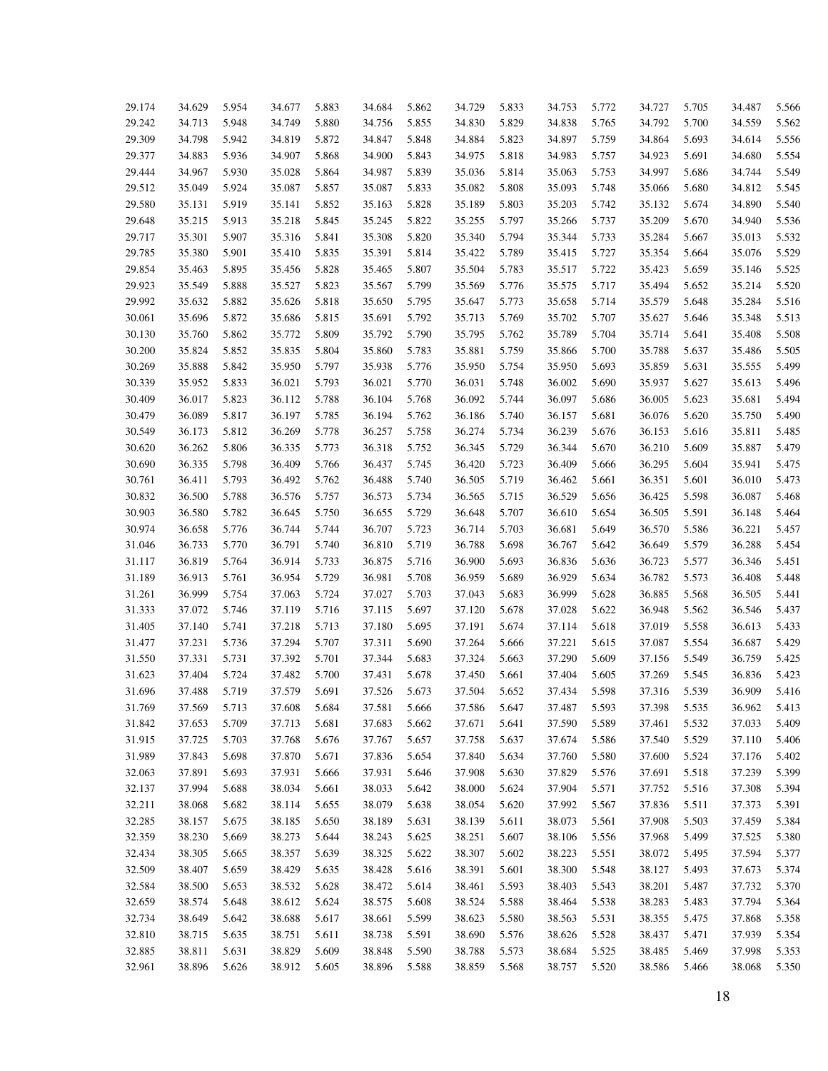| | | | | | | | | | | | | | | |
|---|---|---|---|---|---|---|---|---|---|---|---|---|---|---|
| 29.174 | 34.629 | 5.954 | 34.677 | 5.883 | 34.684 | 5.862 | 34.729 | 5.833 | 34.753 | 5.772 | 34.727 | 5.705 | 34.487 | 5.566 |
| 29.242 | 34.713 | 5.948 | 34.749 | 5.880 | 34.756 | 5.855 | 34.830 | 5.829 | 34.838 | 5.765 | 34.792 | 5.700 | 34.559 | 5.562 |
| 29.309 | 34.798 | 5.942 | 34.819 | 5.872 | 34.847 | 5.848 | 34.884 | 5.823 | 34.897 | 5.759 | 34.864 | 5.693 | 34.614 | 5.556 |
| 29.377 | 34.883 | 5.936 | 34.907 | 5.868 | 34.900 | 5.843 | 34.975 | 5.818 | 34.983 | 5.757 | 34.923 | 5.691 | 34.680 | 5.554 |
| 29.444 | 34.967 | 5.930 | 35.028 | 5.864 | 34.987 | 5.839 | 35.036 | 5.814 | 35.063 | 5.753 | 34.997 | 5.686 | 34.744 | 5.549 |
| 29.512 | 35.049 | 5.924 | 35.087 | 5.857 | 35.087 | 5.833 | 35.082 | 5.808 | 35.093 | 5.748 | 35.066 | 5.680 | 34.812 | 5.545 |
| 29.580 | 35.131 | 5.919 | 35.141 | 5.852 | 35.163 | 5.828 | 35.189 | 5.803 | 35.203 | 5.742 | 35.132 | 5.674 | 34.890 | 5.540 |
| 29.648 | 35.215 | 5.913 | 35.218 | 5.845 | 35.245 | 5.822 | 35.255 | 5.797 | 35.266 | 5.737 | 35.209 | 5.670 | 34.940 | 5.536 |
| 29.717 | 35.301 | 5.907 | 35.316 | 5.841 | 35.308 | 5.820 | 35.340 | 5.794 | 35.344 | 5.733 | 35.284 | 5.667 | 35.013 | 5.532 |
| 29.785 | 35.380 | 5.901 | 35.410 | 5.835 | 35.391 | 5.814 | 35.422 | 5.789 | 35.415 | 5.727 | 35.354 | 5.664 | 35.076 | 5.529 |
| 29.854 | 35.463 | 5.895 | 35.456 | 5.828 | 35.465 | 5.807 | 35.504 | 5.783 | 35.517 | 5.722 | 35.423 | 5.659 | 35.146 | 5.525 |
| 29.923 | 35.549 | 5.888 | 35.527 | 5.823 | 35.567 | 5.799 | 35.569 | 5.776 | 35.575 | 5.717 | 35.494 | 5.652 | 35.214 | 5.520 |
| 29.992 | 35.632 | 5.882 | 35.626 | 5.818 | 35.650 | 5.795 | 35.647 | 5.773 | 35.658 | 5.714 | 35.579 | 5.648 | 35.284 | 5.516 |
| 30.061 | 35.696 | 5.872 | 35.686 | 5.815 | 35.691 | 5.792 | 35.713 | 5.769 | 35.702 | 5.707 | 35.627 | 5.646 | 35.348 | 5.513 |
| 30.130 | 35.760 | 5.862 | 35.772 | 5.809 | 35.792 | 5.790 | 35.795 | 5.762 | 35.789 | 5.704 | 35.714 | 5.641 | 35.408 | 5.508 |
| 30.200 | 35.824 | 5.852 | 35.835 | 5.804 | 35.860 | 5.783 | 35.881 | 5.759 | 35.866 | 5.700 | 35.788 | 5.637 | 35.486 | 5.505 |
| 30.269 | 35.888 | 5.842 | 35.950 | 5.797 | 35.938 | 5.776 | 35.950 | 5.754 | 35.950 | 5.693 | 35.859 | 5.631 | 35.555 | 5.499 |
| 30.339 | 35.952 | 5.833 | 36.021 | 5.793 | 36.021 | 5.770 | 36.031 | 5.748 | 36.002 | 5.690 | 35.937 | 5.627 | 35.613 | 5.496 |
| 30.409 | 36.017 | 5.823 | 36.112 | 5.788 | 36.104 | 5.768 | 36.092 | 5.744 | 36.097 | 5.686 | 36.005 | 5.623 | 35.681 | 5.494 |
| 30.479 | 36.089 | 5.817 | 36.197 | 5.785 | 36.194 | 5.762 | 36.186 | 5.740 | 36.157 | 5.681 | 36.076 | 5.620 | 35.750 | 5.490 |
| 30.549 | 36.173 | 5.812 | 36.269 | 5.778 | 36.257 | 5.758 | 36.274 | 5.734 | 36.239 | 5.676 | 36.153 | 5.616 | 35.811 | 5.485 |
| 30.620 | 36.262 | 5.806 | 36.335 | 5.773 | 36.318 | 5.752 | 36.345 | 5.729 | 36.344 | 5.670 | 36.210 | 5.609 | 35.887 | 5.479 |
| 30.690 | 36.335 | 5.798 | 36.409 | 5.766 | 36.437 | 5.745 | 36.420 | 5.723 | 36.409 | 5.666 | 36.295 | 5.604 | 35.941 | 5.475 |
| 30.761 | 36.411 | 5.793 | 36.492 | 5.762 | 36.488 | 5.740 | 36.505 | 5.719 | 36.462 | 5.661 | 36.351 | 5.601 | 36.010 | 5.473 |
| 30.832 | 36.500 | 5.788 | 36.576 | 5.757 | 36.573 | 5.734 | 36.565 | 5.715 | 36.529 | 5.656 | 36.425 | 5.598 | 36.087 | 5.468 |
| 30.903 | 36.580 | 5.782 | 36.645 | 5.750 | 36.655 | 5.729 | 36.648 | 5.707 | 36.610 | 5.654 | 36.505 | 5.591 | 36.148 | 5.464 |
| 30.974 | 36.658 | 5.776 | 36.744 | 5.744 | 36.707 | 5.723 | 36.714 | 5.703 | 36.681 | 5.649 | 36.570 | 5.586 | 36.221 | 5.457 |
| 31.046 | 36.733 | 5.770 | 36.791 | 5.740 | 36.810 | 5.719 | 36.788 | 5.698 | 36.767 | 5.642 | 36.649 | 5.579 | 36.288 | 5.454 |
| 31.117 | 36.819 | 5.764 | 36.914 | 5.733 | 36.875 | 5.716 | 36.900 | 5.693 | 36.836 | 5.636 | 36.723 | 5.577 | 36.346 | 5.451 |
| 31.189 | 36.913 | 5.761 | 36.954 | 5.729 | 36.981 | 5.708 | 36.959 | 5.689 | 36.929 | 5.634 | 36.782 | 5.573 | 36.408 | 5.448 |
| 31.261 | 36.999 | 5.754 | 37.063 | 5.724 | 37.027 | 5.703 | 37.043 | 5.683 | 36.999 | 5.628 | 36.885 | 5.568 | 36.505 | 5.441 |
| 31.333 | 37.072 | 5.746 | 37.119 | 5.716 | 37.115 | 5.697 | 37.120 | 5.678 | 37.028 | 5.622 | 36.948 | 5.562 | 36.546 | 5.437 |
| 31.405 | 37.140 | 5.741 | 37.218 | 5.713 | 37.180 | 5.695 | 37.191 | 5.674 | 37.114 | 5.618 | 37.019 | 5.558 | 36.613 | 5.433 |
| 31.477 | 37.231 | 5.736 | 37.294 | 5.707 | 37.311 | 5.690 | 37.264 | 5.666 | 37.221 | 5.615 | 37.087 | 5.554 | 36.687 | 5.429 |
| 31.550 | 37.331 | 5.731 | 37.392 | 5.701 | 37.344 | 5.683 | 37.324 | 5.663 | 37.290 | 5.609 | 37.156 | 5.549 | 36.759 | 5.425 |
| 31.623 | 37.404 | 5.724 | 37.482 | 5.700 | 37.431 | 5.678 | 37.450 | 5.661 | 37.404 | 5.605 | 37.269 | 5.545 | 36.836 | 5.423 |
| 31.696 | 37.488 | 5.719 | 37.579 | 5.691 | 37.526 | 5.673 | 37.504 | 5.652 | 37.434 | 5.598 | 37.316 | 5.539 | 36.909 | 5.416 |
| 31.769 | 37.569 | 5.713 | 37.608 | 5.684 | 37.581 | 5.666 | 37.586 | 5.647 | 37.487 | 5.593 | 37.398 | 5.535 | 36.962 | 5.413 |
| 31.842 | 37.653 | 5.709 | 37.713 | 5.681 | 37.683 | 5.662 | 37.671 | 5.641 | 37.590 | 5.589 | 37.461 | 5.532 | 37.033 | 5.409 |
| 31.915 | 37.725 | 5.703 | 37.768 | 5.676 | 37.767 | 5.657 | 37.758 | 5.637 | 37.674 | 5.586 | 37.540 | 5.529 | 37.110 | 5.406 |
| 31.989 | 37.843 | 5.698 | 37.870 | 5.671 | 37.836 | 5.654 | 37.840 | 5.634 | 37.760 | 5.580 | 37.600 | 5.524 | 37.176 | 5.402 |
| 32.063 | 37.891 | 5.693 | 37.931 | 5.666 | 37.931 | 5.646 | 37.908 | 5.630 | 37.829 | 5.576 | 37.691 | 5.518 | 37.239 | 5.399 |
| 32.137 | 37.994 | 5.688 | 38.034 | 5.661 | 38.033 | 5.642 | 38.000 | 5.624 | 37.904 | 5.571 | 37.752 | 5.516 | 37.308 | 5.394 |
| 32.211 | 38.068 | 5.682 | 38.114 | 5.655 | 38.079 | 5.638 | 38.054 | 5.620 | 37.992 | 5.567 | 37.836 | 5.511 | 37.373 | 5.391 |
| 32.285 | 38.157 | 5.675 | 38.185 | 5.650 | 38.189 | 5.631 | 38.139 | 5.611 | 38.073 | 5.561 | 37.908 | 5.503 | 37.459 | 5.384 |
| 32.359 | 38.230 | 5.669 | 38.273 | 5.644 | 38.243 | 5.625 | 38.251 | 5.607 | 38.106 | 5.556 | 37.968 | 5.499 | 37.525 | 5.380 |
| 32.434 | 38.305 | 5.665 | 38.357 | 5.639 | 38.325 | 5.622 | 38.307 | 5.602 | 38.223 | 5.551 | 38.072 | 5.495 | 37.594 | 5.377 |
| 32.509 | 38.407 | 5.659 | 38.429 | 5.635 | 38.428 | 5.616 | 38.391 | 5.601 | 38.300 | 5.548 | 38.127 | 5.493 | 37.673 | 5.374 |
| 32.584 | 38.500 | 5.653 | 38.532 | 5.628 | 38.472 | 5.614 | 38.461 | 5.593 | 38.403 | 5.543 | 38.201 | 5.487 | 37.732 | 5.370 |
| 32.659 | 38.574 | 5.648 | 38.612 | 5.624 | 38.575 | 5.608 | 38.524 | 5.588 | 38.464 | 5.538 | 38.283 | 5.483 | 37.794 | 5.364 |
| 32.734 | 38.649 | 5.642 | 38.688 | 5.617 | 38.661 | 5.599 | 38.623 | 5.580 | 38.563 | 5.531 | 38.355 | 5.475 | 37.868 | 5.358 |
| 32.810 | 38.715 | 5.635 | 38.751 | 5.611 | 38.738 | 5.591 | 38.690 | 5.576 | 38.626 | 5.528 | 38.437 | 5.471 | 37.939 | 5.354 |
| 32.885 | 38.811 | 5.631 | 38.829 | 5.609 | 38.848 | 5.590 | 38.788 | 5.573 | 38.684 | 5.525 | 38.485 | 5.469 | 37.998 | 5.353 |
| 32.961 | 38.896 | 5.626 | 38.912 | 5.605 | 38.896 | 5.588 | 38.859 | 5.568 | 38.757 | 5.520 | 38.586 | 5.466 | 38.068 | 5.350 |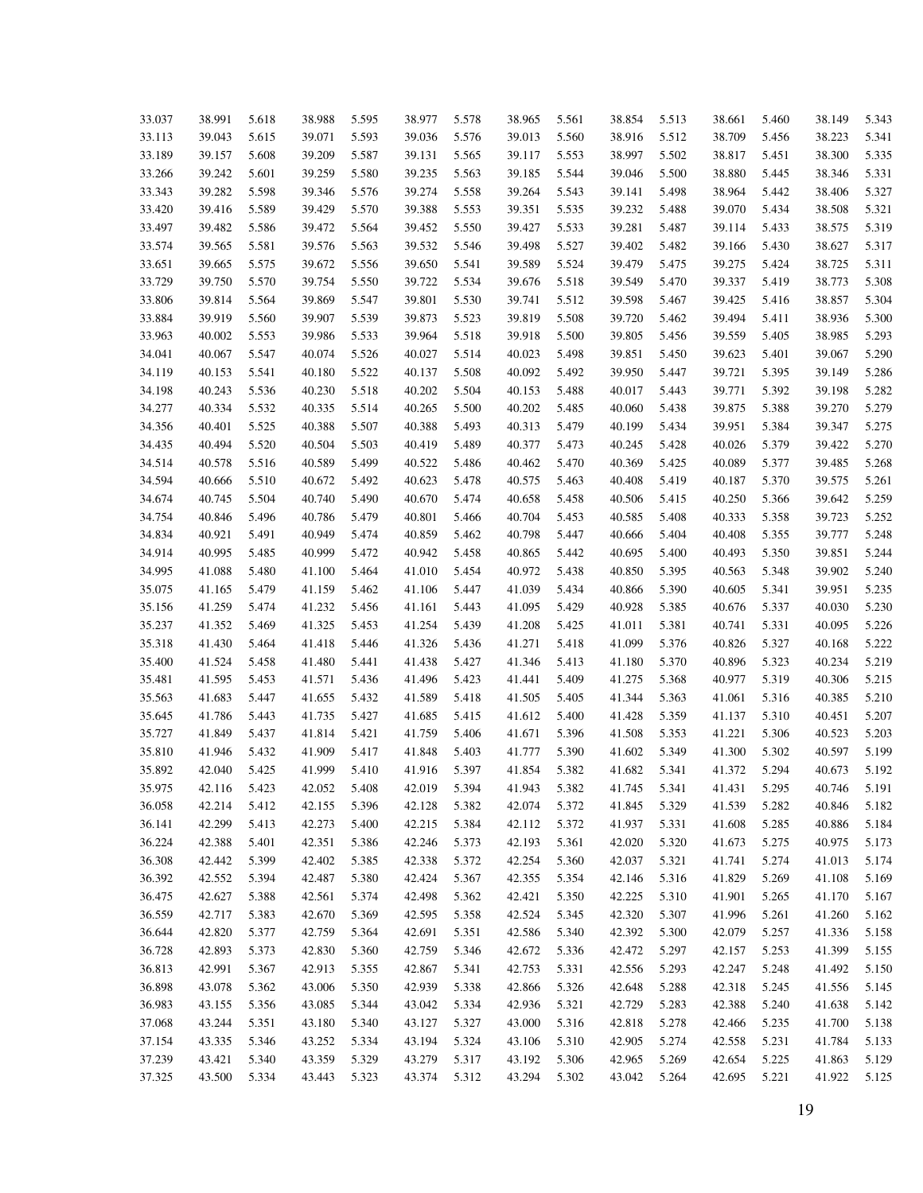| | | | | | | | | | | | | | | |
|---|---|---|---|---|---|---|---|---|---|---|---|---|---|---|
| 33.037 | 38.991 | 5.618 | 38.988 | 5.595 | 38.977 | 5.578 | 38.965 | 5.561 | 38.854 | 5.513 | 38.661 | 5.460 | 38.149 | 5.343 |
| 33.113 | 39.043 | 5.615 | 39.071 | 5.593 | 39.036 | 5.576 | 39.013 | 5.560 | 38.916 | 5.512 | 38.709 | 5.456 | 38.223 | 5.341 |
| 33.189 | 39.157 | 5.608 | 39.209 | 5.587 | 39.131 | 5.565 | 39.117 | 5.553 | 38.997 | 5.502 | 38.817 | 5.451 | 38.300 | 5.335 |
| 33.266 | 39.242 | 5.601 | 39.259 | 5.580 | 39.235 | 5.563 | 39.185 | 5.544 | 39.046 | 5.500 | 38.880 | 5.445 | 38.346 | 5.331 |
| 33.343 | 39.282 | 5.598 | 39.346 | 5.576 | 39.274 | 5.558 | 39.264 | 5.543 | 39.141 | 5.498 | 38.964 | 5.442 | 38.406 | 5.327 |
| 33.420 | 39.416 | 5.589 | 39.429 | 5.570 | 39.388 | 5.553 | 39.351 | 5.535 | 39.232 | 5.488 | 39.070 | 5.434 | 38.508 | 5.321 |
| 33.497 | 39.482 | 5.586 | 39.472 | 5.564 | 39.452 | 5.550 | 39.427 | 5.533 | 39.281 | 5.487 | 39.114 | 5.433 | 38.575 | 5.319 |
| 33.574 | 39.565 | 5.581 | 39.576 | 5.563 | 39.532 | 5.546 | 39.498 | 5.527 | 39.402 | 5.482 | 39.166 | 5.430 | 38.627 | 5.317 |
| 33.651 | 39.665 | 5.575 | 39.672 | 5.556 | 39.650 | 5.541 | 39.589 | 5.524 | 39.479 | 5.475 | 39.275 | 5.424 | 38.725 | 5.311 |
| 33.729 | 39.750 | 5.570 | 39.754 | 5.550 | 39.722 | 5.534 | 39.676 | 5.518 | 39.549 | 5.470 | 39.337 | 5.419 | 38.773 | 5.308 |
| 33.806 | 39.814 | 5.564 | 39.869 | 5.547 | 39.801 | 5.530 | 39.741 | 5.512 | 39.598 | 5.467 | 39.425 | 5.416 | 38.857 | 5.304 |
| 33.884 | 39.919 | 5.560 | 39.907 | 5.539 | 39.873 | 5.523 | 39.819 | 5.508 | 39.720 | 5.462 | 39.494 | 5.411 | 38.936 | 5.300 |
| 33.963 | 40.002 | 5.553 | 39.986 | 5.533 | 39.964 | 5.518 | 39.918 | 5.500 | 39.805 | 5.456 | 39.559 | 5.405 | 38.985 | 5.293 |
| 34.041 | 40.067 | 5.547 | 40.074 | 5.526 | 40.027 | 5.514 | 40.023 | 5.498 | 39.851 | 5.450 | 39.623 | 5.401 | 39.067 | 5.290 |
| 34.119 | 40.153 | 5.541 | 40.180 | 5.522 | 40.137 | 5.508 | 40.092 | 5.492 | 39.950 | 5.447 | 39.721 | 5.395 | 39.149 | 5.286 |
| 34.198 | 40.243 | 5.536 | 40.230 | 5.518 | 40.202 | 5.504 | 40.153 | 5.488 | 40.017 | 5.443 | 39.771 | 5.392 | 39.198 | 5.282 |
| 34.277 | 40.334 | 5.532 | 40.335 | 5.514 | 40.265 | 5.500 | 40.202 | 5.485 | 40.060 | 5.438 | 39.875 | 5.388 | 39.270 | 5.279 |
| 34.356 | 40.401 | 5.525 | 40.388 | 5.507 | 40.388 | 5.493 | 40.313 | 5.479 | 40.199 | 5.434 | 39.951 | 5.384 | 39.347 | 5.275 |
| 34.435 | 40.494 | 5.520 | 40.504 | 5.503 | 40.419 | 5.489 | 40.377 | 5.473 | 40.245 | 5.428 | 40.026 | 5.379 | 39.422 | 5.270 |
| 34.514 | 40.578 | 5.516 | 40.589 | 5.499 | 40.522 | 5.486 | 40.462 | 5.470 | 40.369 | 5.425 | 40.089 | 5.377 | 39.485 | 5.268 |
| 34.594 | 40.666 | 5.510 | 40.672 | 5.492 | 40.623 | 5.478 | 40.575 | 5.463 | 40.408 | 5.419 | 40.187 | 5.370 | 39.575 | 5.261 |
| 34.674 | 40.745 | 5.504 | 40.740 | 5.490 | 40.670 | 5.474 | 40.658 | 5.458 | 40.506 | 5.415 | 40.250 | 5.366 | 39.642 | 5.259 |
| 34.754 | 40.846 | 5.496 | 40.786 | 5.479 | 40.801 | 5.466 | 40.704 | 5.453 | 40.585 | 5.408 | 40.333 | 5.358 | 39.723 | 5.252 |
| 34.834 | 40.921 | 5.491 | 40.949 | 5.474 | 40.859 | 5.462 | 40.798 | 5.447 | 40.666 | 5.404 | 40.408 | 5.355 | 39.777 | 5.248 |
| 34.914 | 40.995 | 5.485 | 40.999 | 5.472 | 40.942 | 5.458 | 40.865 | 5.442 | 40.695 | 5.400 | 40.493 | 5.350 | 39.851 | 5.244 |
| 34.995 | 41.088 | 5.480 | 41.100 | 5.464 | 41.010 | 5.454 | 40.972 | 5.438 | 40.850 | 5.395 | 40.563 | 5.348 | 39.902 | 5.240 |
| 35.075 | 41.165 | 5.479 | 41.159 | 5.462 | 41.106 | 5.447 | 41.039 | 5.434 | 40.866 | 5.390 | 40.605 | 5.341 | 39.951 | 5.235 |
| 35.156 | 41.259 | 5.474 | 41.232 | 5.456 | 41.161 | 5.443 | 41.095 | 5.429 | 40.928 | 5.385 | 40.676 | 5.337 | 40.030 | 5.230 |
| 35.237 | 41.352 | 5.469 | 41.325 | 5.453 | 41.254 | 5.439 | 41.208 | 5.425 | 41.011 | 5.381 | 40.741 | 5.331 | 40.095 | 5.226 |
| 35.318 | 41.430 | 5.464 | 41.418 | 5.446 | 41.326 | 5.436 | 41.271 | 5.418 | 41.099 | 5.376 | 40.826 | 5.327 | 40.168 | 5.222 |
| 35.400 | 41.524 | 5.458 | 41.480 | 5.441 | 41.438 | 5.427 | 41.346 | 5.413 | 41.180 | 5.370 | 40.896 | 5.323 | 40.234 | 5.219 |
| 35.481 | 41.595 | 5.453 | 41.571 | 5.436 | 41.496 | 5.423 | 41.441 | 5.409 | 41.275 | 5.368 | 40.977 | 5.319 | 40.306 | 5.215 |
| 35.563 | 41.683 | 5.447 | 41.655 | 5.432 | 41.589 | 5.418 | 41.505 | 5.405 | 41.344 | 5.363 | 41.061 | 5.316 | 40.385 | 5.210 |
| 35.645 | 41.786 | 5.443 | 41.735 | 5.427 | 41.685 | 5.415 | 41.612 | 5.400 | 41.428 | 5.359 | 41.137 | 5.310 | 40.451 | 5.207 |
| 35.727 | 41.849 | 5.437 | 41.814 | 5.421 | 41.759 | 5.406 | 41.671 | 5.396 | 41.508 | 5.353 | 41.221 | 5.306 | 40.523 | 5.203 |
| 35.810 | 41.946 | 5.432 | 41.909 | 5.417 | 41.848 | 5.403 | 41.777 | 5.390 | 41.602 | 5.349 | 41.300 | 5.302 | 40.597 | 5.199 |
| 35.892 | 42.040 | 5.425 | 41.999 | 5.410 | 41.916 | 5.397 | 41.854 | 5.382 | 41.682 | 5.341 | 41.372 | 5.294 | 40.673 | 5.192 |
| 35.975 | 42.116 | 5.423 | 42.052 | 5.408 | 42.019 | 5.394 | 41.943 | 5.382 | 41.745 | 5.341 | 41.431 | 5.295 | 40.746 | 5.191 |
| 36.058 | 42.214 | 5.412 | 42.155 | 5.396 | 42.128 | 5.382 | 42.074 | 5.372 | 41.845 | 5.329 | 41.539 | 5.282 | 40.846 | 5.182 |
| 36.141 | 42.299 | 5.413 | 42.273 | 5.400 | 42.215 | 5.384 | 42.112 | 5.372 | 41.937 | 5.331 | 41.608 | 5.285 | 40.886 | 5.184 |
| 36.224 | 42.388 | 5.401 | 42.351 | 5.386 | 42.246 | 5.373 | 42.193 | 5.361 | 42.020 | 5.320 | 41.673 | 5.275 | 40.975 | 5.173 |
| 36.308 | 42.442 | 5.399 | 42.402 | 5.385 | 42.338 | 5.372 | 42.254 | 5.360 | 42.037 | 5.321 | 41.741 | 5.274 | 41.013 | 5.174 |
| 36.392 | 42.552 | 5.394 | 42.487 | 5.380 | 42.424 | 5.367 | 42.355 | 5.354 | 42.146 | 5.316 | 41.829 | 5.269 | 41.108 | 5.169 |
| 36.475 | 42.627 | 5.388 | 42.561 | 5.374 | 42.498 | 5.362 | 42.421 | 5.350 | 42.225 | 5.310 | 41.901 | 5.265 | 41.170 | 5.167 |
| 36.559 | 42.717 | 5.383 | 42.670 | 5.369 | 42.595 | 5.358 | 42.524 | 5.345 | 42.320 | 5.307 | 41.996 | 5.261 | 41.260 | 5.162 |
| 36.644 | 42.820 | 5.377 | 42.759 | 5.364 | 42.691 | 5.351 | 42.586 | 5.340 | 42.392 | 5.300 | 42.079 | 5.257 | 41.336 | 5.158 |
| 36.728 | 42.893 | 5.373 | 42.830 | 5.360 | 42.759 | 5.346 | 42.672 | 5.336 | 42.472 | 5.297 | 42.157 | 5.253 | 41.399 | 5.155 |
| 36.813 | 42.991 | 5.367 | 42.913 | 5.355 | 42.867 | 5.341 | 42.753 | 5.331 | 42.556 | 5.293 | 42.247 | 5.248 | 41.492 | 5.150 |
| 36.898 | 43.078 | 5.362 | 43.006 | 5.350 | 42.939 | 5.338 | 42.866 | 5.326 | 42.648 | 5.288 | 42.318 | 5.245 | 41.556 | 5.145 |
| 36.983 | 43.155 | 5.356 | 43.085 | 5.344 | 43.042 | 5.334 | 42.936 | 5.321 | 42.729 | 5.283 | 42.388 | 5.240 | 41.638 | 5.142 |
| 37.068 | 43.244 | 5.351 | 43.180 | 5.340 | 43.127 | 5.327 | 43.000 | 5.316 | 42.818 | 5.278 | 42.466 | 5.235 | 41.700 | 5.138 |
| 37.154 | 43.335 | 5.346 | 43.252 | 5.334 | 43.194 | 5.324 | 43.106 | 5.310 | 42.905 | 5.274 | 42.558 | 5.231 | 41.784 | 5.133 |
| 37.239 | 43.421 | 5.340 | 43.359 | 5.329 | 43.279 | 5.317 | 43.192 | 5.306 | 42.965 | 5.269 | 42.654 | 5.225 | 41.863 | 5.129 |
| 37.325 | 43.500 | 5.334 | 43.443 | 5.323 | 43.374 | 5.312 | 43.294 | 5.302 | 43.042 | 5.264 | 42.695 | 5.221 | 41.922 | 5.125 |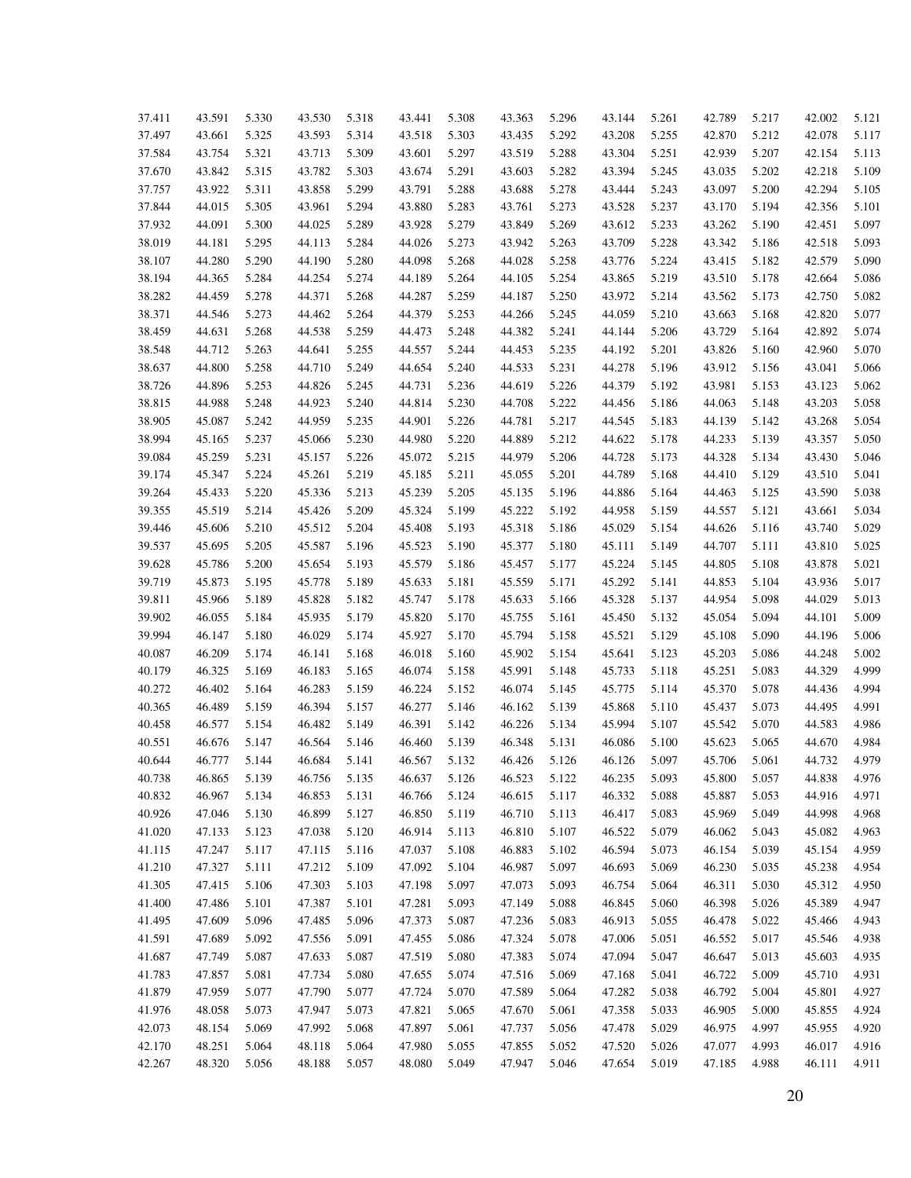| | | | | | | | | | | | | | | |
|---|---|---|---|---|---|---|---|---|---|---|---|---|---|---|
| 37.411 | 43.591 | 5.330 | 43.530 | 5.318 | 43.441 | 5.308 | 43.363 | 5.296 | 43.144 | 5.261 | 42.789 | 5.217 | 42.002 | 5.121 |
| 37.497 | 43.661 | 5.325 | 43.593 | 5.314 | 43.518 | 5.303 | 43.435 | 5.292 | 43.208 | 5.255 | 42.870 | 5.212 | 42.078 | 5.117 |
| 37.584 | 43.754 | 5.321 | 43.713 | 5.309 | 43.601 | 5.297 | 43.519 | 5.288 | 43.304 | 5.251 | 42.939 | 5.207 | 42.154 | 5.113 |
| 37.670 | 43.842 | 5.315 | 43.782 | 5.303 | 43.674 | 5.291 | 43.603 | 5.282 | 43.394 | 5.245 | 43.035 | 5.202 | 42.218 | 5.109 |
| 37.757 | 43.922 | 5.311 | 43.858 | 5.299 | 43.791 | 5.288 | 43.688 | 5.278 | 43.444 | 5.243 | 43.097 | 5.200 | 42.294 | 5.105 |
| 37.844 | 44.015 | 5.305 | 43.961 | 5.294 | 43.880 | 5.283 | 43.761 | 5.273 | 43.528 | 5.237 | 43.170 | 5.194 | 42.356 | 5.101 |
| 37.932 | 44.091 | 5.300 | 44.025 | 5.289 | 43.928 | 5.279 | 43.849 | 5.269 | 43.612 | 5.233 | 43.262 | 5.190 | 42.451 | 5.097 |
| 38.019 | 44.181 | 5.295 | 44.113 | 5.284 | 44.026 | 5.273 | 43.942 | 5.263 | 43.709 | 5.228 | 43.342 | 5.186 | 42.518 | 5.093 |
| 38.107 | 44.280 | 5.290 | 44.190 | 5.280 | 44.098 | 5.268 | 44.028 | 5.258 | 43.776 | 5.224 | 43.415 | 5.182 | 42.579 | 5.090 |
| 38.194 | 44.365 | 5.284 | 44.254 | 5.274 | 44.189 | 5.264 | 44.105 | 5.254 | 43.865 | 5.219 | 43.510 | 5.178 | 42.664 | 5.086 |
| 38.282 | 44.459 | 5.278 | 44.371 | 5.268 | 44.287 | 5.259 | 44.187 | 5.250 | 43.972 | 5.214 | 43.562 | 5.173 | 42.750 | 5.082 |
| 38.371 | 44.546 | 5.273 | 44.462 | 5.264 | 44.379 | 5.253 | 44.266 | 5.245 | 44.059 | 5.210 | 43.663 | 5.168 | 42.820 | 5.077 |
| 38.459 | 44.631 | 5.268 | 44.538 | 5.259 | 44.473 | 5.248 | 44.382 | 5.241 | 44.144 | 5.206 | 43.729 | 5.164 | 42.892 | 5.074 |
| 38.548 | 44.712 | 5.263 | 44.641 | 5.255 | 44.557 | 5.244 | 44.453 | 5.235 | 44.192 | 5.201 | 43.826 | 5.160 | 42.960 | 5.070 |
| 38.637 | 44.800 | 5.258 | 44.710 | 5.249 | 44.654 | 5.240 | 44.533 | 5.231 | 44.278 | 5.196 | 43.912 | 5.156 | 43.041 | 5.066 |
| 38.726 | 44.896 | 5.253 | 44.826 | 5.245 | 44.731 | 5.236 | 44.619 | 5.226 | 44.379 | 5.192 | 43.981 | 5.153 | 43.123 | 5.062 |
| 38.815 | 44.988 | 5.248 | 44.923 | 5.240 | 44.814 | 5.230 | 44.708 | 5.222 | 44.456 | 5.186 | 44.063 | 5.148 | 43.203 | 5.058 |
| 38.905 | 45.087 | 5.242 | 44.959 | 5.235 | 44.901 | 5.226 | 44.781 | 5.217 | 44.545 | 5.183 | 44.139 | 5.142 | 43.268 | 5.054 |
| 38.994 | 45.165 | 5.237 | 45.066 | 5.230 | 44.980 | 5.220 | 44.889 | 5.212 | 44.622 | 5.178 | 44.233 | 5.139 | 43.357 | 5.050 |
| 39.084 | 45.259 | 5.231 | 45.157 | 5.226 | 45.072 | 5.215 | 44.979 | 5.206 | 44.728 | 5.173 | 44.328 | 5.134 | 43.430 | 5.046 |
| 39.174 | 45.347 | 5.224 | 45.261 | 5.219 | 45.185 | 5.211 | 45.055 | 5.201 | 44.789 | 5.168 | 44.410 | 5.129 | 43.510 | 5.041 |
| 39.264 | 45.433 | 5.220 | 45.336 | 5.213 | 45.239 | 5.205 | 45.135 | 5.196 | 44.886 | 5.164 | 44.463 | 5.125 | 43.590 | 5.038 |
| 39.355 | 45.519 | 5.214 | 45.426 | 5.209 | 45.324 | 5.199 | 45.222 | 5.192 | 44.958 | 5.159 | 44.557 | 5.121 | 43.661 | 5.034 |
| 39.446 | 45.606 | 5.210 | 45.512 | 5.204 | 45.408 | 5.193 | 45.318 | 5.186 | 45.029 | 5.154 | 44.626 | 5.116 | 43.740 | 5.029 |
| 39.537 | 45.695 | 5.205 | 45.587 | 5.196 | 45.523 | 5.190 | 45.377 | 5.180 | 45.111 | 5.149 | 44.707 | 5.111 | 43.810 | 5.025 |
| 39.628 | 45.786 | 5.200 | 45.654 | 5.193 | 45.579 | 5.186 | 45.457 | 5.177 | 45.224 | 5.145 | 44.805 | 5.108 | 43.878 | 5.021 |
| 39.719 | 45.873 | 5.195 | 45.778 | 5.189 | 45.633 | 5.181 | 45.559 | 5.171 | 45.292 | 5.141 | 44.853 | 5.104 | 43.936 | 5.017 |
| 39.811 | 45.966 | 5.189 | 45.828 | 5.182 | 45.747 | 5.178 | 45.633 | 5.166 | 45.328 | 5.137 | 44.954 | 5.098 | 44.029 | 5.013 |
| 39.902 | 46.055 | 5.184 | 45.935 | 5.179 | 45.820 | 5.170 | 45.755 | 5.161 | 45.450 | 5.132 | 45.054 | 5.094 | 44.101 | 5.009 |
| 39.994 | 46.147 | 5.180 | 46.029 | 5.174 | 45.927 | 5.170 | 45.794 | 5.158 | 45.521 | 5.129 | 45.108 | 5.090 | 44.196 | 5.006 |
| 40.087 | 46.209 | 5.174 | 46.141 | 5.168 | 46.018 | 5.160 | 45.902 | 5.154 | 45.641 | 5.123 | 45.203 | 5.086 | 44.248 | 5.002 |
| 40.179 | 46.325 | 5.169 | 46.183 | 5.165 | 46.074 | 5.158 | 45.991 | 5.148 | 45.733 | 5.118 | 45.251 | 5.083 | 44.329 | 4.999 |
| 40.272 | 46.402 | 5.164 | 46.283 | 5.159 | 46.224 | 5.152 | 46.074 | 5.145 | 45.775 | 5.114 | 45.370 | 5.078 | 44.436 | 4.994 |
| 40.365 | 46.489 | 5.159 | 46.394 | 5.157 | 46.277 | 5.146 | 46.162 | 5.139 | 45.868 | 5.110 | 45.437 | 5.073 | 44.495 | 4.991 |
| 40.458 | 46.577 | 5.154 | 46.482 | 5.149 | 46.391 | 5.142 | 46.226 | 5.134 | 45.994 | 5.107 | 45.542 | 5.070 | 44.583 | 4.986 |
| 40.551 | 46.676 | 5.147 | 46.564 | 5.146 | 46.460 | 5.139 | 46.348 | 5.131 | 46.086 | 5.100 | 45.623 | 5.065 | 44.670 | 4.984 |
| 40.644 | 46.777 | 5.144 | 46.684 | 5.141 | 46.567 | 5.132 | 46.426 | 5.126 | 46.126 | 5.097 | 45.706 | 5.061 | 44.732 | 4.979 |
| 40.738 | 46.865 | 5.139 | 46.756 | 5.135 | 46.637 | 5.126 | 46.523 | 5.122 | 46.235 | 5.093 | 45.800 | 5.057 | 44.838 | 4.976 |
| 40.832 | 46.967 | 5.134 | 46.853 | 5.131 | 46.766 | 5.124 | 46.615 | 5.117 | 46.332 | 5.088 | 45.887 | 5.053 | 44.916 | 4.971 |
| 40.926 | 47.046 | 5.130 | 46.899 | 5.127 | 46.850 | 5.119 | 46.710 | 5.113 | 46.417 | 5.083 | 45.969 | 5.049 | 44.998 | 4.968 |
| 41.020 | 47.133 | 5.123 | 47.038 | 5.120 | 46.914 | 5.113 | 46.810 | 5.107 | 46.522 | 5.079 | 46.062 | 5.043 | 45.082 | 4.963 |
| 41.115 | 47.247 | 5.117 | 47.115 | 5.116 | 47.037 | 5.108 | 46.883 | 5.102 | 46.594 | 5.073 | 46.154 | 5.039 | 45.154 | 4.959 |
| 41.210 | 47.327 | 5.111 | 47.212 | 5.109 | 47.092 | 5.104 | 46.987 | 5.097 | 46.693 | 5.069 | 46.230 | 5.035 | 45.238 | 4.954 |
| 41.305 | 47.415 | 5.106 | 47.303 | 5.103 | 47.198 | 5.097 | 47.073 | 5.093 | 46.754 | 5.064 | 46.311 | 5.030 | 45.312 | 4.950 |
| 41.400 | 47.486 | 5.101 | 47.387 | 5.101 | 47.281 | 5.093 | 47.149 | 5.088 | 46.845 | 5.060 | 46.398 | 5.026 | 45.389 | 4.947 |
| 41.495 | 47.609 | 5.096 | 47.485 | 5.096 | 47.373 | 5.087 | 47.236 | 5.083 | 46.913 | 5.055 | 46.478 | 5.022 | 45.466 | 4.943 |
| 41.591 | 47.689 | 5.092 | 47.556 | 5.091 | 47.455 | 5.086 | 47.324 | 5.078 | 47.006 | 5.051 | 46.552 | 5.017 | 45.546 | 4.938 |
| 41.687 | 47.749 | 5.087 | 47.633 | 5.087 | 47.519 | 5.080 | 47.383 | 5.074 | 47.094 | 5.047 | 46.647 | 5.013 | 45.603 | 4.935 |
| 41.783 | 47.857 | 5.081 | 47.734 | 5.080 | 47.655 | 5.074 | 47.516 | 5.069 | 47.168 | 5.041 | 46.722 | 5.009 | 45.710 | 4.931 |
| 41.879 | 47.959 | 5.077 | 47.790 | 5.077 | 47.724 | 5.070 | 47.589 | 5.064 | 47.282 | 5.038 | 46.792 | 5.004 | 45.801 | 4.927 |
| 41.976 | 48.058 | 5.073 | 47.947 | 5.073 | 47.821 | 5.065 | 47.670 | 5.061 | 47.358 | 5.033 | 46.905 | 5.000 | 45.855 | 4.924 |
| 42.073 | 48.154 | 5.069 | 47.992 | 5.068 | 47.897 | 5.061 | 47.737 | 5.056 | 47.478 | 5.029 | 46.975 | 4.997 | 45.955 | 4.920 |
| 42.170 | 48.251 | 5.064 | 48.118 | 5.064 | 47.980 | 5.055 | 47.855 | 5.052 | 47.520 | 5.026 | 47.077 | 4.993 | 46.017 | 4.916 |
| 42.267 | 48.320 | 5.056 | 48.188 | 5.057 | 48.080 | 5.049 | 47.947 | 5.046 | 47.654 | 5.019 | 47.185 | 4.988 | 46.111 | 4.911 |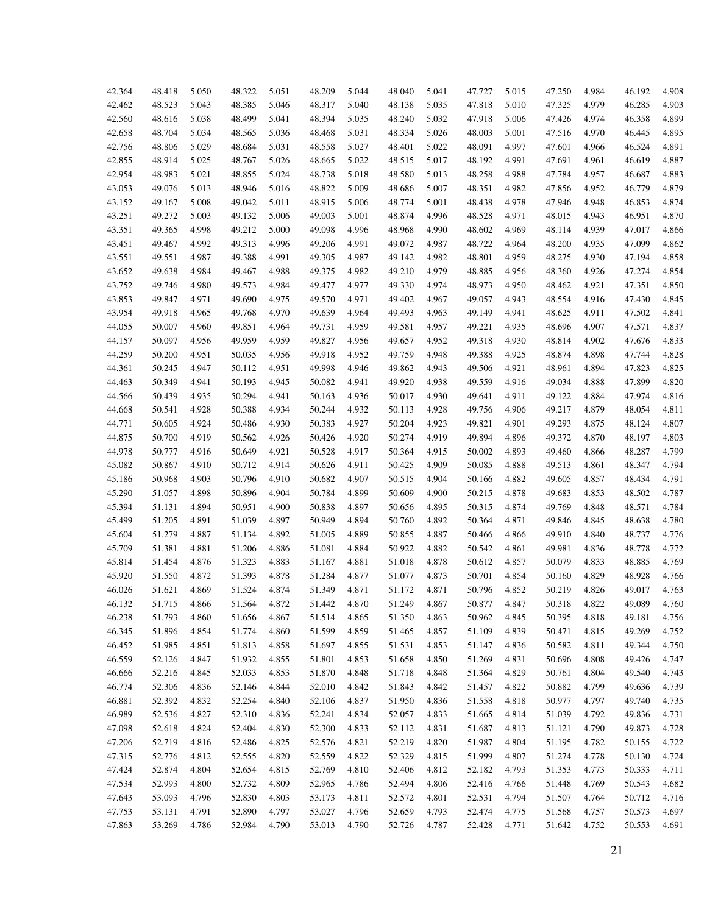| | | | | | | | | | | | | | | |
|---|---|---|---|---|---|---|---|---|---|---|---|---|---|---|
| 42.364 | 48.418 | 5.050 | 48.322 | 5.051 | 48.209 | 5.044 | 48.040 | 5.041 | 47.727 | 5.015 | 47.250 | 4.984 | 46.192 | 4.908 |
| 42.462 | 48.523 | 5.043 | 48.385 | 5.046 | 48.317 | 5.040 | 48.138 | 5.035 | 47.818 | 5.010 | 47.325 | 4.979 | 46.285 | 4.903 |
| 42.560 | 48.616 | 5.038 | 48.499 | 5.041 | 48.394 | 5.035 | 48.240 | 5.032 | 47.918 | 5.006 | 47.426 | 4.974 | 46.358 | 4.899 |
| 42.658 | 48.704 | 5.034 | 48.565 | 5.036 | 48.468 | 5.031 | 48.334 | 5.026 | 48.003 | 5.001 | 47.516 | 4.970 | 46.445 | 4.895 |
| 42.756 | 48.806 | 5.029 | 48.684 | 5.031 | 48.558 | 5.027 | 48.401 | 5.022 | 48.091 | 4.997 | 47.601 | 4.966 | 46.524 | 4.891 |
| 42.855 | 48.914 | 5.025 | 48.767 | 5.026 | 48.665 | 5.022 | 48.515 | 5.017 | 48.192 | 4.991 | 47.691 | 4.961 | 46.619 | 4.887 |
| 42.954 | 48.983 | 5.021 | 48.855 | 5.024 | 48.738 | 5.018 | 48.580 | 5.013 | 48.258 | 4.988 | 47.784 | 4.957 | 46.687 | 4.883 |
| 43.053 | 49.076 | 5.013 | 48.946 | 5.016 | 48.822 | 5.009 | 48.686 | 5.007 | 48.351 | 4.982 | 47.856 | 4.952 | 46.779 | 4.879 |
| 43.152 | 49.167 | 5.008 | 49.042 | 5.011 | 48.915 | 5.006 | 48.774 | 5.001 | 48.438 | 4.978 | 47.946 | 4.948 | 46.853 | 4.874 |
| 43.251 | 49.272 | 5.003 | 49.132 | 5.006 | 49.003 | 5.001 | 48.874 | 4.996 | 48.528 | 4.971 | 48.015 | 4.943 | 46.951 | 4.870 |
| 43.351 | 49.365 | 4.998 | 49.212 | 5.000 | 49.098 | 4.996 | 48.968 | 4.990 | 48.602 | 4.969 | 48.114 | 4.939 | 47.017 | 4.866 |
| 43.451 | 49.467 | 4.992 | 49.313 | 4.996 | 49.206 | 4.991 | 49.072 | 4.987 | 48.722 | 4.964 | 48.200 | 4.935 | 47.099 | 4.862 |
| 43.551 | 49.551 | 4.987 | 49.388 | 4.991 | 49.305 | 4.987 | 49.142 | 4.982 | 48.801 | 4.959 | 48.275 | 4.930 | 47.194 | 4.858 |
| 43.652 | 49.638 | 4.984 | 49.467 | 4.988 | 49.375 | 4.982 | 49.210 | 4.979 | 48.885 | 4.956 | 48.360 | 4.926 | 47.274 | 4.854 |
| 43.752 | 49.746 | 4.980 | 49.573 | 4.984 | 49.477 | 4.977 | 49.330 | 4.974 | 48.973 | 4.950 | 48.462 | 4.921 | 47.351 | 4.850 |
| 43.853 | 49.847 | 4.971 | 49.690 | 4.975 | 49.570 | 4.971 | 49.402 | 4.967 | 49.057 | 4.943 | 48.554 | 4.916 | 47.430 | 4.845 |
| 43.954 | 49.918 | 4.965 | 49.768 | 4.970 | 49.639 | 4.964 | 49.493 | 4.963 | 49.149 | 4.941 | 48.625 | 4.911 | 47.502 | 4.841 |
| 44.055 | 50.007 | 4.960 | 49.851 | 4.964 | 49.731 | 4.959 | 49.581 | 4.957 | 49.221 | 4.935 | 48.696 | 4.907 | 47.571 | 4.837 |
| 44.157 | 50.097 | 4.956 | 49.959 | 4.959 | 49.827 | 4.956 | 49.657 | 4.952 | 49.318 | 4.930 | 48.814 | 4.902 | 47.676 | 4.833 |
| 44.259 | 50.200 | 4.951 | 50.035 | 4.956 | 49.918 | 4.952 | 49.759 | 4.948 | 49.388 | 4.925 | 48.874 | 4.898 | 47.744 | 4.828 |
| 44.361 | 50.245 | 4.947 | 50.112 | 4.951 | 49.998 | 4.946 | 49.862 | 4.943 | 49.506 | 4.921 | 48.961 | 4.894 | 47.823 | 4.825 |
| 44.463 | 50.349 | 4.941 | 50.193 | 4.945 | 50.082 | 4.941 | 49.920 | 4.938 | 49.559 | 4.916 | 49.034 | 4.888 | 47.899 | 4.820 |
| 44.566 | 50.439 | 4.935 | 50.294 | 4.941 | 50.163 | 4.936 | 50.017 | 4.930 | 49.641 | 4.911 | 49.122 | 4.884 | 47.974 | 4.816 |
| 44.668 | 50.541 | 4.928 | 50.388 | 4.934 | 50.244 | 4.932 | 50.113 | 4.928 | 49.756 | 4.906 | 49.217 | 4.879 | 48.054 | 4.811 |
| 44.771 | 50.605 | 4.924 | 50.486 | 4.930 | 50.383 | 4.927 | 50.204 | 4.923 | 49.821 | 4.901 | 49.293 | 4.875 | 48.124 | 4.807 |
| 44.875 | 50.700 | 4.919 | 50.562 | 4.926 | 50.426 | 4.920 | 50.274 | 4.919 | 49.894 | 4.896 | 49.372 | 4.870 | 48.197 | 4.803 |
| 44.978 | 50.777 | 4.916 | 50.649 | 4.921 | 50.528 | 4.917 | 50.364 | 4.915 | 50.002 | 4.893 | 49.460 | 4.866 | 48.287 | 4.799 |
| 45.082 | 50.867 | 4.910 | 50.712 | 4.914 | 50.626 | 4.911 | 50.425 | 4.909 | 50.085 | 4.888 | 49.513 | 4.861 | 48.347 | 4.794 |
| 45.186 | 50.968 | 4.903 | 50.796 | 4.910 | 50.682 | 4.907 | 50.515 | 4.904 | 50.166 | 4.882 | 49.605 | 4.857 | 48.434 | 4.791 |
| 45.290 | 51.057 | 4.898 | 50.896 | 4.904 | 50.784 | 4.899 | 50.609 | 4.900 | 50.215 | 4.878 | 49.683 | 4.853 | 48.502 | 4.787 |
| 45.394 | 51.131 | 4.894 | 50.951 | 4.900 | 50.838 | 4.897 | 50.656 | 4.895 | 50.315 | 4.874 | 49.769 | 4.848 | 48.571 | 4.784 |
| 45.499 | 51.205 | 4.891 | 51.039 | 4.897 | 50.949 | 4.894 | 50.760 | 4.892 | 50.364 | 4.871 | 49.846 | 4.845 | 48.638 | 4.780 |
| 45.604 | 51.279 | 4.887 | 51.134 | 4.892 | 51.005 | 4.889 | 50.855 | 4.887 | 50.466 | 4.866 | 49.910 | 4.840 | 48.737 | 4.776 |
| 45.709 | 51.381 | 4.881 | 51.206 | 4.886 | 51.081 | 4.884 | 50.922 | 4.882 | 50.542 | 4.861 | 49.981 | 4.836 | 48.778 | 4.772 |
| 45.814 | 51.454 | 4.876 | 51.323 | 4.883 | 51.167 | 4.881 | 51.018 | 4.878 | 50.612 | 4.857 | 50.079 | 4.833 | 48.885 | 4.769 |
| 45.920 | 51.550 | 4.872 | 51.393 | 4.878 | 51.284 | 4.877 | 51.077 | 4.873 | 50.701 | 4.854 | 50.160 | 4.829 | 48.928 | 4.766 |
| 46.026 | 51.621 | 4.869 | 51.524 | 4.874 | 51.349 | 4.871 | 51.172 | 4.871 | 50.796 | 4.852 | 50.219 | 4.826 | 49.017 | 4.763 |
| 46.132 | 51.715 | 4.866 | 51.564 | 4.872 | 51.442 | 4.870 | 51.249 | 4.867 | 50.877 | 4.847 | 50.318 | 4.822 | 49.089 | 4.760 |
| 46.238 | 51.793 | 4.860 | 51.656 | 4.867 | 51.514 | 4.865 | 51.350 | 4.863 | 50.962 | 4.845 | 50.395 | 4.818 | 49.181 | 4.756 |
| 46.345 | 51.896 | 4.854 | 51.774 | 4.860 | 51.599 | 4.859 | 51.465 | 4.857 | 51.109 | 4.839 | 50.471 | 4.815 | 49.269 | 4.752 |
| 46.452 | 51.985 | 4.851 | 51.813 | 4.858 | 51.697 | 4.855 | 51.531 | 4.853 | 51.147 | 4.836 | 50.582 | 4.811 | 49.344 | 4.750 |
| 46.559 | 52.126 | 4.847 | 51.932 | 4.855 | 51.801 | 4.853 | 51.658 | 4.850 | 51.269 | 4.831 | 50.696 | 4.808 | 49.426 | 4.747 |
| 46.666 | 52.216 | 4.845 | 52.033 | 4.853 | 51.870 | 4.848 | 51.718 | 4.848 | 51.364 | 4.829 | 50.761 | 4.804 | 49.540 | 4.743 |
| 46.774 | 52.306 | 4.836 | 52.146 | 4.844 | 52.010 | 4.842 | 51.843 | 4.842 | 51.457 | 4.822 | 50.882 | 4.799 | 49.636 | 4.739 |
| 46.881 | 52.392 | 4.832 | 52.254 | 4.840 | 52.106 | 4.837 | 51.950 | 4.836 | 51.558 | 4.818 | 50.977 | 4.797 | 49.740 | 4.735 |
| 46.989 | 52.536 | 4.827 | 52.310 | 4.836 | 52.241 | 4.834 | 52.057 | 4.833 | 51.665 | 4.814 | 51.039 | 4.792 | 49.836 | 4.731 |
| 47.098 | 52.618 | 4.824 | 52.404 | 4.830 | 52.300 | 4.833 | 52.112 | 4.831 | 51.687 | 4.813 | 51.121 | 4.790 | 49.873 | 4.728 |
| 47.206 | 52.719 | 4.816 | 52.486 | 4.825 | 52.576 | 4.821 | 52.219 | 4.820 | 51.987 | 4.804 | 51.195 | 4.782 | 50.155 | 4.722 |
| 47.315 | 52.776 | 4.812 | 52.555 | 4.820 | 52.559 | 4.822 | 52.329 | 4.815 | 51.999 | 4.807 | 51.274 | 4.778 | 50.130 | 4.724 |
| 47.424 | 52.874 | 4.804 | 52.654 | 4.815 | 52.769 | 4.810 | 52.406 | 4.812 | 52.182 | 4.793 | 51.353 | 4.773 | 50.333 | 4.711 |
| 47.534 | 52.993 | 4.800 | 52.732 | 4.809 | 52.965 | 4.786 | 52.494 | 4.806 | 52.416 | 4.766 | 51.448 | 4.769 | 50.543 | 4.682 |
| 47.643 | 53.093 | 4.796 | 52.830 | 4.803 | 53.173 | 4.811 | 52.572 | 4.801 | 52.531 | 4.794 | 51.507 | 4.764 | 50.712 | 4.716 |
| 47.753 | 53.131 | 4.791 | 52.890 | 4.797 | 53.027 | 4.796 | 52.659 | 4.793 | 52.474 | 4.775 | 51.568 | 4.757 | 50.573 | 4.697 |
| 47.863 | 53.269 | 4.786 | 52.984 | 4.790 | 53.013 | 4.790 | 52.726 | 4.787 | 52.428 | 4.771 | 51.642 | 4.752 | 50.553 | 4.691 |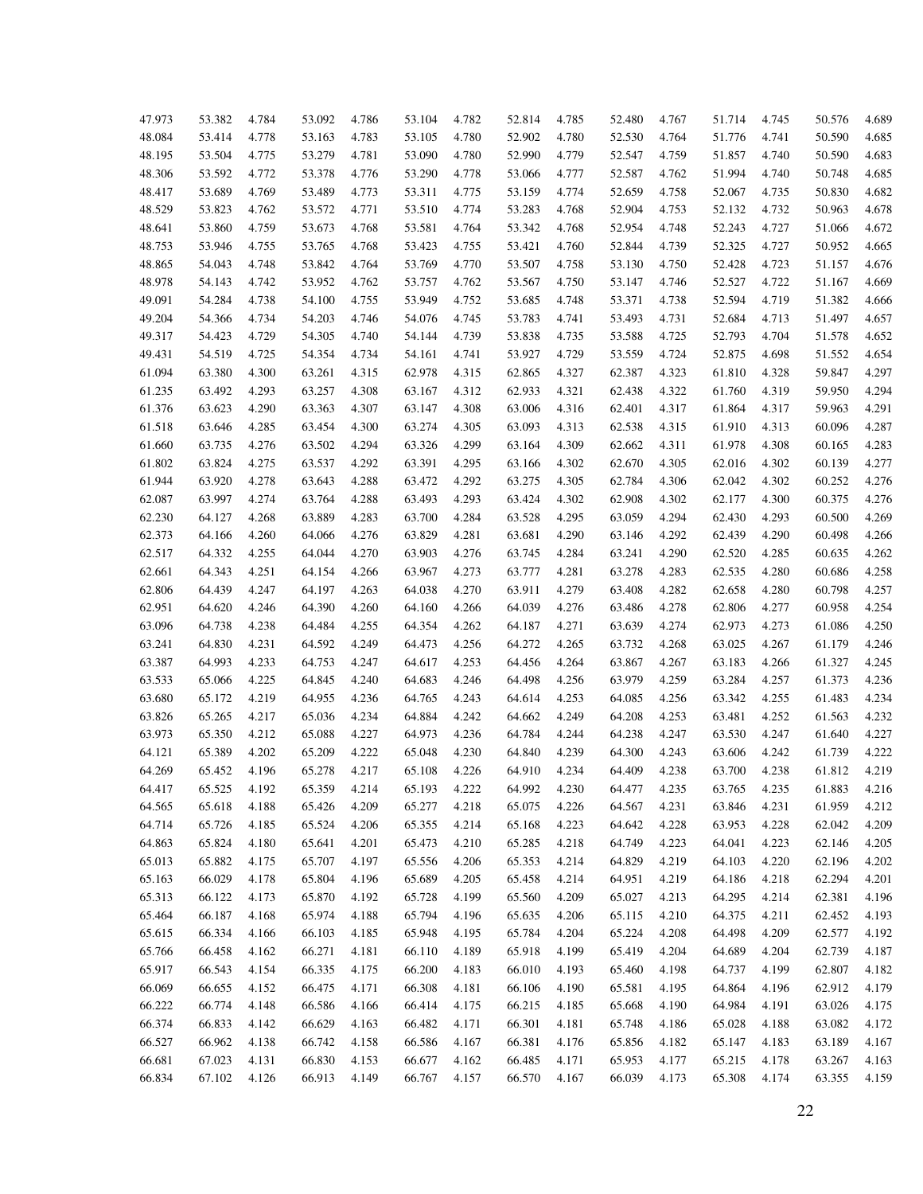| | | | | | | | | | | | | | | |
|---|---|---|---|---|---|---|---|---|---|---|---|---|---|---|
| 47.973 | 53.382 | 4.784 | 53.092 | 4.786 | 53.104 | 4.782 | 52.814 | 4.785 | 52.480 | 4.767 | 51.714 | 4.745 | 50.576 | 4.689 |
| 48.084 | 53.414 | 4.778 | 53.163 | 4.783 | 53.105 | 4.780 | 52.902 | 4.780 | 52.530 | 4.764 | 51.776 | 4.741 | 50.590 | 4.685 |
| 48.195 | 53.504 | 4.775 | 53.279 | 4.781 | 53.090 | 4.780 | 52.990 | 4.779 | 52.547 | 4.759 | 51.857 | 4.740 | 50.590 | 4.683 |
| 48.306 | 53.592 | 4.772 | 53.378 | 4.776 | 53.290 | 4.778 | 53.066 | 4.777 | 52.587 | 4.762 | 51.994 | 4.740 | 50.748 | 4.685 |
| 48.417 | 53.689 | 4.769 | 53.489 | 4.773 | 53.311 | 4.775 | 53.159 | 4.774 | 52.659 | 4.758 | 52.067 | 4.735 | 50.830 | 4.682 |
| 48.529 | 53.823 | 4.762 | 53.572 | 4.771 | 53.510 | 4.774 | 53.283 | 4.768 | 52.904 | 4.753 | 52.132 | 4.732 | 50.963 | 4.678 |
| 48.641 | 53.860 | 4.759 | 53.673 | 4.768 | 53.581 | 4.764 | 53.342 | 4.768 | 52.954 | 4.748 | 52.243 | 4.727 | 51.066 | 4.672 |
| 48.753 | 53.946 | 4.755 | 53.765 | 4.768 | 53.423 | 4.755 | 53.421 | 4.760 | 52.844 | 4.739 | 52.325 | 4.727 | 50.952 | 4.665 |
| 48.865 | 54.043 | 4.748 | 53.842 | 4.764 | 53.769 | 4.770 | 53.507 | 4.758 | 53.130 | 4.750 | 52.428 | 4.723 | 51.157 | 4.676 |
| 48.978 | 54.143 | 4.742 | 53.952 | 4.762 | 53.757 | 4.762 | 53.567 | 4.750 | 53.147 | 4.746 | 52.527 | 4.722 | 51.167 | 4.669 |
| 49.091 | 54.284 | 4.738 | 54.100 | 4.755 | 53.949 | 4.752 | 53.685 | 4.748 | 53.371 | 4.738 | 52.594 | 4.719 | 51.382 | 4.666 |
| 49.204 | 54.366 | 4.734 | 54.203 | 4.746 | 54.076 | 4.745 | 53.783 | 4.741 | 53.493 | 4.731 | 52.684 | 4.713 | 51.497 | 4.657 |
| 49.317 | 54.423 | 4.729 | 54.305 | 4.740 | 54.144 | 4.739 | 53.838 | 4.735 | 53.588 | 4.725 | 52.793 | 4.704 | 51.578 | 4.652 |
| 49.431 | 54.519 | 4.725 | 54.354 | 4.734 | 54.161 | 4.741 | 53.927 | 4.729 | 53.559 | 4.724 | 52.875 | 4.698 | 51.552 | 4.654 |
| 61.094 | 63.380 | 4.300 | 63.261 | 4.315 | 62.978 | 4.315 | 62.865 | 4.327 | 62.387 | 4.323 | 61.810 | 4.328 | 59.847 | 4.297 |
| 61.235 | 63.492 | 4.293 | 63.257 | 4.308 | 63.167 | 4.312 | 62.933 | 4.321 | 62.438 | 4.322 | 61.760 | 4.319 | 59.950 | 4.294 |
| 61.376 | 63.623 | 4.290 | 63.363 | 4.307 | 63.147 | 4.308 | 63.006 | 4.316 | 62.401 | 4.317 | 61.864 | 4.317 | 59.963 | 4.291 |
| 61.518 | 63.646 | 4.285 | 63.454 | 4.300 | 63.274 | 4.305 | 63.093 | 4.313 | 62.538 | 4.315 | 61.910 | 4.313 | 60.096 | 4.287 |
| 61.660 | 63.735 | 4.276 | 63.502 | 4.294 | 63.326 | 4.299 | 63.164 | 4.309 | 62.662 | 4.311 | 61.978 | 4.308 | 60.165 | 4.283 |
| 61.802 | 63.824 | 4.275 | 63.537 | 4.292 | 63.391 | 4.295 | 63.166 | 4.302 | 62.670 | 4.305 | 62.016 | 4.302 | 60.139 | 4.277 |
| 61.944 | 63.920 | 4.278 | 63.643 | 4.288 | 63.472 | 4.292 | 63.275 | 4.305 | 62.784 | 4.306 | 62.042 | 4.302 | 60.252 | 4.276 |
| 62.087 | 63.997 | 4.274 | 63.764 | 4.288 | 63.493 | 4.293 | 63.424 | 4.302 | 62.908 | 4.302 | 62.177 | 4.300 | 60.375 | 4.276 |
| 62.230 | 64.127 | 4.268 | 63.889 | 4.283 | 63.700 | 4.284 | 63.528 | 4.295 | 63.059 | 4.294 | 62.430 | 4.293 | 60.500 | 4.269 |
| 62.373 | 64.166 | 4.260 | 64.066 | 4.276 | 63.829 | 4.281 | 63.681 | 4.290 | 63.146 | 4.292 | 62.439 | 4.290 | 60.498 | 4.266 |
| 62.517 | 64.332 | 4.255 | 64.044 | 4.270 | 63.903 | 4.276 | 63.745 | 4.284 | 63.241 | 4.290 | 62.520 | 4.285 | 60.635 | 4.262 |
| 62.661 | 64.343 | 4.251 | 64.154 | 4.266 | 63.967 | 4.273 | 63.777 | 4.281 | 63.278 | 4.283 | 62.535 | 4.280 | 60.686 | 4.258 |
| 62.806 | 64.439 | 4.247 | 64.197 | 4.263 | 64.038 | 4.270 | 63.911 | 4.279 | 63.408 | 4.282 | 62.658 | 4.280 | 60.798 | 4.257 |
| 62.951 | 64.620 | 4.246 | 64.390 | 4.260 | 64.160 | 4.266 | 64.039 | 4.276 | 63.486 | 4.278 | 62.806 | 4.277 | 60.958 | 4.254 |
| 63.096 | 64.738 | 4.238 | 64.484 | 4.255 | 64.354 | 4.262 | 64.187 | 4.271 | 63.639 | 4.274 | 62.973 | 4.273 | 61.086 | 4.250 |
| 63.241 | 64.830 | 4.231 | 64.592 | 4.249 | 64.473 | 4.256 | 64.272 | 4.265 | 63.732 | 4.268 | 63.025 | 4.267 | 61.179 | 4.246 |
| 63.387 | 64.993 | 4.233 | 64.753 | 4.247 | 64.617 | 4.253 | 64.456 | 4.264 | 63.867 | 4.267 | 63.183 | 4.266 | 61.327 | 4.245 |
| 63.533 | 65.066 | 4.225 | 64.845 | 4.240 | 64.683 | 4.246 | 64.498 | 4.256 | 63.979 | 4.259 | 63.284 | 4.257 | 61.373 | 4.236 |
| 63.680 | 65.172 | 4.219 | 64.955 | 4.236 | 64.765 | 4.243 | 64.614 | 4.253 | 64.085 | 4.256 | 63.342 | 4.255 | 61.483 | 4.234 |
| 63.826 | 65.265 | 4.217 | 65.036 | 4.234 | 64.884 | 4.242 | 64.662 | 4.249 | 64.208 | 4.253 | 63.481 | 4.252 | 61.563 | 4.232 |
| 63.973 | 65.350 | 4.212 | 65.088 | 4.227 | 64.973 | 4.236 | 64.784 | 4.244 | 64.238 | 4.247 | 63.530 | 4.247 | 61.640 | 4.227 |
| 64.121 | 65.389 | 4.202 | 65.209 | 4.222 | 65.048 | 4.230 | 64.840 | 4.239 | 64.300 | 4.243 | 63.606 | 4.242 | 61.739 | 4.222 |
| 64.269 | 65.452 | 4.196 | 65.278 | 4.217 | 65.108 | 4.226 | 64.910 | 4.234 | 64.409 | 4.238 | 63.700 | 4.238 | 61.812 | 4.219 |
| 64.417 | 65.525 | 4.192 | 65.359 | 4.214 | 65.193 | 4.222 | 64.992 | 4.230 | 64.477 | 4.235 | 63.765 | 4.235 | 61.883 | 4.216 |
| 64.565 | 65.618 | 4.188 | 65.426 | 4.209 | 65.277 | 4.218 | 65.075 | 4.226 | 64.567 | 4.231 | 63.846 | 4.231 | 61.959 | 4.212 |
| 64.714 | 65.726 | 4.185 | 65.524 | 4.206 | 65.355 | 4.214 | 65.168 | 4.223 | 64.642 | 4.228 | 63.953 | 4.228 | 62.042 | 4.209 |
| 64.863 | 65.824 | 4.180 | 65.641 | 4.201 | 65.473 | 4.210 | 65.285 | 4.218 | 64.749 | 4.223 | 64.041 | 4.223 | 62.146 | 4.205 |
| 65.013 | 65.882 | 4.175 | 65.707 | 4.197 | 65.556 | 4.206 | 65.353 | 4.214 | 64.829 | 4.219 | 64.103 | 4.220 | 62.196 | 4.202 |
| 65.163 | 66.029 | 4.178 | 65.804 | 4.196 | 65.689 | 4.205 | 65.458 | 4.214 | 64.951 | 4.219 | 64.186 | 4.218 | 62.294 | 4.201 |
| 65.313 | 66.122 | 4.173 | 65.870 | 4.192 | 65.728 | 4.199 | 65.560 | 4.209 | 65.027 | 4.213 | 64.295 | 4.214 | 62.381 | 4.196 |
| 65.464 | 66.187 | 4.168 | 65.974 | 4.188 | 65.794 | 4.196 | 65.635 | 4.206 | 65.115 | 4.210 | 64.375 | 4.211 | 62.452 | 4.193 |
| 65.615 | 66.334 | 4.166 | 66.103 | 4.185 | 65.948 | 4.195 | 65.784 | 4.204 | 65.224 | 4.208 | 64.498 | 4.209 | 62.577 | 4.192 |
| 65.766 | 66.458 | 4.162 | 66.271 | 4.181 | 66.110 | 4.189 | 65.918 | 4.199 | 65.419 | 4.204 | 64.689 | 4.204 | 62.739 | 4.187 |
| 65.917 | 66.543 | 4.154 | 66.335 | 4.175 | 66.200 | 4.183 | 66.010 | 4.193 | 65.460 | 4.198 | 64.737 | 4.199 | 62.807 | 4.182 |
| 66.069 | 66.655 | 4.152 | 66.475 | 4.171 | 66.308 | 4.181 | 66.106 | 4.190 | 65.581 | 4.195 | 64.864 | 4.196 | 62.912 | 4.179 |
| 66.222 | 66.774 | 4.148 | 66.586 | 4.166 | 66.414 | 4.175 | 66.215 | 4.185 | 65.668 | 4.190 | 64.984 | 4.191 | 63.026 | 4.175 |
| 66.374 | 66.833 | 4.142 | 66.629 | 4.163 | 66.482 | 4.171 | 66.301 | 4.181 | 65.748 | 4.186 | 65.028 | 4.188 | 63.082 | 4.172 |
| 66.527 | 66.962 | 4.138 | 66.742 | 4.158 | 66.586 | 4.167 | 66.381 | 4.176 | 65.856 | 4.182 | 65.147 | 4.183 | 63.189 | 4.167 |
| 66.681 | 67.023 | 4.131 | 66.830 | 4.153 | 66.677 | 4.162 | 66.485 | 4.171 | 65.953 | 4.177 | 65.215 | 4.178 | 63.267 | 4.163 |
| 66.834 | 67.102 | 4.126 | 66.913 | 4.149 | 66.767 | 4.157 | 66.570 | 4.167 | 66.039 | 4.173 | 65.308 | 4.174 | 63.355 | 4.159 |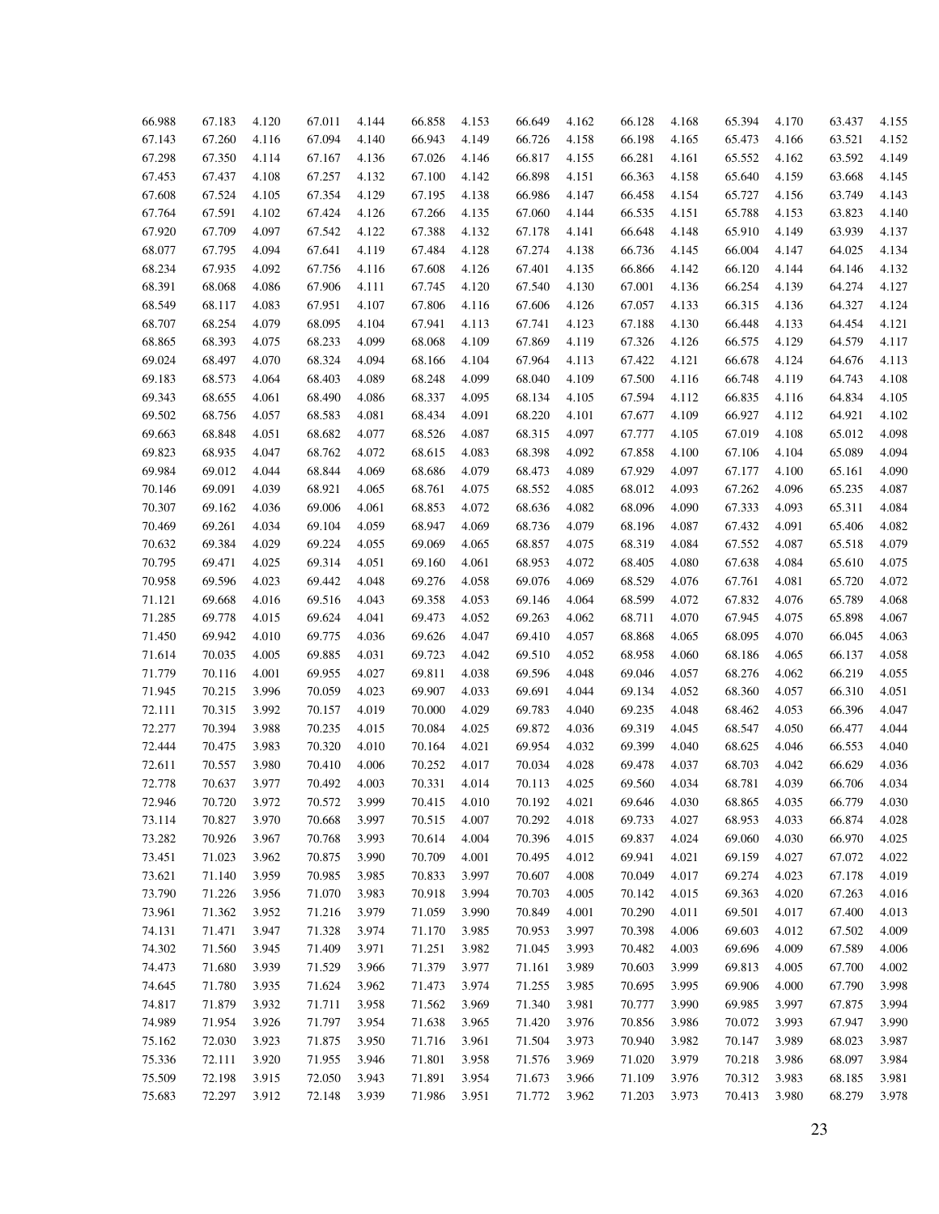| | | | | | | | | | | | | | | |
|---|---|---|---|---|---|---|---|---|---|---|---|---|---|---|
| 66.988 | 67.183 | 4.120 | 67.011 | 4.144 | 66.858 | 4.153 | 66.649 | 4.162 | 66.128 | 4.168 | 65.394 | 4.170 | 63.437 | 4.155 |
| 67.143 | 67.260 | 4.116 | 67.094 | 4.140 | 66.943 | 4.149 | 66.726 | 4.158 | 66.198 | 4.165 | 65.473 | 4.166 | 63.521 | 4.152 |
| 67.298 | 67.350 | 4.114 | 67.167 | 4.136 | 67.026 | 4.146 | 66.817 | 4.155 | 66.281 | 4.161 | 65.552 | 4.162 | 63.592 | 4.149 |
| 67.453 | 67.437 | 4.108 | 67.257 | 4.132 | 67.100 | 4.142 | 66.898 | 4.151 | 66.363 | 4.158 | 65.640 | 4.159 | 63.668 | 4.145 |
| 67.608 | 67.524 | 4.105 | 67.354 | 4.129 | 67.195 | 4.138 | 66.986 | 4.147 | 66.458 | 4.154 | 65.727 | 4.156 | 63.749 | 4.143 |
| 67.764 | 67.591 | 4.102 | 67.424 | 4.126 | 67.266 | 4.135 | 67.060 | 4.144 | 66.535 | 4.151 | 65.788 | 4.153 | 63.823 | 4.140 |
| 67.920 | 67.709 | 4.097 | 67.542 | 4.122 | 67.388 | 4.132 | 67.178 | 4.141 | 66.648 | 4.148 | 65.910 | 4.149 | 63.939 | 4.137 |
| 68.077 | 67.795 | 4.094 | 67.641 | 4.119 | 67.484 | 4.128 | 67.274 | 4.138 | 66.736 | 4.145 | 66.004 | 4.147 | 64.025 | 4.134 |
| 68.234 | 67.935 | 4.092 | 67.756 | 4.116 | 67.608 | 4.126 | 67.401 | 4.135 | 66.866 | 4.142 | 66.120 | 4.144 | 64.146 | 4.132 |
| 68.391 | 68.068 | 4.086 | 67.906 | 4.111 | 67.745 | 4.120 | 67.540 | 4.130 | 67.001 | 4.136 | 66.254 | 4.139 | 64.274 | 4.127 |
| 68.549 | 68.117 | 4.083 | 67.951 | 4.107 | 67.806 | 4.116 | 67.606 | 4.126 | 67.057 | 4.133 | 66.315 | 4.136 | 64.327 | 4.124 |
| 68.707 | 68.254 | 4.079 | 68.095 | 4.104 | 67.941 | 4.113 | 67.741 | 4.123 | 67.188 | 4.130 | 66.448 | 4.133 | 64.454 | 4.121 |
| 68.865 | 68.393 | 4.075 | 68.233 | 4.099 | 68.068 | 4.109 | 67.869 | 4.119 | 67.326 | 4.126 | 66.575 | 4.129 | 64.579 | 4.117 |
| 69.024 | 68.497 | 4.070 | 68.324 | 4.094 | 68.166 | 4.104 | 67.964 | 4.113 | 67.422 | 4.121 | 66.678 | 4.124 | 64.676 | 4.113 |
| 69.183 | 68.573 | 4.064 | 68.403 | 4.089 | 68.248 | 4.099 | 68.040 | 4.109 | 67.500 | 4.116 | 66.748 | 4.119 | 64.743 | 4.108 |
| 69.343 | 68.655 | 4.061 | 68.490 | 4.086 | 68.337 | 4.095 | 68.134 | 4.105 | 67.594 | 4.112 | 66.835 | 4.116 | 64.834 | 4.105 |
| 69.502 | 68.756 | 4.057 | 68.583 | 4.081 | 68.434 | 4.091 | 68.220 | 4.101 | 67.677 | 4.109 | 66.927 | 4.112 | 64.921 | 4.102 |
| 69.663 | 68.848 | 4.051 | 68.682 | 4.077 | 68.526 | 4.087 | 68.315 | 4.097 | 67.777 | 4.105 | 67.019 | 4.108 | 65.012 | 4.098 |
| 69.823 | 68.935 | 4.047 | 68.762 | 4.072 | 68.615 | 4.083 | 68.398 | 4.092 | 67.858 | 4.100 | 67.106 | 4.104 | 65.089 | 4.094 |
| 69.984 | 69.012 | 4.044 | 68.844 | 4.069 | 68.686 | 4.079 | 68.473 | 4.089 | 67.929 | 4.097 | 67.177 | 4.100 | 65.161 | 4.090 |
| 70.146 | 69.091 | 4.039 | 68.921 | 4.065 | 68.761 | 4.075 | 68.552 | 4.085 | 68.012 | 4.093 | 67.262 | 4.096 | 65.235 | 4.087 |
| 70.307 | 69.162 | 4.036 | 69.006 | 4.061 | 68.853 | 4.072 | 68.636 | 4.082 | 68.096 | 4.090 | 67.333 | 4.093 | 65.311 | 4.084 |
| 70.469 | 69.261 | 4.034 | 69.104 | 4.059 | 68.947 | 4.069 | 68.736 | 4.079 | 68.196 | 4.087 | 67.432 | 4.091 | 65.406 | 4.082 |
| 70.632 | 69.384 | 4.029 | 69.224 | 4.055 | 69.069 | 4.065 | 68.857 | 4.075 | 68.319 | 4.084 | 67.552 | 4.087 | 65.518 | 4.079 |
| 70.795 | 69.471 | 4.025 | 69.314 | 4.051 | 69.160 | 4.061 | 68.953 | 4.072 | 68.405 | 4.080 | 67.638 | 4.084 | 65.610 | 4.075 |
| 70.958 | 69.596 | 4.023 | 69.442 | 4.048 | 69.276 | 4.058 | 69.076 | 4.069 | 68.529 | 4.076 | 67.761 | 4.081 | 65.720 | 4.072 |
| 71.121 | 69.668 | 4.016 | 69.516 | 4.043 | 69.358 | 4.053 | 69.146 | 4.064 | 68.599 | 4.072 | 67.832 | 4.076 | 65.789 | 4.068 |
| 71.285 | 69.778 | 4.015 | 69.624 | 4.041 | 69.473 | 4.052 | 69.263 | 4.062 | 68.711 | 4.070 | 67.945 | 4.075 | 65.898 | 4.067 |
| 71.450 | 69.942 | 4.010 | 69.775 | 4.036 | 69.626 | 4.047 | 69.410 | 4.057 | 68.868 | 4.065 | 68.095 | 4.070 | 66.045 | 4.063 |
| 71.614 | 70.035 | 4.005 | 69.885 | 4.031 | 69.723 | 4.042 | 69.510 | 4.052 | 68.958 | 4.060 | 68.186 | 4.065 | 66.137 | 4.058 |
| 71.779 | 70.116 | 4.001 | 69.955 | 4.027 | 69.811 | 4.038 | 69.596 | 4.048 | 69.046 | 4.057 | 68.276 | 4.062 | 66.219 | 4.055 |
| 71.945 | 70.215 | 3.996 | 70.059 | 4.023 | 69.907 | 4.033 | 69.691 | 4.044 | 69.134 | 4.052 | 68.360 | 4.057 | 66.310 | 4.051 |
| 72.111 | 70.315 | 3.992 | 70.157 | 4.019 | 70.000 | 4.029 | 69.783 | 4.040 | 69.235 | 4.048 | 68.462 | 4.053 | 66.396 | 4.047 |
| 72.277 | 70.394 | 3.988 | 70.235 | 4.015 | 70.084 | 4.025 | 69.872 | 4.036 | 69.319 | 4.045 | 68.547 | 4.050 | 66.477 | 4.044 |
| 72.444 | 70.475 | 3.983 | 70.320 | 4.010 | 70.164 | 4.021 | 69.954 | 4.032 | 69.399 | 4.040 | 68.625 | 4.046 | 66.553 | 4.040 |
| 72.611 | 70.557 | 3.980 | 70.410 | 4.006 | 70.252 | 4.017 | 70.034 | 4.028 | 69.478 | 4.037 | 68.703 | 4.042 | 66.629 | 4.036 |
| 72.778 | 70.637 | 3.977 | 70.492 | 4.003 | 70.331 | 4.014 | 70.113 | 4.025 | 69.560 | 4.034 | 68.781 | 4.039 | 66.706 | 4.034 |
| 72.946 | 70.720 | 3.972 | 70.572 | 3.999 | 70.415 | 4.010 | 70.192 | 4.021 | 69.646 | 4.030 | 68.865 | 4.035 | 66.779 | 4.030 |
| 73.114 | 70.827 | 3.970 | 70.668 | 3.997 | 70.515 | 4.007 | 70.292 | 4.018 | 69.733 | 4.027 | 68.953 | 4.033 | 66.874 | 4.028 |
| 73.282 | 70.926 | 3.967 | 70.768 | 3.993 | 70.614 | 4.004 | 70.396 | 4.015 | 69.837 | 4.024 | 69.060 | 4.030 | 66.970 | 4.025 |
| 73.451 | 71.023 | 3.962 | 70.875 | 3.990 | 70.709 | 4.001 | 70.495 | 4.012 | 69.941 | 4.021 | 69.159 | 4.027 | 67.072 | 4.022 |
| 73.621 | 71.140 | 3.959 | 70.985 | 3.985 | 70.833 | 3.997 | 70.607 | 4.008 | 70.049 | 4.017 | 69.274 | 4.023 | 67.178 | 4.019 |
| 73.790 | 71.226 | 3.956 | 71.070 | 3.983 | 70.918 | 3.994 | 70.703 | 4.005 | 70.142 | 4.015 | 69.363 | 4.020 | 67.263 | 4.016 |
| 73.961 | 71.362 | 3.952 | 71.216 | 3.979 | 71.059 | 3.990 | 70.849 | 4.001 | 70.290 | 4.011 | 69.501 | 4.017 | 67.400 | 4.013 |
| 74.131 | 71.471 | 3.947 | 71.328 | 3.974 | 71.170 | 3.985 | 70.953 | 3.997 | 70.398 | 4.006 | 69.603 | 4.012 | 67.502 | 4.009 |
| 74.302 | 71.560 | 3.945 | 71.409 | 3.971 | 71.251 | 3.982 | 71.045 | 3.993 | 70.482 | 4.003 | 69.696 | 4.009 | 67.589 | 4.006 |
| 74.473 | 71.680 | 3.939 | 71.529 | 3.966 | 71.379 | 3.977 | 71.161 | 3.989 | 70.603 | 3.999 | 69.813 | 4.005 | 67.700 | 4.002 |
| 74.645 | 71.780 | 3.935 | 71.624 | 3.962 | 71.473 | 3.974 | 71.255 | 3.985 | 70.695 | 3.995 | 69.906 | 4.000 | 67.790 | 3.998 |
| 74.817 | 71.879 | 3.932 | 71.711 | 3.958 | 71.562 | 3.969 | 71.340 | 3.981 | 70.777 | 3.990 | 69.985 | 3.997 | 67.875 | 3.994 |
| 74.989 | 71.954 | 3.926 | 71.797 | 3.954 | 71.638 | 3.965 | 71.420 | 3.976 | 70.856 | 3.986 | 70.072 | 3.993 | 67.947 | 3.990 |
| 75.162 | 72.030 | 3.923 | 71.875 | 3.950 | 71.716 | 3.961 | 71.504 | 3.973 | 70.940 | 3.982 | 70.147 | 3.989 | 68.023 | 3.987 |
| 75.336 | 72.111 | 3.920 | 71.955 | 3.946 | 71.801 | 3.958 | 71.576 | 3.969 | 71.020 | 3.979 | 70.218 | 3.986 | 68.097 | 3.984 |
| 75.509 | 72.198 | 3.915 | 72.050 | 3.943 | 71.891 | 3.954 | 71.673 | 3.966 | 71.109 | 3.976 | 70.312 | 3.983 | 68.185 | 3.981 |
| 75.683 | 72.297 | 3.912 | 72.148 | 3.939 | 71.986 | 3.951 | 71.772 | 3.962 | 71.203 | 3.973 | 70.413 | 3.980 | 68.279 | 3.978 |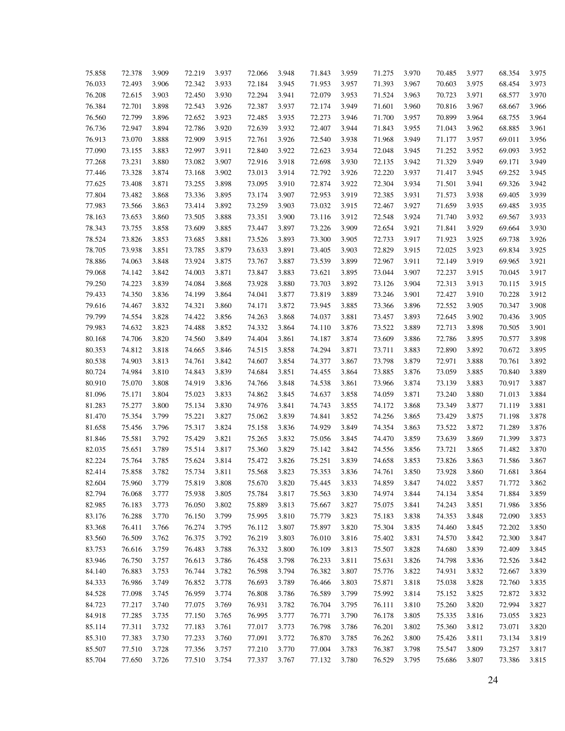| | | | | | | | | | | | | | | |
|---|---|---|---|---|---|---|---|---|---|---|---|---|---|---|
| 75.858 | 72.378 | 3.909 | 72.219 | 3.937 | 72.066 | 3.948 | 71.843 | 3.959 | 71.275 | 3.970 | 70.485 | 3.977 | 68.354 | 3.975 |
| 76.033 | 72.493 | 3.906 | 72.342 | 3.933 | 72.184 | 3.945 | 71.953 | 3.957 | 71.393 | 3.967 | 70.603 | 3.975 | 68.454 | 3.973 |
| 76.208 | 72.615 | 3.903 | 72.450 | 3.930 | 72.294 | 3.941 | 72.079 | 3.953 | 71.524 | 3.963 | 70.723 | 3.971 | 68.577 | 3.970 |
| 76.384 | 72.701 | 3.898 | 72.543 | 3.926 | 72.387 | 3.937 | 72.174 | 3.949 | 71.601 | 3.960 | 70.816 | 3.967 | 68.667 | 3.966 |
| 76.560 | 72.799 | 3.896 | 72.652 | 3.923 | 72.485 | 3.935 | 72.273 | 3.946 | 71.700 | 3.957 | 70.899 | 3.964 | 68.755 | 3.964 |
| 76.736 | 72.947 | 3.894 | 72.786 | 3.920 | 72.639 | 3.932 | 72.407 | 3.944 | 71.843 | 3.955 | 71.043 | 3.962 | 68.885 | 3.961 |
| 76.913 | 73.070 | 3.888 | 72.909 | 3.915 | 72.761 | 3.926 | 72.540 | 3.938 | 71.968 | 3.949 | 71.177 | 3.957 | 69.011 | 3.956 |
| 77.090 | 73.155 | 3.883 | 72.997 | 3.911 | 72.840 | 3.922 | 72.623 | 3.934 | 72.048 | 3.945 | 71.252 | 3.952 | 69.093 | 3.952 |
| 77.268 | 73.231 | 3.880 | 73.082 | 3.907 | 72.916 | 3.918 | 72.698 | 3.930 | 72.135 | 3.942 | 71.329 | 3.949 | 69.171 | 3.949 |
| 77.446 | 73.328 | 3.874 | 73.168 | 3.902 | 73.013 | 3.914 | 72.792 | 3.926 | 72.220 | 3.937 | 71.417 | 3.945 | 69.252 | 3.945 |
| 77.625 | 73.408 | 3.871 | 73.255 | 3.898 | 73.095 | 3.910 | 72.874 | 3.922 | 72.304 | 3.934 | 71.501 | 3.941 | 69.326 | 3.942 |
| 77.804 | 73.482 | 3.868 | 73.336 | 3.895 | 73.174 | 3.907 | 72.953 | 3.919 | 72.385 | 3.931 | 71.573 | 3.938 | 69.405 | 3.939 |
| 77.983 | 73.566 | 3.863 | 73.414 | 3.892 | 73.259 | 3.903 | 73.032 | 3.915 | 72.467 | 3.927 | 71.659 | 3.935 | 69.485 | 3.935 |
| 78.163 | 73.653 | 3.860 | 73.505 | 3.888 | 73.351 | 3.900 | 73.116 | 3.912 | 72.548 | 3.924 | 71.740 | 3.932 | 69.567 | 3.933 |
| 78.343 | 73.755 | 3.858 | 73.609 | 3.885 | 73.447 | 3.897 | 73.226 | 3.909 | 72.654 | 3.921 | 71.841 | 3.929 | 69.664 | 3.930 |
| 78.524 | 73.826 | 3.853 | 73.685 | 3.881 | 73.526 | 3.893 | 73.300 | 3.905 | 72.733 | 3.917 | 71.923 | 3.925 | 69.738 | 3.926 |
| 78.705 | 73.938 | 3.851 | 73.785 | 3.879 | 73.633 | 3.891 | 73.405 | 3.903 | 72.829 | 3.915 | 72.025 | 3.923 | 69.834 | 3.925 |
| 78.886 | 74.063 | 3.848 | 73.924 | 3.875 | 73.767 | 3.887 | 73.539 | 3.899 | 72.967 | 3.911 | 72.149 | 3.919 | 69.965 | 3.921 |
| 79.068 | 74.142 | 3.842 | 74.003 | 3.871 | 73.847 | 3.883 | 73.621 | 3.895 | 73.044 | 3.907 | 72.237 | 3.915 | 70.045 | 3.917 |
| 79.250 | 74.223 | 3.839 | 74.084 | 3.868 | 73.928 | 3.880 | 73.703 | 3.892 | 73.126 | 3.904 | 72.313 | 3.913 | 70.115 | 3.915 |
| 79.433 | 74.350 | 3.836 | 74.199 | 3.864 | 74.041 | 3.877 | 73.819 | 3.889 | 73.246 | 3.901 | 72.427 | 3.910 | 70.228 | 3.912 |
| 79.616 | 74.467 | 3.832 | 74.321 | 3.860 | 74.171 | 3.872 | 73.945 | 3.885 | 73.366 | 3.896 | 72.552 | 3.905 | 70.347 | 3.908 |
| 79.799 | 74.554 | 3.828 | 74.422 | 3.856 | 74.263 | 3.868 | 74.037 | 3.881 | 73.457 | 3.893 | 72.645 | 3.902 | 70.436 | 3.905 |
| 79.983 | 74.632 | 3.823 | 74.488 | 3.852 | 74.332 | 3.864 | 74.110 | 3.876 | 73.522 | 3.889 | 72.713 | 3.898 | 70.505 | 3.901 |
| 80.168 | 74.706 | 3.820 | 74.560 | 3.849 | 74.404 | 3.861 | 74.187 | 3.874 | 73.609 | 3.886 | 72.786 | 3.895 | 70.577 | 3.898 |
| 80.353 | 74.812 | 3.818 | 74.665 | 3.846 | 74.515 | 3.858 | 74.294 | 3.871 | 73.711 | 3.883 | 72.890 | 3.892 | 70.672 | 3.895 |
| 80.538 | 74.903 | 3.813 | 74.761 | 3.842 | 74.607 | 3.854 | 74.377 | 3.867 | 73.798 | 3.879 | 72.971 | 3.888 | 70.761 | 3.892 |
| 80.724 | 74.984 | 3.810 | 74.843 | 3.839 | 74.684 | 3.851 | 74.455 | 3.864 | 73.885 | 3.876 | 73.059 | 3.885 | 70.840 | 3.889 |
| 80.910 | 75.070 | 3.808 | 74.919 | 3.836 | 74.766 | 3.848 | 74.538 | 3.861 | 73.966 | 3.874 | 73.139 | 3.883 | 70.917 | 3.887 |
| 81.096 | 75.171 | 3.804 | 75.023 | 3.833 | 74.862 | 3.845 | 74.637 | 3.858 | 74.059 | 3.871 | 73.240 | 3.880 | 71.013 | 3.884 |
| 81.283 | 75.277 | 3.800 | 75.134 | 3.830 | 74.976 | 3.841 | 74.743 | 3.855 | 74.172 | 3.868 | 73.349 | 3.877 | 71.119 | 3.881 |
| 81.470 | 75.354 | 3.799 | 75.221 | 3.827 | 75.062 | 3.839 | 74.841 | 3.852 | 74.256 | 3.865 | 73.429 | 3.875 | 71.198 | 3.878 |
| 81.658 | 75.456 | 3.796 | 75.317 | 3.824 | 75.158 | 3.836 | 74.929 | 3.849 | 74.354 | 3.863 | 73.522 | 3.872 | 71.289 | 3.876 |
| 81.846 | 75.581 | 3.792 | 75.429 | 3.821 | 75.265 | 3.832 | 75.056 | 3.845 | 74.470 | 3.859 | 73.639 | 3.869 | 71.399 | 3.873 |
| 82.035 | 75.651 | 3.789 | 75.514 | 3.817 | 75.360 | 3.829 | 75.142 | 3.842 | 74.556 | 3.856 | 73.721 | 3.865 | 71.482 | 3.870 |
| 82.224 | 75.764 | 3.785 | 75.624 | 3.814 | 75.472 | 3.826 | 75.251 | 3.839 | 74.658 | 3.853 | 73.826 | 3.863 | 71.586 | 3.867 |
| 82.414 | 75.858 | 3.782 | 75.734 | 3.811 | 75.568 | 3.823 | 75.353 | 3.836 | 74.761 | 3.850 | 73.928 | 3.860 | 71.681 | 3.864 |
| 82.604 | 75.960 | 3.779 | 75.819 | 3.808 | 75.670 | 3.820 | 75.445 | 3.833 | 74.859 | 3.847 | 74.022 | 3.857 | 71.772 | 3.862 |
| 82.794 | 76.068 | 3.777 | 75.938 | 3.805 | 75.784 | 3.817 | 75.563 | 3.830 | 74.974 | 3.844 | 74.134 | 3.854 | 71.884 | 3.859 |
| 82.985 | 76.183 | 3.773 | 76.050 | 3.802 | 75.889 | 3.813 | 75.667 | 3.827 | 75.075 | 3.841 | 74.243 | 3.851 | 71.986 | 3.856 |
| 83.176 | 76.288 | 3.770 | 76.150 | 3.799 | 75.995 | 3.810 | 75.779 | 3.823 | 75.183 | 3.838 | 74.353 | 3.848 | 72.090 | 3.853 |
| 83.368 | 76.411 | 3.766 | 76.274 | 3.795 | 76.112 | 3.807 | 75.897 | 3.820 | 75.304 | 3.835 | 74.460 | 3.845 | 72.202 | 3.850 |
| 83.560 | 76.509 | 3.762 | 76.375 | 3.792 | 76.219 | 3.803 | 76.010 | 3.816 | 75.402 | 3.831 | 74.570 | 3.842 | 72.300 | 3.847 |
| 83.753 | 76.616 | 3.759 | 76.483 | 3.788 | 76.332 | 3.800 | 76.109 | 3.813 | 75.507 | 3.828 | 74.680 | 3.839 | 72.409 | 3.845 |
| 83.946 | 76.750 | 3.757 | 76.613 | 3.786 | 76.458 | 3.798 | 76.233 | 3.811 | 75.631 | 3.826 | 74.798 | 3.836 | 72.526 | 3.842 |
| 84.140 | 76.883 | 3.753 | 76.744 | 3.782 | 76.598 | 3.794 | 76.382 | 3.807 | 75.776 | 3.822 | 74.931 | 3.832 | 72.667 | 3.839 |
| 84.333 | 76.986 | 3.749 | 76.852 | 3.778 | 76.693 | 3.789 | 76.466 | 3.803 | 75.871 | 3.818 | 75.038 | 3.828 | 72.760 | 3.835 |
| 84.528 | 77.098 | 3.745 | 76.959 | 3.774 | 76.808 | 3.786 | 76.589 | 3.799 | 75.992 | 3.814 | 75.152 | 3.825 | 72.872 | 3.832 |
| 84.723 | 77.217 | 3.740 | 77.075 | 3.769 | 76.931 | 3.782 | 76.704 | 3.795 | 76.111 | 3.810 | 75.260 | 3.820 | 72.994 | 3.827 |
| 84.918 | 77.285 | 3.735 | 77.150 | 3.765 | 76.995 | 3.777 | 76.771 | 3.790 | 76.178 | 3.805 | 75.335 | 3.816 | 73.055 | 3.823 |
| 85.114 | 77.311 | 3.732 | 77.183 | 3.761 | 77.017 | 3.773 | 76.798 | 3.786 | 76.201 | 3.802 | 75.360 | 3.812 | 73.071 | 3.820 |
| 85.310 | 77.383 | 3.730 | 77.233 | 3.760 | 77.091 | 3.772 | 76.870 | 3.785 | 76.262 | 3.800 | 75.426 | 3.811 | 73.134 | 3.819 |
| 85.507 | 77.510 | 3.728 | 77.356 | 3.757 | 77.210 | 3.770 | 77.004 | 3.783 | 76.387 | 3.798 | 75.547 | 3.809 | 73.257 | 3.817 |
| 85.704 | 77.650 | 3.726 | 77.510 | 3.754 | 77.337 | 3.767 | 77.132 | 3.780 | 76.529 | 3.795 | 75.686 | 3.807 | 73.386 | 3.815 |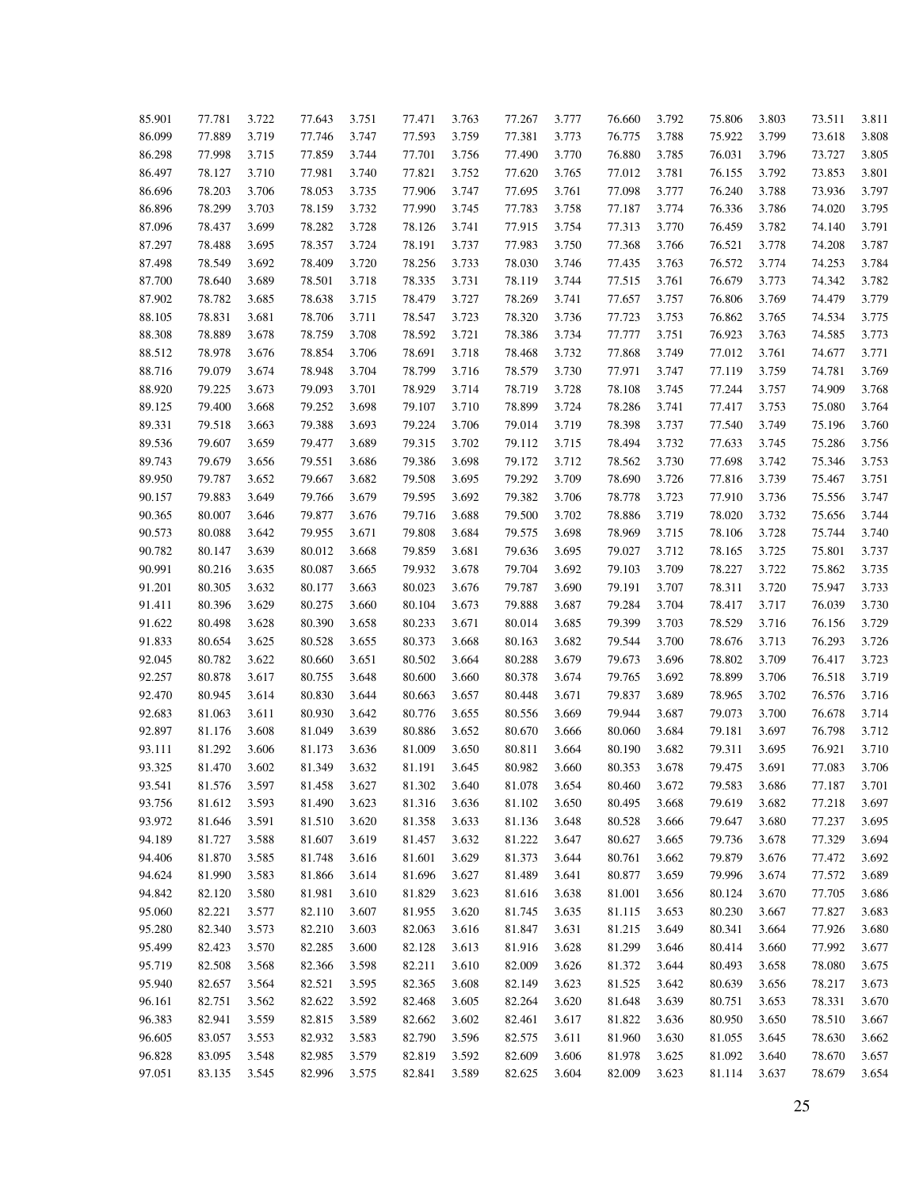| | | | | | | | | | | | | | | |
|---|---|---|---|---|---|---|---|---|---|---|---|---|---|---|
| 85.901 | 77.781 | 3.722 | 77.643 | 3.751 | 77.471 | 3.763 | 77.267 | 3.777 | 76.660 | 3.792 | 75.806 | 3.803 | 73.511 | 3.811 |
| 86.099 | 77.889 | 3.719 | 77.746 | 3.747 | 77.593 | 3.759 | 77.381 | 3.773 | 76.775 | 3.788 | 75.922 | 3.799 | 73.618 | 3.808 |
| 86.298 | 77.998 | 3.715 | 77.859 | 3.744 | 77.701 | 3.756 | 77.490 | 3.770 | 76.880 | 3.785 | 76.031 | 3.796 | 73.727 | 3.805 |
| 86.497 | 78.127 | 3.710 | 77.981 | 3.740 | 77.821 | 3.752 | 77.620 | 3.765 | 77.012 | 3.781 | 76.155 | 3.792 | 73.853 | 3.801 |
| 86.696 | 78.203 | 3.706 | 78.053 | 3.735 | 77.906 | 3.747 | 77.695 | 3.761 | 77.098 | 3.777 | 76.240 | 3.788 | 73.936 | 3.797 |
| 86.896 | 78.299 | 3.703 | 78.159 | 3.732 | 77.990 | 3.745 | 77.783 | 3.758 | 77.187 | 3.774 | 76.336 | 3.786 | 74.020 | 3.795 |
| 87.096 | 78.437 | 3.699 | 78.282 | 3.728 | 78.126 | 3.741 | 77.915 | 3.754 | 77.313 | 3.770 | 76.459 | 3.782 | 74.140 | 3.791 |
| 87.297 | 78.488 | 3.695 | 78.357 | 3.724 | 78.191 | 3.737 | 77.983 | 3.750 | 77.368 | 3.766 | 76.521 | 3.778 | 74.208 | 3.787 |
| 87.498 | 78.549 | 3.692 | 78.409 | 3.720 | 78.256 | 3.733 | 78.030 | 3.746 | 77.435 | 3.763 | 76.572 | 3.774 | 74.253 | 3.784 |
| 87.700 | 78.640 | 3.689 | 78.501 | 3.718 | 78.335 | 3.731 | 78.119 | 3.744 | 77.515 | 3.761 | 76.679 | 3.773 | 74.342 | 3.782 |
| 87.902 | 78.782 | 3.685 | 78.638 | 3.715 | 78.479 | 3.727 | 78.269 | 3.741 | 77.657 | 3.757 | 76.806 | 3.769 | 74.479 | 3.779 |
| 88.105 | 78.831 | 3.681 | 78.706 | 3.711 | 78.547 | 3.723 | 78.320 | 3.736 | 77.723 | 3.753 | 76.862 | 3.765 | 74.534 | 3.775 |
| 88.308 | 78.889 | 3.678 | 78.759 | 3.708 | 78.592 | 3.721 | 78.386 | 3.734 | 77.777 | 3.751 | 76.923 | 3.763 | 74.585 | 3.773 |
| 88.512 | 78.978 | 3.676 | 78.854 | 3.706 | 78.691 | 3.718 | 78.468 | 3.732 | 77.868 | 3.749 | 77.012 | 3.761 | 74.677 | 3.771 |
| 88.716 | 79.079 | 3.674 | 78.948 | 3.704 | 78.799 | 3.716 | 78.579 | 3.730 | 77.971 | 3.747 | 77.119 | 3.759 | 74.781 | 3.769 |
| 88.920 | 79.225 | 3.673 | 79.093 | 3.701 | 78.929 | 3.714 | 78.719 | 3.728 | 78.108 | 3.745 | 77.244 | 3.757 | 74.909 | 3.768 |
| 89.125 | 79.400 | 3.668 | 79.252 | 3.698 | 79.107 | 3.710 | 78.899 | 3.724 | 78.286 | 3.741 | 77.417 | 3.753 | 75.080 | 3.764 |
| 89.331 | 79.518 | 3.663 | 79.388 | 3.693 | 79.224 | 3.706 | 79.014 | 3.719 | 78.398 | 3.737 | 77.540 | 3.749 | 75.196 | 3.760 |
| 89.536 | 79.607 | 3.659 | 79.477 | 3.689 | 79.315 | 3.702 | 79.112 | 3.715 | 78.494 | 3.732 | 77.633 | 3.745 | 75.286 | 3.756 |
| 89.743 | 79.679 | 3.656 | 79.551 | 3.686 | 79.386 | 3.698 | 79.172 | 3.712 | 78.562 | 3.730 | 77.698 | 3.742 | 75.346 | 3.753 |
| 89.950 | 79.787 | 3.652 | 79.667 | 3.682 | 79.508 | 3.695 | 79.292 | 3.709 | 78.690 | 3.726 | 77.816 | 3.739 | 75.467 | 3.751 |
| 90.157 | 79.883 | 3.649 | 79.766 | 3.679 | 79.595 | 3.692 | 79.382 | 3.706 | 78.778 | 3.723 | 77.910 | 3.736 | 75.556 | 3.747 |
| 90.365 | 80.007 | 3.646 | 79.877 | 3.676 | 79.716 | 3.688 | 79.500 | 3.702 | 78.886 | 3.719 | 78.020 | 3.732 | 75.656 | 3.744 |
| 90.573 | 80.088 | 3.642 | 79.955 | 3.671 | 79.808 | 3.684 | 79.575 | 3.698 | 78.969 | 3.715 | 78.106 | 3.728 | 75.744 | 3.740 |
| 90.782 | 80.147 | 3.639 | 80.012 | 3.668 | 79.859 | 3.681 | 79.636 | 3.695 | 79.027 | 3.712 | 78.165 | 3.725 | 75.801 | 3.737 |
| 90.991 | 80.216 | 3.635 | 80.087 | 3.665 | 79.932 | 3.678 | 79.704 | 3.692 | 79.103 | 3.709 | 78.227 | 3.722 | 75.862 | 3.735 |
| 91.201 | 80.305 | 3.632 | 80.177 | 3.663 | 80.023 | 3.676 | 79.787 | 3.690 | 79.191 | 3.707 | 78.311 | 3.720 | 75.947 | 3.733 |
| 91.411 | 80.396 | 3.629 | 80.275 | 3.660 | 80.104 | 3.673 | 79.888 | 3.687 | 79.284 | 3.704 | 78.417 | 3.717 | 76.039 | 3.730 |
| 91.622 | 80.498 | 3.628 | 80.390 | 3.658 | 80.233 | 3.671 | 80.014 | 3.685 | 79.399 | 3.703 | 78.529 | 3.716 | 76.156 | 3.729 |
| 91.833 | 80.654 | 3.625 | 80.528 | 3.655 | 80.373 | 3.668 | 80.163 | 3.682 | 79.544 | 3.700 | 78.676 | 3.713 | 76.293 | 3.726 |
| 92.045 | 80.782 | 3.622 | 80.660 | 3.651 | 80.502 | 3.664 | 80.288 | 3.679 | 79.673 | 3.696 | 78.802 | 3.709 | 76.417 | 3.723 |
| 92.257 | 80.878 | 3.617 | 80.755 | 3.648 | 80.600 | 3.660 | 80.378 | 3.674 | 79.765 | 3.692 | 78.899 | 3.706 | 76.518 | 3.719 |
| 92.470 | 80.945 | 3.614 | 80.830 | 3.644 | 80.663 | 3.657 | 80.448 | 3.671 | 79.837 | 3.689 | 78.965 | 3.702 | 76.576 | 3.716 |
| 92.683 | 81.063 | 3.611 | 80.930 | 3.642 | 80.776 | 3.655 | 80.556 | 3.669 | 79.944 | 3.687 | 79.073 | 3.700 | 76.678 | 3.714 |
| 92.897 | 81.176 | 3.608 | 81.049 | 3.639 | 80.886 | 3.652 | 80.670 | 3.666 | 80.060 | 3.684 | 79.181 | 3.697 | 76.798 | 3.712 |
| 93.111 | 81.292 | 3.606 | 81.173 | 3.636 | 81.009 | 3.650 | 80.811 | 3.664 | 80.190 | 3.682 | 79.311 | 3.695 | 76.921 | 3.710 |
| 93.325 | 81.470 | 3.602 | 81.349 | 3.632 | 81.191 | 3.645 | 80.982 | 3.660 | 80.353 | 3.678 | 79.475 | 3.691 | 77.083 | 3.706 |
| 93.541 | 81.576 | 3.597 | 81.458 | 3.627 | 81.302 | 3.640 | 81.078 | 3.654 | 80.460 | 3.672 | 79.583 | 3.686 | 77.187 | 3.701 |
| 93.756 | 81.612 | 3.593 | 81.490 | 3.623 | 81.316 | 3.636 | 81.102 | 3.650 | 80.495 | 3.668 | 79.619 | 3.682 | 77.218 | 3.697 |
| 93.972 | 81.646 | 3.591 | 81.510 | 3.620 | 81.358 | 3.633 | 81.136 | 3.648 | 80.528 | 3.666 | 79.647 | 3.680 | 77.237 | 3.695 |
| 94.189 | 81.727 | 3.588 | 81.607 | 3.619 | 81.457 | 3.632 | 81.222 | 3.647 | 80.627 | 3.665 | 79.736 | 3.678 | 77.329 | 3.694 |
| 94.406 | 81.870 | 3.585 | 81.748 | 3.616 | 81.601 | 3.629 | 81.373 | 3.644 | 80.761 | 3.662 | 79.879 | 3.676 | 77.472 | 3.692 |
| 94.624 | 81.990 | 3.583 | 81.866 | 3.614 | 81.696 | 3.627 | 81.489 | 3.641 | 80.877 | 3.659 | 79.996 | 3.674 | 77.572 | 3.689 |
| 94.842 | 82.120 | 3.580 | 81.981 | 3.610 | 81.829 | 3.623 | 81.616 | 3.638 | 81.001 | 3.656 | 80.124 | 3.670 | 77.705 | 3.686 |
| 95.060 | 82.221 | 3.577 | 82.110 | 3.607 | 81.955 | 3.620 | 81.745 | 3.635 | 81.115 | 3.653 | 80.230 | 3.667 | 77.827 | 3.683 |
| 95.280 | 82.340 | 3.573 | 82.210 | 3.603 | 82.063 | 3.616 | 81.847 | 3.631 | 81.215 | 3.649 | 80.341 | 3.664 | 77.926 | 3.680 |
| 95.499 | 82.423 | 3.570 | 82.285 | 3.600 | 82.128 | 3.613 | 81.916 | 3.628 | 81.299 | 3.646 | 80.414 | 3.660 | 77.992 | 3.677 |
| 95.719 | 82.508 | 3.568 | 82.366 | 3.598 | 82.211 | 3.610 | 82.009 | 3.626 | 81.372 | 3.644 | 80.493 | 3.658 | 78.080 | 3.675 |
| 95.940 | 82.657 | 3.564 | 82.521 | 3.595 | 82.365 | 3.608 | 82.149 | 3.623 | 81.525 | 3.642 | 80.639 | 3.656 | 78.217 | 3.673 |
| 96.161 | 82.751 | 3.562 | 82.622 | 3.592 | 82.468 | 3.605 | 82.264 | 3.620 | 81.648 | 3.639 | 80.751 | 3.653 | 78.331 | 3.670 |
| 96.383 | 82.941 | 3.559 | 82.815 | 3.589 | 82.662 | 3.602 | 82.461 | 3.617 | 81.822 | 3.636 | 80.950 | 3.650 | 78.510 | 3.667 |
| 96.605 | 83.057 | 3.553 | 82.932 | 3.583 | 82.790 | 3.596 | 82.575 | 3.611 | 81.960 | 3.630 | 81.055 | 3.645 | 78.630 | 3.662 |
| 96.828 | 83.095 | 3.548 | 82.985 | 3.579 | 82.819 | 3.592 | 82.609 | 3.606 | 81.978 | 3.625 | 81.092 | 3.640 | 78.670 | 3.657 |
| 97.051 | 83.135 | 3.545 | 82.996 | 3.575 | 82.841 | 3.589 | 82.625 | 3.604 | 82.009 | 3.623 | 81.114 | 3.637 | 78.679 | 3.654 |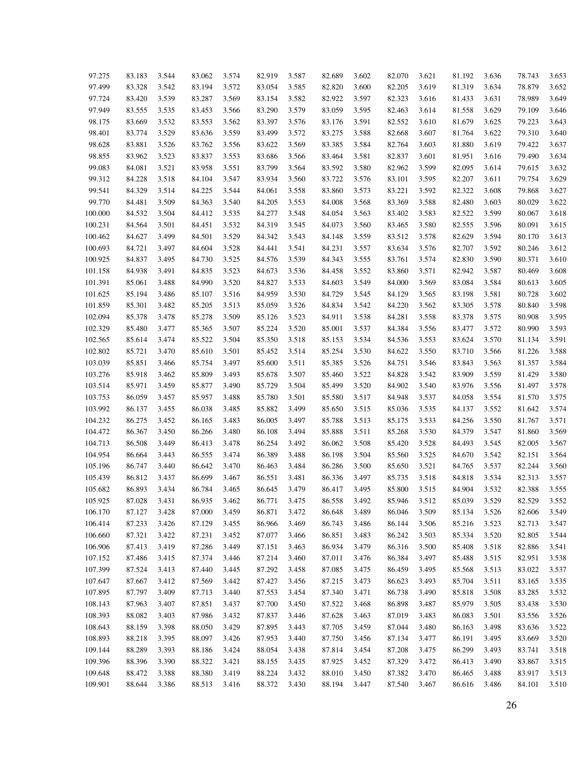| | | | | | | | | | | | | | | |
|---|---|---|---|---|---|---|---|---|---|---|---|---|---|---|
| 97.275 | 83.183 | 3.544 | 83.062 | 3.574 | 82.919 | 3.587 | 82.689 | 3.602 | 82.070 | 3.621 | 81.192 | 3.636 | 78.743 | 3.653 |
| 97.499 | 83.328 | 3.542 | 83.194 | 3.572 | 83.054 | 3.585 | 82.820 | 3.600 | 82.205 | 3.619 | 81.319 | 3.634 | 78.879 | 3.652 |
| 97.724 | 83.420 | 3.539 | 83.287 | 3.569 | 83.154 | 3.582 | 82.922 | 3.597 | 82.323 | 3.616 | 81.433 | 3.631 | 78.989 | 3.649 |
| 97.949 | 83.555 | 3.535 | 83.453 | 3.566 | 83.290 | 3.579 | 83.059 | 3.595 | 82.463 | 3.614 | 81.558 | 3.629 | 79.109 | 3.646 |
| 98.175 | 83.669 | 3.532 | 83.553 | 3.562 | 83.397 | 3.576 | 83.176 | 3.591 | 82.552 | 3.610 | 81.679 | 3.625 | 79.223 | 3.643 |
| 98.401 | 83.774 | 3.529 | 83.636 | 3.559 | 83.499 | 3.572 | 83.275 | 3.588 | 82.668 | 3.607 | 81.764 | 3.622 | 79.310 | 3.640 |
| 98.628 | 83.881 | 3.526 | 83.762 | 3.556 | 83.622 | 3.569 | 83.385 | 3.584 | 82.764 | 3.603 | 81.880 | 3.619 | 79.422 | 3.637 |
| 98.855 | 83.962 | 3.523 | 83.837 | 3.553 | 83.686 | 3.566 | 83.464 | 3.581 | 82.837 | 3.601 | 81.951 | 3.616 | 79.490 | 3.634 |
| 99.083 | 84.081 | 3.521 | 83.958 | 3.551 | 83.799 | 3.564 | 83.592 | 3.580 | 82.962 | 3.599 | 82.095 | 3.614 | 79.615 | 3.632 |
| 99.312 | 84.228 | 3.518 | 84.104 | 3.547 | 83.934 | 3.560 | 83.722 | 3.576 | 83.101 | 3.595 | 82.207 | 3.611 | 79.754 | 3.629 |
| 99.541 | 84.329 | 3.514 | 84.225 | 3.544 | 84.061 | 3.558 | 83.860 | 3.573 | 83.221 | 3.592 | 82.322 | 3.608 | 79.868 | 3.627 |
| 99.770 | 84.481 | 3.509 | 84.363 | 3.540 | 84.205 | 3.553 | 84.008 | 3.568 | 83.369 | 3.588 | 82.480 | 3.603 | 80.029 | 3.622 |
| 100.000 | 84.532 | 3.504 | 84.412 | 3.535 | 84.277 | 3.548 | 84.054 | 3.563 | 83.402 | 3.583 | 82.522 | 3.599 | 80.067 | 3.618 |
| 100.231 | 84.564 | 3.501 | 84.451 | 3.532 | 84.319 | 3.545 | 84.073 | 3.560 | 83.465 | 3.580 | 82.555 | 3.596 | 80.091 | 3.615 |
| 100.462 | 84.627 | 3.499 | 84.501 | 3.529 | 84.342 | 3.543 | 84.148 | 3.559 | 83.512 | 3.578 | 82.629 | 3.594 | 80.170 | 3.613 |
| 100.693 | 84.721 | 3.497 | 84.604 | 3.528 | 84.441 | 3.541 | 84.231 | 3.557 | 83.634 | 3.576 | 82.707 | 3.592 | 80.246 | 3.612 |
| 100.925 | 84.837 | 3.495 | 84.730 | 3.525 | 84.576 | 3.539 | 84.343 | 3.555 | 83.761 | 3.574 | 82.830 | 3.590 | 80.371 | 3.610 |
| 101.158 | 84.938 | 3.491 | 84.835 | 3.523 | 84.673 | 3.536 | 84.458 | 3.552 | 83.860 | 3.571 | 82.942 | 3.587 | 80.469 | 3.608 |
| 101.391 | 85.061 | 3.488 | 84.990 | 3.520 | 84.827 | 3.533 | 84.603 | 3.549 | 84.000 | 3.569 | 83.084 | 3.584 | 80.613 | 3.605 |
| 101.625 | 85.194 | 3.486 | 85.107 | 3.516 | 84.959 | 3.530 | 84.729 | 3.545 | 84.129 | 3.565 | 83.198 | 3.581 | 80.728 | 3.602 |
| 101.859 | 85.301 | 3.482 | 85.205 | 3.513 | 85.059 | 3.526 | 84.834 | 3.542 | 84.220 | 3.562 | 83.305 | 3.578 | 80.840 | 3.598 |
| 102.094 | 85.378 | 3.478 | 85.278 | 3.509 | 85.126 | 3.523 | 84.911 | 3.538 | 84.281 | 3.558 | 83.378 | 3.575 | 80.908 | 3.595 |
| 102.329 | 85.480 | 3.477 | 85.365 | 3.507 | 85.224 | 3.520 | 85.001 | 3.537 | 84.384 | 3.556 | 83.477 | 3.572 | 80.990 | 3.593 |
| 102.565 | 85.614 | 3.474 | 85.522 | 3.504 | 85.350 | 3.518 | 85.153 | 3.534 | 84.536 | 3.553 | 83.624 | 3.570 | 81.134 | 3.591 |
| 102.802 | 85.721 | 3.470 | 85.610 | 3.501 | 85.452 | 3.514 | 85.254 | 3.530 | 84.622 | 3.550 | 83.710 | 3.566 | 81.226 | 3.588 |
| 103.039 | 85.851 | 3.466 | 85.754 | 3.497 | 85.600 | 3.511 | 85.385 | 3.526 | 84.751 | 3.546 | 83.843 | 3.563 | 81.357 | 3.584 |
| 103.276 | 85.918 | 3.462 | 85.809 | 3.493 | 85.678 | 3.507 | 85.460 | 3.522 | 84.828 | 3.542 | 83.909 | 3.559 | 81.429 | 3.580 |
| 103.514 | 85.971 | 3.459 | 85.877 | 3.490 | 85.729 | 3.504 | 85.499 | 3.520 | 84.902 | 3.540 | 83.976 | 3.556 | 81.497 | 3.578 |
| 103.753 | 86.059 | 3.457 | 85.957 | 3.488 | 85.780 | 3.501 | 85.580 | 3.517 | 84.948 | 3.537 | 84.058 | 3.554 | 81.570 | 3.575 |
| 103.992 | 86.137 | 3.455 | 86.038 | 3.485 | 85.882 | 3.499 | 85.650 | 3.515 | 85.036 | 3.535 | 84.137 | 3.552 | 81.642 | 3.574 |
| 104.232 | 86.275 | 3.452 | 86.165 | 3.483 | 86.005 | 3.497 | 85.788 | 3.513 | 85.175 | 3.533 | 84.256 | 3.550 | 81.767 | 3.571 |
| 104.472 | 86.367 | 3.450 | 86.266 | 3.480 | 86.108 | 3.494 | 85.888 | 3.511 | 85.268 | 3.530 | 84.379 | 3.547 | 81.860 | 3.569 |
| 104.713 | 86.508 | 3.449 | 86.413 | 3.478 | 86.254 | 3.492 | 86.062 | 3.508 | 85.420 | 3.528 | 84.493 | 3.545 | 82.005 | 3.567 |
| 104.954 | 86.664 | 3.443 | 86.555 | 3.474 | 86.389 | 3.488 | 86.198 | 3.504 | 85.560 | 3.525 | 84.670 | 3.542 | 82.151 | 3.564 |
| 105.196 | 86.747 | 3.440 | 86.642 | 3.470 | 86.463 | 3.484 | 86.286 | 3.500 | 85.650 | 3.521 | 84.765 | 3.537 | 82.244 | 3.560 |
| 105.439 | 86.812 | 3.437 | 86.699 | 3.467 | 86.551 | 3.481 | 86.336 | 3.497 | 85.735 | 3.518 | 84.818 | 3.534 | 82.313 | 3.557 |
| 105.682 | 86.893 | 3.434 | 86.784 | 3.465 | 86.645 | 3.479 | 86.417 | 3.495 | 85.800 | 3.515 | 84.904 | 3.532 | 82.388 | 3.555 |
| 105.925 | 87.028 | 3.431 | 86.935 | 3.462 | 86.771 | 3.475 | 86.558 | 3.492 | 85.946 | 3.512 | 85.039 | 3.529 | 82.529 | 3.552 |
| 106.170 | 87.127 | 3.428 | 87.000 | 3.459 | 86.871 | 3.472 | 86.648 | 3.489 | 86.046 | 3.509 | 85.134 | 3.526 | 82.606 | 3.549 |
| 106.414 | 87.233 | 3.426 | 87.129 | 3.455 | 86.966 | 3.469 | 86.743 | 3.486 | 86.144 | 3.506 | 85.216 | 3.523 | 82.713 | 3.547 |
| 106.660 | 87.321 | 3.422 | 87.231 | 3.452 | 87.077 | 3.466 | 86.851 | 3.483 | 86.242 | 3.503 | 85.334 | 3.520 | 82.805 | 3.544 |
| 106.906 | 87.413 | 3.419 | 87.286 | 3.449 | 87.151 | 3.463 | 86.934 | 3.479 | 86.316 | 3.500 | 85.408 | 3.518 | 82.886 | 3.541 |
| 107.152 | 87.486 | 3.415 | 87.374 | 3.446 | 87.214 | 3.460 | 87.011 | 3.476 | 86.384 | 3.497 | 85.488 | 3.515 | 82.951 | 3.538 |
| 107.399 | 87.524 | 3.413 | 87.440 | 3.445 | 87.292 | 3.458 | 87.085 | 3.475 | 86.459 | 3.495 | 85.568 | 3.513 | 83.022 | 3.537 |
| 107.647 | 87.667 | 3.412 | 87.569 | 3.442 | 87.427 | 3.456 | 87.215 | 3.473 | 86.623 | 3.493 | 85.704 | 3.511 | 83.165 | 3.535 |
| 107.895 | 87.797 | 3.409 | 87.713 | 3.440 | 87.553 | 3.454 | 87.340 | 3.471 | 86.738 | 3.490 | 85.818 | 3.508 | 83.285 | 3.532 |
| 108.143 | 87.963 | 3.407 | 87.851 | 3.437 | 87.700 | 3.450 | 87.522 | 3.468 | 86.898 | 3.487 | 85.979 | 3.505 | 83.438 | 3.530 |
| 108.393 | 88.082 | 3.403 | 87.986 | 3.432 | 87.837 | 3.446 | 87.628 | 3.463 | 87.019 | 3.483 | 86.083 | 3.501 | 83.556 | 3.526 |
| 108.643 | 88.159 | 3.398 | 88.050 | 3.429 | 87.895 | 3.443 | 87.705 | 3.459 | 87.044 | 3.480 | 86.163 | 3.498 | 83.636 | 3.522 |
| 108.893 | 88.218 | 3.395 | 88.097 | 3.426 | 87.953 | 3.440 | 87.750 | 3.456 | 87.134 | 3.477 | 86.191 | 3.495 | 83.669 | 3.520 |
| 109.144 | 88.289 | 3.393 | 88.186 | 3.424 | 88.054 | 3.438 | 87.814 | 3.454 | 87.208 | 3.475 | 86.299 | 3.493 | 83.741 | 3.518 |
| 109.396 | 88.396 | 3.390 | 88.322 | 3.421 | 88.155 | 3.435 | 87.925 | 3.452 | 87.329 | 3.472 | 86.413 | 3.490 | 83.867 | 3.515 |
| 109.648 | 88.472 | 3.388 | 88.380 | 3.419 | 88.224 | 3.432 | 88.010 | 3.450 | 87.382 | 3.470 | 86.465 | 3.488 | 83.917 | 3.513 |
| 109.901 | 88.644 | 3.386 | 88.513 | 3.416 | 88.372 | 3.430 | 88.194 | 3.447 | 87.540 | 3.467 | 86.616 | 3.486 | 84.101 | 3.510 |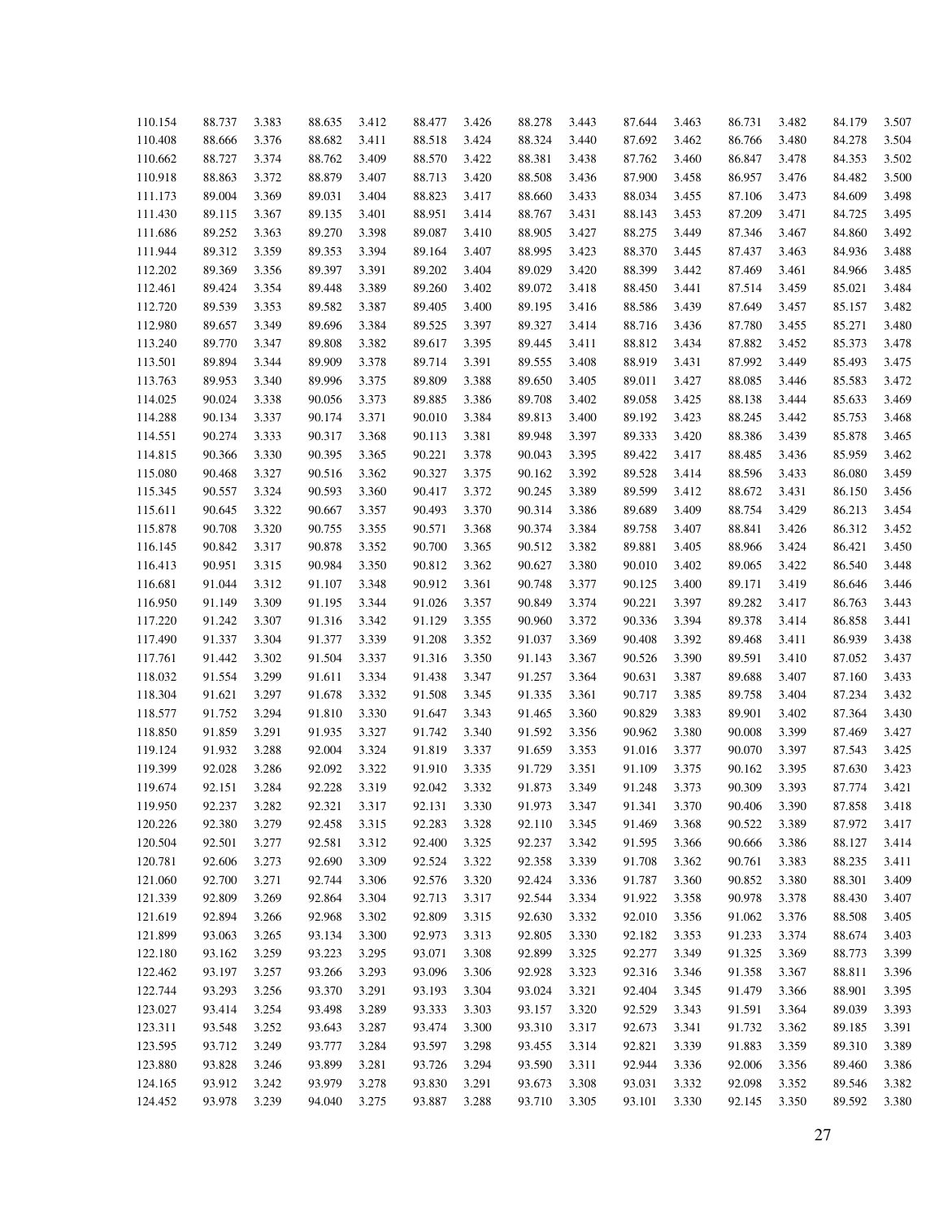| | | | | | | | | | | | | | | |
|---|---|---|---|---|---|---|---|---|---|---|---|---|---|---|
| 110.154 | 88.737 | 3.383 | 88.635 | 3.412 | 88.477 | 3.426 | 88.278 | 3.443 | 87.644 | 3.463 | 86.731 | 3.482 | 84.179 | 3.507 |
| 110.408 | 88.666 | 3.376 | 88.682 | 3.411 | 88.518 | 3.424 | 88.324 | 3.440 | 87.692 | 3.462 | 86.766 | 3.480 | 84.278 | 3.504 |
| 110.662 | 88.727 | 3.374 | 88.762 | 3.409 | 88.570 | 3.422 | 88.381 | 3.438 | 87.762 | 3.460 | 86.847 | 3.478 | 84.353 | 3.502 |
| 110.918 | 88.863 | 3.372 | 88.879 | 3.407 | 88.713 | 3.420 | 88.508 | 3.436 | 87.900 | 3.458 | 86.957 | 3.476 | 84.482 | 3.500 |
| 111.173 | 89.004 | 3.369 | 89.031 | 3.404 | 88.823 | 3.417 | 88.660 | 3.433 | 88.034 | 3.455 | 87.106 | 3.473 | 84.609 | 3.498 |
| 111.430 | 89.115 | 3.367 | 89.135 | 3.401 | 88.951 | 3.414 | 88.767 | 3.431 | 88.143 | 3.453 | 87.209 | 3.471 | 84.725 | 3.495 |
| 111.686 | 89.252 | 3.363 | 89.270 | 3.398 | 89.087 | 3.410 | 88.905 | 3.427 | 88.275 | 3.449 | 87.346 | 3.467 | 84.860 | 3.492 |
| 111.944 | 89.312 | 3.359 | 89.353 | 3.394 | 89.164 | 3.407 | 88.995 | 3.423 | 88.370 | 3.445 | 87.437 | 3.463 | 84.936 | 3.488 |
| 112.202 | 89.369 | 3.356 | 89.397 | 3.391 | 89.202 | 3.404 | 89.029 | 3.420 | 88.399 | 3.442 | 87.469 | 3.461 | 84.966 | 3.485 |
| 112.461 | 89.424 | 3.354 | 89.448 | 3.389 | 89.260 | 3.402 | 89.072 | 3.418 | 88.450 | 3.441 | 87.514 | 3.459 | 85.021 | 3.484 |
| 112.720 | 89.539 | 3.353 | 89.582 | 3.387 | 89.405 | 3.400 | 89.195 | 3.416 | 88.586 | 3.439 | 87.649 | 3.457 | 85.157 | 3.482 |
| 112.980 | 89.657 | 3.349 | 89.696 | 3.384 | 89.525 | 3.397 | 89.327 | 3.414 | 88.716 | 3.436 | 87.780 | 3.455 | 85.271 | 3.480 |
| 113.240 | 89.770 | 3.347 | 89.808 | 3.382 | 89.617 | 3.395 | 89.445 | 3.411 | 88.812 | 3.434 | 87.882 | 3.452 | 85.373 | 3.478 |
| 113.501 | 89.894 | 3.344 | 89.909 | 3.378 | 89.714 | 3.391 | 89.555 | 3.408 | 88.919 | 3.431 | 87.992 | 3.449 | 85.493 | 3.475 |
| 113.763 | 89.953 | 3.340 | 89.996 | 3.375 | 89.809 | 3.388 | 89.650 | 3.405 | 89.011 | 3.427 | 88.085 | 3.446 | 85.583 | 3.472 |
| 114.025 | 90.024 | 3.338 | 90.056 | 3.373 | 89.885 | 3.386 | 89.708 | 3.402 | 89.058 | 3.425 | 88.138 | 3.444 | 85.633 | 3.469 |
| 114.288 | 90.134 | 3.337 | 90.174 | 3.371 | 90.010 | 3.384 | 89.813 | 3.400 | 89.192 | 3.423 | 88.245 | 3.442 | 85.753 | 3.468 |
| 114.551 | 90.274 | 3.333 | 90.317 | 3.368 | 90.113 | 3.381 | 89.948 | 3.397 | 89.333 | 3.420 | 88.386 | 3.439 | 85.878 | 3.465 |
| 114.815 | 90.366 | 3.330 | 90.395 | 3.365 | 90.221 | 3.378 | 90.043 | 3.395 | 89.422 | 3.417 | 88.485 | 3.436 | 85.959 | 3.462 |
| 115.080 | 90.468 | 3.327 | 90.516 | 3.362 | 90.327 | 3.375 | 90.162 | 3.392 | 89.528 | 3.414 | 88.596 | 3.433 | 86.080 | 3.459 |
| 115.345 | 90.557 | 3.324 | 90.593 | 3.360 | 90.417 | 3.372 | 90.245 | 3.389 | 89.599 | 3.412 | 88.672 | 3.431 | 86.150 | 3.456 |
| 115.611 | 90.645 | 3.322 | 90.667 | 3.357 | 90.493 | 3.370 | 90.314 | 3.386 | 89.689 | 3.409 | 88.754 | 3.429 | 86.213 | 3.454 |
| 115.878 | 90.708 | 3.320 | 90.755 | 3.355 | 90.571 | 3.368 | 90.374 | 3.384 | 89.758 | 3.407 | 88.841 | 3.426 | 86.312 | 3.452 |
| 116.145 | 90.842 | 3.317 | 90.878 | 3.352 | 90.700 | 3.365 | 90.512 | 3.382 | 89.881 | 3.405 | 88.966 | 3.424 | 86.421 | 3.450 |
| 116.413 | 90.951 | 3.315 | 90.984 | 3.350 | 90.812 | 3.362 | 90.627 | 3.380 | 90.010 | 3.402 | 89.065 | 3.422 | 86.540 | 3.448 |
| 116.681 | 91.044 | 3.312 | 91.107 | 3.348 | 90.912 | 3.361 | 90.748 | 3.377 | 90.125 | 3.400 | 89.171 | 3.419 | 86.646 | 3.446 |
| 116.950 | 91.149 | 3.309 | 91.195 | 3.344 | 91.026 | 3.357 | 90.849 | 3.374 | 90.221 | 3.397 | 89.282 | 3.417 | 86.763 | 3.443 |
| 117.220 | 91.242 | 3.307 | 91.316 | 3.342 | 91.129 | 3.355 | 90.960 | 3.372 | 90.336 | 3.394 | 89.378 | 3.414 | 86.858 | 3.441 |
| 117.490 | 91.337 | 3.304 | 91.377 | 3.339 | 91.208 | 3.352 | 91.037 | 3.369 | 90.408 | 3.392 | 89.468 | 3.411 | 86.939 | 3.438 |
| 117.761 | 91.442 | 3.302 | 91.504 | 3.337 | 91.316 | 3.350 | 91.143 | 3.367 | 90.526 | 3.390 | 89.591 | 3.410 | 87.052 | 3.437 |
| 118.032 | 91.554 | 3.299 | 91.611 | 3.334 | 91.438 | 3.347 | 91.257 | 3.364 | 90.631 | 3.387 | 89.688 | 3.407 | 87.160 | 3.433 |
| 118.304 | 91.621 | 3.297 | 91.678 | 3.332 | 91.508 | 3.345 | 91.335 | 3.361 | 90.717 | 3.385 | 89.758 | 3.404 | 87.234 | 3.432 |
| 118.577 | 91.752 | 3.294 | 91.810 | 3.330 | 91.647 | 3.343 | 91.465 | 3.360 | 90.829 | 3.383 | 89.901 | 3.402 | 87.364 | 3.430 |
| 118.850 | 91.859 | 3.291 | 91.935 | 3.327 | 91.742 | 3.340 | 91.592 | 3.356 | 90.962 | 3.380 | 90.008 | 3.399 | 87.469 | 3.427 |
| 119.124 | 91.932 | 3.288 | 92.004 | 3.324 | 91.819 | 3.337 | 91.659 | 3.353 | 91.016 | 3.377 | 90.070 | 3.397 | 87.543 | 3.425 |
| 119.399 | 92.028 | 3.286 | 92.092 | 3.322 | 91.910 | 3.335 | 91.729 | 3.351 | 91.109 | 3.375 | 90.162 | 3.395 | 87.630 | 3.423 |
| 119.674 | 92.151 | 3.284 | 92.228 | 3.319 | 92.042 | 3.332 | 91.873 | 3.349 | 91.248 | 3.373 | 90.309 | 3.393 | 87.774 | 3.421 |
| 119.950 | 92.237 | 3.282 | 92.321 | 3.317 | 92.131 | 3.330 | 91.973 | 3.347 | 91.341 | 3.370 | 90.406 | 3.390 | 87.858 | 3.418 |
| 120.226 | 92.380 | 3.279 | 92.458 | 3.315 | 92.283 | 3.328 | 92.110 | 3.345 | 91.469 | 3.368 | 90.522 | 3.389 | 87.972 | 3.417 |
| 120.504 | 92.501 | 3.277 | 92.581 | 3.312 | 92.400 | 3.325 | 92.237 | 3.342 | 91.595 | 3.366 | 90.666 | 3.386 | 88.127 | 3.414 |
| 120.781 | 92.606 | 3.273 | 92.690 | 3.309 | 92.524 | 3.322 | 92.358 | 3.339 | 91.708 | 3.362 | 90.761 | 3.383 | 88.235 | 3.411 |
| 121.060 | 92.700 | 3.271 | 92.744 | 3.306 | 92.576 | 3.320 | 92.424 | 3.336 | 91.787 | 3.360 | 90.852 | 3.380 | 88.301 | 3.409 |
| 121.339 | 92.809 | 3.269 | 92.864 | 3.304 | 92.713 | 3.317 | 92.544 | 3.334 | 91.922 | 3.358 | 90.978 | 3.378 | 88.430 | 3.407 |
| 121.619 | 92.894 | 3.266 | 92.968 | 3.302 | 92.809 | 3.315 | 92.630 | 3.332 | 92.010 | 3.356 | 91.062 | 3.376 | 88.508 | 3.405 |
| 121.899 | 93.063 | 3.265 | 93.134 | 3.300 | 92.973 | 3.313 | 92.805 | 3.330 | 92.182 | 3.353 | 91.233 | 3.374 | 88.674 | 3.403 |
| 122.180 | 93.162 | 3.259 | 93.223 | 3.295 | 93.071 | 3.308 | 92.899 | 3.325 | 92.277 | 3.349 | 91.325 | 3.369 | 88.773 | 3.399 |
| 122.462 | 93.197 | 3.257 | 93.266 | 3.293 | 93.096 | 3.306 | 92.928 | 3.323 | 92.316 | 3.346 | 91.358 | 3.367 | 88.811 | 3.396 |
| 122.744 | 93.293 | 3.256 | 93.370 | 3.291 | 93.193 | 3.304 | 93.024 | 3.321 | 92.404 | 3.345 | 91.479 | 3.366 | 88.901 | 3.395 |
| 123.027 | 93.414 | 3.254 | 93.498 | 3.289 | 93.333 | 3.303 | 93.157 | 3.320 | 92.529 | 3.343 | 91.591 | 3.364 | 89.039 | 3.393 |
| 123.311 | 93.548 | 3.252 | 93.643 | 3.287 | 93.474 | 3.300 | 93.310 | 3.317 | 92.673 | 3.341 | 91.732 | 3.362 | 89.185 | 3.391 |
| 123.595 | 93.712 | 3.249 | 93.777 | 3.284 | 93.597 | 3.298 | 93.455 | 3.314 | 92.821 | 3.339 | 91.883 | 3.359 | 89.310 | 3.389 |
| 123.880 | 93.828 | 3.246 | 93.899 | 3.281 | 93.726 | 3.294 | 93.590 | 3.311 | 92.944 | 3.336 | 92.006 | 3.356 | 89.460 | 3.386 |
| 124.165 | 93.912 | 3.242 | 93.979 | 3.278 | 93.830 | 3.291 | 93.673 | 3.308 | 93.031 | 3.332 | 92.098 | 3.352 | 89.546 | 3.382 |
| 124.452 | 93.978 | 3.239 | 94.040 | 3.275 | 93.887 | 3.288 | 93.710 | 3.305 | 93.101 | 3.330 | 92.145 | 3.350 | 89.592 | 3.380 |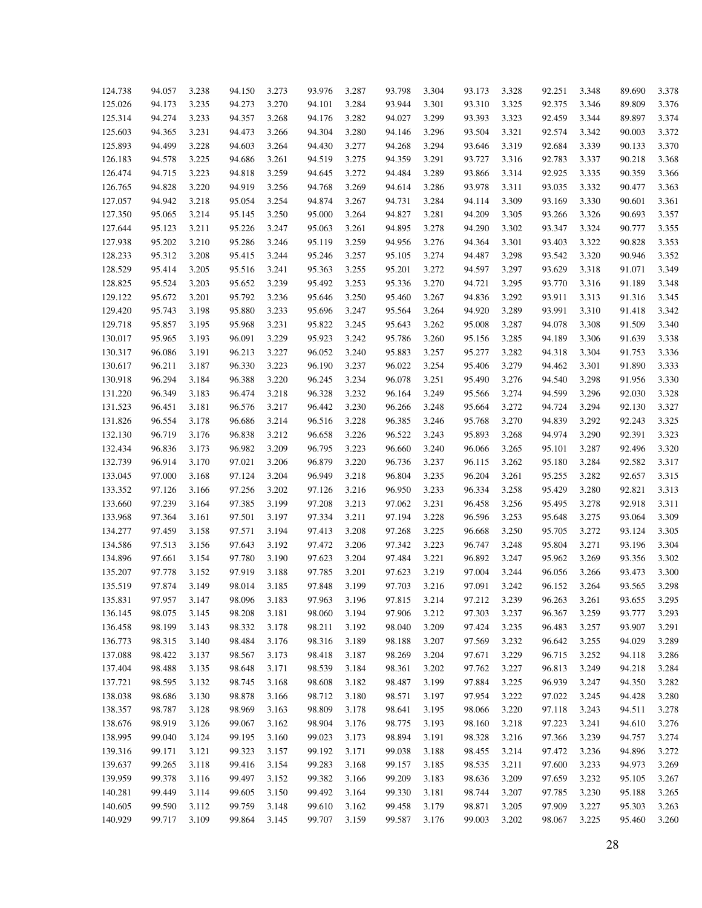| | | | | | | | | | | | | | | |
|---|---|---|---|---|---|---|---|---|---|---|---|---|---|---|
| 124.738 | 94.057 | 3.238 | 94.150 | 3.273 | 93.976 | 3.287 | 93.798 | 3.304 | 93.173 | 3.328 | 92.251 | 3.348 | 89.690 | 3.378 |
| 125.026 | 94.173 | 3.235 | 94.273 | 3.270 | 94.101 | 3.284 | 93.944 | 3.301 | 93.310 | 3.325 | 92.375 | 3.346 | 89.809 | 3.376 |
| 125.314 | 94.274 | 3.233 | 94.357 | 3.268 | 94.176 | 3.282 | 94.027 | 3.299 | 93.393 | 3.323 | 92.459 | 3.344 | 89.897 | 3.374 |
| 125.603 | 94.365 | 3.231 | 94.473 | 3.266 | 94.304 | 3.280 | 94.146 | 3.296 | 93.504 | 3.321 | 92.574 | 3.342 | 90.003 | 3.372 |
| 125.893 | 94.499 | 3.228 | 94.603 | 3.264 | 94.430 | 3.277 | 94.268 | 3.294 | 93.646 | 3.319 | 92.684 | 3.339 | 90.133 | 3.370 |
| 126.183 | 94.578 | 3.225 | 94.686 | 3.261 | 94.519 | 3.275 | 94.359 | 3.291 | 93.727 | 3.316 | 92.783 | 3.337 | 90.218 | 3.368 |
| 126.474 | 94.715 | 3.223 | 94.818 | 3.259 | 94.645 | 3.272 | 94.484 | 3.289 | 93.866 | 3.314 | 92.925 | 3.335 | 90.359 | 3.366 |
| 126.765 | 94.828 | 3.220 | 94.919 | 3.256 | 94.768 | 3.269 | 94.614 | 3.286 | 93.978 | 3.311 | 93.035 | 3.332 | 90.477 | 3.363 |
| 127.057 | 94.942 | 3.218 | 95.054 | 3.254 | 94.874 | 3.267 | 94.731 | 3.284 | 94.114 | 3.309 | 93.169 | 3.330 | 90.601 | 3.361 |
| 127.350 | 95.065 | 3.214 | 95.145 | 3.250 | 95.000 | 3.264 | 94.827 | 3.281 | 94.209 | 3.305 | 93.266 | 3.326 | 90.693 | 3.357 |
| 127.644 | 95.123 | 3.211 | 95.226 | 3.247 | 95.063 | 3.261 | 94.895 | 3.278 | 94.290 | 3.302 | 93.347 | 3.324 | 90.777 | 3.355 |
| 127.938 | 95.202 | 3.210 | 95.286 | 3.246 | 95.119 | 3.259 | 94.956 | 3.276 | 94.364 | 3.301 | 93.403 | 3.322 | 90.828 | 3.353 |
| 128.233 | 95.312 | 3.208 | 95.415 | 3.244 | 95.246 | 3.257 | 95.105 | 3.274 | 94.487 | 3.298 | 93.542 | 3.320 | 90.946 | 3.352 |
| 128.529 | 95.414 | 3.205 | 95.516 | 3.241 | 95.363 | 3.255 | 95.201 | 3.272 | 94.597 | 3.297 | 93.629 | 3.318 | 91.071 | 3.349 |
| 128.825 | 95.524 | 3.203 | 95.652 | 3.239 | 95.492 | 3.253 | 95.336 | 3.270 | 94.721 | 3.295 | 93.770 | 3.316 | 91.189 | 3.348 |
| 129.122 | 95.672 | 3.201 | 95.792 | 3.236 | 95.646 | 3.250 | 95.460 | 3.267 | 94.836 | 3.292 | 93.911 | 3.313 | 91.316 | 3.345 |
| 129.420 | 95.743 | 3.198 | 95.880 | 3.233 | 95.696 | 3.247 | 95.564 | 3.264 | 94.920 | 3.289 | 93.991 | 3.310 | 91.418 | 3.342 |
| 129.718 | 95.857 | 3.195 | 95.968 | 3.231 | 95.822 | 3.245 | 95.643 | 3.262 | 95.008 | 3.287 | 94.078 | 3.308 | 91.509 | 3.340 |
| 130.017 | 95.965 | 3.193 | 96.091 | 3.229 | 95.923 | 3.242 | 95.786 | 3.260 | 95.156 | 3.285 | 94.189 | 3.306 | 91.639 | 3.338 |
| 130.317 | 96.086 | 3.191 | 96.213 | 3.227 | 96.052 | 3.240 | 95.883 | 3.257 | 95.277 | 3.282 | 94.318 | 3.304 | 91.753 | 3.336 |
| 130.617 | 96.211 | 3.187 | 96.330 | 3.223 | 96.190 | 3.237 | 96.022 | 3.254 | 95.406 | 3.279 | 94.462 | 3.301 | 91.890 | 3.333 |
| 130.918 | 96.294 | 3.184 | 96.388 | 3.220 | 96.245 | 3.234 | 96.078 | 3.251 | 95.490 | 3.276 | 94.540 | 3.298 | 91.956 | 3.330 |
| 131.220 | 96.349 | 3.183 | 96.474 | 3.218 | 96.328 | 3.232 | 96.164 | 3.249 | 95.566 | 3.274 | 94.599 | 3.296 | 92.030 | 3.328 |
| 131.523 | 96.451 | 3.181 | 96.576 | 3.217 | 96.442 | 3.230 | 96.266 | 3.248 | 95.664 | 3.272 | 94.724 | 3.294 | 92.130 | 3.327 |
| 131.826 | 96.554 | 3.178 | 96.686 | 3.214 | 96.516 | 3.228 | 96.385 | 3.246 | 95.768 | 3.270 | 94.839 | 3.292 | 92.243 | 3.325 |
| 132.130 | 96.719 | 3.176 | 96.838 | 3.212 | 96.658 | 3.226 | 96.522 | 3.243 | 95.893 | 3.268 | 94.974 | 3.290 | 92.391 | 3.323 |
| 132.434 | 96.836 | 3.173 | 96.982 | 3.209 | 96.795 | 3.223 | 96.660 | 3.240 | 96.066 | 3.265 | 95.101 | 3.287 | 92.496 | 3.320 |
| 132.739 | 96.914 | 3.170 | 97.021 | 3.206 | 96.879 | 3.220 | 96.736 | 3.237 | 96.115 | 3.262 | 95.180 | 3.284 | 92.582 | 3.317 |
| 133.045 | 97.000 | 3.168 | 97.124 | 3.204 | 96.949 | 3.218 | 96.804 | 3.235 | 96.204 | 3.261 | 95.255 | 3.282 | 92.657 | 3.315 |
| 133.352 | 97.126 | 3.166 | 97.256 | 3.202 | 97.126 | 3.216 | 96.950 | 3.233 | 96.334 | 3.258 | 95.429 | 3.280 | 92.821 | 3.313 |
| 133.660 | 97.239 | 3.164 | 97.385 | 3.199 | 97.208 | 3.213 | 97.062 | 3.231 | 96.458 | 3.256 | 95.495 | 3.278 | 92.918 | 3.311 |
| 133.968 | 97.364 | 3.161 | 97.501 | 3.197 | 97.334 | 3.211 | 97.194 | 3.228 | 96.596 | 3.253 | 95.648 | 3.275 | 93.064 | 3.309 |
| 134.277 | 97.459 | 3.158 | 97.571 | 3.194 | 97.413 | 3.208 | 97.268 | 3.225 | 96.668 | 3.250 | 95.705 | 3.272 | 93.124 | 3.305 |
| 134.586 | 97.513 | 3.156 | 97.643 | 3.192 | 97.472 | 3.206 | 97.342 | 3.223 | 96.747 | 3.248 | 95.804 | 3.271 | 93.196 | 3.304 |
| 134.896 | 97.661 | 3.154 | 97.780 | 3.190 | 97.623 | 3.204 | 97.484 | 3.221 | 96.892 | 3.247 | 95.962 | 3.269 | 93.356 | 3.302 |
| 135.207 | 97.778 | 3.152 | 97.919 | 3.188 | 97.785 | 3.201 | 97.623 | 3.219 | 97.004 | 3.244 | 96.056 | 3.266 | 93.473 | 3.300 |
| 135.519 | 97.874 | 3.149 | 98.014 | 3.185 | 97.848 | 3.199 | 97.703 | 3.216 | 97.091 | 3.242 | 96.152 | 3.264 | 93.565 | 3.298 |
| 135.831 | 97.957 | 3.147 | 98.096 | 3.183 | 97.963 | 3.196 | 97.815 | 3.214 | 97.212 | 3.239 | 96.263 | 3.261 | 93.655 | 3.295 |
| 136.145 | 98.075 | 3.145 | 98.208 | 3.181 | 98.060 | 3.194 | 97.906 | 3.212 | 97.303 | 3.237 | 96.367 | 3.259 | 93.777 | 3.293 |
| 136.458 | 98.199 | 3.143 | 98.332 | 3.178 | 98.211 | 3.192 | 98.040 | 3.209 | 97.424 | 3.235 | 96.483 | 3.257 | 93.907 | 3.291 |
| 136.773 | 98.315 | 3.140 | 98.484 | 3.176 | 98.316 | 3.189 | 98.188 | 3.207 | 97.569 | 3.232 | 96.642 | 3.255 | 94.029 | 3.289 |
| 137.088 | 98.422 | 3.137 | 98.567 | 3.173 | 98.418 | 3.187 | 98.269 | 3.204 | 97.671 | 3.229 | 96.715 | 3.252 | 94.118 | 3.286 |
| 137.404 | 98.488 | 3.135 | 98.648 | 3.171 | 98.539 | 3.184 | 98.361 | 3.202 | 97.762 | 3.227 | 96.813 | 3.249 | 94.218 | 3.284 |
| 137.721 | 98.595 | 3.132 | 98.745 | 3.168 | 98.608 | 3.182 | 98.487 | 3.199 | 97.884 | 3.225 | 96.939 | 3.247 | 94.350 | 3.282 |
| 138.038 | 98.686 | 3.130 | 98.878 | 3.166 | 98.712 | 3.180 | 98.571 | 3.197 | 97.954 | 3.222 | 97.022 | 3.245 | 94.428 | 3.280 |
| 138.357 | 98.787 | 3.128 | 98.969 | 3.163 | 98.809 | 3.178 | 98.641 | 3.195 | 98.066 | 3.220 | 97.118 | 3.243 | 94.511 | 3.278 |
| 138.676 | 98.919 | 3.126 | 99.067 | 3.162 | 98.904 | 3.176 | 98.775 | 3.193 | 98.160 | 3.218 | 97.223 | 3.241 | 94.610 | 3.276 |
| 138.995 | 99.040 | 3.124 | 99.195 | 3.160 | 99.023 | 3.173 | 98.894 | 3.191 | 98.328 | 3.216 | 97.366 | 3.239 | 94.757 | 3.274 |
| 139.316 | 99.171 | 3.121 | 99.323 | 3.157 | 99.192 | 3.171 | 99.038 | 3.188 | 98.455 | 3.214 | 97.472 | 3.236 | 94.896 | 3.272 |
| 139.637 | 99.265 | 3.118 | 99.416 | 3.154 | 99.283 | 3.168 | 99.157 | 3.185 | 98.535 | 3.211 | 97.600 | 3.233 | 94.973 | 3.269 |
| 139.959 | 99.378 | 3.116 | 99.497 | 3.152 | 99.382 | 3.166 | 99.209 | 3.183 | 98.636 | 3.209 | 97.659 | 3.232 | 95.105 | 3.267 |
| 140.281 | 99.449 | 3.114 | 99.605 | 3.150 | 99.492 | 3.164 | 99.330 | 3.181 | 98.744 | 3.207 | 97.785 | 3.230 | 95.188 | 3.265 |
| 140.605 | 99.590 | 3.112 | 99.759 | 3.148 | 99.610 | 3.162 | 99.458 | 3.179 | 98.871 | 3.205 | 97.909 | 3.227 | 95.303 | 3.263 |
| 140.929 | 99.717 | 3.109 | 99.864 | 3.145 | 99.707 | 3.159 | 99.587 | 3.176 | 99.003 | 3.202 | 98.067 | 3.225 | 95.460 | 3.260 |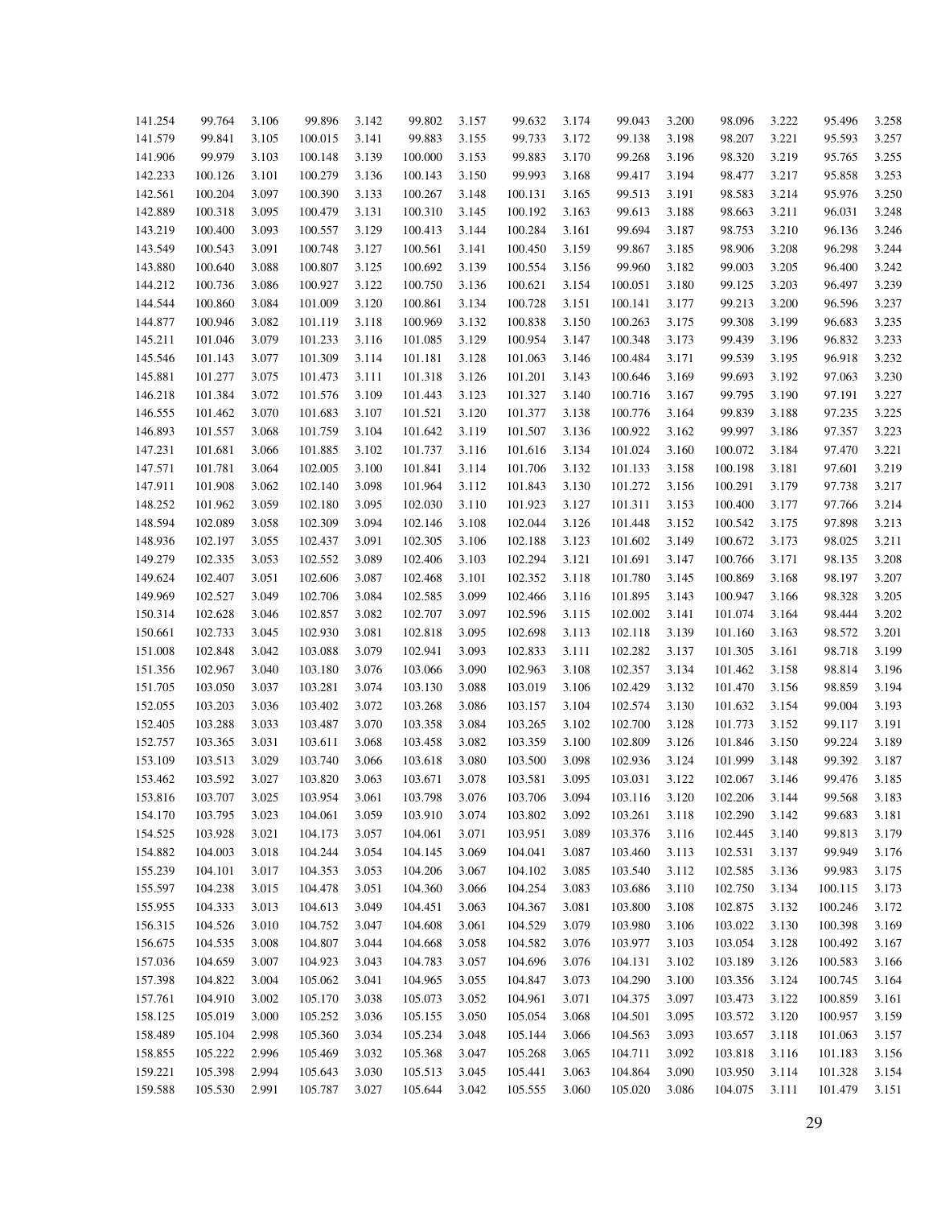| | | | | | | | | | | | | | | |
|---|---|---|---|---|---|---|---|---|---|---|---|---|---|---|
| 141.254 | 99.764 | 3.106 | 99.896 | 3.142 | 99.802 | 3.157 | 99.632 | 3.174 | 99.043 | 3.200 | 98.096 | 3.222 | 95.496 | 3.258 |
| 141.579 | 99.841 | 3.105 | 100.015 | 3.141 | 99.883 | 3.155 | 99.733 | 3.172 | 99.138 | 3.198 | 98.207 | 3.221 | 95.593 | 3.257 |
| 141.906 | 99.979 | 3.103 | 100.148 | 3.139 | 100.000 | 3.153 | 99.883 | 3.170 | 99.268 | 3.196 | 98.320 | 3.219 | 95.765 | 3.255 |
| 142.233 | 100.126 | 3.101 | 100.279 | 3.136 | 100.143 | 3.150 | 99.993 | 3.168 | 99.417 | 3.194 | 98.477 | 3.217 | 95.858 | 3.253 |
| 142.561 | 100.204 | 3.097 | 100.390 | 3.133 | 100.267 | 3.148 | 100.131 | 3.165 | 99.513 | 3.191 | 98.583 | 3.214 | 95.976 | 3.250 |
| 142.889 | 100.318 | 3.095 | 100.479 | 3.131 | 100.310 | 3.145 | 100.192 | 3.163 | 99.613 | 3.188 | 98.663 | 3.211 | 96.031 | 3.248 |
| 143.219 | 100.400 | 3.093 | 100.557 | 3.129 | 100.413 | 3.144 | 100.284 | 3.161 | 99.694 | 3.187 | 98.753 | 3.210 | 96.136 | 3.246 |
| 143.549 | 100.543 | 3.091 | 100.748 | 3.127 | 100.561 | 3.141 | 100.450 | 3.159 | 99.867 | 3.185 | 98.906 | 3.208 | 96.298 | 3.244 |
| 143.880 | 100.640 | 3.088 | 100.807 | 3.125 | 100.692 | 3.139 | 100.554 | 3.156 | 99.960 | 3.182 | 99.003 | 3.205 | 96.400 | 3.242 |
| 144.212 | 100.736 | 3.086 | 100.927 | 3.122 | 100.750 | 3.136 | 100.621 | 3.154 | 100.051 | 3.180 | 99.125 | 3.203 | 96.497 | 3.239 |
| 144.544 | 100.860 | 3.084 | 101.009 | 3.120 | 100.861 | 3.134 | 100.728 | 3.151 | 100.141 | 3.177 | 99.213 | 3.200 | 96.596 | 3.237 |
| 144.877 | 100.946 | 3.082 | 101.119 | 3.118 | 100.969 | 3.132 | 100.838 | 3.150 | 100.263 | 3.175 | 99.308 | 3.199 | 96.683 | 3.235 |
| 145.211 | 101.046 | 3.079 | 101.233 | 3.116 | 101.085 | 3.129 | 100.954 | 3.147 | 100.348 | 3.173 | 99.439 | 3.196 | 96.832 | 3.233 |
| 145.546 | 101.143 | 3.077 | 101.309 | 3.114 | 101.181 | 3.128 | 101.063 | 3.146 | 100.484 | 3.171 | 99.539 | 3.195 | 96.918 | 3.232 |
| 145.881 | 101.277 | 3.075 | 101.473 | 3.111 | 101.318 | 3.126 | 101.201 | 3.143 | 100.646 | 3.169 | 99.693 | 3.192 | 97.063 | 3.230 |
| 146.218 | 101.384 | 3.072 | 101.576 | 3.109 | 101.443 | 3.123 | 101.327 | 3.140 | 100.716 | 3.167 | 99.795 | 3.190 | 97.191 | 3.227 |
| 146.555 | 101.462 | 3.070 | 101.683 | 3.107 | 101.521 | 3.120 | 101.377 | 3.138 | 100.776 | 3.164 | 99.839 | 3.188 | 97.235 | 3.225 |
| 146.893 | 101.557 | 3.068 | 101.759 | 3.104 | 101.642 | 3.119 | 101.507 | 3.136 | 100.922 | 3.162 | 99.997 | 3.186 | 97.357 | 3.223 |
| 147.231 | 101.681 | 3.066 | 101.885 | 3.102 | 101.737 | 3.116 | 101.616 | 3.134 | 101.024 | 3.160 | 100.072 | 3.184 | 97.470 | 3.221 |
| 147.571 | 101.781 | 3.064 | 102.005 | 3.100 | 101.841 | 3.114 | 101.706 | 3.132 | 101.133 | 3.158 | 100.198 | 3.181 | 97.601 | 3.219 |
| 147.911 | 101.908 | 3.062 | 102.140 | 3.098 | 101.964 | 3.112 | 101.843 | 3.130 | 101.272 | 3.156 | 100.291 | 3.179 | 97.738 | 3.217 |
| 148.252 | 101.962 | 3.059 | 102.180 | 3.095 | 102.030 | 3.110 | 101.923 | 3.127 | 101.311 | 3.153 | 100.400 | 3.177 | 97.766 | 3.214 |
| 148.594 | 102.089 | 3.058 | 102.309 | 3.094 | 102.146 | 3.108 | 102.044 | 3.126 | 101.448 | 3.152 | 100.542 | 3.175 | 97.898 | 3.213 |
| 148.936 | 102.197 | 3.055 | 102.437 | 3.091 | 102.305 | 3.106 | 102.188 | 3.123 | 101.602 | 3.149 | 100.672 | 3.173 | 98.025 | 3.211 |
| 149.279 | 102.335 | 3.053 | 102.552 | 3.089 | 102.406 | 3.103 | 102.294 | 3.121 | 101.691 | 3.147 | 100.766 | 3.171 | 98.135 | 3.208 |
| 149.624 | 102.407 | 3.051 | 102.606 | 3.087 | 102.468 | 3.101 | 102.352 | 3.118 | 101.780 | 3.145 | 100.869 | 3.168 | 98.197 | 3.207 |
| 149.969 | 102.527 | 3.049 | 102.706 | 3.084 | 102.585 | 3.099 | 102.466 | 3.116 | 101.895 | 3.143 | 100.947 | 3.166 | 98.328 | 3.205 |
| 150.314 | 102.628 | 3.046 | 102.857 | 3.082 | 102.707 | 3.097 | 102.596 | 3.115 | 102.002 | 3.141 | 101.074 | 3.164 | 98.444 | 3.202 |
| 150.661 | 102.733 | 3.045 | 102.930 | 3.081 | 102.818 | 3.095 | 102.698 | 3.113 | 102.118 | 3.139 | 101.160 | 3.163 | 98.572 | 3.201 |
| 151.008 | 102.848 | 3.042 | 103.088 | 3.079 | 102.941 | 3.093 | 102.833 | 3.111 | 102.282 | 3.137 | 101.305 | 3.161 | 98.718 | 3.199 |
| 151.356 | 102.967 | 3.040 | 103.180 | 3.076 | 103.066 | 3.090 | 102.963 | 3.108 | 102.357 | 3.134 | 101.462 | 3.158 | 98.814 | 3.196 |
| 151.705 | 103.050 | 3.037 | 103.281 | 3.074 | 103.130 | 3.088 | 103.019 | 3.106 | 102.429 | 3.132 | 101.470 | 3.156 | 98.859 | 3.194 |
| 152.055 | 103.203 | 3.036 | 103.402 | 3.072 | 103.268 | 3.086 | 103.157 | 3.104 | 102.574 | 3.130 | 101.632 | 3.154 | 99.004 | 3.193 |
| 152.405 | 103.288 | 3.033 | 103.487 | 3.070 | 103.358 | 3.084 | 103.265 | 3.102 | 102.700 | 3.128 | 101.773 | 3.152 | 99.117 | 3.191 |
| 152.757 | 103.365 | 3.031 | 103.611 | 3.068 | 103.458 | 3.082 | 103.359 | 3.100 | 102.809 | 3.126 | 101.846 | 3.150 | 99.224 | 3.189 |
| 153.109 | 103.513 | 3.029 | 103.740 | 3.066 | 103.618 | 3.080 | 103.500 | 3.098 | 102.936 | 3.124 | 101.999 | 3.148 | 99.392 | 3.187 |
| 153.462 | 103.592 | 3.027 | 103.820 | 3.063 | 103.671 | 3.078 | 103.581 | 3.095 | 103.031 | 3.122 | 102.067 | 3.146 | 99.476 | 3.185 |
| 153.816 | 103.707 | 3.025 | 103.954 | 3.061 | 103.798 | 3.076 | 103.706 | 3.094 | 103.116 | 3.120 | 102.206 | 3.144 | 99.568 | 3.183 |
| 154.170 | 103.795 | 3.023 | 104.061 | 3.059 | 103.910 | 3.074 | 103.802 | 3.092 | 103.261 | 3.118 | 102.290 | 3.142 | 99.683 | 3.181 |
| 154.525 | 103.928 | 3.021 | 104.173 | 3.057 | 104.061 | 3.071 | 103.951 | 3.089 | 103.376 | 3.116 | 102.445 | 3.140 | 99.813 | 3.179 |
| 154.882 | 104.003 | 3.018 | 104.244 | 3.054 | 104.145 | 3.069 | 104.041 | 3.087 | 103.460 | 3.113 | 102.531 | 3.137 | 99.949 | 3.176 |
| 155.239 | 104.101 | 3.017 | 104.353 | 3.053 | 104.206 | 3.067 | 104.102 | 3.085 | 103.540 | 3.112 | 102.585 | 3.136 | 99.983 | 3.175 |
| 155.597 | 104.238 | 3.015 | 104.478 | 3.051 | 104.360 | 3.066 | 104.254 | 3.083 | 103.686 | 3.110 | 102.750 | 3.134 | 100.115 | 3.173 |
| 155.955 | 104.333 | 3.013 | 104.613 | 3.049 | 104.451 | 3.063 | 104.367 | 3.081 | 103.800 | 3.108 | 102.875 | 3.132 | 100.246 | 3.172 |
| 156.315 | 104.526 | 3.010 | 104.752 | 3.047 | 104.608 | 3.061 | 104.529 | 3.079 | 103.980 | 3.106 | 103.022 | 3.130 | 100.398 | 3.169 |
| 156.675 | 104.535 | 3.008 | 104.807 | 3.044 | 104.668 | 3.058 | 104.582 | 3.076 | 103.977 | 3.103 | 103.054 | 3.128 | 100.492 | 3.167 |
| 157.036 | 104.659 | 3.007 | 104.923 | 3.043 | 104.783 | 3.057 | 104.696 | 3.076 | 104.131 | 3.102 | 103.189 | 3.126 | 100.583 | 3.166 |
| 157.398 | 104.822 | 3.004 | 105.062 | 3.041 | 104.965 | 3.055 | 104.847 | 3.073 | 104.290 | 3.100 | 103.356 | 3.124 | 100.745 | 3.164 |
| 157.761 | 104.910 | 3.002 | 105.170 | 3.038 | 105.073 | 3.052 | 104.961 | 3.071 | 104.375 | 3.097 | 103.473 | 3.122 | 100.859 | 3.161 |
| 158.125 | 105.019 | 3.000 | 105.252 | 3.036 | 105.155 | 3.050 | 105.054 | 3.068 | 104.501 | 3.095 | 103.572 | 3.120 | 100.957 | 3.159 |
| 158.489 | 105.104 | 2.998 | 105.360 | 3.034 | 105.234 | 3.048 | 105.144 | 3.066 | 104.563 | 3.093 | 103.657 | 3.118 | 101.063 | 3.157 |
| 158.855 | 105.222 | 2.996 | 105.469 | 3.032 | 105.368 | 3.047 | 105.268 | 3.065 | 104.711 | 3.092 | 103.818 | 3.116 | 101.183 | 3.156 |
| 159.221 | 105.398 | 2.994 | 105.643 | 3.030 | 105.513 | 3.045 | 105.441 | 3.063 | 104.864 | 3.090 | 103.950 | 3.114 | 101.328 | 3.154 |
| 159.588 | 105.530 | 2.991 | 105.787 | 3.027 | 105.644 | 3.042 | 105.555 | 3.060 | 105.020 | 3.086 | 104.075 | 3.111 | 101.479 | 3.151 |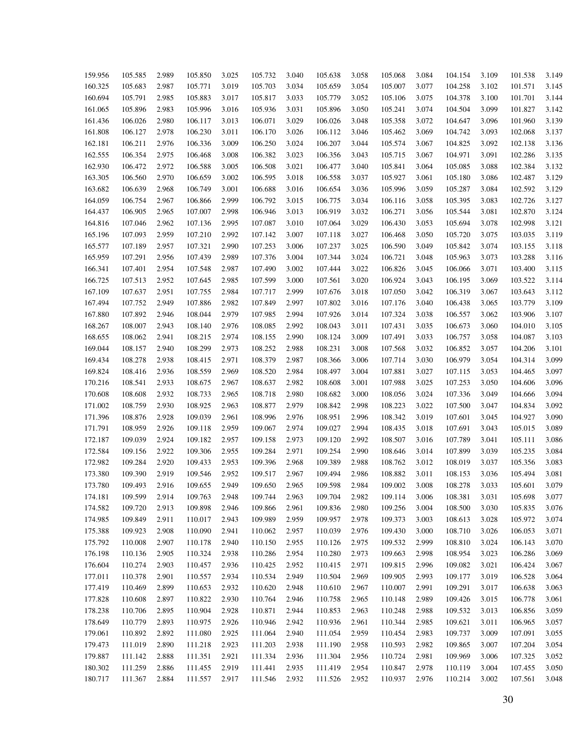| | | | | | | | | | | | | | | |
|---|---|---|---|---|---|---|---|---|---|---|---|---|---|---|
| 159.956 | 105.585 | 2.989 | 105.850 | 3.025 | 105.732 | 3.040 | 105.638 | 3.058 | 105.068 | 3.084 | 104.154 | 3.109 | 101.538 | 3.149 |
| 160.325 | 105.683 | 2.987 | 105.771 | 3.019 | 105.703 | 3.034 | 105.659 | 3.054 | 105.007 | 3.077 | 104.258 | 3.102 | 101.571 | 3.145 |
| 160.694 | 105.791 | 2.985 | 105.883 | 3.017 | 105.817 | 3.033 | 105.779 | 3.052 | 105.106 | 3.075 | 104.378 | 3.100 | 101.701 | 3.144 |
| 161.065 | 105.896 | 2.983 | 105.996 | 3.016 | 105.936 | 3.031 | 105.896 | 3.050 | 105.241 | 3.074 | 104.504 | 3.099 | 101.827 | 3.142 |
| 161.436 | 106.026 | 2.980 | 106.117 | 3.013 | 106.071 | 3.029 | 106.026 | 3.048 | 105.358 | 3.072 | 104.647 | 3.096 | 101.960 | 3.139 |
| 161.808 | 106.127 | 2.978 | 106.230 | 3.011 | 106.170 | 3.026 | 106.112 | 3.046 | 105.462 | 3.069 | 104.742 | 3.093 | 102.068 | 3.137 |
| 162.181 | 106.211 | 2.976 | 106.336 | 3.009 | 106.250 | 3.024 | 106.207 | 3.044 | 105.574 | 3.067 | 104.825 | 3.092 | 102.138 | 3.136 |
| 162.555 | 106.354 | 2.975 | 106.468 | 3.008 | 106.382 | 3.023 | 106.356 | 3.043 | 105.715 | 3.067 | 104.971 | 3.091 | 102.286 | 3.135 |
| 162.930 | 106.472 | 2.972 | 106.588 | 3.005 | 106.508 | 3.021 | 106.477 | 3.040 | 105.841 | 3.064 | 105.085 | 3.088 | 102.384 | 3.132 |
| 163.305 | 106.560 | 2.970 | 106.659 | 3.002 | 106.595 | 3.018 | 106.558 | 3.037 | 105.927 | 3.061 | 105.180 | 3.086 | 102.487 | 3.129 |
| 163.682 | 106.639 | 2.968 | 106.749 | 3.001 | 106.688 | 3.016 | 106.654 | 3.036 | 105.996 | 3.059 | 105.287 | 3.084 | 102.592 | 3.129 |
| 164.059 | 106.754 | 2.967 | 106.866 | 2.999 | 106.792 | 3.015 | 106.775 | 3.034 | 106.116 | 3.058 | 105.395 | 3.083 | 102.726 | 3.127 |
| 164.437 | 106.905 | 2.965 | 107.007 | 2.998 | 106.946 | 3.013 | 106.919 | 3.032 | 106.271 | 3.056 | 105.544 | 3.081 | 102.870 | 3.124 |
| 164.816 | 107.046 | 2.962 | 107.136 | 2.995 | 107.087 | 3.010 | 107.064 | 3.029 | 106.430 | 3.053 | 105.694 | 3.078 | 102.998 | 3.121 |
| 165.196 | 107.093 | 2.959 | 107.210 | 2.992 | 107.142 | 3.007 | 107.118 | 3.027 | 106.468 | 3.050 | 105.720 | 3.075 | 103.035 | 3.119 |
| 165.577 | 107.189 | 2.957 | 107.321 | 2.990 | 107.253 | 3.006 | 107.237 | 3.025 | 106.590 | 3.049 | 105.842 | 3.074 | 103.155 | 3.118 |
| 165.959 | 107.291 | 2.956 | 107.439 | 2.989 | 107.376 | 3.004 | 107.344 | 3.024 | 106.721 | 3.048 | 105.963 | 3.073 | 103.288 | 3.116 |
| 166.341 | 107.401 | 2.954 | 107.548 | 2.987 | 107.490 | 3.002 | 107.444 | 3.022 | 106.826 | 3.045 | 106.066 | 3.071 | 103.400 | 3.115 |
| 166.725 | 107.513 | 2.952 | 107.645 | 2.985 | 107.599 | 3.000 | 107.561 | 3.020 | 106.924 | 3.043 | 106.195 | 3.069 | 103.522 | 3.114 |
| 167.109 | 107.637 | 2.951 | 107.755 | 2.984 | 107.717 | 2.999 | 107.676 | 3.018 | 107.050 | 3.042 | 106.319 | 3.067 | 103.643 | 3.112 |
| 167.494 | 107.752 | 2.949 | 107.886 | 2.982 | 107.849 | 2.997 | 107.802 | 3.016 | 107.176 | 3.040 | 106.438 | 3.065 | 103.779 | 3.109 |
| 167.880 | 107.892 | 2.946 | 108.044 | 2.979 | 107.985 | 2.994 | 107.926 | 3.014 | 107.324 | 3.038 | 106.557 | 3.062 | 103.906 | 3.107 |
| 168.267 | 108.007 | 2.943 | 108.140 | 2.976 | 108.085 | 2.992 | 108.043 | 3.011 | 107.431 | 3.035 | 106.673 | 3.060 | 104.010 | 3.105 |
| 168.655 | 108.062 | 2.941 | 108.215 | 2.974 | 108.155 | 2.990 | 108.124 | 3.009 | 107.491 | 3.033 | 106.757 | 3.058 | 104.087 | 3.103 |
| 169.044 | 108.157 | 2.940 | 108.299 | 2.973 | 108.252 | 2.988 | 108.231 | 3.008 | 107.568 | 3.032 | 106.852 | 3.057 | 104.206 | 3.101 |
| 169.434 | 108.278 | 2.938 | 108.415 | 2.971 | 108.379 | 2.987 | 108.366 | 3.006 | 107.714 | 3.030 | 106.979 | 3.054 | 104.314 | 3.099 |
| 169.824 | 108.416 | 2.936 | 108.559 | 2.969 | 108.520 | 2.984 | 108.497 | 3.004 | 107.881 | 3.027 | 107.115 | 3.053 | 104.465 | 3.097 |
| 170.216 | 108.541 | 2.933 | 108.675 | 2.967 | 108.637 | 2.982 | 108.608 | 3.001 | 107.988 | 3.025 | 107.253 | 3.050 | 104.606 | 3.096 |
| 170.608 | 108.608 | 2.932 | 108.733 | 2.965 | 108.718 | 2.980 | 108.682 | 3.000 | 108.056 | 3.024 | 107.336 | 3.049 | 104.666 | 3.094 |
| 171.002 | 108.759 | 2.930 | 108.925 | 2.963 | 108.877 | 2.979 | 108.842 | 2.998 | 108.223 | 3.022 | 107.500 | 3.047 | 104.834 | 3.092 |
| 171.396 | 108.876 | 2.928 | 109.039 | 2.961 | 108.996 | 2.976 | 108.951 | 2.996 | 108.342 | 3.019 | 107.601 | 3.045 | 104.927 | 3.090 |
| 171.791 | 108.959 | 2.926 | 109.118 | 2.959 | 109.067 | 2.974 | 109.027 | 2.994 | 108.435 | 3.018 | 107.691 | 3.043 | 105.015 | 3.089 |
| 172.187 | 109.039 | 2.924 | 109.182 | 2.957 | 109.158 | 2.973 | 109.120 | 2.992 | 108.507 | 3.016 | 107.789 | 3.041 | 105.111 | 3.086 |
| 172.584 | 109.156 | 2.922 | 109.306 | 2.955 | 109.284 | 2.971 | 109.254 | 2.990 | 108.646 | 3.014 | 107.899 | 3.039 | 105.235 | 3.084 |
| 172.982 | 109.284 | 2.920 | 109.433 | 2.953 | 109.396 | 2.968 | 109.389 | 2.988 | 108.762 | 3.012 | 108.019 | 3.037 | 105.356 | 3.083 |
| 173.380 | 109.390 | 2.919 | 109.546 | 2.952 | 109.517 | 2.967 | 109.494 | 2.986 | 108.882 | 3.011 | 108.153 | 3.036 | 105.494 | 3.081 |
| 173.780 | 109.493 | 2.916 | 109.655 | 2.949 | 109.650 | 2.965 | 109.598 | 2.984 | 109.002 | 3.008 | 108.278 | 3.033 | 105.601 | 3.079 |
| 174.181 | 109.599 | 2.914 | 109.763 | 2.948 | 109.744 | 2.963 | 109.704 | 2.982 | 109.114 | 3.006 | 108.381 | 3.031 | 105.698 | 3.077 |
| 174.582 | 109.720 | 2.913 | 109.898 | 2.946 | 109.866 | 2.961 | 109.836 | 2.980 | 109.256 | 3.004 | 108.500 | 3.030 | 105.835 | 3.076 |
| 174.985 | 109.849 | 2.911 | 110.017 | 2.943 | 109.989 | 2.959 | 109.957 | 2.978 | 109.373 | 3.003 | 108.613 | 3.028 | 105.972 | 3.074 |
| 175.388 | 109.923 | 2.908 | 110.090 | 2.941 | 110.062 | 2.957 | 110.039 | 2.976 | 109.430 | 3.000 | 108.710 | 3.026 | 106.053 | 3.071 |
| 175.792 | 110.008 | 2.907 | 110.178 | 2.940 | 110.150 | 2.955 | 110.126 | 2.975 | 109.532 | 2.999 | 108.810 | 3.024 | 106.143 | 3.070 |
| 176.198 | 110.136 | 2.905 | 110.324 | 2.938 | 110.286 | 2.954 | 110.280 | 2.973 | 109.663 | 2.998 | 108.954 | 3.023 | 106.286 | 3.069 |
| 176.604 | 110.274 | 2.903 | 110.457 | 2.936 | 110.425 | 2.952 | 110.415 | 2.971 | 109.815 | 2.996 | 109.082 | 3.021 | 106.424 | 3.067 |
| 177.011 | 110.378 | 2.901 | 110.557 | 2.934 | 110.534 | 2.949 | 110.504 | 2.969 | 109.905 | 2.993 | 109.177 | 3.019 | 106.528 | 3.064 |
| 177.419 | 110.469 | 2.899 | 110.653 | 2.932 | 110.620 | 2.948 | 110.610 | 2.967 | 110.007 | 2.991 | 109.291 | 3.017 | 106.638 | 3.063 |
| 177.828 | 110.608 | 2.897 | 110.822 | 2.930 | 110.764 | 2.946 | 110.758 | 2.965 | 110.148 | 2.989 | 109.426 | 3.015 | 106.778 | 3.061 |
| 178.238 | 110.706 | 2.895 | 110.904 | 2.928 | 110.871 | 2.944 | 110.853 | 2.963 | 110.248 | 2.988 | 109.532 | 3.013 | 106.856 | 3.059 |
| 178.649 | 110.779 | 2.893 | 110.975 | 2.926 | 110.946 | 2.942 | 110.936 | 2.961 | 110.344 | 2.985 | 109.621 | 3.011 | 106.965 | 3.057 |
| 179.061 | 110.892 | 2.892 | 111.080 | 2.925 | 111.064 | 2.940 | 111.054 | 2.959 | 110.454 | 2.983 | 109.737 | 3.009 | 107.091 | 3.055 |
| 179.473 | 111.019 | 2.890 | 111.218 | 2.923 | 111.203 | 2.938 | 111.190 | 2.958 | 110.593 | 2.982 | 109.865 | 3.007 | 107.204 | 3.054 |
| 179.887 | 111.142 | 2.888 | 111.351 | 2.921 | 111.334 | 2.936 | 111.304 | 2.956 | 110.724 | 2.981 | 109.969 | 3.006 | 107.325 | 3.052 |
| 180.302 | 111.259 | 2.886 | 111.455 | 2.919 | 111.441 | 2.935 | 111.419 | 2.954 | 110.847 | 2.978 | 110.119 | 3.004 | 107.455 | 3.050 |
| 180.717 | 111.367 | 2.884 | 111.557 | 2.917 | 111.546 | 2.932 | 111.526 | 2.952 | 110.937 | 2.976 | 110.214 | 3.002 | 107.561 | 3.048 |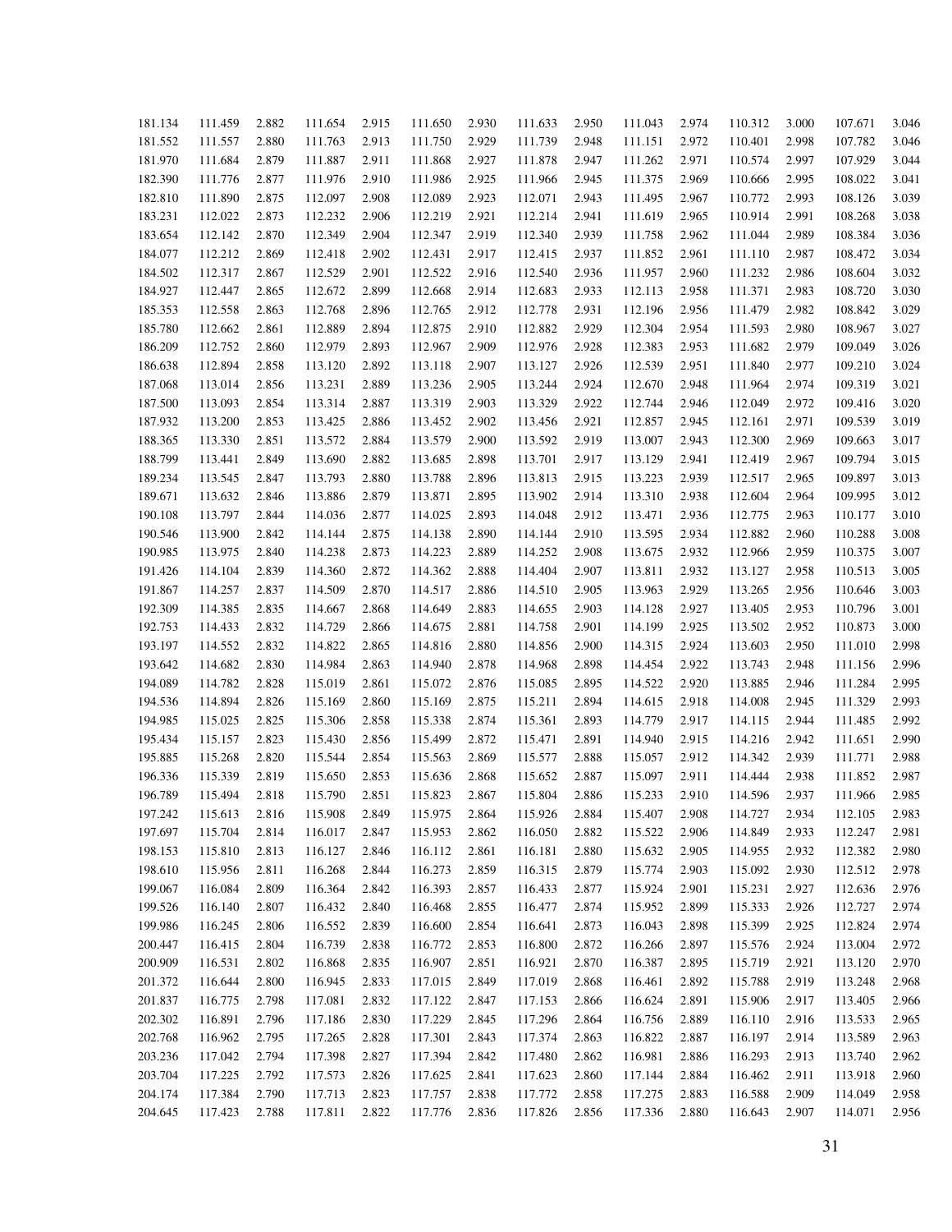| | | | | | | | | | | | | | | |
|---|---|---|---|---|---|---|---|---|---|---|---|---|---|---|
| 181.134 | 111.459 | 2.882 | 111.654 | 2.915 | 111.650 | 2.930 | 111.633 | 2.950 | 111.043 | 2.974 | 110.312 | 3.000 | 107.671 | 3.046 |
| 181.552 | 111.557 | 2.880 | 111.763 | 2.913 | 111.750 | 2.929 | 111.739 | 2.948 | 111.151 | 2.972 | 110.401 | 2.998 | 107.782 | 3.046 |
| 181.970 | 111.684 | 2.879 | 111.887 | 2.911 | 111.868 | 2.927 | 111.878 | 2.947 | 111.262 | 2.971 | 110.574 | 2.997 | 107.929 | 3.044 |
| 182.390 | 111.776 | 2.877 | 111.976 | 2.910 | 111.986 | 2.925 | 111.966 | 2.945 | 111.375 | 2.969 | 110.666 | 2.995 | 108.022 | 3.041 |
| 182.810 | 111.890 | 2.875 | 112.097 | 2.908 | 112.089 | 2.923 | 112.071 | 2.943 | 111.495 | 2.967 | 110.772 | 2.993 | 108.126 | 3.039 |
| 183.231 | 112.022 | 2.873 | 112.232 | 2.906 | 112.219 | 2.921 | 112.214 | 2.941 | 111.619 | 2.965 | 110.914 | 2.991 | 108.268 | 3.038 |
| 183.654 | 112.142 | 2.870 | 112.349 | 2.904 | 112.347 | 2.919 | 112.340 | 2.939 | 111.758 | 2.962 | 111.044 | 2.989 | 108.384 | 3.036 |
| 184.077 | 112.212 | 2.869 | 112.418 | 2.902 | 112.431 | 2.917 | 112.415 | 2.937 | 111.852 | 2.961 | 111.110 | 2.987 | 108.472 | 3.034 |
| 184.502 | 112.317 | 2.867 | 112.529 | 2.901 | 112.522 | 2.916 | 112.540 | 2.936 | 111.957 | 2.960 | 111.232 | 2.986 | 108.604 | 3.032 |
| 184.927 | 112.447 | 2.865 | 112.672 | 2.899 | 112.668 | 2.914 | 112.683 | 2.933 | 112.113 | 2.958 | 111.371 | 2.983 | 108.720 | 3.030 |
| 185.353 | 112.558 | 2.863 | 112.768 | 2.896 | 112.765 | 2.912 | 112.778 | 2.931 | 112.196 | 2.956 | 111.479 | 2.982 | 108.842 | 3.029 |
| 185.780 | 112.662 | 2.861 | 112.889 | 2.894 | 112.875 | 2.910 | 112.882 | 2.929 | 112.304 | 2.954 | 111.593 | 2.980 | 108.967 | 3.027 |
| 186.209 | 112.752 | 2.860 | 112.979 | 2.893 | 112.967 | 2.909 | 112.976 | 2.928 | 112.383 | 2.953 | 111.682 | 2.979 | 109.049 | 3.026 |
| 186.638 | 112.894 | 2.858 | 113.120 | 2.892 | 113.118 | 2.907 | 113.127 | 2.926 | 112.539 | 2.951 | 111.840 | 2.977 | 109.210 | 3.024 |
| 187.068 | 113.014 | 2.856 | 113.231 | 2.889 | 113.236 | 2.905 | 113.244 | 2.924 | 112.670 | 2.948 | 111.964 | 2.974 | 109.319 | 3.021 |
| 187.500 | 113.093 | 2.854 | 113.314 | 2.887 | 113.319 | 2.903 | 113.329 | 2.922 | 112.744 | 2.946 | 112.049 | 2.972 | 109.416 | 3.020 |
| 187.932 | 113.200 | 2.853 | 113.425 | 2.886 | 113.452 | 2.902 | 113.456 | 2.921 | 112.857 | 2.945 | 112.161 | 2.971 | 109.539 | 3.019 |
| 188.365 | 113.330 | 2.851 | 113.572 | 2.884 | 113.579 | 2.900 | 113.592 | 2.919 | 113.007 | 2.943 | 112.300 | 2.969 | 109.663 | 3.017 |
| 188.799 | 113.441 | 2.849 | 113.690 | 2.882 | 113.685 | 2.898 | 113.701 | 2.917 | 113.129 | 2.941 | 112.419 | 2.967 | 109.794 | 3.015 |
| 189.234 | 113.545 | 2.847 | 113.793 | 2.880 | 113.788 | 2.896 | 113.813 | 2.915 | 113.223 | 2.939 | 112.517 | 2.965 | 109.897 | 3.013 |
| 189.671 | 113.632 | 2.846 | 113.886 | 2.879 | 113.871 | 2.895 | 113.902 | 2.914 | 113.310 | 2.938 | 112.604 | 2.964 | 109.995 | 3.012 |
| 190.108 | 113.797 | 2.844 | 114.036 | 2.877 | 114.025 | 2.893 | 114.048 | 2.912 | 113.471 | 2.936 | 112.775 | 2.963 | 110.177 | 3.010 |
| 190.546 | 113.900 | 2.842 | 114.144 | 2.875 | 114.138 | 2.890 | 114.144 | 2.910 | 113.595 | 2.934 | 112.882 | 2.960 | 110.288 | 3.008 |
| 190.985 | 113.975 | 2.840 | 114.238 | 2.873 | 114.223 | 2.889 | 114.252 | 2.908 | 113.675 | 2.932 | 112.966 | 2.959 | 110.375 | 3.007 |
| 191.426 | 114.104 | 2.839 | 114.360 | 2.872 | 114.362 | 2.888 | 114.404 | 2.907 | 113.811 | 2.932 | 113.127 | 2.958 | 110.513 | 3.005 |
| 191.867 | 114.257 | 2.837 | 114.509 | 2.870 | 114.517 | 2.886 | 114.510 | 2.905 | 113.963 | 2.929 | 113.265 | 2.956 | 110.646 | 3.003 |
| 192.309 | 114.385 | 2.835 | 114.667 | 2.868 | 114.649 | 2.883 | 114.655 | 2.903 | 114.128 | 2.927 | 113.405 | 2.953 | 110.796 | 3.001 |
| 192.753 | 114.433 | 2.832 | 114.729 | 2.866 | 114.675 | 2.881 | 114.758 | 2.901 | 114.199 | 2.925 | 113.502 | 2.952 | 110.873 | 3.000 |
| 193.197 | 114.552 | 2.832 | 114.822 | 2.865 | 114.816 | 2.880 | 114.856 | 2.900 | 114.315 | 2.924 | 113.603 | 2.950 | 111.010 | 2.998 |
| 193.642 | 114.682 | 2.830 | 114.984 | 2.863 | 114.940 | 2.878 | 114.968 | 2.898 | 114.454 | 2.922 | 113.743 | 2.948 | 111.156 | 2.996 |
| 194.089 | 114.782 | 2.828 | 115.019 | 2.861 | 115.072 | 2.876 | 115.085 | 2.895 | 114.522 | 2.920 | 113.885 | 2.946 | 111.284 | 2.995 |
| 194.536 | 114.894 | 2.826 | 115.169 | 2.860 | 115.169 | 2.875 | 115.211 | 2.894 | 114.615 | 2.918 | 114.008 | 2.945 | 111.329 | 2.993 |
| 194.985 | 115.025 | 2.825 | 115.306 | 2.858 | 115.338 | 2.874 | 115.361 | 2.893 | 114.779 | 2.917 | 114.115 | 2.944 | 111.485 | 2.992 |
| 195.434 | 115.157 | 2.823 | 115.430 | 2.856 | 115.499 | 2.872 | 115.471 | 2.891 | 114.940 | 2.915 | 114.216 | 2.942 | 111.651 | 2.990 |
| 195.885 | 115.268 | 2.820 | 115.544 | 2.854 | 115.563 | 2.869 | 115.577 | 2.888 | 115.057 | 2.912 | 114.342 | 2.939 | 111.771 | 2.988 |
| 196.336 | 115.339 | 2.819 | 115.650 | 2.853 | 115.636 | 2.868 | 115.652 | 2.887 | 115.097 | 2.911 | 114.444 | 2.938 | 111.852 | 2.987 |
| 196.789 | 115.494 | 2.818 | 115.790 | 2.851 | 115.823 | 2.867 | 115.804 | 2.886 | 115.233 | 2.910 | 114.596 | 2.937 | 111.966 | 2.985 |
| 197.242 | 115.613 | 2.816 | 115.908 | 2.849 | 115.975 | 2.864 | 115.926 | 2.884 | 115.407 | 2.908 | 114.727 | 2.934 | 112.105 | 2.983 |
| 197.697 | 115.704 | 2.814 | 116.017 | 2.847 | 115.953 | 2.862 | 116.050 | 2.882 | 115.522 | 2.906 | 114.849 | 2.933 | 112.247 | 2.981 |
| 198.153 | 115.810 | 2.813 | 116.127 | 2.846 | 116.112 | 2.861 | 116.181 | 2.880 | 115.632 | 2.905 | 114.955 | 2.932 | 112.382 | 2.980 |
| 198.610 | 115.956 | 2.811 | 116.268 | 2.844 | 116.273 | 2.859 | 116.315 | 2.879 | 115.774 | 2.903 | 115.092 | 2.930 | 112.512 | 2.978 |
| 199.067 | 116.084 | 2.809 | 116.364 | 2.842 | 116.393 | 2.857 | 116.433 | 2.877 | 115.924 | 2.901 | 115.231 | 2.927 | 112.636 | 2.976 |
| 199.526 | 116.140 | 2.807 | 116.432 | 2.840 | 116.468 | 2.855 | 116.477 | 2.874 | 115.952 | 2.899 | 115.333 | 2.926 | 112.727 | 2.974 |
| 199.986 | 116.245 | 2.806 | 116.552 | 2.839 | 116.600 | 2.854 | 116.641 | 2.873 | 116.043 | 2.898 | 115.399 | 2.925 | 112.824 | 2.974 |
| 200.447 | 116.415 | 2.804 | 116.739 | 2.838 | 116.772 | 2.853 | 116.800 | 2.872 | 116.266 | 2.897 | 115.576 | 2.924 | 113.004 | 2.972 |
| 200.909 | 116.531 | 2.802 | 116.868 | 2.835 | 116.907 | 2.851 | 116.921 | 2.870 | 116.387 | 2.895 | 115.719 | 2.921 | 113.120 | 2.970 |
| 201.372 | 116.644 | 2.800 | 116.945 | 2.833 | 117.015 | 2.849 | 117.019 | 2.868 | 116.461 | 2.892 | 115.788 | 2.919 | 113.248 | 2.968 |
| 201.837 | 116.775 | 2.798 | 117.081 | 2.832 | 117.122 | 2.847 | 117.153 | 2.866 | 116.624 | 2.891 | 115.906 | 2.917 | 113.405 | 2.966 |
| 202.302 | 116.891 | 2.796 | 117.186 | 2.830 | 117.229 | 2.845 | 117.296 | 2.864 | 116.756 | 2.889 | 116.110 | 2.916 | 113.533 | 2.965 |
| 202.768 | 116.962 | 2.795 | 117.265 | 2.828 | 117.301 | 2.843 | 117.374 | 2.863 | 116.822 | 2.887 | 116.197 | 2.914 | 113.589 | 2.963 |
| 203.236 | 117.042 | 2.794 | 117.398 | 2.827 | 117.394 | 2.842 | 117.480 | 2.862 | 116.981 | 2.886 | 116.293 | 2.913 | 113.740 | 2.962 |
| 203.704 | 117.225 | 2.792 | 117.573 | 2.826 | 117.625 | 2.841 | 117.623 | 2.860 | 117.144 | 2.884 | 116.462 | 2.911 | 113.918 | 2.960 |
| 204.174 | 117.384 | 2.790 | 117.713 | 2.823 | 117.757 | 2.838 | 117.772 | 2.858 | 117.275 | 2.883 | 116.588 | 2.909 | 114.049 | 2.958 |
| 204.645 | 117.423 | 2.788 | 117.811 | 2.822 | 117.776 | 2.836 | 117.826 | 2.856 | 117.336 | 2.880 | 116.643 | 2.907 | 114.071 | 2.956 |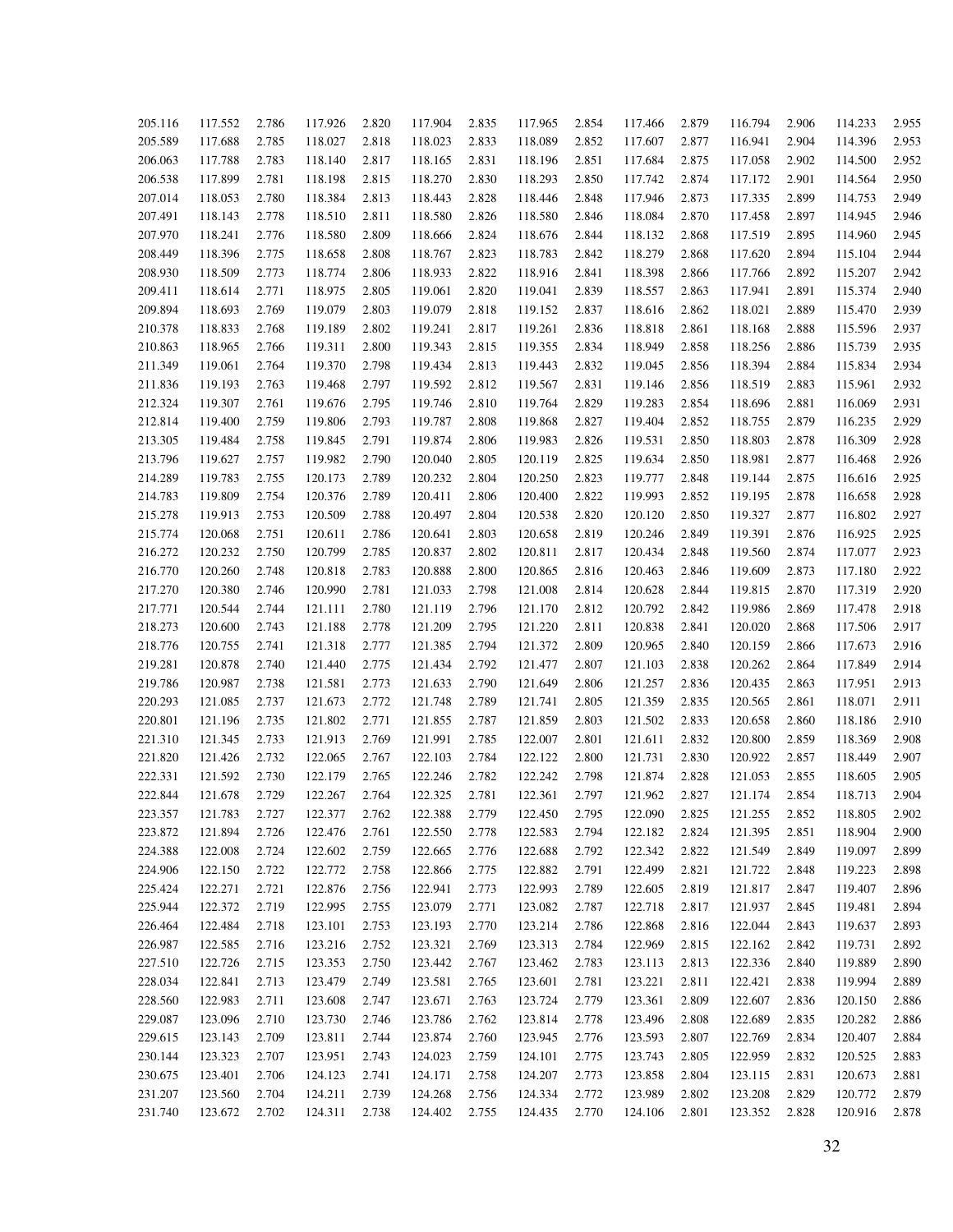| | | | | | | | | | | | | | | |
|---|---|---|---|---|---|---|---|---|---|---|---|---|---|---|
| 205.116 | 117.552 | 2.786 | 117.926 | 2.820 | 117.904 | 2.835 | 117.965 | 2.854 | 117.466 | 2.879 | 116.794 | 2.906 | 114.233 | 2.955 |
| 205.589 | 117.688 | 2.785 | 118.027 | 2.818 | 118.023 | 2.833 | 118.089 | 2.852 | 117.607 | 2.877 | 116.941 | 2.904 | 114.396 | 2.953 |
| 206.063 | 117.788 | 2.783 | 118.140 | 2.817 | 118.165 | 2.831 | 118.196 | 2.851 | 117.684 | 2.875 | 117.058 | 2.902 | 114.500 | 2.952 |
| 206.538 | 117.899 | 2.781 | 118.198 | 2.815 | 118.270 | 2.830 | 118.293 | 2.850 | 117.742 | 2.874 | 117.172 | 2.901 | 114.564 | 2.950 |
| 207.014 | 118.053 | 2.780 | 118.384 | 2.813 | 118.443 | 2.828 | 118.446 | 2.848 | 117.946 | 2.873 | 117.335 | 2.899 | 114.753 | 2.949 |
| 207.491 | 118.143 | 2.778 | 118.510 | 2.811 | 118.580 | 2.826 | 118.580 | 2.846 | 118.084 | 2.870 | 117.458 | 2.897 | 114.945 | 2.946 |
| 207.970 | 118.241 | 2.776 | 118.580 | 2.809 | 118.666 | 2.824 | 118.676 | 2.844 | 118.132 | 2.868 | 117.519 | 2.895 | 114.960 | 2.945 |
| 208.449 | 118.396 | 2.775 | 118.658 | 2.808 | 118.767 | 2.823 | 118.783 | 2.842 | 118.279 | 2.868 | 117.620 | 2.894 | 115.104 | 2.944 |
| 208.930 | 118.509 | 2.773 | 118.774 | 2.806 | 118.933 | 2.822 | 118.916 | 2.841 | 118.398 | 2.866 | 117.766 | 2.892 | 115.207 | 2.942 |
| 209.411 | 118.614 | 2.771 | 118.975 | 2.805 | 119.061 | 2.820 | 119.041 | 2.839 | 118.557 | 2.863 | 117.941 | 2.891 | 115.374 | 2.940 |
| 209.894 | 118.693 | 2.769 | 119.079 | 2.803 | 119.079 | 2.818 | 119.152 | 2.837 | 118.616 | 2.862 | 118.021 | 2.889 | 115.470 | 2.939 |
| 210.378 | 118.833 | 2.768 | 119.189 | 2.802 | 119.241 | 2.817 | 119.261 | 2.836 | 118.818 | 2.861 | 118.168 | 2.888 | 115.596 | 2.937 |
| 210.863 | 118.965 | 2.766 | 119.311 | 2.800 | 119.343 | 2.815 | 119.355 | 2.834 | 118.949 | 2.858 | 118.256 | 2.886 | 115.739 | 2.935 |
| 211.349 | 119.061 | 2.764 | 119.370 | 2.798 | 119.434 | 2.813 | 119.443 | 2.832 | 119.045 | 2.856 | 118.394 | 2.884 | 115.834 | 2.934 |
| 211.836 | 119.193 | 2.763 | 119.468 | 2.797 | 119.592 | 2.812 | 119.567 | 2.831 | 119.146 | 2.856 | 118.519 | 2.883 | 115.961 | 2.932 |
| 212.324 | 119.307 | 2.761 | 119.676 | 2.795 | 119.746 | 2.810 | 119.764 | 2.829 | 119.283 | 2.854 | 118.696 | 2.881 | 116.069 | 2.931 |
| 212.814 | 119.400 | 2.759 | 119.806 | 2.793 | 119.787 | 2.808 | 119.868 | 2.827 | 119.404 | 2.852 | 118.755 | 2.879 | 116.235 | 2.929 |
| 213.305 | 119.484 | 2.758 | 119.845 | 2.791 | 119.874 | 2.806 | 119.983 | 2.826 | 119.531 | 2.850 | 118.803 | 2.878 | 116.309 | 2.928 |
| 213.796 | 119.627 | 2.757 | 119.982 | 2.790 | 120.040 | 2.805 | 120.119 | 2.825 | 119.634 | 2.850 | 118.981 | 2.877 | 116.468 | 2.926 |
| 214.289 | 119.783 | 2.755 | 120.173 | 2.789 | 120.232 | 2.804 | 120.250 | 2.823 | 119.777 | 2.848 | 119.144 | 2.875 | 116.616 | 2.925 |
| 214.783 | 119.809 | 2.754 | 120.376 | 2.789 | 120.411 | 2.806 | 120.400 | 2.822 | 119.993 | 2.852 | 119.195 | 2.878 | 116.658 | 2.928 |
| 215.278 | 119.913 | 2.753 | 120.509 | 2.788 | 120.497 | 2.804 | 120.538 | 2.820 | 120.120 | 2.850 | 119.327 | 2.877 | 116.802 | 2.927 |
| 215.774 | 120.068 | 2.751 | 120.611 | 2.786 | 120.641 | 2.803 | 120.658 | 2.819 | 120.246 | 2.849 | 119.391 | 2.876 | 116.925 | 2.925 |
| 216.272 | 120.232 | 2.750 | 120.799 | 2.785 | 120.837 | 2.802 | 120.811 | 2.817 | 120.434 | 2.848 | 119.560 | 2.874 | 117.077 | 2.923 |
| 216.770 | 120.260 | 2.748 | 120.818 | 2.783 | 120.888 | 2.800 | 120.865 | 2.816 | 120.463 | 2.846 | 119.609 | 2.873 | 117.180 | 2.922 |
| 217.270 | 120.380 | 2.746 | 120.990 | 2.781 | 121.033 | 2.798 | 121.008 | 2.814 | 120.628 | 2.844 | 119.815 | 2.870 | 117.319 | 2.920 |
| 217.771 | 120.544 | 2.744 | 121.111 | 2.780 | 121.119 | 2.796 | 121.170 | 2.812 | 120.792 | 2.842 | 119.986 | 2.869 | 117.478 | 2.918 |
| 218.273 | 120.600 | 2.743 | 121.188 | 2.778 | 121.209 | 2.795 | 121.220 | 2.811 | 120.838 | 2.841 | 120.020 | 2.868 | 117.506 | 2.917 |
| 218.776 | 120.755 | 2.741 | 121.318 | 2.777 | 121.385 | 2.794 | 121.372 | 2.809 | 120.965 | 2.840 | 120.159 | 2.866 | 117.673 | 2.916 |
| 219.281 | 120.878 | 2.740 | 121.440 | 2.775 | 121.434 | 2.792 | 121.477 | 2.807 | 121.103 | 2.838 | 120.262 | 2.864 | 117.849 | 2.914 |
| 219.786 | 120.987 | 2.738 | 121.581 | 2.773 | 121.633 | 2.790 | 121.649 | 2.806 | 121.257 | 2.836 | 120.435 | 2.863 | 117.951 | 2.913 |
| 220.293 | 121.085 | 2.737 | 121.673 | 2.772 | 121.748 | 2.789 | 121.741 | 2.805 | 121.359 | 2.835 | 120.565 | 2.861 | 118.071 | 2.911 |
| 220.801 | 121.196 | 2.735 | 121.802 | 2.771 | 121.855 | 2.787 | 121.859 | 2.803 | 121.502 | 2.833 | 120.658 | 2.860 | 118.186 | 2.910 |
| 221.310 | 121.345 | 2.733 | 121.913 | 2.769 | 121.991 | 2.785 | 122.007 | 2.801 | 121.611 | 2.832 | 120.800 | 2.859 | 118.369 | 2.908 |
| 221.820 | 121.426 | 2.732 | 122.065 | 2.767 | 122.103 | 2.784 | 122.122 | 2.800 | 121.731 | 2.830 | 120.922 | 2.857 | 118.449 | 2.907 |
| 222.331 | 121.592 | 2.730 | 122.179 | 2.765 | 122.246 | 2.782 | 122.242 | 2.798 | 121.874 | 2.828 | 121.053 | 2.855 | 118.605 | 2.905 |
| 222.844 | 121.678 | 2.729 | 122.267 | 2.764 | 122.325 | 2.781 | 122.361 | 2.797 | 121.962 | 2.827 | 121.174 | 2.854 | 118.713 | 2.904 |
| 223.357 | 121.783 | 2.727 | 122.377 | 2.762 | 122.388 | 2.779 | 122.450 | 2.795 | 122.090 | 2.825 | 121.255 | 2.852 | 118.805 | 2.902 |
| 223.872 | 121.894 | 2.726 | 122.476 | 2.761 | 122.550 | 2.778 | 122.583 | 2.794 | 122.182 | 2.824 | 121.395 | 2.851 | 118.904 | 2.900 |
| 224.388 | 122.008 | 2.724 | 122.602 | 2.759 | 122.665 | 2.776 | 122.688 | 2.792 | 122.342 | 2.822 | 121.549 | 2.849 | 119.097 | 2.899 |
| 224.906 | 122.150 | 2.722 | 122.772 | 2.758 | 122.866 | 2.775 | 122.882 | 2.791 | 122.499 | 2.821 | 121.722 | 2.848 | 119.223 | 2.898 |
| 225.424 | 122.271 | 2.721 | 122.876 | 2.756 | 122.941 | 2.773 | 122.993 | 2.789 | 122.605 | 2.819 | 121.817 | 2.847 | 119.407 | 2.896 |
| 225.944 | 122.372 | 2.719 | 122.995 | 2.755 | 123.079 | 2.771 | 123.082 | 2.787 | 122.718 | 2.817 | 121.937 | 2.845 | 119.481 | 2.894 |
| 226.464 | 122.484 | 2.718 | 123.101 | 2.753 | 123.193 | 2.770 | 123.214 | 2.786 | 122.868 | 2.816 | 122.044 | 2.843 | 119.637 | 2.893 |
| 226.987 | 122.585 | 2.716 | 123.216 | 2.752 | 123.321 | 2.769 | 123.313 | 2.784 | 122.969 | 2.815 | 122.162 | 2.842 | 119.731 | 2.892 |
| 227.510 | 122.726 | 2.715 | 123.353 | 2.750 | 123.442 | 2.767 | 123.462 | 2.783 | 123.113 | 2.813 | 122.336 | 2.840 | 119.889 | 2.890 |
| 228.034 | 122.841 | 2.713 | 123.479 | 2.749 | 123.581 | 2.765 | 123.601 | 2.781 | 123.221 | 2.811 | 122.421 | 2.838 | 119.994 | 2.889 |
| 228.560 | 122.983 | 2.711 | 123.608 | 2.747 | 123.671 | 2.763 | 123.724 | 2.779 | 123.361 | 2.809 | 122.607 | 2.836 | 120.150 | 2.886 |
| 229.087 | 123.096 | 2.710 | 123.730 | 2.746 | 123.786 | 2.762 | 123.814 | 2.778 | 123.496 | 2.808 | 122.689 | 2.835 | 120.282 | 2.886 |
| 229.615 | 123.143 | 2.709 | 123.811 | 2.744 | 123.874 | 2.760 | 123.945 | 2.776 | 123.593 | 2.807 | 122.769 | 2.834 | 120.407 | 2.884 |
| 230.144 | 123.323 | 2.707 | 123.951 | 2.743 | 124.023 | 2.759 | 124.101 | 2.775 | 123.743 | 2.805 | 122.959 | 2.832 | 120.525 | 2.883 |
| 230.675 | 123.401 | 2.706 | 124.123 | 2.741 | 124.171 | 2.758 | 124.207 | 2.773 | 123.858 | 2.804 | 123.115 | 2.831 | 120.673 | 2.881 |
| 231.207 | 123.560 | 2.704 | 124.211 | 2.739 | 124.268 | 2.756 | 124.334 | 2.772 | 123.989 | 2.802 | 123.208 | 2.829 | 120.772 | 2.879 |
| 231.740 | 123.672 | 2.702 | 124.311 | 2.738 | 124.402 | 2.755 | 124.435 | 2.770 | 124.106 | 2.801 | 123.352 | 2.828 | 120.916 | 2.878 |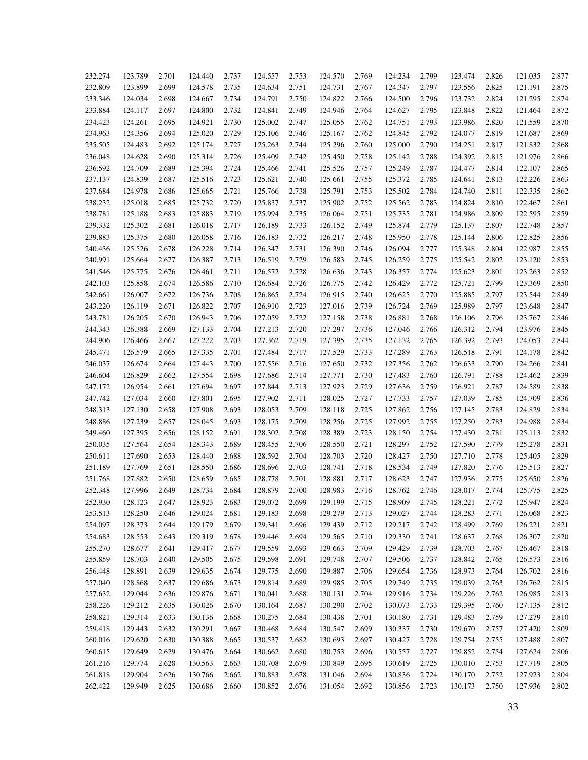| | | | | | | | | | | | | | | |
|---|---|---|---|---|---|---|---|---|---|---|---|---|---|---|
| 232.274 | 123.789 | 2.701 | 124.440 | 2.737 | 124.557 | 2.753 | 124.570 | 2.769 | 124.234 | 2.799 | 123.474 | 2.826 | 121.035 | 2.877 |
| 232.809 | 123.899 | 2.699 | 124.578 | 2.735 | 124.634 | 2.751 | 124.731 | 2.767 | 124.347 | 2.797 | 123.556 | 2.825 | 121.191 | 2.875 |
| 233.346 | 124.034 | 2.698 | 124.667 | 2.734 | 124.791 | 2.750 | 124.822 | 2.766 | 124.500 | 2.796 | 123.732 | 2.824 | 121.295 | 2.874 |
| 233.884 | 124.117 | 2.697 | 124.800 | 2.732 | 124.841 | 2.749 | 124.946 | 2.764 | 124.627 | 2.795 | 123.848 | 2.822 | 121.464 | 2.872 |
| 234.423 | 124.261 | 2.695 | 124.921 | 2.730 | 125.002 | 2.747 | 125.055 | 2.762 | 124.751 | 2.793 | 123.986 | 2.820 | 121.559 | 2.870 |
| 234.963 | 124.356 | 2.694 | 125.020 | 2.729 | 125.106 | 2.746 | 125.167 | 2.762 | 124.845 | 2.792 | 124.077 | 2.819 | 121.687 | 2.869 |
| 235.505 | 124.483 | 2.692 | 125.174 | 2.727 | 125.263 | 2.744 | 125.296 | 2.760 | 125.000 | 2.790 | 124.251 | 2.817 | 121.832 | 2.868 |
| 236.048 | 124.628 | 2.690 | 125.314 | 2.726 | 125.409 | 2.742 | 125.450 | 2.758 | 125.142 | 2.788 | 124.392 | 2.815 | 121.976 | 2.866 |
| 236.592 | 124.709 | 2.689 | 125.394 | 2.724 | 125.466 | 2.741 | 125.526 | 2.757 | 125.249 | 2.787 | 124.477 | 2.814 | 122.107 | 2.865 |
| 237.137 | 124.839 | 2.687 | 125.516 | 2.723 | 125.621 | 2.740 | 125.661 | 2.755 | 125.372 | 2.785 | 124.641 | 2.813 | 122.226 | 2.863 |
| 237.684 | 124.978 | 2.686 | 125.665 | 2.721 | 125.766 | 2.738 | 125.791 | 2.753 | 125.502 | 2.784 | 124.740 | 2.811 | 122.335 | 2.862 |
| 238.232 | 125.018 | 2.685 | 125.732 | 2.720 | 125.837 | 2.737 | 125.902 | 2.752 | 125.562 | 2.783 | 124.824 | 2.810 | 122.467 | 2.861 |
| 238.781 | 125.188 | 2.683 | 125.883 | 2.719 | 125.994 | 2.735 | 126.064 | 2.751 | 125.735 | 2.781 | 124.986 | 2.809 | 122.595 | 2.859 |
| 239.332 | 125.302 | 2.681 | 126.018 | 2.717 | 126.189 | 2.733 | 126.152 | 2.749 | 125.874 | 2.779 | 125.137 | 2.807 | 122.748 | 2.857 |
| 239.883 | 125.375 | 2.680 | 126.058 | 2.716 | 126.183 | 2.732 | 126.217 | 2.748 | 125.950 | 2.778 | 125.144 | 2.806 | 122.825 | 2.856 |
| 240.436 | 125.526 | 2.678 | 126.228 | 2.714 | 126.347 | 2.731 | 126.390 | 2.746 | 126.094 | 2.777 | 125.348 | 2.804 | 122.987 | 2.855 |
| 240.991 | 125.664 | 2.677 | 126.387 | 2.713 | 126.519 | 2.729 | 126.583 | 2.745 | 126.259 | 2.775 | 125.542 | 2.802 | 123.120 | 2.853 |
| 241.546 | 125.775 | 2.676 | 126.461 | 2.711 | 126.572 | 2.728 | 126.636 | 2.743 | 126.357 | 2.774 | 125.623 | 2.801 | 123.263 | 2.852 |
| 242.103 | 125.858 | 2.674 | 126.586 | 2.710 | 126.684 | 2.726 | 126.775 | 2.742 | 126.429 | 2.772 | 125.721 | 2.799 | 123.369 | 2.850 |
| 242.661 | 126.007 | 2.672 | 126.736 | 2.708 | 126.865 | 2.724 | 126.915 | 2.740 | 126.625 | 2.770 | 125.885 | 2.797 | 123.544 | 2.849 |
| 243.220 | 126.119 | 2.671 | 126.822 | 2.707 | 126.910 | 2.723 | 127.016 | 2.739 | 126.724 | 2.769 | 125.989 | 2.797 | 123.648 | 2.847 |
| 243.781 | 126.205 | 2.670 | 126.943 | 2.706 | 127.059 | 2.722 | 127.158 | 2.738 | 126.881 | 2.768 | 126.106 | 2.796 | 123.767 | 2.846 |
| 244.343 | 126.388 | 2.669 | 127.133 | 2.704 | 127.213 | 2.720 | 127.297 | 2.736 | 127.046 | 2.766 | 126.312 | 2.794 | 123.976 | 2.845 |
| 244.906 | 126.466 | 2.667 | 127.222 | 2.703 | 127.362 | 2.719 | 127.395 | 2.735 | 127.132 | 2.765 | 126.392 | 2.793 | 124.053 | 2.844 |
| 245.471 | 126.579 | 2.665 | 127.335 | 2.701 | 127.484 | 2.717 | 127.529 | 2.733 | 127.289 | 2.763 | 126.518 | 2.791 | 124.178 | 2.842 |
| 246.037 | 126.674 | 2.664 | 127.443 | 2.700 | 127.556 | 2.716 | 127.650 | 2.732 | 127.356 | 2.762 | 126.633 | 2.790 | 124.266 | 2.841 |
| 246.604 | 126.829 | 2.662 | 127.554 | 2.698 | 127.686 | 2.714 | 127.771 | 2.730 | 127.483 | 2.760 | 126.791 | 2.788 | 124.462 | 2.839 |
| 247.172 | 126.954 | 2.661 | 127.694 | 2.697 | 127.844 | 2.713 | 127.923 | 2.729 | 127.636 | 2.759 | 126.921 | 2.787 | 124.589 | 2.838 |
| 247.742 | 127.034 | 2.660 | 127.801 | 2.695 | 127.902 | 2.711 | 128.025 | 2.727 | 127.733 | 2.757 | 127.039 | 2.785 | 124.709 | 2.836 |
| 248.313 | 127.130 | 2.658 | 127.908 | 2.693 | 128.053 | 2.709 | 128.118 | 2.725 | 127.862 | 2.756 | 127.145 | 2.783 | 124.829 | 2.834 |
| 248.886 | 127.239 | 2.657 | 128.045 | 2.693 | 128.175 | 2.709 | 128.256 | 2.725 | 127.992 | 2.755 | 127.250 | 2.783 | 124.988 | 2.834 |
| 249.460 | 127.395 | 2.656 | 128.152 | 2.691 | 128.302 | 2.708 | 128.389 | 2.723 | 128.150 | 2.754 | 127.430 | 2.781 | 125.113 | 2.832 |
| 250.035 | 127.564 | 2.654 | 128.343 | 2.689 | 128.455 | 2.706 | 128.550 | 2.721 | 128.297 | 2.752 | 127.590 | 2.779 | 125.278 | 2.831 |
| 250.611 | 127.690 | 2.653 | 128.440 | 2.688 | 128.592 | 2.704 | 128.703 | 2.720 | 128.427 | 2.750 | 127.710 | 2.778 | 125.405 | 2.829 |
| 251.189 | 127.769 | 2.651 | 128.550 | 2.686 | 128.696 | 2.703 | 128.741 | 2.718 | 128.534 | 2.749 | 127.820 | 2.776 | 125.513 | 2.827 |
| 251.768 | 127.882 | 2.650 | 128.659 | 2.685 | 128.778 | 2.701 | 128.881 | 2.717 | 128.623 | 2.747 | 127.936 | 2.775 | 125.650 | 2.826 |
| 252.348 | 127.996 | 2.649 | 128.734 | 2.684 | 128.879 | 2.700 | 128.983 | 2.716 | 128.762 | 2.746 | 128.017 | 2.774 | 125.775 | 2.825 |
| 252.930 | 128.123 | 2.647 | 128.923 | 2.683 | 129.072 | 2.699 | 129.199 | 2.715 | 128.909 | 2.745 | 128.221 | 2.772 | 125.947 | 2.824 |
| 253.513 | 128.250 | 2.646 | 129.024 | 2.681 | 129.183 | 2.698 | 129.279 | 2.713 | 129.027 | 2.744 | 128.283 | 2.771 | 126.068 | 2.823 |
| 254.097 | 128.373 | 2.644 | 129.179 | 2.679 | 129.341 | 2.696 | 129.439 | 2.712 | 129.217 | 2.742 | 128.499 | 2.769 | 126.221 | 2.821 |
| 254.683 | 128.553 | 2.643 | 129.319 | 2.678 | 129.446 | 2.694 | 129.565 | 2.710 | 129.330 | 2.741 | 128.637 | 2.768 | 126.307 | 2.820 |
| 255.270 | 128.677 | 2.641 | 129.417 | 2.677 | 129.559 | 2.693 | 129.663 | 2.709 | 129.429 | 2.739 | 128.703 | 2.767 | 126.467 | 2.818 |
| 255.859 | 128.703 | 2.640 | 129.505 | 2.675 | 129.598 | 2.691 | 129.748 | 2.707 | 129.506 | 2.737 | 128.842 | 2.765 | 126.573 | 2.816 |
| 256.448 | 128.891 | 2.639 | 129.635 | 2.674 | 129.775 | 2.690 | 129.887 | 2.706 | 129.654 | 2.736 | 128.973 | 2.764 | 126.702 | 2.816 |
| 257.040 | 128.868 | 2.637 | 129.686 | 2.673 | 129.814 | 2.689 | 129.985 | 2.705 | 129.749 | 2.735 | 129.039 | 2.763 | 126.762 | 2.815 |
| 257.632 | 129.044 | 2.636 | 129.876 | 2.671 | 130.041 | 2.688 | 130.131 | 2.704 | 129.916 | 2.734 | 129.226 | 2.762 | 126.985 | 2.813 |
| 258.226 | 129.212 | 2.635 | 130.026 | 2.670 | 130.164 | 2.687 | 130.290 | 2.702 | 130.073 | 2.733 | 129.395 | 2.760 | 127.135 | 2.812 |
| 258.821 | 129.314 | 2.633 | 130.136 | 2.668 | 130.275 | 2.684 | 130.438 | 2.701 | 130.180 | 2.731 | 129.483 | 2.759 | 127.279 | 2.810 |
| 259.418 | 129.443 | 2.632 | 130.291 | 2.667 | 130.468 | 2.684 | 130.547 | 2.699 | 130.337 | 2.730 | 129.670 | 2.757 | 127.420 | 2.809 |
| 260.016 | 129.620 | 2.630 | 130.388 | 2.665 | 130.537 | 2.682 | 130.693 | 2.697 | 130.427 | 2.728 | 129.754 | 2.755 | 127.488 | 2.807 |
| 260.615 | 129.649 | 2.629 | 130.476 | 2.664 | 130.662 | 2.680 | 130.753 | 2.696 | 130.557 | 2.727 | 129.852 | 2.754 | 127.624 | 2.806 |
| 261.216 | 129.774 | 2.628 | 130.563 | 2.663 | 130.708 | 2.679 | 130.849 | 2.695 | 130.619 | 2.725 | 130.010 | 2.753 | 127.719 | 2.805 |
| 261.818 | 129.904 | 2.626 | 130.766 | 2.662 | 130.883 | 2.678 | 131.046 | 2.694 | 130.836 | 2.724 | 130.170 | 2.752 | 127.923 | 2.804 |
| 262.422 | 129.949 | 2.625 | 130.686 | 2.660 | 130.852 | 2.676 | 131.054 | 2.692 | 130.856 | 2.723 | 130.173 | 2.750 | 127.936 | 2.802 |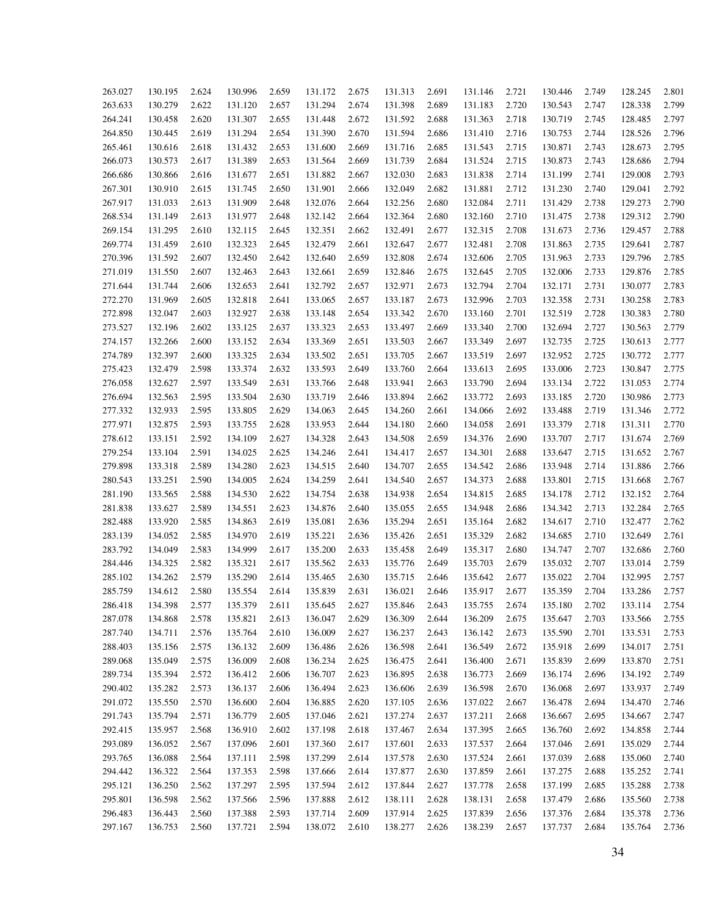| | | | | | | | | | | | | | | |
|---|---|---|---|---|---|---|---|---|---|---|---|---|---|---|
| 263.027 | 130.195 | 2.624 | 130.996 | 2.659 | 131.172 | 2.675 | 131.313 | 2.691 | 131.146 | 2.721 | 130.446 | 2.749 | 128.245 | 2.801 |
| 263.633 | 130.279 | 2.622 | 131.120 | 2.657 | 131.294 | 2.674 | 131.398 | 2.689 | 131.183 | 2.720 | 130.543 | 2.747 | 128.338 | 2.799 |
| 264.241 | 130.458 | 2.620 | 131.307 | 2.655 | 131.448 | 2.672 | 131.592 | 2.688 | 131.363 | 2.718 | 130.719 | 2.745 | 128.485 | 2.797 |
| 264.850 | 130.445 | 2.619 | 131.294 | 2.654 | 131.390 | 2.670 | 131.594 | 2.686 | 131.410 | 2.716 | 130.753 | 2.744 | 128.526 | 2.796 |
| 265.461 | 130.616 | 2.618 | 131.432 | 2.653 | 131.600 | 2.669 | 131.716 | 2.685 | 131.543 | 2.715 | 130.871 | 2.743 | 128.673 | 2.795 |
| 266.073 | 130.573 | 2.617 | 131.389 | 2.653 | 131.564 | 2.669 | 131.739 | 2.684 | 131.524 | 2.715 | 130.873 | 2.743 | 128.686 | 2.794 |
| 266.686 | 130.866 | 2.616 | 131.677 | 2.651 | 131.882 | 2.667 | 132.030 | 2.683 | 131.838 | 2.714 | 131.199 | 2.741 | 129.008 | 2.793 |
| 267.301 | 130.910 | 2.615 | 131.745 | 2.650 | 131.901 | 2.666 | 132.049 | 2.682 | 131.881 | 2.712 | 131.230 | 2.740 | 129.041 | 2.792 |
| 267.917 | 131.033 | 2.613 | 131.909 | 2.648 | 132.076 | 2.664 | 132.256 | 2.680 | 132.084 | 2.711 | 131.429 | 2.738 | 129.273 | 2.790 |
| 268.534 | 131.149 | 2.613 | 131.977 | 2.648 | 132.142 | 2.664 | 132.364 | 2.680 | 132.160 | 2.710 | 131.475 | 2.738 | 129.312 | 2.790 |
| 269.154 | 131.295 | 2.610 | 132.115 | 2.645 | 132.351 | 2.662 | 132.491 | 2.677 | 132.315 | 2.708 | 131.673 | 2.736 | 129.457 | 2.788 |
| 269.774 | 131.459 | 2.610 | 132.323 | 2.645 | 132.479 | 2.661 | 132.647 | 2.677 | 132.481 | 2.708 | 131.863 | 2.735 | 129.641 | 2.787 |
| 270.396 | 131.592 | 2.607 | 132.450 | 2.642 | 132.640 | 2.659 | 132.808 | 2.674 | 132.606 | 2.705 | 131.963 | 2.733 | 129.796 | 2.785 |
| 271.019 | 131.550 | 2.607 | 132.463 | 2.643 | 132.661 | 2.659 | 132.846 | 2.675 | 132.645 | 2.705 | 132.006 | 2.733 | 129.876 | 2.785 |
| 271.644 | 131.744 | 2.606 | 132.653 | 2.641 | 132.792 | 2.657 | 132.971 | 2.673 | 132.794 | 2.704 | 132.171 | 2.731 | 130.077 | 2.783 |
| 272.270 | 131.969 | 2.605 | 132.818 | 2.641 | 133.065 | 2.657 | 133.187 | 2.673 | 132.996 | 2.703 | 132.358 | 2.731 | 130.258 | 2.783 |
| 272.898 | 132.047 | 2.603 | 132.927 | 2.638 | 133.148 | 2.654 | 133.342 | 2.670 | 133.160 | 2.701 | 132.519 | 2.728 | 130.383 | 2.780 |
| 273.527 | 132.196 | 2.602 | 133.125 | 2.637 | 133.323 | 2.653 | 133.497 | 2.669 | 133.340 | 2.700 | 132.694 | 2.727 | 130.563 | 2.779 |
| 274.157 | 132.266 | 2.600 | 133.152 | 2.634 | 133.369 | 2.651 | 133.503 | 2.667 | 133.349 | 2.697 | 132.735 | 2.725 | 130.613 | 2.777 |
| 274.789 | 132.397 | 2.600 | 133.325 | 2.634 | 133.502 | 2.651 | 133.705 | 2.667 | 133.519 | 2.697 | 132.952 | 2.725 | 130.772 | 2.777 |
| 275.423 | 132.479 | 2.598 | 133.374 | 2.632 | 133.593 | 2.649 | 133.760 | 2.664 | 133.613 | 2.695 | 133.006 | 2.723 | 130.847 | 2.775 |
| 276.058 | 132.627 | 2.597 | 133.549 | 2.631 | 133.766 | 2.648 | 133.941 | 2.663 | 133.790 | 2.694 | 133.134 | 2.722 | 131.053 | 2.774 |
| 276.694 | 132.563 | 2.595 | 133.504 | 2.630 | 133.719 | 2.646 | 133.894 | 2.662 | 133.772 | 2.693 | 133.185 | 2.720 | 130.986 | 2.773 |
| 277.332 | 132.933 | 2.595 | 133.805 | 2.629 | 134.063 | 2.645 | 134.260 | 2.661 | 134.066 | 2.692 | 133.488 | 2.719 | 131.346 | 2.772 |
| 277.971 | 132.875 | 2.593 | 133.755 | 2.628 | 133.953 | 2.644 | 134.180 | 2.660 | 134.058 | 2.691 | 133.379 | 2.718 | 131.311 | 2.770 |
| 278.612 | 133.151 | 2.592 | 134.109 | 2.627 | 134.328 | 2.643 | 134.508 | 2.659 | 134.376 | 2.690 | 133.707 | 2.717 | 131.674 | 2.769 |
| 279.254 | 133.104 | 2.591 | 134.025 | 2.625 | 134.246 | 2.641 | 134.417 | 2.657 | 134.301 | 2.688 | 133.647 | 2.715 | 131.652 | 2.767 |
| 279.898 | 133.318 | 2.589 | 134.280 | 2.623 | 134.515 | 2.640 | 134.707 | 2.655 | 134.542 | 2.686 | 133.948 | 2.714 | 131.886 | 2.766 |
| 280.543 | 133.251 | 2.590 | 134.005 | 2.624 | 134.259 | 2.641 | 134.540 | 2.657 | 134.373 | 2.688 | 133.801 | 2.715 | 131.668 | 2.767 |
| 281.190 | 133.565 | 2.588 | 134.530 | 2.622 | 134.754 | 2.638 | 134.938 | 2.654 | 134.815 | 2.685 | 134.178 | 2.712 | 132.152 | 2.764 |
| 281.838 | 133.627 | 2.589 | 134.551 | 2.623 | 134.876 | 2.640 | 135.055 | 2.655 | 134.948 | 2.686 | 134.342 | 2.713 | 132.284 | 2.765 |
| 282.488 | 133.920 | 2.585 | 134.863 | 2.619 | 135.081 | 2.636 | 135.294 | 2.651 | 135.164 | 2.682 | 134.617 | 2.710 | 132.477 | 2.762 |
| 283.139 | 134.052 | 2.585 | 134.970 | 2.619 | 135.221 | 2.636 | 135.426 | 2.651 | 135.329 | 2.682 | 134.685 | 2.710 | 132.649 | 2.761 |
| 283.792 | 134.049 | 2.583 | 134.999 | 2.617 | 135.200 | 2.633 | 135.458 | 2.649 | 135.317 | 2.680 | 134.747 | 2.707 | 132.686 | 2.760 |
| 284.446 | 134.325 | 2.582 | 135.321 | 2.617 | 135.562 | 2.633 | 135.776 | 2.649 | 135.703 | 2.679 | 135.032 | 2.707 | 133.014 | 2.759 |
| 285.102 | 134.262 | 2.579 | 135.290 | 2.614 | 135.465 | 2.630 | 135.715 | 2.646 | 135.642 | 2.677 | 135.022 | 2.704 | 132.995 | 2.757 |
| 285.759 | 134.612 | 2.580 | 135.554 | 2.614 | 135.839 | 2.631 | 136.021 | 2.646 | 135.917 | 2.677 | 135.359 | 2.704 | 133.286 | 2.757 |
| 286.418 | 134.398 | 2.577 | 135.379 | 2.611 | 135.645 | 2.627 | 135.846 | 2.643 | 135.755 | 2.674 | 135.180 | 2.702 | 133.114 | 2.754 |
| 287.078 | 134.868 | 2.578 | 135.821 | 2.613 | 136.047 | 2.629 | 136.309 | 2.644 | 136.209 | 2.675 | 135.647 | 2.703 | 133.566 | 2.755 |
| 287.740 | 134.711 | 2.576 | 135.764 | 2.610 | 136.009 | 2.627 | 136.237 | 2.643 | 136.142 | 2.673 | 135.590 | 2.701 | 133.531 | 2.753 |
| 288.403 | 135.156 | 2.575 | 136.132 | 2.609 | 136.486 | 2.626 | 136.598 | 2.641 | 136.549 | 2.672 | 135.918 | 2.699 | 134.017 | 2.751 |
| 289.068 | 135.049 | 2.575 | 136.009 | 2.608 | 136.234 | 2.625 | 136.475 | 2.641 | 136.400 | 2.671 | 135.839 | 2.699 | 133.870 | 2.751 |
| 289.734 | 135.394 | 2.572 | 136.412 | 2.606 | 136.707 | 2.623 | 136.895 | 2.638 | 136.773 | 2.669 | 136.174 | 2.696 | 134.192 | 2.749 |
| 290.402 | 135.282 | 2.573 | 136.137 | 2.606 | 136.494 | 2.623 | 136.606 | 2.639 | 136.598 | 2.670 | 136.068 | 2.697 | 133.937 | 2.749 |
| 291.072 | 135.550 | 2.570 | 136.600 | 2.604 | 136.885 | 2.620 | 137.105 | 2.636 | 137.022 | 2.667 | 136.478 | 2.694 | 134.470 | 2.746 |
| 291.743 | 135.794 | 2.571 | 136.779 | 2.605 | 137.046 | 2.621 | 137.274 | 2.637 | 137.211 | 2.668 | 136.667 | 2.695 | 134.667 | 2.747 |
| 292.415 | 135.957 | 2.568 | 136.910 | 2.602 | 137.198 | 2.618 | 137.467 | 2.634 | 137.395 | 2.665 | 136.760 | 2.692 | 134.858 | 2.744 |
| 293.089 | 136.052 | 2.567 | 137.096 | 2.601 | 137.360 | 2.617 | 137.601 | 2.633 | 137.537 | 2.664 | 137.046 | 2.691 | 135.029 | 2.744 |
| 293.765 | 136.088 | 2.564 | 137.111 | 2.598 | 137.299 | 2.614 | 137.578 | 2.630 | 137.524 | 2.661 | 137.039 | 2.688 | 135.060 | 2.740 |
| 294.442 | 136.322 | 2.564 | 137.353 | 2.598 | 137.666 | 2.614 | 137.877 | 2.630 | 137.859 | 2.661 | 137.275 | 2.688 | 135.252 | 2.741 |
| 295.121 | 136.250 | 2.562 | 137.297 | 2.595 | 137.594 | 2.612 | 137.844 | 2.627 | 137.778 | 2.658 | 137.199 | 2.685 | 135.288 | 2.738 |
| 295.801 | 136.598 | 2.562 | 137.566 | 2.596 | 137.888 | 2.612 | 138.111 | 2.628 | 138.131 | 2.658 | 137.479 | 2.686 | 135.560 | 2.738 |
| 296.483 | 136.443 | 2.560 | 137.388 | 2.593 | 137.714 | 2.609 | 137.914 | 2.625 | 137.839 | 2.656 | 137.376 | 2.684 | 135.378 | 2.736 |
| 297.167 | 136.753 | 2.560 | 137.721 | 2.594 | 138.072 | 2.610 | 138.277 | 2.626 | 138.239 | 2.657 | 137.737 | 2.684 | 135.764 | 2.736 |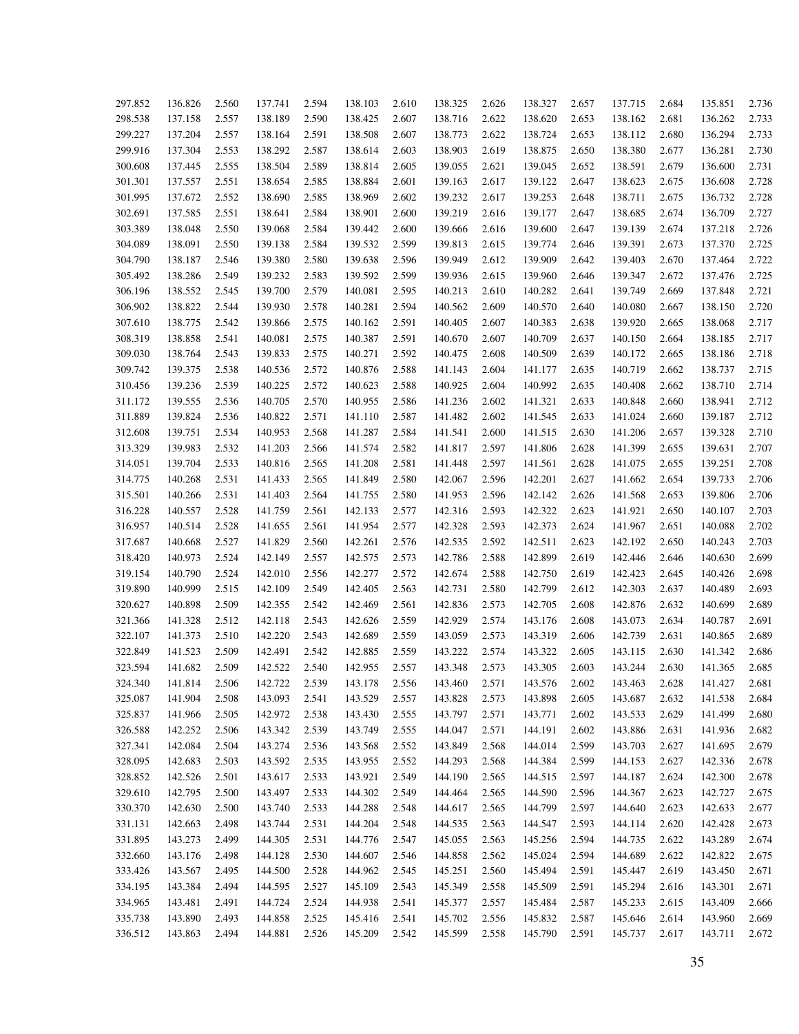| | | | | | | | | | | | | | | |
|---|---|---|---|---|---|---|---|---|---|---|---|---|---|---|
| 297.852 | 136.826 | 2.560 | 137.741 | 2.594 | 138.103 | 2.610 | 138.325 | 2.626 | 138.327 | 2.657 | 137.715 | 2.684 | 135.851 | 2.736 |
| 298.538 | 137.158 | 2.557 | 138.189 | 2.590 | 138.425 | 2.607 | 138.716 | 2.622 | 138.620 | 2.653 | 138.162 | 2.681 | 136.262 | 2.733 |
| 299.227 | 137.204 | 2.557 | 138.164 | 2.591 | 138.508 | 2.607 | 138.773 | 2.622 | 138.724 | 2.653 | 138.112 | 2.680 | 136.294 | 2.733 |
| 299.916 | 137.304 | 2.553 | 138.292 | 2.587 | 138.614 | 2.603 | 138.903 | 2.619 | 138.875 | 2.650 | 138.380 | 2.677 | 136.281 | 2.730 |
| 300.608 | 137.445 | 2.555 | 138.504 | 2.589 | 138.814 | 2.605 | 139.055 | 2.621 | 139.045 | 2.652 | 138.591 | 2.679 | 136.600 | 2.731 |
| 301.301 | 137.557 | 2.551 | 138.654 | 2.585 | 138.884 | 2.601 | 139.163 | 2.617 | 139.122 | 2.647 | 138.623 | 2.675 | 136.608 | 2.728 |
| 301.995 | 137.672 | 2.552 | 138.690 | 2.585 | 138.969 | 2.602 | 139.232 | 2.617 | 139.253 | 2.648 | 138.711 | 2.675 | 136.732 | 2.728 |
| 302.691 | 137.585 | 2.551 | 138.641 | 2.584 | 138.901 | 2.600 | 139.219 | 2.616 | 139.177 | 2.647 | 138.685 | 2.674 | 136.709 | 2.727 |
| 303.389 | 138.048 | 2.550 | 139.068 | 2.584 | 139.442 | 2.600 | 139.666 | 2.616 | 139.600 | 2.647 | 139.139 | 2.674 | 137.218 | 2.726 |
| 304.089 | 138.091 | 2.550 | 139.138 | 2.584 | 139.532 | 2.599 | 139.813 | 2.615 | 139.774 | 2.646 | 139.391 | 2.673 | 137.370 | 2.725 |
| 304.790 | 138.187 | 2.546 | 139.380 | 2.580 | 139.638 | 2.596 | 139.949 | 2.612 | 139.909 | 2.642 | 139.403 | 2.670 | 137.464 | 2.722 |
| 305.492 | 138.286 | 2.549 | 139.232 | 2.583 | 139.592 | 2.599 | 139.936 | 2.615 | 139.960 | 2.646 | 139.347 | 2.672 | 137.476 | 2.725 |
| 306.196 | 138.552 | 2.545 | 139.700 | 2.579 | 140.081 | 2.595 | 140.213 | 2.610 | 140.282 | 2.641 | 139.749 | 2.669 | 137.848 | 2.721 |
| 306.902 | 138.822 | 2.544 | 139.930 | 2.578 | 140.281 | 2.594 | 140.562 | 2.609 | 140.570 | 2.640 | 140.080 | 2.667 | 138.150 | 2.720 |
| 307.610 | 138.775 | 2.542 | 139.866 | 2.575 | 140.162 | 2.591 | 140.405 | 2.607 | 140.383 | 2.638 | 139.920 | 2.665 | 138.068 | 2.717 |
| 308.319 | 138.858 | 2.541 | 140.081 | 2.575 | 140.387 | 2.591 | 140.670 | 2.607 | 140.709 | 2.637 | 140.150 | 2.664 | 138.185 | 2.717 |
| 309.030 | 138.764 | 2.543 | 139.833 | 2.575 | 140.271 | 2.592 | 140.475 | 2.608 | 140.509 | 2.639 | 140.172 | 2.665 | 138.186 | 2.718 |
| 309.742 | 139.375 | 2.538 | 140.536 | 2.572 | 140.876 | 2.588 | 141.143 | 2.604 | 141.177 | 2.635 | 140.719 | 2.662 | 138.737 | 2.715 |
| 310.456 | 139.236 | 2.539 | 140.225 | 2.572 | 140.623 | 2.588 | 140.925 | 2.604 | 140.992 | 2.635 | 140.408 | 2.662 | 138.710 | 2.714 |
| 311.172 | 139.555 | 2.536 | 140.705 | 2.570 | 140.955 | 2.586 | 141.236 | 2.602 | 141.321 | 2.633 | 140.848 | 2.660 | 138.941 | 2.712 |
| 311.889 | 139.824 | 2.536 | 140.822 | 2.571 | 141.110 | 2.587 | 141.482 | 2.602 | 141.545 | 2.633 | 141.024 | 2.660 | 139.187 | 2.712 |
| 312.608 | 139.751 | 2.534 | 140.953 | 2.568 | 141.287 | 2.584 | 141.541 | 2.600 | 141.515 | 2.630 | 141.206 | 2.657 | 139.328 | 2.710 |
| 313.329 | 139.983 | 2.532 | 141.203 | 2.566 | 141.574 | 2.582 | 141.817 | 2.597 | 141.806 | 2.628 | 141.399 | 2.655 | 139.631 | 2.707 |
| 314.051 | 139.704 | 2.533 | 140.816 | 2.565 | 141.208 | 2.581 | 141.448 | 2.597 | 141.561 | 2.628 | 141.075 | 2.655 | 139.251 | 2.708 |
| 314.775 | 140.268 | 2.531 | 141.433 | 2.565 | 141.849 | 2.580 | 142.067 | 2.596 | 142.201 | 2.627 | 141.662 | 2.654 | 139.733 | 2.706 |
| 315.501 | 140.266 | 2.531 | 141.403 | 2.564 | 141.755 | 2.580 | 141.953 | 2.596 | 142.142 | 2.626 | 141.568 | 2.653 | 139.806 | 2.706 |
| 316.228 | 140.557 | 2.528 | 141.759 | 2.561 | 142.133 | 2.577 | 142.316 | 2.593 | 142.322 | 2.623 | 141.921 | 2.650 | 140.107 | 2.703 |
| 316.957 | 140.514 | 2.528 | 141.655 | 2.561 | 141.954 | 2.577 | 142.328 | 2.593 | 142.373 | 2.624 | 141.967 | 2.651 | 140.088 | 2.702 |
| 317.687 | 140.668 | 2.527 | 141.829 | 2.560 | 142.261 | 2.576 | 142.535 | 2.592 | 142.511 | 2.623 | 142.192 | 2.650 | 140.243 | 2.703 |
| 318.420 | 140.973 | 2.524 | 142.149 | 2.557 | 142.575 | 2.573 | 142.786 | 2.588 | 142.899 | 2.619 | 142.446 | 2.646 | 140.630 | 2.699 |
| 319.154 | 140.790 | 2.524 | 142.010 | 2.556 | 142.277 | 2.572 | 142.674 | 2.588 | 142.750 | 2.619 | 142.423 | 2.645 | 140.426 | 2.698 |
| 319.890 | 140.999 | 2.515 | 142.109 | 2.549 | 142.405 | 2.563 | 142.731 | 2.580 | 142.799 | 2.612 | 142.303 | 2.637 | 140.489 | 2.693 |
| 320.627 | 140.898 | 2.509 | 142.355 | 2.542 | 142.469 | 2.561 | 142.836 | 2.573 | 142.705 | 2.608 | 142.876 | 2.632 | 140.699 | 2.689 |
| 321.366 | 141.328 | 2.512 | 142.118 | 2.543 | 142.626 | 2.559 | 142.929 | 2.574 | 143.176 | 2.608 | 143.073 | 2.634 | 140.787 | 2.691 |
| 322.107 | 141.373 | 2.510 | 142.220 | 2.543 | 142.689 | 2.559 | 143.059 | 2.573 | 143.319 | 2.606 | 142.739 | 2.631 | 140.865 | 2.689 |
| 322.849 | 141.523 | 2.509 | 142.491 | 2.542 | 142.885 | 2.559 | 143.222 | 2.574 | 143.322 | 2.605 | 143.115 | 2.630 | 141.342 | 2.686 |
| 323.594 | 141.682 | 2.509 | 142.522 | 2.540 | 142.955 | 2.557 | 143.348 | 2.573 | 143.305 | 2.603 | 143.244 | 2.630 | 141.365 | 2.685 |
| 324.340 | 141.814 | 2.506 | 142.722 | 2.539 | 143.178 | 2.556 | 143.460 | 2.571 | 143.576 | 2.602 | 143.463 | 2.628 | 141.427 | 2.681 |
| 325.087 | 141.904 | 2.508 | 143.093 | 2.541 | 143.529 | 2.557 | 143.828 | 2.573 | 143.898 | 2.605 | 143.687 | 2.632 | 141.538 | 2.684 |
| 325.837 | 141.966 | 2.505 | 142.972 | 2.538 | 143.430 | 2.555 | 143.797 | 2.571 | 143.771 | 2.602 | 143.533 | 2.629 | 141.499 | 2.680 |
| 326.588 | 142.252 | 2.506 | 143.342 | 2.539 | 143.749 | 2.555 | 144.047 | 2.571 | 144.191 | 2.602 | 143.886 | 2.631 | 141.936 | 2.682 |
| 327.341 | 142.084 | 2.504 | 143.274 | 2.536 | 143.568 | 2.552 | 143.849 | 2.568 | 144.014 | 2.599 | 143.703 | 2.627 | 141.695 | 2.679 |
| 328.095 | 142.683 | 2.503 | 143.592 | 2.535 | 143.955 | 2.552 | 144.293 | 2.568 | 144.384 | 2.599 | 144.153 | 2.627 | 142.336 | 2.678 |
| 328.852 | 142.526 | 2.501 | 143.617 | 2.533 | 143.921 | 2.549 | 144.190 | 2.565 | 144.515 | 2.597 | 144.187 | 2.624 | 142.300 | 2.678 |
| 329.610 | 142.795 | 2.500 | 143.497 | 2.533 | 144.302 | 2.549 | 144.464 | 2.565 | 144.590 | 2.596 | 144.367 | 2.623 | 142.727 | 2.675 |
| 330.370 | 142.630 | 2.500 | 143.740 | 2.533 | 144.288 | 2.548 | 144.617 | 2.565 | 144.799 | 2.597 | 144.640 | 2.623 | 142.633 | 2.677 |
| 331.131 | 142.663 | 2.498 | 143.744 | 2.531 | 144.204 | 2.548 | 144.535 | 2.563 | 144.547 | 2.593 | 144.114 | 2.620 | 142.428 | 2.673 |
| 331.895 | 143.273 | 2.499 | 144.305 | 2.531 | 144.776 | 2.547 | 145.055 | 2.563 | 145.256 | 2.594 | 144.735 | 2.622 | 143.289 | 2.674 |
| 332.660 | 143.176 | 2.498 | 144.128 | 2.530 | 144.607 | 2.546 | 144.858 | 2.562 | 145.024 | 2.594 | 144.689 | 2.622 | 142.822 | 2.675 |
| 333.426 | 143.567 | 2.495 | 144.500 | 2.528 | 144.962 | 2.545 | 145.251 | 2.560 | 145.494 | 2.591 | 145.447 | 2.619 | 143.450 | 2.671 |
| 334.195 | 143.384 | 2.494 | 144.595 | 2.527 | 145.109 | 2.543 | 145.349 | 2.558 | 145.509 | 2.591 | 145.294 | 2.616 | 143.301 | 2.671 |
| 334.965 | 143.481 | 2.491 | 144.724 | 2.524 | 144.938 | 2.541 | 145.377 | 2.557 | 145.484 | 2.587 | 145.233 | 2.615 | 143.409 | 2.666 |
| 335.738 | 143.890 | 2.493 | 144.858 | 2.525 | 145.416 | 2.541 | 145.702 | 2.556 | 145.832 | 2.587 | 145.646 | 2.614 | 143.960 | 2.669 |
| 336.512 | 143.863 | 2.494 | 144.881 | 2.526 | 145.209 | 2.542 | 145.599 | 2.558 | 145.790 | 2.591 | 145.737 | 2.617 | 143.711 | 2.672 |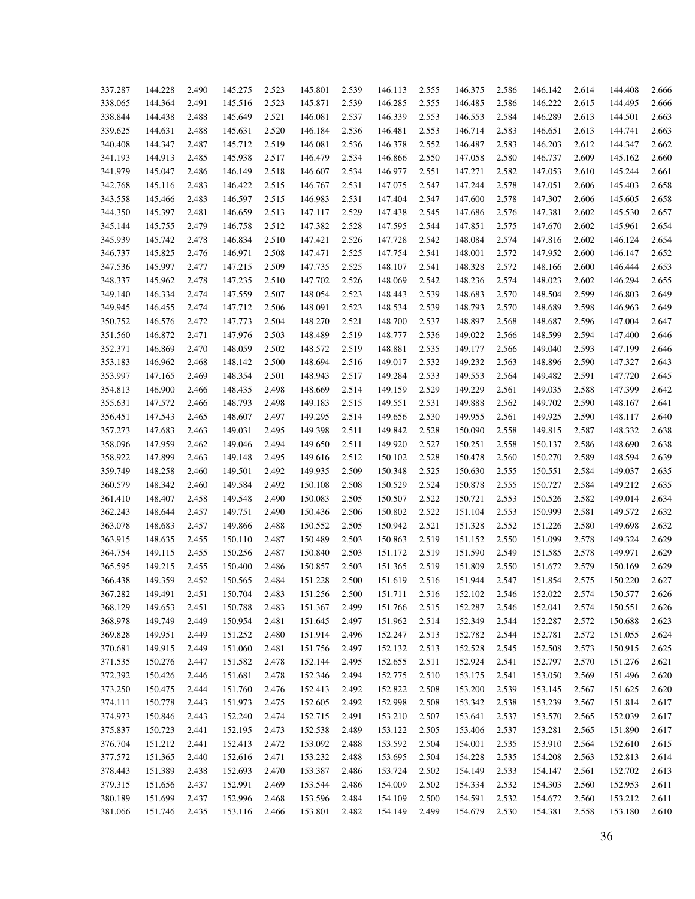| | | | | | | | | | | | | | | |
|---|---|---|---|---|---|---|---|---|---|---|---|---|---|---|
| 337.287 | 144.228 | 2.490 | 145.275 | 2.523 | 145.801 | 2.539 | 146.113 | 2.555 | 146.375 | 2.586 | 146.142 | 2.614 | 144.408 | 2.666 |
| 338.065 | 144.364 | 2.491 | 145.516 | 2.523 | 145.871 | 2.539 | 146.285 | 2.555 | 146.485 | 2.586 | 146.222 | 2.615 | 144.495 | 2.666 |
| 338.844 | 144.438 | 2.488 | 145.649 | 2.521 | 146.081 | 2.537 | 146.339 | 2.553 | 146.553 | 2.584 | 146.289 | 2.613 | 144.501 | 2.663 |
| 339.625 | 144.631 | 2.488 | 145.631 | 2.520 | 146.184 | 2.536 | 146.481 | 2.553 | 146.714 | 2.583 | 146.651 | 2.613 | 144.741 | 2.663 |
| 340.408 | 144.347 | 2.487 | 145.712 | 2.519 | 146.081 | 2.536 | 146.378 | 2.552 | 146.487 | 2.583 | 146.203 | 2.612 | 144.347 | 2.662 |
| 341.193 | 144.913 | 2.485 | 145.938 | 2.517 | 146.479 | 2.534 | 146.866 | 2.550 | 147.058 | 2.580 | 146.737 | 2.609 | 145.162 | 2.660 |
| 341.979 | 145.047 | 2.486 | 146.149 | 2.518 | 146.607 | 2.534 | 146.977 | 2.551 | 147.271 | 2.582 | 147.053 | 2.610 | 145.244 | 2.661 |
| 342.768 | 145.116 | 2.483 | 146.422 | 2.515 | 146.767 | 2.531 | 147.075 | 2.547 | 147.244 | 2.578 | 147.051 | 2.606 | 145.403 | 2.658 |
| 343.558 | 145.466 | 2.483 | 146.597 | 2.515 | 146.983 | 2.531 | 147.404 | 2.547 | 147.600 | 2.578 | 147.307 | 2.606 | 145.605 | 2.658 |
| 344.350 | 145.397 | 2.481 | 146.659 | 2.513 | 147.117 | 2.529 | 147.438 | 2.545 | 147.686 | 2.576 | 147.381 | 2.602 | 145.530 | 2.657 |
| 345.144 | 145.755 | 2.479 | 146.758 | 2.512 | 147.382 | 2.528 | 147.595 | 2.544 | 147.851 | 2.575 | 147.670 | 2.602 | 145.961 | 2.654 |
| 345.939 | 145.742 | 2.478 | 146.834 | 2.510 | 147.421 | 2.526 | 147.728 | 2.542 | 148.084 | 2.574 | 147.816 | 2.602 | 146.124 | 2.654 |
| 346.737 | 145.825 | 2.476 | 146.971 | 2.508 | 147.471 | 2.525 | 147.754 | 2.541 | 148.001 | 2.572 | 147.952 | 2.600 | 146.147 | 2.652 |
| 347.536 | 145.997 | 2.477 | 147.215 | 2.509 | 147.735 | 2.525 | 148.107 | 2.541 | 148.328 | 2.572 | 148.166 | 2.600 | 146.444 | 2.653 |
| 348.337 | 145.962 | 2.478 | 147.235 | 2.510 | 147.702 | 2.526 | 148.069 | 2.542 | 148.236 | 2.574 | 148.023 | 2.602 | 146.294 | 2.655 |
| 349.140 | 146.334 | 2.474 | 147.559 | 2.507 | 148.054 | 2.523 | 148.443 | 2.539 | 148.683 | 2.570 | 148.504 | 2.599 | 146.803 | 2.649 |
| 349.945 | 146.455 | 2.474 | 147.712 | 2.506 | 148.091 | 2.523 | 148.534 | 2.539 | 148.793 | 2.570 | 148.689 | 2.598 | 146.963 | 2.649 |
| 350.752 | 146.576 | 2.472 | 147.773 | 2.504 | 148.270 | 2.521 | 148.700 | 2.537 | 148.897 | 2.568 | 148.687 | 2.596 | 147.004 | 2.647 |
| 351.560 | 146.872 | 2.471 | 147.976 | 2.503 | 148.489 | 2.519 | 148.777 | 2.536 | 149.022 | 2.566 | 148.599 | 2.594 | 147.400 | 2.646 |
| 352.371 | 146.869 | 2.470 | 148.059 | 2.502 | 148.572 | 2.519 | 148.881 | 2.535 | 149.177 | 2.566 | 149.040 | 2.593 | 147.199 | 2.646 |
| 353.183 | 146.962 | 2.468 | 148.142 | 2.500 | 148.694 | 2.516 | 149.017 | 2.532 | 149.232 | 2.563 | 148.896 | 2.590 | 147.327 | 2.643 |
| 353.997 | 147.165 | 2.469 | 148.354 | 2.501 | 148.943 | 2.517 | 149.284 | 2.533 | 149.553 | 2.564 | 149.482 | 2.591 | 147.720 | 2.645 |
| 354.813 | 146.900 | 2.466 | 148.435 | 2.498 | 148.669 | 2.514 | 149.159 | 2.529 | 149.229 | 2.561 | 149.035 | 2.588 | 147.399 | 2.642 |
| 355.631 | 147.572 | 2.466 | 148.793 | 2.498 | 149.183 | 2.515 | 149.551 | 2.531 | 149.888 | 2.562 | 149.702 | 2.590 | 148.167 | 2.641 |
| 356.451 | 147.543 | 2.465 | 148.607 | 2.497 | 149.295 | 2.514 | 149.656 | 2.530 | 149.955 | 2.561 | 149.925 | 2.590 | 148.117 | 2.640 |
| 357.273 | 147.683 | 2.463 | 149.031 | 2.495 | 149.398 | 2.511 | 149.842 | 2.528 | 150.090 | 2.558 | 149.815 | 2.587 | 148.332 | 2.638 |
| 358.096 | 147.959 | 2.462 | 149.046 | 2.494 | 149.650 | 2.511 | 149.920 | 2.527 | 150.251 | 2.558 | 150.137 | 2.586 | 148.690 | 2.638 |
| 358.922 | 147.899 | 2.463 | 149.148 | 2.495 | 149.616 | 2.512 | 150.102 | 2.528 | 150.478 | 2.560 | 150.270 | 2.589 | 148.594 | 2.639 |
| 359.749 | 148.258 | 2.460 | 149.501 | 2.492 | 149.935 | 2.509 | 150.348 | 2.525 | 150.630 | 2.555 | 150.551 | 2.584 | 149.037 | 2.635 |
| 360.579 | 148.342 | 2.460 | 149.584 | 2.492 | 150.108 | 2.508 | 150.529 | 2.524 | 150.878 | 2.555 | 150.727 | 2.584 | 149.212 | 2.635 |
| 361.410 | 148.407 | 2.458 | 149.548 | 2.490 | 150.083 | 2.505 | 150.507 | 2.522 | 150.721 | 2.553 | 150.526 | 2.582 | 149.014 | 2.634 |
| 362.243 | 148.644 | 2.457 | 149.751 | 2.490 | 150.436 | 2.506 | 150.802 | 2.522 | 151.104 | 2.553 | 150.999 | 2.581 | 149.572 | 2.632 |
| 363.078 | 148.683 | 2.457 | 149.866 | 2.488 | 150.552 | 2.505 | 150.942 | 2.521 | 151.328 | 2.552 | 151.226 | 2.580 | 149.698 | 2.632 |
| 363.915 | 148.635 | 2.455 | 150.110 | 2.487 | 150.489 | 2.503 | 150.863 | 2.519 | 151.152 | 2.550 | 151.099 | 2.578 | 149.324 | 2.629 |
| 364.754 | 149.115 | 2.455 | 150.256 | 2.487 | 150.840 | 2.503 | 151.172 | 2.519 | 151.590 | 2.549 | 151.585 | 2.578 | 149.971 | 2.629 |
| 365.595 | 149.215 | 2.455 | 150.400 | 2.486 | 150.857 | 2.503 | 151.365 | 2.519 | 151.809 | 2.550 | 151.672 | 2.579 | 150.169 | 2.629 |
| 366.438 | 149.359 | 2.452 | 150.565 | 2.484 | 151.228 | 2.500 | 151.619 | 2.516 | 151.944 | 2.547 | 151.854 | 2.575 | 150.220 | 2.627 |
| 367.282 | 149.491 | 2.451 | 150.704 | 2.483 | 151.256 | 2.500 | 151.711 | 2.516 | 152.102 | 2.546 | 152.022 | 2.574 | 150.577 | 2.626 |
| 368.129 | 149.653 | 2.451 | 150.788 | 2.483 | 151.367 | 2.499 | 151.766 | 2.515 | 152.287 | 2.546 | 152.041 | 2.574 | 150.551 | 2.626 |
| 368.978 | 149.749 | 2.449 | 150.954 | 2.481 | 151.645 | 2.497 | 151.962 | 2.514 | 152.349 | 2.544 | 152.287 | 2.572 | 150.688 | 2.623 |
| 369.828 | 149.951 | 2.449 | 151.252 | 2.480 | 151.914 | 2.496 | 152.247 | 2.513 | 152.782 | 2.544 | 152.781 | 2.572 | 151.055 | 2.624 |
| 370.681 | 149.915 | 2.449 | 151.060 | 2.481 | 151.756 | 2.497 | 152.132 | 2.513 | 152.528 | 2.545 | 152.508 | 2.573 | 150.915 | 2.625 |
| 371.535 | 150.276 | 2.447 | 151.582 | 2.478 | 152.144 | 2.495 | 152.655 | 2.511 | 152.924 | 2.541 | 152.797 | 2.570 | 151.276 | 2.621 |
| 372.392 | 150.426 | 2.446 | 151.681 | 2.478 | 152.346 | 2.494 | 152.775 | 2.510 | 153.175 | 2.541 | 153.050 | 2.569 | 151.496 | 2.620 |
| 373.250 | 150.475 | 2.444 | 151.760 | 2.476 | 152.413 | 2.492 | 152.822 | 2.508 | 153.200 | 2.539 | 153.145 | 2.567 | 151.625 | 2.620 |
| 374.111 | 150.778 | 2.443 | 151.973 | 2.475 | 152.605 | 2.492 | 152.998 | 2.508 | 153.342 | 2.538 | 153.239 | 2.567 | 151.814 | 2.617 |
| 374.973 | 150.846 | 2.443 | 152.240 | 2.474 | 152.715 | 2.491 | 153.210 | 2.507 | 153.641 | 2.537 | 153.570 | 2.565 | 152.039 | 2.617 |
| 375.837 | 150.723 | 2.441 | 152.195 | 2.473 | 152.538 | 2.489 | 153.122 | 2.505 | 153.406 | 2.537 | 153.281 | 2.565 | 151.890 | 2.617 |
| 376.704 | 151.212 | 2.441 | 152.413 | 2.472 | 153.092 | 2.488 | 153.592 | 2.504 | 154.001 | 2.535 | 153.910 | 2.564 | 152.610 | 2.615 |
| 377.572 | 151.365 | 2.440 | 152.616 | 2.471 | 153.232 | 2.488 | 153.695 | 2.504 | 154.228 | 2.535 | 154.208 | 2.563 | 152.813 | 2.614 |
| 378.443 | 151.389 | 2.438 | 152.693 | 2.470 | 153.387 | 2.486 | 153.724 | 2.502 | 154.149 | 2.533 | 154.147 | 2.561 | 152.702 | 2.613 |
| 379.315 | 151.656 | 2.437 | 152.991 | 2.469 | 153.544 | 2.486 | 154.009 | 2.502 | 154.334 | 2.532 | 154.303 | 2.560 | 152.953 | 2.611 |
| 380.189 | 151.699 | 2.437 | 152.996 | 2.468 | 153.596 | 2.484 | 154.109 | 2.500 | 154.591 | 2.532 | 154.672 | 2.560 | 153.212 | 2.611 |
| 381.066 | 151.746 | 2.435 | 153.116 | 2.466 | 153.801 | 2.482 | 154.149 | 2.499 | 154.679 | 2.530 | 154.381 | 2.558 | 153.180 | 2.610 |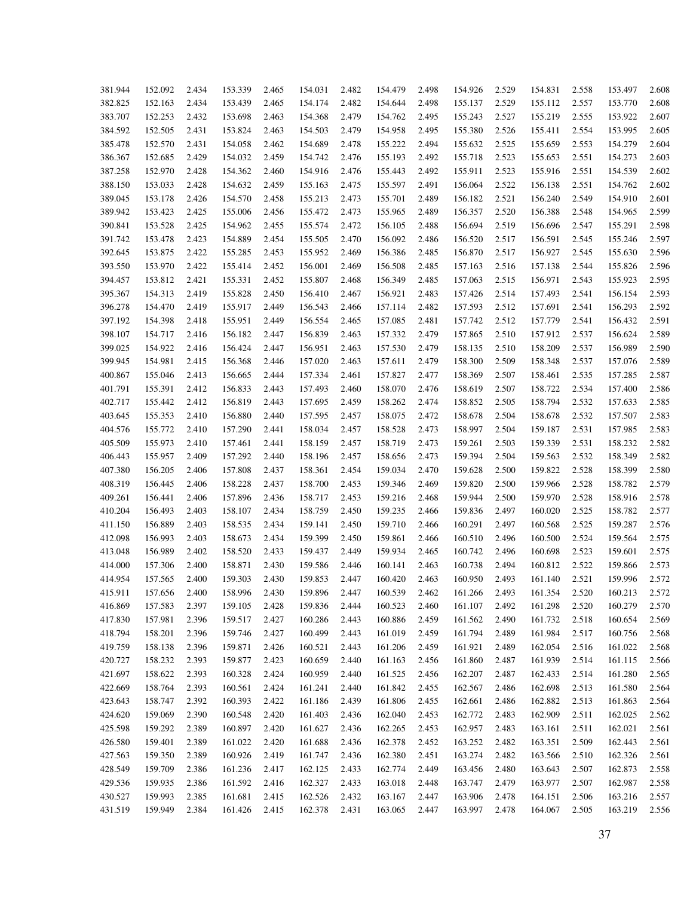| | | | | | | | | | | | | | | |
|---|---|---|---|---|---|---|---|---|---|---|---|---|---|---|
| 381.944 | 152.092 | 2.434 | 153.339 | 2.465 | 154.031 | 2.482 | 154.479 | 2.498 | 154.926 | 2.529 | 154.831 | 2.558 | 153.497 | 2.608 |
| 382.825 | 152.163 | 2.434 | 153.439 | 2.465 | 154.174 | 2.482 | 154.644 | 2.498 | 155.137 | 2.529 | 155.112 | 2.557 | 153.770 | 2.608 |
| 383.707 | 152.253 | 2.432 | 153.698 | 2.463 | 154.368 | 2.479 | 154.762 | 2.495 | 155.243 | 2.527 | 155.219 | 2.555 | 153.922 | 2.607 |
| 384.592 | 152.505 | 2.431 | 153.824 | 2.463 | 154.503 | 2.479 | 154.958 | 2.495 | 155.380 | 2.526 | 155.411 | 2.554 | 153.995 | 2.605 |
| 385.478 | 152.570 | 2.431 | 154.058 | 2.462 | 154.689 | 2.478 | 155.222 | 2.494 | 155.632 | 2.525 | 155.659 | 2.553 | 154.279 | 2.604 |
| 386.367 | 152.685 | 2.429 | 154.032 | 2.459 | 154.742 | 2.476 | 155.193 | 2.492 | 155.718 | 2.523 | 155.653 | 2.551 | 154.273 | 2.603 |
| 387.258 | 152.970 | 2.428 | 154.362 | 2.460 | 154.916 | 2.476 | 155.443 | 2.492 | 155.911 | 2.523 | 155.916 | 2.551 | 154.539 | 2.602 |
| 388.150 | 153.033 | 2.428 | 154.632 | 2.459 | 155.163 | 2.475 | 155.597 | 2.491 | 156.064 | 2.522 | 156.138 | 2.551 | 154.762 | 2.602 |
| 389.045 | 153.178 | 2.426 | 154.570 | 2.458 | 155.213 | 2.473 | 155.701 | 2.489 | 156.182 | 2.521 | 156.240 | 2.549 | 154.910 | 2.601 |
| 389.942 | 153.423 | 2.425 | 155.006 | 2.456 | 155.472 | 2.473 | 155.965 | 2.489 | 156.357 | 2.520 | 156.388 | 2.548 | 154.965 | 2.599 |
| 390.841 | 153.528 | 2.425 | 154.962 | 2.455 | 155.574 | 2.472 | 156.105 | 2.488 | 156.694 | 2.519 | 156.696 | 2.547 | 155.291 | 2.598 |
| 391.742 | 153.478 | 2.423 | 154.889 | 2.454 | 155.505 | 2.470 | 156.092 | 2.486 | 156.520 | 2.517 | 156.591 | 2.545 | 155.246 | 2.597 |
| 392.645 | 153.875 | 2.422 | 155.285 | 2.453 | 155.952 | 2.469 | 156.386 | 2.485 | 156.870 | 2.517 | 156.927 | 2.545 | 155.630 | 2.596 |
| 393.550 | 153.970 | 2.422 | 155.414 | 2.452 | 156.001 | 2.469 | 156.508 | 2.485 | 157.163 | 2.516 | 157.138 | 2.544 | 155.826 | 2.596 |
| 394.457 | 153.812 | 2.421 | 155.331 | 2.452 | 155.807 | 2.468 | 156.349 | 2.485 | 157.063 | 2.515 | 156.971 | 2.543 | 155.923 | 2.595 |
| 395.367 | 154.313 | 2.419 | 155.828 | 2.450 | 156.410 | 2.467 | 156.921 | 2.483 | 157.426 | 2.514 | 157.493 | 2.541 | 156.154 | 2.593 |
| 396.278 | 154.470 | 2.419 | 155.917 | 2.449 | 156.543 | 2.466 | 157.114 | 2.482 | 157.593 | 2.512 | 157.691 | 2.541 | 156.293 | 2.592 |
| 397.192 | 154.398 | 2.418 | 155.951 | 2.449 | 156.554 | 2.465 | 157.085 | 2.481 | 157.742 | 2.512 | 157.779 | 2.541 | 156.432 | 2.591 |
| 398.107 | 154.717 | 2.416 | 156.182 | 2.447 | 156.839 | 2.463 | 157.332 | 2.479 | 157.865 | 2.510 | 157.912 | 2.537 | 156.624 | 2.589 |
| 399.025 | 154.922 | 2.416 | 156.424 | 2.447 | 156.951 | 2.463 | 157.530 | 2.479 | 158.135 | 2.510 | 158.209 | 2.537 | 156.989 | 2.590 |
| 399.945 | 154.981 | 2.415 | 156.368 | 2.446 | 157.020 | 2.463 | 157.611 | 2.479 | 158.300 | 2.509 | 158.348 | 2.537 | 157.076 | 2.589 |
| 400.867 | 155.046 | 2.413 | 156.665 | 2.444 | 157.334 | 2.461 | 157.827 | 2.477 | 158.369 | 2.507 | 158.461 | 2.535 | 157.285 | 2.587 |
| 401.791 | 155.391 | 2.412 | 156.833 | 2.443 | 157.493 | 2.460 | 158.070 | 2.476 | 158.619 | 2.507 | 158.722 | 2.534 | 157.400 | 2.586 |
| 402.717 | 155.442 | 2.412 | 156.819 | 2.443 | 157.695 | 2.459 | 158.262 | 2.474 | 158.852 | 2.505 | 158.794 | 2.532 | 157.633 | 2.585 |
| 403.645 | 155.353 | 2.410 | 156.880 | 2.440 | 157.595 | 2.457 | 158.075 | 2.472 | 158.678 | 2.504 | 158.678 | 2.532 | 157.507 | 2.583 |
| 404.576 | 155.772 | 2.410 | 157.290 | 2.441 | 158.034 | 2.457 | 158.528 | 2.473 | 158.997 | 2.504 | 159.187 | 2.531 | 157.985 | 2.583 |
| 405.509 | 155.973 | 2.410 | 157.461 | 2.441 | 158.159 | 2.457 | 158.719 | 2.473 | 159.261 | 2.503 | 159.339 | 2.531 | 158.232 | 2.582 |
| 406.443 | 155.957 | 2.409 | 157.292 | 2.440 | 158.196 | 2.457 | 158.656 | 2.473 | 159.394 | 2.504 | 159.563 | 2.532 | 158.349 | 2.582 |
| 407.380 | 156.205 | 2.406 | 157.808 | 2.437 | 158.361 | 2.454 | 159.034 | 2.470 | 159.628 | 2.500 | 159.822 | 2.528 | 158.399 | 2.580 |
| 408.319 | 156.445 | 2.406 | 158.228 | 2.437 | 158.700 | 2.453 | 159.346 | 2.469 | 159.820 | 2.500 | 159.966 | 2.528 | 158.782 | 2.579 |
| 409.261 | 156.441 | 2.406 | 157.896 | 2.436 | 158.717 | 2.453 | 159.216 | 2.468 | 159.944 | 2.500 | 159.970 | 2.528 | 158.916 | 2.578 |
| 410.204 | 156.493 | 2.403 | 158.107 | 2.434 | 158.759 | 2.450 | 159.235 | 2.466 | 159.836 | 2.497 | 160.020 | 2.525 | 158.782 | 2.577 |
| 411.150 | 156.889 | 2.403 | 158.535 | 2.434 | 159.141 | 2.450 | 159.710 | 2.466 | 160.291 | 2.497 | 160.568 | 2.525 | 159.287 | 2.576 |
| 412.098 | 156.993 | 2.403 | 158.673 | 2.434 | 159.399 | 2.450 | 159.861 | 2.466 | 160.510 | 2.496 | 160.500 | 2.524 | 159.564 | 2.575 |
| 413.048 | 156.989 | 2.402 | 158.520 | 2.433 | 159.437 | 2.449 | 159.934 | 2.465 | 160.742 | 2.496 | 160.698 | 2.523 | 159.601 | 2.575 |
| 414.000 | 157.306 | 2.400 | 158.871 | 2.430 | 159.586 | 2.446 | 160.141 | 2.463 | 160.738 | 2.494 | 160.812 | 2.522 | 159.866 | 2.573 |
| 414.954 | 157.565 | 2.400 | 159.303 | 2.430 | 159.853 | 2.447 | 160.420 | 2.463 | 160.950 | 2.493 | 161.140 | 2.521 | 159.996 | 2.572 |
| 415.911 | 157.656 | 2.400 | 158.996 | 2.430 | 159.896 | 2.447 | 160.539 | 2.462 | 161.266 | 2.493 | 161.354 | 2.520 | 160.213 | 2.572 |
| 416.869 | 157.583 | 2.397 | 159.105 | 2.428 | 159.836 | 2.444 | 160.523 | 2.460 | 161.107 | 2.492 | 161.298 | 2.520 | 160.279 | 2.570 |
| 417.830 | 157.981 | 2.396 | 159.517 | 2.427 | 160.286 | 2.443 | 160.886 | 2.459 | 161.562 | 2.490 | 161.732 | 2.518 | 160.654 | 2.569 |
| 418.794 | 158.201 | 2.396 | 159.746 | 2.427 | 160.499 | 2.443 | 161.019 | 2.459 | 161.794 | 2.489 | 161.984 | 2.517 | 160.756 | 2.568 |
| 419.759 | 158.138 | 2.396 | 159.871 | 2.426 | 160.521 | 2.443 | 161.206 | 2.459 | 161.921 | 2.489 | 162.054 | 2.516 | 161.022 | 2.568 |
| 420.727 | 158.232 | 2.393 | 159.877 | 2.423 | 160.659 | 2.440 | 161.163 | 2.456 | 161.860 | 2.487 | 161.939 | 2.514 | 161.115 | 2.566 |
| 421.697 | 158.622 | 2.393 | 160.328 | 2.424 | 160.959 | 2.440 | 161.525 | 2.456 | 162.207 | 2.487 | 162.433 | 2.514 | 161.280 | 2.565 |
| 422.669 | 158.764 | 2.393 | 160.561 | 2.424 | 161.241 | 2.440 | 161.842 | 2.455 | 162.567 | 2.486 | 162.698 | 2.513 | 161.580 | 2.564 |
| 423.643 | 158.747 | 2.392 | 160.393 | 2.422 | 161.186 | 2.439 | 161.806 | 2.455 | 162.661 | 2.486 | 162.882 | 2.513 | 161.863 | 2.564 |
| 424.620 | 159.069 | 2.390 | 160.548 | 2.420 | 161.403 | 2.436 | 162.040 | 2.453 | 162.772 | 2.483 | 162.909 | 2.511 | 162.025 | 2.562 |
| 425.598 | 159.292 | 2.389 | 160.897 | 2.420 | 161.627 | 2.436 | 162.265 | 2.453 | 162.957 | 2.483 | 163.161 | 2.511 | 162.021 | 2.561 |
| 426.580 | 159.401 | 2.389 | 161.022 | 2.420 | 161.688 | 2.436 | 162.378 | 2.452 | 163.252 | 2.482 | 163.351 | 2.509 | 162.443 | 2.561 |
| 427.563 | 159.350 | 2.389 | 160.926 | 2.419 | 161.747 | 2.436 | 162.380 | 2.451 | 163.274 | 2.482 | 163.566 | 2.510 | 162.326 | 2.561 |
| 428.549 | 159.709 | 2.386 | 161.236 | 2.417 | 162.125 | 2.433 | 162.774 | 2.449 | 163.456 | 2.480 | 163.643 | 2.507 | 162.873 | 2.558 |
| 429.536 | 159.935 | 2.386 | 161.592 | 2.416 | 162.327 | 2.433 | 163.018 | 2.448 | 163.747 | 2.479 | 163.977 | 2.507 | 162.987 | 2.558 |
| 430.527 | 159.993 | 2.385 | 161.681 | 2.415 | 162.526 | 2.432 | 163.167 | 2.447 | 163.906 | 2.478 | 164.151 | 2.506 | 163.216 | 2.557 |
| 431.519 | 159.949 | 2.384 | 161.426 | 2.415 | 162.378 | 2.431 | 163.065 | 2.447 | 163.997 | 2.478 | 164.067 | 2.505 | 163.219 | 2.556 |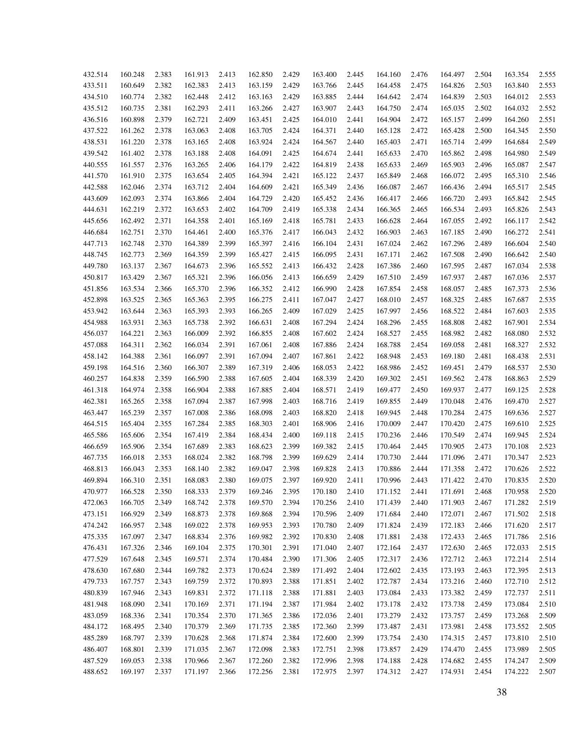| | | | | | | | | | | | | | | |
|---|---|---|---|---|---|---|---|---|---|---|---|---|---|---|
| 432.514 | 160.248 | 2.383 | 161.913 | 2.413 | 162.850 | 2.429 | 163.400 | 2.445 | 164.160 | 2.476 | 164.497 | 2.504 | 163.354 | 2.555 |
| 433.511 | 160.649 | 2.382 | 162.383 | 2.413 | 163.159 | 2.429 | 163.766 | 2.445 | 164.458 | 2.475 | 164.826 | 2.503 | 163.840 | 2.553 |
| 434.510 | 160.774 | 2.382 | 162.448 | 2.412 | 163.163 | 2.429 | 163.885 | 2.444 | 164.642 | 2.474 | 164.839 | 2.503 | 164.012 | 2.553 |
| 435.512 | 160.735 | 2.381 | 162.293 | 2.411 | 163.266 | 2.427 | 163.907 | 2.443 | 164.750 | 2.474 | 165.035 | 2.502 | 164.032 | 2.552 |
| 436.516 | 160.898 | 2.379 | 162.721 | 2.409 | 163.451 | 2.425 | 164.010 | 2.441 | 164.904 | 2.472 | 165.157 | 2.499 | 164.260 | 2.551 |
| 437.522 | 161.262 | 2.378 | 163.063 | 2.408 | 163.705 | 2.424 | 164.371 | 2.440 | 165.128 | 2.472 | 165.428 | 2.500 | 164.345 | 2.550 |
| 438.531 | 161.220 | 2.378 | 163.165 | 2.408 | 163.924 | 2.424 | 164.567 | 2.440 | 165.403 | 2.471 | 165.714 | 2.499 | 164.684 | 2.549 |
| 439.542 | 161.402 | 2.378 | 163.188 | 2.408 | 164.091 | 2.425 | 164.674 | 2.441 | 165.633 | 2.470 | 165.862 | 2.498 | 164.980 | 2.549 |
| 440.555 | 161.557 | 2.376 | 163.265 | 2.406 | 164.179 | 2.422 | 164.819 | 2.438 | 165.633 | 2.469 | 165.903 | 2.496 | 165.087 | 2.547 |
| 441.570 | 161.910 | 2.375 | 163.654 | 2.405 | 164.394 | 2.421 | 165.122 | 2.437 | 165.849 | 2.468 | 166.072 | 2.495 | 165.310 | 2.546 |
| 442.588 | 162.046 | 2.374 | 163.712 | 2.404 | 164.609 | 2.421 | 165.349 | 2.436 | 166.087 | 2.467 | 166.436 | 2.494 | 165.517 | 2.545 |
| 443.609 | 162.093 | 2.374 | 163.866 | 2.404 | 164.729 | 2.420 | 165.452 | 2.436 | 166.417 | 2.466 | 166.720 | 2.493 | 165.842 | 2.545 |
| 444.631 | 162.219 | 2.372 | 163.653 | 2.402 | 164.709 | 2.419 | 165.338 | 2.434 | 166.365 | 2.465 | 166.534 | 2.493 | 165.826 | 2.543 |
| 445.656 | 162.492 | 2.371 | 164.358 | 2.401 | 165.169 | 2.418 | 165.781 | 2.433 | 166.628 | 2.464 | 167.055 | 2.492 | 166.117 | 2.542 |
| 446.684 | 162.751 | 2.370 | 164.461 | 2.400 | 165.376 | 2.417 | 166.043 | 2.432 | 166.903 | 2.463 | 167.185 | 2.490 | 166.272 | 2.541 |
| 447.713 | 162.748 | 2.370 | 164.389 | 2.399 | 165.397 | 2.416 | 166.104 | 2.431 | 167.024 | 2.462 | 167.296 | 2.489 | 166.604 | 2.540 |
| 448.745 | 162.773 | 2.369 | 164.359 | 2.399 | 165.427 | 2.415 | 166.095 | 2.431 | 167.171 | 2.462 | 167.508 | 2.490 | 166.642 | 2.540 |
| 449.780 | 163.137 | 2.367 | 164.673 | 2.396 | 165.552 | 2.413 | 166.432 | 2.428 | 167.386 | 2.460 | 167.595 | 2.487 | 167.034 | 2.538 |
| 450.817 | 163.429 | 2.367 | 165.321 | 2.396 | 166.056 | 2.413 | 166.659 | 2.429 | 167.510 | 2.459 | 167.937 | 2.487 | 167.036 | 2.537 |
| 451.856 | 163.534 | 2.366 | 165.370 | 2.396 | 166.352 | 2.412 | 166.990 | 2.428 | 167.854 | 2.458 | 168.057 | 2.485 | 167.373 | 2.536 |
| 452.898 | 163.525 | 2.365 | 165.363 | 2.395 | 166.275 | 2.411 | 167.047 | 2.427 | 168.010 | 2.457 | 168.325 | 2.485 | 167.687 | 2.535 |
| 453.942 | 163.644 | 2.363 | 165.393 | 2.393 | 166.265 | 2.409 | 167.029 | 2.425 | 167.997 | 2.456 | 168.522 | 2.484 | 167.603 | 2.535 |
| 454.988 | 163.931 | 2.363 | 165.738 | 2.392 | 166.631 | 2.408 | 167.294 | 2.424 | 168.296 | 2.455 | 168.808 | 2.482 | 167.901 | 2.534 |
| 456.037 | 164.221 | 2.363 | 166.009 | 2.392 | 166.855 | 2.408 | 167.602 | 2.424 | 168.527 | 2.455 | 168.982 | 2.482 | 168.080 | 2.532 |
| 457.088 | 164.311 | 2.362 | 166.034 | 2.391 | 167.061 | 2.408 | 167.886 | 2.424 | 168.788 | 2.454 | 169.058 | 2.481 | 168.327 | 2.532 |
| 458.142 | 164.388 | 2.361 | 166.097 | 2.391 | 167.094 | 2.407 | 167.861 | 2.422 | 168.948 | 2.453 | 169.180 | 2.481 | 168.438 | 2.531 |
| 459.198 | 164.516 | 2.360 | 166.307 | 2.389 | 167.319 | 2.406 | 168.053 | 2.422 | 168.986 | 2.452 | 169.451 | 2.479 | 168.537 | 2.530 |
| 460.257 | 164.838 | 2.359 | 166.590 | 2.388 | 167.605 | 2.404 | 168.339 | 2.420 | 169.302 | 2.451 | 169.562 | 2.478 | 168.863 | 2.529 |
| 461.318 | 164.974 | 2.358 | 166.904 | 2.388 | 167.885 | 2.404 | 168.571 | 2.419 | 169.477 | 2.450 | 169.937 | 2.477 | 169.125 | 2.528 |
| 462.381 | 165.265 | 2.358 | 167.094 | 2.387 | 167.998 | 2.403 | 168.716 | 2.419 | 169.855 | 2.449 | 170.048 | 2.476 | 169.470 | 2.527 |
| 463.447 | 165.239 | 2.357 | 167.008 | 2.386 | 168.098 | 2.403 | 168.820 | 2.418 | 169.945 | 2.448 | 170.284 | 2.475 | 169.636 | 2.527 |
| 464.515 | 165.404 | 2.355 | 167.284 | 2.385 | 168.303 | 2.401 | 168.906 | 2.416 | 170.009 | 2.447 | 170.420 | 2.475 | 169.610 | 2.525 |
| 465.586 | 165.606 | 2.354 | 167.419 | 2.384 | 168.434 | 2.400 | 169.118 | 2.415 | 170.236 | 2.446 | 170.549 | 2.474 | 169.945 | 2.524 |
| 466.659 | 165.906 | 2.354 | 167.689 | 2.383 | 168.623 | 2.399 | 169.382 | 2.415 | 170.464 | 2.445 | 170.905 | 2.473 | 170.108 | 2.523 |
| 467.735 | 166.018 | 2.353 | 168.024 | 2.382 | 168.798 | 2.399 | 169.629 | 2.414 | 170.730 | 2.444 | 171.096 | 2.471 | 170.347 | 2.523 |
| 468.813 | 166.043 | 2.353 | 168.140 | 2.382 | 169.047 | 2.398 | 169.828 | 2.413 | 170.886 | 2.444 | 171.358 | 2.472 | 170.626 | 2.522 |
| 469.894 | 166.310 | 2.351 | 168.083 | 2.380 | 169.075 | 2.397 | 169.920 | 2.411 | 170.996 | 2.443 | 171.422 | 2.470 | 170.835 | 2.520 |
| 470.977 | 166.528 | 2.350 | 168.333 | 2.379 | 169.246 | 2.395 | 170.180 | 2.410 | 171.152 | 2.441 | 171.691 | 2.468 | 170.958 | 2.520 |
| 472.063 | 166.705 | 2.349 | 168.742 | 2.378 | 169.570 | 2.394 | 170.256 | 2.410 | 171.439 | 2.440 | 171.903 | 2.467 | 171.282 | 2.519 |
| 473.151 | 166.929 | 2.349 | 168.873 | 2.378 | 169.868 | 2.394 | 170.596 | 2.409 | 171.684 | 2.440 | 172.071 | 2.467 | 171.502 | 2.518 |
| 474.242 | 166.957 | 2.348 | 169.022 | 2.378 | 169.953 | 2.393 | 170.780 | 2.409 | 171.824 | 2.439 | 172.183 | 2.466 | 171.620 | 2.517 |
| 475.335 | 167.097 | 2.347 | 168.834 | 2.376 | 169.982 | 2.392 | 170.830 | 2.408 | 171.881 | 2.438 | 172.433 | 2.465 | 171.786 | 2.516 |
| 476.431 | 167.326 | 2.346 | 169.104 | 2.375 | 170.301 | 2.391 | 171.040 | 2.407 | 172.164 | 2.437 | 172.630 | 2.465 | 172.033 | 2.515 |
| 477.529 | 167.648 | 2.345 | 169.571 | 2.374 | 170.484 | 2.390 | 171.306 | 2.405 | 172.317 | 2.436 | 172.712 | 2.463 | 172.214 | 2.514 |
| 478.630 | 167.680 | 2.344 | 169.782 | 2.373 | 170.624 | 2.389 | 171.492 | 2.404 | 172.602 | 2.435 | 173.193 | 2.463 | 172.395 | 2.513 |
| 479.733 | 167.757 | 2.343 | 169.759 | 2.372 | 170.893 | 2.388 | 171.851 | 2.402 | 172.787 | 2.434 | 173.216 | 2.460 | 172.710 | 2.512 |
| 480.839 | 167.946 | 2.343 | 169.831 | 2.372 | 171.118 | 2.388 | 171.881 | 2.403 | 173.084 | 2.433 | 173.382 | 2.459 | 172.737 | 2.511 |
| 481.948 | 168.090 | 2.341 | 170.169 | 2.371 | 171.194 | 2.387 | 171.984 | 2.402 | 173.178 | 2.432 | 173.738 | 2.459 | 173.084 | 2.510 |
| 483.059 | 168.336 | 2.341 | 170.354 | 2.370 | 171.365 | 2.386 | 172.036 | 2.401 | 173.279 | 2.432 | 173.757 | 2.459 | 173.268 | 2.509 |
| 484.172 | 168.495 | 2.340 | 170.379 | 2.369 | 171.735 | 2.385 | 172.360 | 2.399 | 173.487 | 2.431 | 173.981 | 2.458 | 173.552 | 2.505 |
| 485.289 | 168.797 | 2.339 | 170.628 | 2.368 | 171.874 | 2.384 | 172.600 | 2.399 | 173.754 | 2.430 | 174.315 | 2.457 | 173.810 | 2.510 |
| 486.407 | 168.801 | 2.339 | 171.035 | 2.367 | 172.098 | 2.383 | 172.751 | 2.398 | 173.857 | 2.429 | 174.470 | 2.455 | 173.989 | 2.505 |
| 487.529 | 169.053 | 2.338 | 170.966 | 2.367 | 172.260 | 2.382 | 172.996 | 2.398 | 174.188 | 2.428 | 174.682 | 2.455 | 174.247 | 2.509 |
| 488.652 | 169.197 | 2.337 | 171.197 | 2.366 | 172.256 | 2.381 | 172.975 | 2.397 | 174.312 | 2.427 | 174.931 | 2.454 | 174.222 | 2.507 |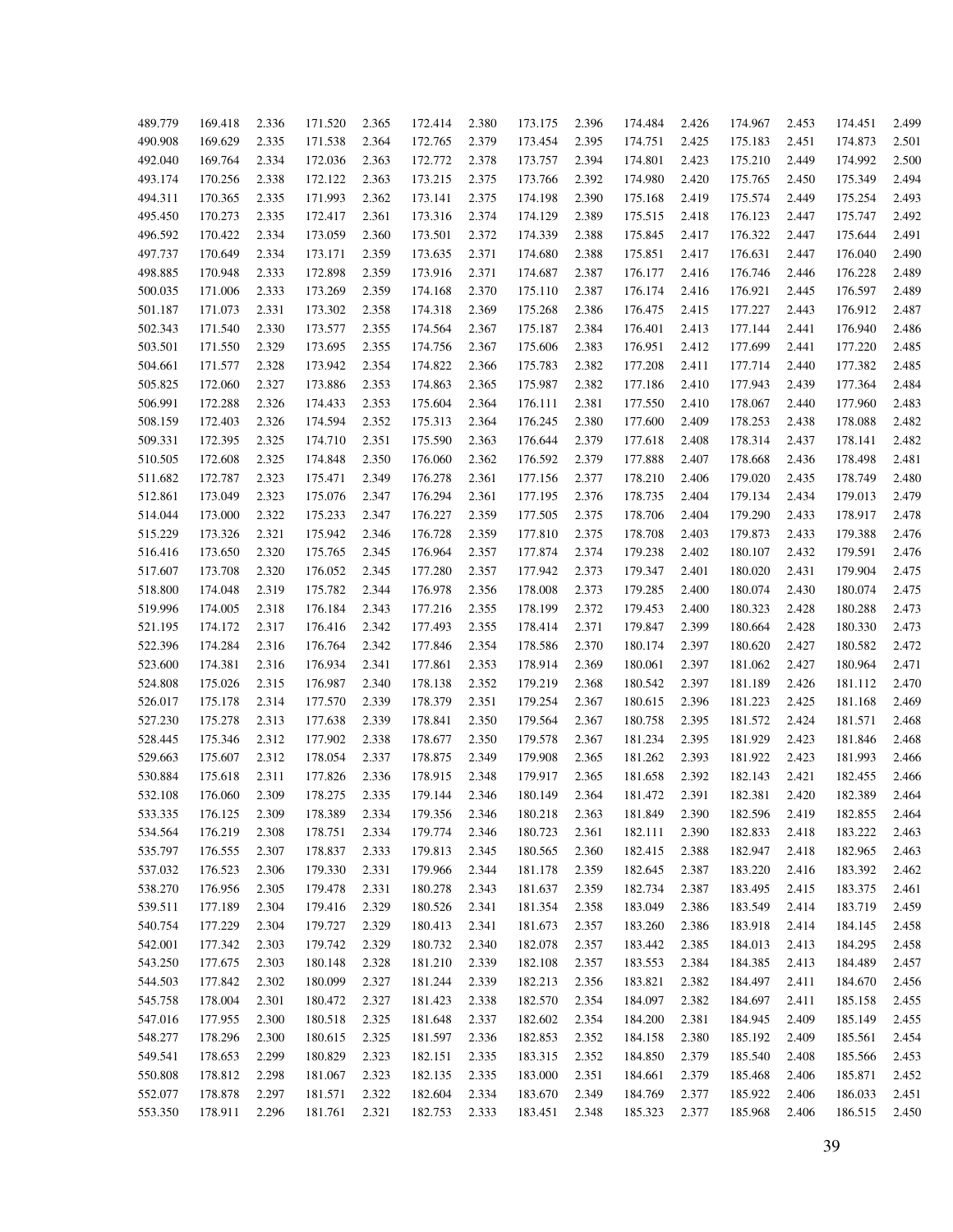| | | | | | | | | | | | | | | |
|---|---|---|---|---|---|---|---|---|---|---|---|---|---|---|
| 489.779 | 169.418 | 2.336 | 171.520 | 2.365 | 172.414 | 2.380 | 173.175 | 2.396 | 174.484 | 2.426 | 174.967 | 2.453 | 174.451 | 2.499 |
| 490.908 | 169.629 | 2.335 | 171.538 | 2.364 | 172.765 | 2.379 | 173.454 | 2.395 | 174.751 | 2.425 | 175.183 | 2.451 | 174.873 | 2.501 |
| 492.040 | 169.764 | 2.334 | 172.036 | 2.363 | 172.772 | 2.378 | 173.757 | 2.394 | 174.801 | 2.423 | 175.210 | 2.449 | 174.992 | 2.500 |
| 493.174 | 170.256 | 2.338 | 172.122 | 2.363 | 173.215 | 2.375 | 173.766 | 2.392 | 174.980 | 2.420 | 175.765 | 2.450 | 175.349 | 2.494 |
| 494.311 | 170.365 | 2.335 | 171.993 | 2.362 | 173.141 | 2.375 | 174.198 | 2.390 | 175.168 | 2.419 | 175.574 | 2.449 | 175.254 | 2.493 |
| 495.450 | 170.273 | 2.335 | 172.417 | 2.361 | 173.316 | 2.374 | 174.129 | 2.389 | 175.515 | 2.418 | 176.123 | 2.447 | 175.747 | 2.492 |
| 496.592 | 170.422 | 2.334 | 173.059 | 2.360 | 173.501 | 2.372 | 174.339 | 2.388 | 175.845 | 2.417 | 176.322 | 2.447 | 175.644 | 2.491 |
| 497.737 | 170.649 | 2.334 | 173.171 | 2.359 | 173.635 | 2.371 | 174.680 | 2.388 | 175.851 | 2.417 | 176.631 | 2.447 | 176.040 | 2.490 |
| 498.885 | 170.948 | 2.333 | 172.898 | 2.359 | 173.916 | 2.371 | 174.687 | 2.387 | 176.177 | 2.416 | 176.746 | 2.446 | 176.228 | 2.489 |
| 500.035 | 171.006 | 2.333 | 173.269 | 2.359 | 174.168 | 2.370 | 175.110 | 2.387 | 176.174 | 2.416 | 176.921 | 2.445 | 176.597 | 2.489 |
| 501.187 | 171.073 | 2.331 | 173.302 | 2.358 | 174.318 | 2.369 | 175.268 | 2.386 | 176.475 | 2.415 | 177.227 | 2.443 | 176.912 | 2.487 |
| 502.343 | 171.540 | 2.330 | 173.577 | 2.355 | 174.564 | 2.367 | 175.187 | 2.384 | 176.401 | 2.413 | 177.144 | 2.441 | 176.940 | 2.486 |
| 503.501 | 171.550 | 2.329 | 173.695 | 2.355 | 174.756 | 2.367 | 175.606 | 2.383 | 176.951 | 2.412 | 177.699 | 2.441 | 177.220 | 2.485 |
| 504.661 | 171.577 | 2.328 | 173.942 | 2.354 | 174.822 | 2.366 | 175.783 | 2.382 | 177.208 | 2.411 | 177.714 | 2.440 | 177.382 | 2.485 |
| 505.825 | 172.060 | 2.327 | 173.886 | 2.353 | 174.863 | 2.365 | 175.987 | 2.382 | 177.186 | 2.410 | 177.943 | 2.439 | 177.364 | 2.484 |
| 506.991 | 172.288 | 2.326 | 174.433 | 2.353 | 175.604 | 2.364 | 176.111 | 2.381 | 177.550 | 2.410 | 178.067 | 2.440 | 177.960 | 2.483 |
| 508.159 | 172.403 | 2.326 | 174.594 | 2.352 | 175.313 | 2.364 | 176.245 | 2.380 | 177.600 | 2.409 | 178.253 | 2.438 | 178.088 | 2.482 |
| 509.331 | 172.395 | 2.325 | 174.710 | 2.351 | 175.590 | 2.363 | 176.644 | 2.379 | 177.618 | 2.408 | 178.314 | 2.437 | 178.141 | 2.482 |
| 510.505 | 172.608 | 2.325 | 174.848 | 2.350 | 176.060 | 2.362 | 176.592 | 2.379 | 177.888 | 2.407 | 178.668 | 2.436 | 178.498 | 2.481 |
| 511.682 | 172.787 | 2.323 | 175.471 | 2.349 | 176.278 | 2.361 | 177.156 | 2.377 | 178.210 | 2.406 | 179.020 | 2.435 | 178.749 | 2.480 |
| 512.861 | 173.049 | 2.323 | 175.076 | 2.347 | 176.294 | 2.361 | 177.195 | 2.376 | 178.735 | 2.404 | 179.134 | 2.434 | 179.013 | 2.479 |
| 514.044 | 173.000 | 2.322 | 175.233 | 2.347 | 176.227 | 2.359 | 177.505 | 2.375 | 178.706 | 2.404 | 179.290 | 2.433 | 178.917 | 2.478 |
| 515.229 | 173.326 | 2.321 | 175.942 | 2.346 | 176.728 | 2.359 | 177.810 | 2.375 | 178.708 | 2.403 | 179.873 | 2.433 | 179.388 | 2.476 |
| 516.416 | 173.650 | 2.320 | 175.765 | 2.345 | 176.964 | 2.357 | 177.874 | 2.374 | 179.238 | 2.402 | 180.107 | 2.432 | 179.591 | 2.476 |
| 517.607 | 173.708 | 2.320 | 176.052 | 2.345 | 177.280 | 2.357 | 177.942 | 2.373 | 179.347 | 2.401 | 180.020 | 2.431 | 179.904 | 2.475 |
| 518.800 | 174.048 | 2.319 | 175.782 | 2.344 | 176.978 | 2.356 | 178.008 | 2.373 | 179.285 | 2.400 | 180.074 | 2.430 | 180.074 | 2.475 |
| 519.996 | 174.005 | 2.318 | 176.184 | 2.343 | 177.216 | 2.355 | 178.199 | 2.372 | 179.453 | 2.400 | 180.323 | 2.428 | 180.288 | 2.473 |
| 521.195 | 174.172 | 2.317 | 176.416 | 2.342 | 177.493 | 2.355 | 178.414 | 2.371 | 179.847 | 2.399 | 180.664 | 2.428 | 180.330 | 2.473 |
| 522.396 | 174.284 | 2.316 | 176.764 | 2.342 | 177.846 | 2.354 | 178.586 | 2.370 | 180.174 | 2.397 | 180.620 | 2.427 | 180.582 | 2.472 |
| 523.600 | 174.381 | 2.316 | 176.934 | 2.341 | 177.861 | 2.353 | 178.914 | 2.369 | 180.061 | 2.397 | 181.062 | 2.427 | 180.964 | 2.471 |
| 524.808 | 175.026 | 2.315 | 176.987 | 2.340 | 178.138 | 2.352 | 179.219 | 2.368 | 180.542 | 2.397 | 181.189 | 2.426 | 181.112 | 2.470 |
| 526.017 | 175.178 | 2.314 | 177.570 | 2.339 | 178.379 | 2.351 | 179.254 | 2.367 | 180.615 | 2.396 | 181.223 | 2.425 | 181.168 | 2.469 |
| 527.230 | 175.278 | 2.313 | 177.638 | 2.339 | 178.841 | 2.350 | 179.564 | 2.367 | 180.758 | 2.395 | 181.572 | 2.424 | 181.571 | 2.468 |
| 528.445 | 175.346 | 2.312 | 177.902 | 2.338 | 178.677 | 2.350 | 179.578 | 2.367 | 181.234 | 2.395 | 181.929 | 2.423 | 181.846 | 2.468 |
| 529.663 | 175.607 | 2.312 | 178.054 | 2.337 | 178.875 | 2.349 | 179.908 | 2.365 | 181.262 | 2.393 | 181.922 | 2.423 | 181.993 | 2.466 |
| 530.884 | 175.618 | 2.311 | 177.826 | 2.336 | 178.915 | 2.348 | 179.917 | 2.365 | 181.658 | 2.392 | 182.143 | 2.421 | 182.455 | 2.466 |
| 532.108 | 176.060 | 2.309 | 178.275 | 2.335 | 179.144 | 2.346 | 180.149 | 2.364 | 181.472 | 2.391 | 182.381 | 2.420 | 182.389 | 2.464 |
| 533.335 | 176.125 | 2.309 | 178.389 | 2.334 | 179.356 | 2.346 | 180.218 | 2.363 | 181.849 | 2.390 | 182.596 | 2.419 | 182.855 | 2.464 |
| 534.564 | 176.219 | 2.308 | 178.751 | 2.334 | 179.774 | 2.346 | 180.723 | 2.361 | 182.111 | 2.390 | 182.833 | 2.418 | 183.222 | 2.463 |
| 535.797 | 176.555 | 2.307 | 178.837 | 2.333 | 179.813 | 2.345 | 180.565 | 2.360 | 182.415 | 2.388 | 182.947 | 2.418 | 182.965 | 2.463 |
| 537.032 | 176.523 | 2.306 | 179.330 | 2.331 | 179.966 | 2.344 | 181.178 | 2.359 | 182.645 | 2.387 | 183.220 | 2.416 | 183.392 | 2.462 |
| 538.270 | 176.956 | 2.305 | 179.478 | 2.331 | 180.278 | 2.343 | 181.637 | 2.359 | 182.734 | 2.387 | 183.495 | 2.415 | 183.375 | 2.461 |
| 539.511 | 177.189 | 2.304 | 179.416 | 2.329 | 180.526 | 2.341 | 181.354 | 2.358 | 183.049 | 2.386 | 183.549 | 2.414 | 183.719 | 2.459 |
| 540.754 | 177.229 | 2.304 | 179.727 | 2.329 | 180.413 | 2.341 | 181.673 | 2.357 | 183.260 | 2.386 | 183.918 | 2.414 | 184.145 | 2.458 |
| 542.001 | 177.342 | 2.303 | 179.742 | 2.329 | 180.732 | 2.340 | 182.078 | 2.357 | 183.442 | 2.385 | 184.013 | 2.413 | 184.295 | 2.458 |
| 543.250 | 177.675 | 2.303 | 180.148 | 2.328 | 181.210 | 2.339 | 182.108 | 2.357 | 183.553 | 2.384 | 184.385 | 2.413 | 184.489 | 2.457 |
| 544.503 | 177.842 | 2.302 | 180.099 | 2.327 | 181.244 | 2.339 | 182.213 | 2.356 | 183.821 | 2.382 | 184.497 | 2.411 | 184.670 | 2.456 |
| 545.758 | 178.004 | 2.301 | 180.472 | 2.327 | 181.423 | 2.338 | 182.570 | 2.354 | 184.097 | 2.382 | 184.697 | 2.411 | 185.158 | 2.455 |
| 547.016 | 177.955 | 2.300 | 180.518 | 2.325 | 181.648 | 2.337 | 182.602 | 2.354 | 184.200 | 2.381 | 184.945 | 2.409 | 185.149 | 2.455 |
| 548.277 | 178.296 | 2.300 | 180.615 | 2.325 | 181.597 | 2.336 | 182.853 | 2.352 | 184.158 | 2.380 | 185.192 | 2.409 | 185.561 | 2.454 |
| 549.541 | 178.653 | 2.299 | 180.829 | 2.323 | 182.151 | 2.335 | 183.315 | 2.352 | 184.850 | 2.379 | 185.540 | 2.408 | 185.566 | 2.453 |
| 550.808 | 178.812 | 2.298 | 181.067 | 2.323 | 182.135 | 2.335 | 183.000 | 2.351 | 184.661 | 2.379 | 185.468 | 2.406 | 185.871 | 2.452 |
| 552.077 | 178.878 | 2.297 | 181.571 | 2.322 | 182.604 | 2.334 | 183.670 | 2.349 | 184.769 | 2.377 | 185.922 | 2.406 | 186.033 | 2.451 |
| 553.350 | 178.911 | 2.296 | 181.761 | 2.321 | 182.753 | 2.333 | 183.451 | 2.348 | 185.323 | 2.377 | 185.968 | 2.406 | 186.515 | 2.450 |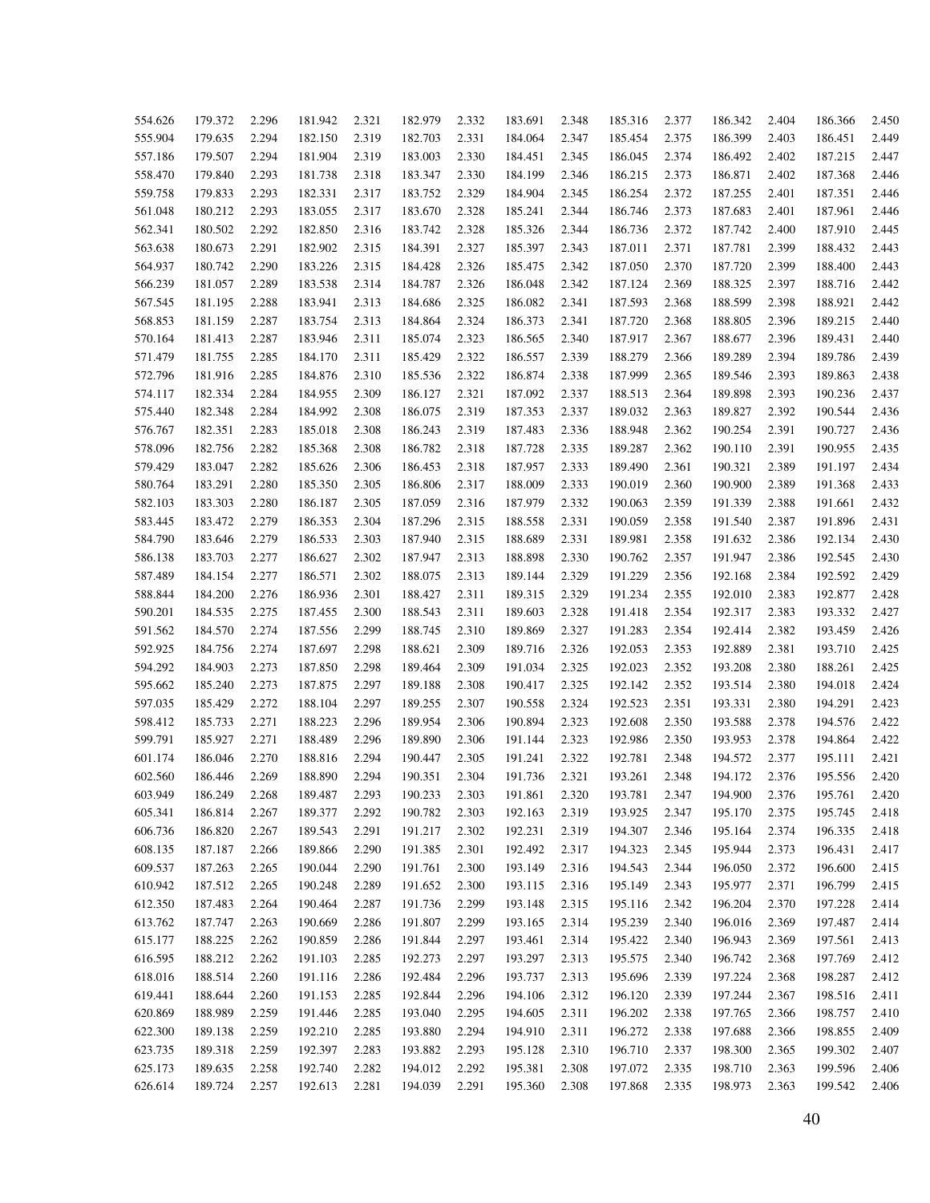| | | | | | | | | | | | | | | |
|---|---|---|---|---|---|---|---|---|---|---|---|---|---|---|
| 554.626 | 179.372 | 2.296 | 181.942 | 2.321 | 182.979 | 2.332 | 183.691 | 2.348 | 185.316 | 2.377 | 186.342 | 2.404 | 186.366 | 2.450 |
| 555.904 | 179.635 | 2.294 | 182.150 | 2.319 | 182.703 | 2.331 | 184.064 | 2.347 | 185.454 | 2.375 | 186.399 | 2.403 | 186.451 | 2.449 |
| 557.186 | 179.507 | 2.294 | 181.904 | 2.319 | 183.003 | 2.330 | 184.451 | 2.345 | 186.045 | 2.374 | 186.492 | 2.402 | 187.215 | 2.447 |
| 558.470 | 179.840 | 2.293 | 181.738 | 2.318 | 183.347 | 2.330 | 184.199 | 2.346 | 186.215 | 2.373 | 186.871 | 2.402 | 187.368 | 2.446 |
| 559.758 | 179.833 | 2.293 | 182.331 | 2.317 | 183.752 | 2.329 | 184.904 | 2.345 | 186.254 | 2.372 | 187.255 | 2.401 | 187.351 | 2.446 |
| 561.048 | 180.212 | 2.293 | 183.055 | 2.317 | 183.670 | 2.328 | 185.241 | 2.344 | 186.746 | 2.373 | 187.683 | 2.401 | 187.961 | 2.446 |
| 562.341 | 180.502 | 2.292 | 182.850 | 2.316 | 183.742 | 2.328 | 185.326 | 2.344 | 186.736 | 2.372 | 187.742 | 2.400 | 187.910 | 2.445 |
| 563.638 | 180.673 | 2.291 | 182.902 | 2.315 | 184.391 | 2.327 | 185.397 | 2.343 | 187.011 | 2.371 | 187.781 | 2.399 | 188.432 | 2.443 |
| 564.937 | 180.742 | 2.290 | 183.226 | 2.315 | 184.428 | 2.326 | 185.475 | 2.342 | 187.050 | 2.370 | 187.720 | 2.399 | 188.400 | 2.443 |
| 566.239 | 181.057 | 2.289 | 183.538 | 2.314 | 184.787 | 2.326 | 186.048 | 2.342 | 187.124 | 2.369 | 188.325 | 2.397 | 188.716 | 2.442 |
| 567.545 | 181.195 | 2.288 | 183.941 | 2.313 | 184.686 | 2.325 | 186.082 | 2.341 | 187.593 | 2.368 | 188.599 | 2.398 | 188.921 | 2.442 |
| 568.853 | 181.159 | 2.287 | 183.754 | 2.313 | 184.864 | 2.324 | 186.373 | 2.341 | 187.720 | 2.368 | 188.805 | 2.396 | 189.215 | 2.440 |
| 570.164 | 181.413 | 2.287 | 183.946 | 2.311 | 185.074 | 2.323 | 186.565 | 2.340 | 187.917 | 2.367 | 188.677 | 2.396 | 189.431 | 2.440 |
| 571.479 | 181.755 | 2.285 | 184.170 | 2.311 | 185.429 | 2.322 | 186.557 | 2.339 | 188.279 | 2.366 | 189.289 | 2.394 | 189.786 | 2.439 |
| 572.796 | 181.916 | 2.285 | 184.876 | 2.310 | 185.536 | 2.322 | 186.874 | 2.338 | 187.999 | 2.365 | 189.546 | 2.393 | 189.863 | 2.438 |
| 574.117 | 182.334 | 2.284 | 184.955 | 2.309 | 186.127 | 2.321 | 187.092 | 2.337 | 188.513 | 2.364 | 189.898 | 2.393 | 190.236 | 2.437 |
| 575.440 | 182.348 | 2.284 | 184.992 | 2.308 | 186.075 | 2.319 | 187.353 | 2.337 | 189.032 | 2.363 | 189.827 | 2.392 | 190.544 | 2.436 |
| 576.767 | 182.351 | 2.283 | 185.018 | 2.308 | 186.243 | 2.319 | 187.483 | 2.336 | 188.948 | 2.362 | 190.254 | 2.391 | 190.727 | 2.436 |
| 578.096 | 182.756 | 2.282 | 185.368 | 2.308 | 186.782 | 2.318 | 187.728 | 2.335 | 189.287 | 2.362 | 190.110 | 2.391 | 190.955 | 2.435 |
| 579.429 | 183.047 | 2.282 | 185.626 | 2.306 | 186.453 | 2.318 | 187.957 | 2.333 | 189.490 | 2.361 | 190.321 | 2.389 | 191.197 | 2.434 |
| 580.764 | 183.291 | 2.280 | 185.350 | 2.305 | 186.806 | 2.317 | 188.009 | 2.333 | 190.019 | 2.360 | 190.900 | 2.389 | 191.368 | 2.433 |
| 582.103 | 183.303 | 2.280 | 186.187 | 2.305 | 187.059 | 2.316 | 187.979 | 2.332 | 190.063 | 2.359 | 191.339 | 2.388 | 191.661 | 2.432 |
| 583.445 | 183.472 | 2.279 | 186.353 | 2.304 | 187.296 | 2.315 | 188.558 | 2.331 | 190.059 | 2.358 | 191.540 | 2.387 | 191.896 | 2.431 |
| 584.790 | 183.646 | 2.279 | 186.533 | 2.303 | 187.940 | 2.315 | 188.689 | 2.331 | 189.981 | 2.358 | 191.632 | 2.386 | 192.134 | 2.430 |
| 586.138 | 183.703 | 2.277 | 186.627 | 2.302 | 187.947 | 2.313 | 188.898 | 2.330 | 190.762 | 2.357 | 191.947 | 2.386 | 192.545 | 2.430 |
| 587.489 | 184.154 | 2.277 | 186.571 | 2.302 | 188.075 | 2.313 | 189.144 | 2.329 | 191.229 | 2.356 | 192.168 | 2.384 | 192.592 | 2.429 |
| 588.844 | 184.200 | 2.276 | 186.936 | 2.301 | 188.427 | 2.311 | 189.315 | 2.329 | 191.234 | 2.355 | 192.010 | 2.383 | 192.877 | 2.428 |
| 590.201 | 184.535 | 2.275 | 187.455 | 2.300 | 188.543 | 2.311 | 189.603 | 2.328 | 191.418 | 2.354 | 192.317 | 2.383 | 193.332 | 2.427 |
| 591.562 | 184.570 | 2.274 | 187.556 | 2.299 | 188.745 | 2.310 | 189.869 | 2.327 | 191.283 | 2.354 | 192.414 | 2.382 | 193.459 | 2.426 |
| 592.925 | 184.756 | 2.274 | 187.697 | 2.298 | 188.621 | 2.309 | 189.716 | 2.326 | 192.053 | 2.353 | 192.889 | 2.381 | 193.710 | 2.425 |
| 594.292 | 184.903 | 2.273 | 187.850 | 2.298 | 189.464 | 2.309 | 191.034 | 2.325 | 192.023 | 2.352 | 193.208 | 2.380 | 188.261 | 2.425 |
| 595.662 | 185.240 | 2.273 | 187.875 | 2.297 | 189.188 | 2.308 | 190.417 | 2.325 | 192.142 | 2.352 | 193.514 | 2.380 | 194.018 | 2.424 |
| 597.035 | 185.429 | 2.272 | 188.104 | 2.297 | 189.255 | 2.307 | 190.558 | 2.324 | 192.523 | 2.351 | 193.331 | 2.380 | 194.291 | 2.423 |
| 598.412 | 185.733 | 2.271 | 188.223 | 2.296 | 189.954 | 2.306 | 190.894 | 2.323 | 192.608 | 2.350 | 193.588 | 2.378 | 194.576 | 2.422 |
| 599.791 | 185.927 | 2.271 | 188.489 | 2.296 | 189.890 | 2.306 | 191.144 | 2.323 | 192.986 | 2.350 | 193.953 | 2.378 | 194.864 | 2.422 |
| 601.174 | 186.046 | 2.270 | 188.816 | 2.294 | 190.447 | 2.305 | 191.241 | 2.322 | 192.781 | 2.348 | 194.572 | 2.377 | 195.111 | 2.421 |
| 602.560 | 186.446 | 2.269 | 188.890 | 2.294 | 190.351 | 2.304 | 191.736 | 2.321 | 193.261 | 2.348 | 194.172 | 2.376 | 195.556 | 2.420 |
| 603.949 | 186.249 | 2.268 | 189.487 | 2.293 | 190.233 | 2.303 | 191.861 | 2.320 | 193.781 | 2.347 | 194.900 | 2.376 | 195.761 | 2.420 |
| 605.341 | 186.814 | 2.267 | 189.377 | 2.292 | 190.782 | 2.303 | 192.163 | 2.319 | 193.925 | 2.347 | 195.170 | 2.375 | 195.745 | 2.418 |
| 606.736 | 186.820 | 2.267 | 189.543 | 2.291 | 191.217 | 2.302 | 192.231 | 2.319 | 194.307 | 2.346 | 195.164 | 2.374 | 196.335 | 2.418 |
| 608.135 | 187.187 | 2.266 | 189.866 | 2.290 | 191.385 | 2.301 | 192.492 | 2.317 | 194.323 | 2.345 | 195.944 | 2.373 | 196.431 | 2.417 |
| 609.537 | 187.263 | 2.265 | 190.044 | 2.290 | 191.761 | 2.300 | 193.149 | 2.316 | 194.543 | 2.344 | 196.050 | 2.372 | 196.600 | 2.415 |
| 610.942 | 187.512 | 2.265 | 190.248 | 2.289 | 191.652 | 2.300 | 193.115 | 2.316 | 195.149 | 2.343 | 195.977 | 2.371 | 196.799 | 2.415 |
| 612.350 | 187.483 | 2.264 | 190.464 | 2.287 | 191.736 | 2.299 | 193.148 | 2.315 | 195.116 | 2.342 | 196.204 | 2.370 | 197.228 | 2.414 |
| 613.762 | 187.747 | 2.263 | 190.669 | 2.286 | 191.807 | 2.299 | 193.165 | 2.314 | 195.239 | 2.340 | 196.016 | 2.369 | 197.487 | 2.414 |
| 615.177 | 188.225 | 2.262 | 190.859 | 2.286 | 191.844 | 2.297 | 193.461 | 2.314 | 195.422 | 2.340 | 196.943 | 2.369 | 197.561 | 2.413 |
| 616.595 | 188.212 | 2.262 | 191.103 | 2.285 | 192.273 | 2.297 | 193.297 | 2.313 | 195.575 | 2.340 | 196.742 | 2.368 | 197.769 | 2.412 |
| 618.016 | 188.514 | 2.260 | 191.116 | 2.286 | 192.484 | 2.296 | 193.737 | 2.313 | 195.696 | 2.339 | 197.224 | 2.368 | 198.287 | 2.412 |
| 619.441 | 188.644 | 2.260 | 191.153 | 2.285 | 192.844 | 2.296 | 194.106 | 2.312 | 196.120 | 2.339 | 197.244 | 2.367 | 198.516 | 2.411 |
| 620.869 | 188.989 | 2.259 | 191.446 | 2.285 | 193.040 | 2.295 | 194.605 | 2.311 | 196.202 | 2.338 | 197.765 | 2.366 | 198.757 | 2.410 |
| 622.300 | 189.138 | 2.259 | 192.210 | 2.285 | 193.880 | 2.294 | 194.910 | 2.311 | 196.272 | 2.338 | 197.688 | 2.366 | 198.855 | 2.409 |
| 623.735 | 189.318 | 2.259 | 192.397 | 2.283 | 193.882 | 2.293 | 195.128 | 2.310 | 196.710 | 2.337 | 198.300 | 2.365 | 199.302 | 2.407 |
| 625.173 | 189.635 | 2.258 | 192.740 | 2.282 | 194.012 | 2.292 | 195.381 | 2.308 | 197.072 | 2.335 | 198.710 | 2.363 | 199.596 | 2.406 |
| 626.614 | 189.724 | 2.257 | 192.613 | 2.281 | 194.039 | 2.291 | 195.360 | 2.308 | 197.868 | 2.335 | 198.973 | 2.363 | 199.542 | 2.406 |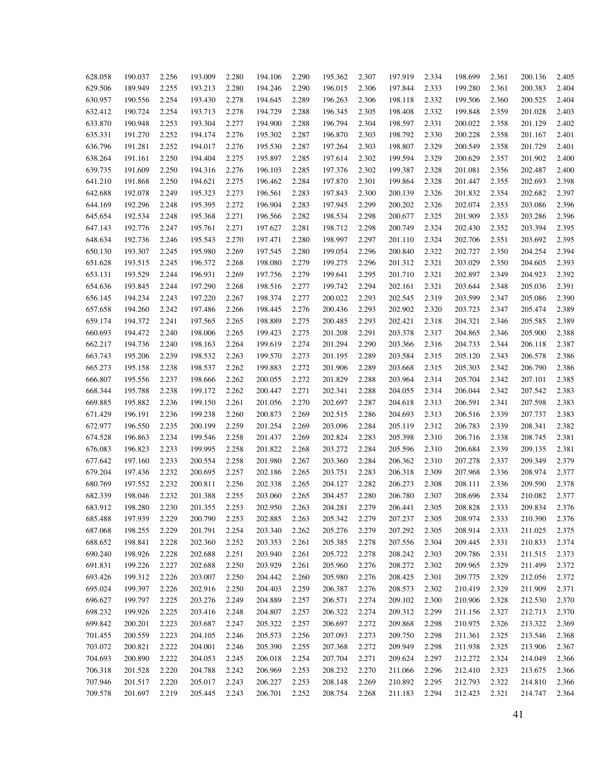| | | | | | | | | | | | | | | |
|---|---|---|---|---|---|---|---|---|---|---|---|---|---|---|
| 628.058 | 190.037 | 2.256 | 193.009 | 2.280 | 194.106 | 2.290 | 195.362 | 2.307 | 197.919 | 2.334 | 198.699 | 2.361 | 200.136 | 2.405 |
| 629.506 | 189.949 | 2.255 | 193.213 | 2.280 | 194.246 | 2.290 | 196.015 | 2.306 | 197.844 | 2.333 | 199.280 | 2.361 | 200.383 | 2.404 |
| 630.957 | 190.556 | 2.254 | 193.430 | 2.278 | 194.645 | 2.289 | 196.263 | 2.306 | 198.118 | 2.332 | 199.506 | 2.360 | 200.525 | 2.404 |
| 632.412 | 190.724 | 2.254 | 193.713 | 2.278 | 194.729 | 2.288 | 196.345 | 2.305 | 198.408 | 2.332 | 199.848 | 2.359 | 201.028 | 2.403 |
| 633.870 | 190.948 | 2.253 | 193.304 | 2.277 | 194.900 | 2.288 | 196.794 | 2.304 | 198.597 | 2.331 | 200.022 | 2.358 | 201.129 | 2.402 |
| 635.331 | 191.270 | 2.252 | 194.174 | 2.276 | 195.302 | 2.287 | 196.870 | 2.303 | 198.792 | 2.330 | 200.228 | 2.358 | 201.167 | 2.401 |
| 636.796 | 191.281 | 2.252 | 194.017 | 2.276 | 195.530 | 2.287 | 197.264 | 2.303 | 198.807 | 2.329 | 200.549 | 2.358 | 201.729 | 2.401 |
| 638.264 | 191.161 | 2.250 | 194.404 | 2.275 | 195.897 | 2.285 | 197.614 | 2.302 | 199.594 | 2.329 | 200.629 | 2.357 | 201.902 | 2.400 |
| 639.735 | 191.609 | 2.250 | 194.316 | 2.276 | 196.103 | 2.285 | 197.376 | 2.302 | 199.387 | 2.328 | 201.081 | 2.356 | 202.487 | 2.400 |
| 641.210 | 191.868 | 2.250 | 194.621 | 2.275 | 196.462 | 2.284 | 197.870 | 2.301 | 199.864 | 2.328 | 201.447 | 2.355 | 202.693 | 2.398 |
| 642.688 | 192.078 | 2.249 | 195.323 | 2.273 | 196.561 | 2.283 | 197.843 | 2.300 | 200.139 | 2.326 | 201.832 | 2.354 | 202.682 | 2.397 |
| 644.169 | 192.296 | 2.248 | 195.395 | 2.272 | 196.904 | 2.283 | 197.945 | 2.299 | 200.202 | 2.326 | 202.074 | 2.353 | 203.086 | 2.396 |
| 645.654 | 192.534 | 2.248 | 195.368 | 2.271 | 196.566 | 2.282 | 198.534 | 2.298 | 200.677 | 2.325 | 201.909 | 2.353 | 203.286 | 2.396 |
| 647.143 | 192.776 | 2.247 | 195.761 | 2.271 | 197.627 | 2.281 | 198.712 | 2.298 | 200.749 | 2.324 | 202.430 | 2.352 | 203.394 | 2.395 |
| 648.634 | 192.736 | 2.246 | 195.543 | 2.270 | 197.471 | 2.280 | 198.997 | 2.297 | 201.110 | 2.324 | 202.706 | 2.351 | 203.692 | 2.395 |
| 650.130 | 193.307 | 2.245 | 195.980 | 2.269 | 197.545 | 2.280 | 199.054 | 2.296 | 200.840 | 2.322 | 202.727 | 2.350 | 204.254 | 2.394 |
| 651.628 | 193.515 | 2.245 | 196.372 | 2.268 | 198.080 | 2.279 | 199.275 | 2.296 | 201.312 | 2.321 | 203.029 | 2.350 | 204.605 | 2.393 |
| 653.131 | 193.529 | 2.244 | 196.931 | 2.269 | 197.756 | 2.279 | 199.641 | 2.295 | 201.710 | 2.321 | 202.897 | 2.349 | 204.923 | 2.392 |
| 654.636 | 193.845 | 2.244 | 197.290 | 2.268 | 198.516 | 2.277 | 199.742 | 2.294 | 202.161 | 2.321 | 203.644 | 2.348 | 205.036 | 2.391 |
| 656.145 | 194.234 | 2.243 | 197.220 | 2.267 | 198.374 | 2.277 | 200.022 | 2.293 | 202.545 | 2.319 | 203.599 | 2.347 | 205.086 | 2.390 |
| 657.658 | 194.260 | 2.242 | 197.486 | 2.266 | 198.445 | 2.276 | 200.436 | 2.293 | 202.902 | 2.320 | 203.723 | 2.347 | 205.474 | 2.389 |
| 659.174 | 194.372 | 2.241 | 197.565 | 2.265 | 198.889 | 2.275 | 200.485 | 2.293 | 202.421 | 2.318 | 204.321 | 2.346 | 205.585 | 2.389 |
| 660.693 | 194.472 | 2.240 | 198.006 | 2.265 | 199.423 | 2.275 | 201.208 | 2.291 | 203.378 | 2.317 | 204.865 | 2.346 | 205.900 | 2.388 |
| 662.217 | 194.736 | 2.240 | 198.163 | 2.264 | 199.619 | 2.274 | 201.294 | 2.290 | 203.366 | 2.316 | 204.733 | 2.344 | 206.118 | 2.387 |
| 663.743 | 195.206 | 2.239 | 198.532 | 2.263 | 199.570 | 2.273 | 201.195 | 2.289 | 203.584 | 2.315 | 205.120 | 2.343 | 206.578 | 2.386 |
| 665.273 | 195.158 | 2.238 | 198.537 | 2.262 | 199.883 | 2.272 | 201.906 | 2.289 | 203.668 | 2.315 | 205.303 | 2.342 | 206.790 | 2.386 |
| 666.807 | 195.556 | 2.237 | 198.666 | 2.262 | 200.055 | 2.272 | 201.829 | 2.288 | 203.964 | 2.314 | 205.704 | 2.342 | 207.101 | 2.385 |
| 668.344 | 195.788 | 2.238 | 199.172 | 2.262 | 200.447 | 2.271 | 202.341 | 2.288 | 204.055 | 2.314 | 206.044 | 2.342 | 207.542 | 2.383 |
| 669.885 | 195.882 | 2.236 | 199.150 | 2.261 | 201.056 | 2.270 | 202.697 | 2.287 | 204.618 | 2.313 | 206.591 | 2.341 | 207.598 | 2.383 |
| 671.429 | 196.191 | 2.236 | 199.238 | 2.260 | 200.873 | 2.269 | 202.515 | 2.286 | 204.693 | 2.313 | 206.516 | 2.339 | 207.737 | 2.383 |
| 672.977 | 196.550 | 2.235 | 200.199 | 2.259 | 201.254 | 2.269 | 203.096 | 2.284 | 205.119 | 2.312 | 206.783 | 2.339 | 208.341 | 2.382 |
| 674.528 | 196.863 | 2.234 | 199.546 | 2.258 | 201.437 | 2.269 | 202.824 | 2.283 | 205.398 | 2.310 | 206.716 | 2.338 | 208.745 | 2.381 |
| 676.083 | 196.823 | 2.233 | 199.995 | 2.258 | 201.822 | 2.268 | 203.272 | 2.284 | 205.596 | 2.310 | 206.684 | 2.339 | 209.135 | 2.381 |
| 677.642 | 197.160 | 2.233 | 200.554 | 2.258 | 201.980 | 2.267 | 203.360 | 2.284 | 206.362 | 2.310 | 207.278 | 2.337 | 209.349 | 2.379 |
| 679.204 | 197.436 | 2.232 | 200.695 | 2.257 | 202.186 | 2.265 | 203.751 | 2.283 | 206.318 | 2.309 | 207.968 | 2.336 | 208.974 | 2.377 |
| 680.769 | 197.552 | 2.232 | 200.811 | 2.256 | 202.338 | 2.265 | 204.127 | 2.282 | 206.273 | 2.308 | 208.111 | 2.336 | 209.590 | 2.378 |
| 682.339 | 198.046 | 2.232 | 201.388 | 2.255 | 203.060 | 2.265 | 204.457 | 2.280 | 206.780 | 2.307 | 208.696 | 2.334 | 210.082 | 2.377 |
| 683.912 | 198.280 | 2.230 | 201.355 | 2.253 | 202.950 | 2.263 | 204.281 | 2.279 | 206.441 | 2.305 | 208.828 | 2.333 | 209.834 | 2.376 |
| 685.488 | 197.939 | 2.229 | 200.790 | 2.253 | 202.885 | 2.263 | 205.342 | 2.279 | 207.237 | 2.305 | 208.974 | 2.333 | 210.390 | 2.376 |
| 687.068 | 198.255 | 2.229 | 201.791 | 2.254 | 203.340 | 2.262 | 205.276 | 2.279 | 207.292 | 2.305 | 208.914 | 2.333 | 211.025 | 2.375 |
| 688.652 | 198.841 | 2.228 | 202.360 | 2.252 | 203.353 | 2.261 | 205.385 | 2.278 | 207.556 | 2.304 | 209.445 | 2.331 | 210.833 | 2.374 |
| 690.240 | 198.926 | 2.228 | 202.688 | 2.251 | 203.940 | 2.261 | 205.722 | 2.278 | 208.242 | 2.303 | 209.786 | 2.331 | 211.515 | 2.373 |
| 691.831 | 199.226 | 2.227 | 202.688 | 2.250 | 203.929 | 2.261 | 205.960 | 2.276 | 208.272 | 2.302 | 209.965 | 2.329 | 211.499 | 2.372 |
| 693.426 | 199.312 | 2.226 | 203.007 | 2.250 | 204.442 | 2.260 | 205.980 | 2.276 | 208.425 | 2.301 | 209.775 | 2.329 | 212.056 | 2.372 |
| 695.024 | 199.397 | 2.226 | 202.916 | 2.250 | 204.403 | 2.259 | 206.387 | 2.276 | 208.573 | 2.302 | 210.419 | 2.329 | 211.909 | 2.371 |
| 696.627 | 199.797 | 2.225 | 203.276 | 2.249 | 204.889 | 2.257 | 206.571 | 2.274 | 209.102 | 2.300 | 210.906 | 2.328 | 212.530 | 2.370 |
| 698.232 | 199.926 | 2.225 | 203.416 | 2.248 | 204.807 | 2.257 | 206.322 | 2.274 | 209.312 | 2.299 | 211.156 | 2.327 | 212.713 | 2.370 |
| 699.842 | 200.201 | 2.223 | 203.687 | 2.247 | 205.322 | 2.257 | 206.697 | 2.272 | 209.868 | 2.298 | 210.975 | 2.326 | 213.322 | 2.369 |
| 701.455 | 200.559 | 2.223 | 204.105 | 2.246 | 205.573 | 2.256 | 207.093 | 2.273 | 209.750 | 2.298 | 211.361 | 2.325 | 213.546 | 2.368 |
| 703.072 | 200.821 | 2.222 | 204.001 | 2.246 | 205.390 | 2.255 | 207.368 | 2.272 | 209.949 | 2.298 | 211.938 | 2.325 | 213.906 | 2.367 |
| 704.693 | 200.890 | 2.222 | 204.053 | 2.245 | 206.018 | 2.254 | 207.704 | 2.271 | 209.624 | 2.297 | 212.272 | 2.324 | 214.049 | 2.366 |
| 706.318 | 201.528 | 2.220 | 204.788 | 2.242 | 206.969 | 2.253 | 208.232 | 2.270 | 211.066 | 2.296 | 212.410 | 2.323 | 213.675 | 2.366 |
| 707.946 | 201.517 | 2.220 | 205.017 | 2.243 | 206.227 | 2.253 | 208.148 | 2.269 | 210.892 | 2.295 | 212.793 | 2.322 | 214.810 | 2.366 |
| 709.578 | 201.697 | 2.219 | 205.445 | 2.243 | 206.701 | 2.252 | 208.754 | 2.268 | 211.183 | 2.294 | 212.423 | 2.321 | 214.747 | 2.364 |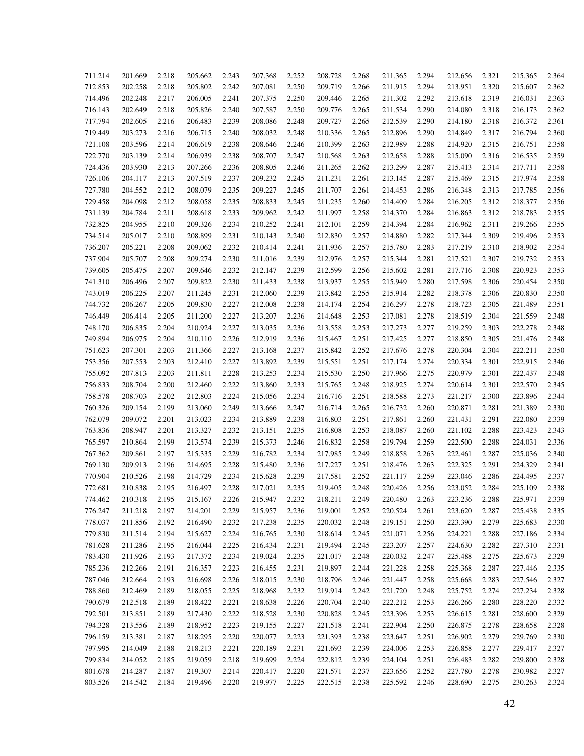| | | | | | | | | | | | | | | |
|---|---|---|---|---|---|---|---|---|---|---|---|---|---|---|
| 711.214 | 201.669 | 2.218 | 205.662 | 2.243 | 207.368 | 2.252 | 208.728 | 2.268 | 211.365 | 2.294 | 212.656 | 2.321 | 215.365 | 2.364 |
| 712.853 | 202.258 | 2.218 | 205.802 | 2.242 | 207.081 | 2.250 | 209.719 | 2.266 | 211.915 | 2.294 | 213.951 | 2.320 | 215.607 | 2.362 |
| 714.496 | 202.248 | 2.217 | 206.005 | 2.241 | 207.375 | 2.250 | 209.446 | 2.265 | 211.302 | 2.292 | 213.618 | 2.319 | 216.031 | 2.363 |
| 716.143 | 202.649 | 2.218 | 205.826 | 2.240 | 207.587 | 2.250 | 209.776 | 2.265 | 211.534 | 2.290 | 214.080 | 2.318 | 216.173 | 2.362 |
| 717.794 | 202.605 | 2.216 | 206.483 | 2.239 | 208.086 | 2.248 | 209.727 | 2.265 | 212.539 | 2.290 | 214.180 | 2.318 | 216.372 | 2.361 |
| 719.449 | 203.273 | 2.216 | 206.715 | 2.240 | 208.032 | 2.248 | 210.336 | 2.265 | 212.896 | 2.290 | 214.849 | 2.317 | 216.794 | 2.360 |
| 721.108 | 203.596 | 2.214 | 206.619 | 2.238 | 208.646 | 2.246 | 210.399 | 2.263 | 212.989 | 2.288 | 214.920 | 2.315 | 216.751 | 2.358 |
| 722.770 | 203.139 | 2.214 | 206.939 | 2.238 | 208.707 | 2.247 | 210.568 | 2.263 | 212.658 | 2.288 | 215.090 | 2.316 | 216.535 | 2.359 |
| 724.436 | 203.930 | 2.213 | 207.266 | 2.236 | 208.805 | 2.246 | 211.265 | 2.262 | 213.299 | 2.287 | 215.413 | 2.314 | 217.711 | 2.358 |
| 726.106 | 204.117 | 2.213 | 207.519 | 2.237 | 209.232 | 2.245 | 211.231 | 2.261 | 213.145 | 2.287 | 215.469 | 2.315 | 217.974 | 2.358 |
| 727.780 | 204.552 | 2.212 | 208.079 | 2.235 | 209.227 | 2.245 | 211.707 | 2.261 | 214.453 | 2.286 | 216.348 | 2.313 | 217.785 | 2.356 |
| 729.458 | 204.098 | 2.212 | 208.058 | 2.235 | 208.833 | 2.245 | 211.235 | 2.260 | 214.409 | 2.284 | 216.205 | 2.312 | 218.377 | 2.356 |
| 731.139 | 204.784 | 2.211 | 208.618 | 2.233 | 209.962 | 2.242 | 211.997 | 2.258 | 214.370 | 2.284 | 216.863 | 2.312 | 218.783 | 2.355 |
| 732.825 | 204.955 | 2.210 | 209.326 | 2.234 | 210.252 | 2.241 | 212.101 | 2.259 | 214.394 | 2.284 | 216.962 | 2.311 | 219.266 | 2.355 |
| 734.514 | 205.017 | 2.210 | 208.899 | 2.231 | 210.143 | 2.240 | 212.830 | 2.257 | 214.880 | 2.282 | 217.344 | 2.309 | 219.496 | 2.353 |
| 736.207 | 205.221 | 2.208 | 209.062 | 2.232 | 210.414 | 2.241 | 211.936 | 2.257 | 215.780 | 2.283 | 217.219 | 2.310 | 218.902 | 2.354 |
| 737.904 | 205.707 | 2.208 | 209.274 | 2.230 | 211.016 | 2.239 | 212.976 | 2.257 | 215.344 | 2.281 | 217.521 | 2.307 | 219.732 | 2.353 |
| 739.605 | 205.475 | 2.207 | 209.646 | 2.232 | 212.147 | 2.239 | 212.599 | 2.256 | 215.602 | 2.281 | 217.716 | 2.308 | 220.923 | 2.353 |
| 741.310 | 206.496 | 2.207 | 209.822 | 2.230 | 211.433 | 2.238 | 213.937 | 2.255 | 215.949 | 2.280 | 217.598 | 2.306 | 220.454 | 2.350 |
| 743.019 | 206.225 | 2.207 | 211.245 | 2.231 | 212.060 | 2.239 | 213.842 | 2.255 | 215.914 | 2.282 | 218.378 | 2.306 | 220.830 | 2.350 |
| 744.732 | 206.267 | 2.205 | 209.830 | 2.227 | 212.008 | 2.238 | 214.174 | 2.254 | 216.297 | 2.278 | 218.723 | 2.305 | 221.489 | 2.351 |
| 746.449 | 206.414 | 2.205 | 211.200 | 2.227 | 213.207 | 2.236 | 214.648 | 2.253 | 217.081 | 2.278 | 218.519 | 2.304 | 221.559 | 2.348 |
| 748.170 | 206.835 | 2.204 | 210.924 | 2.227 | 213.035 | 2.236 | 213.558 | 2.253 | 217.273 | 2.277 | 219.259 | 2.303 | 222.278 | 2.348 |
| 749.894 | 206.975 | 2.204 | 210.110 | 2.226 | 212.919 | 2.236 | 215.467 | 2.251 | 217.425 | 2.277 | 218.850 | 2.305 | 221.476 | 2.348 |
| 751.623 | 207.301 | 2.203 | 211.366 | 2.227 | 213.168 | 2.237 | 215.842 | 2.252 | 217.676 | 2.278 | 220.304 | 2.304 | 222.211 | 2.350 |
| 753.356 | 207.553 | 2.203 | 212.410 | 2.227 | 213.892 | 2.239 | 215.551 | 2.251 | 217.174 | 2.274 | 220.334 | 2.301 | 222.915 | 2.346 |
| 755.092 | 207.813 | 2.203 | 211.811 | 2.228 | 213.253 | 2.234 | 215.530 | 2.250 | 217.966 | 2.275 | 220.979 | 2.301 | 222.437 | 2.348 |
| 756.833 | 208.704 | 2.200 | 212.460 | 2.222 | 213.860 | 2.233 | 215.765 | 2.248 | 218.925 | 2.274 | 220.614 | 2.301 | 222.570 | 2.345 |
| 758.578 | 208.703 | 2.202 | 212.803 | 2.224 | 215.056 | 2.234 | 216.716 | 2.251 | 218.588 | 2.273 | 221.217 | 2.300 | 223.896 | 2.344 |
| 760.326 | 209.154 | 2.199 | 213.060 | 2.249 | 213.666 | 2.247 | 216.714 | 2.265 | 216.732 | 2.260 | 220.871 | 2.281 | 221.389 | 2.330 |
| 762.079 | 209.072 | 2.201 | 213.023 | 2.234 | 213.889 | 2.238 | 216.803 | 2.251 | 217.861 | 2.260 | 221.431 | 2.291 | 222.080 | 2.339 |
| 763.836 | 208.947 | 2.201 | 213.327 | 2.232 | 213.151 | 2.235 | 216.808 | 2.253 | 218.087 | 2.260 | 221.102 | 2.288 | 223.423 | 2.343 |
| 765.597 | 210.864 | 2.199 | 213.574 | 2.239 | 215.373 | 2.246 | 216.832 | 2.258 | 219.794 | 2.259 | 222.500 | 2.288 | 224.031 | 2.336 |
| 767.362 | 209.861 | 2.197 | 215.335 | 2.229 | 216.782 | 2.234 | 217.985 | 2.249 | 218.858 | 2.263 | 222.461 | 2.287 | 225.036 | 2.340 |
| 769.130 | 209.913 | 2.196 | 214.695 | 2.228 | 215.480 | 2.236 | 217.227 | 2.251 | 218.476 | 2.263 | 222.325 | 2.291 | 224.329 | 2.341 |
| 770.904 | 210.526 | 2.198 | 214.729 | 2.234 | 215.628 | 2.239 | 217.581 | 2.252 | 221.117 | 2.259 | 223.046 | 2.286 | 224.495 | 2.337 |
| 772.681 | 210.838 | 2.195 | 216.497 | 2.228 | 217.021 | 2.235 | 219.405 | 2.248 | 220.426 | 2.256 | 223.052 | 2.284 | 225.109 | 2.338 |
| 774.462 | 210.318 | 2.195 | 215.167 | 2.226 | 215.947 | 2.232 | 218.211 | 2.249 | 220.480 | 2.263 | 223.236 | 2.288 | 225.971 | 2.339 |
| 776.247 | 211.218 | 2.197 | 214.201 | 2.229 | 215.957 | 2.236 | 219.001 | 2.252 | 220.524 | 2.261 | 223.620 | 2.287 | 225.438 | 2.335 |
| 778.037 | 211.856 | 2.192 | 216.490 | 2.232 | 217.238 | 2.235 | 220.032 | 2.248 | 219.151 | 2.250 | 223.390 | 2.279 | 225.683 | 2.330 |
| 779.830 | 211.514 | 2.194 | 215.627 | 2.224 | 216.765 | 2.230 | 218.614 | 2.245 | 221.071 | 2.256 | 224.221 | 2.288 | 227.186 | 2.334 |
| 781.628 | 211.286 | 2.195 | 216.044 | 2.225 | 216.434 | 2.231 | 219.494 | 2.245 | 223.207 | 2.257 | 224.630 | 2.282 | 227.310 | 2.331 |
| 783.430 | 211.926 | 2.193 | 217.372 | 2.234 | 219.024 | 2.235 | 221.017 | 2.248 | 220.032 | 2.247 | 225.488 | 2.275 | 225.673 | 2.329 |
| 785.236 | 212.266 | 2.191 | 216.357 | 2.223 | 216.455 | 2.231 | 219.897 | 2.244 | 221.228 | 2.258 | 225.368 | 2.287 | 227.446 | 2.335 |
| 787.046 | 212.664 | 2.193 | 216.698 | 2.226 | 218.015 | 2.230 | 218.796 | 2.246 | 221.447 | 2.258 | 225.668 | 2.283 | 227.546 | 2.327 |
| 788.860 | 212.469 | 2.189 | 218.055 | 2.225 | 218.968 | 2.232 | 219.914 | 2.242 | 221.720 | 2.248 | 225.752 | 2.274 | 227.234 | 2.328 |
| 790.679 | 212.518 | 2.189 | 218.422 | 2.221 | 218.638 | 2.226 | 220.704 | 2.240 | 222.212 | 2.253 | 226.266 | 2.280 | 228.220 | 2.332 |
| 792.501 | 213.851 | 2.189 | 217.430 | 2.222 | 218.528 | 2.230 | 220.828 | 2.245 | 223.396 | 2.253 | 226.615 | 2.281 | 228.600 | 2.329 |
| 794.328 | 213.556 | 2.189 | 218.952 | 2.223 | 219.155 | 2.227 | 221.518 | 2.241 | 222.904 | 2.250 | 226.875 | 2.278 | 228.658 | 2.328 |
| 796.159 | 213.381 | 2.187 | 218.295 | 2.220 | 220.077 | 2.223 | 221.393 | 2.238 | 223.647 | 2.251 | 226.902 | 2.279 | 229.769 | 2.330 |
| 797.995 | 214.049 | 2.188 | 218.213 | 2.221 | 220.189 | 2.231 | 221.693 | 2.239 | 224.006 | 2.253 | 226.858 | 2.277 | 229.417 | 2.327 |
| 799.834 | 214.052 | 2.185 | 219.059 | 2.218 | 219.699 | 2.224 | 222.812 | 2.239 | 224.104 | 2.251 | 226.483 | 2.282 | 229.800 | 2.328 |
| 801.678 | 214.287 | 2.187 | 219.307 | 2.214 | 220.417 | 2.220 | 221.571 | 2.237 | 223.656 | 2.252 | 227.780 | 2.278 | 230.982 | 2.327 |
| 803.526 | 214.542 | 2.184 | 219.496 | 2.220 | 219.977 | 2.225 | 222.515 | 2.238 | 225.592 | 2.246 | 228.690 | 2.275 | 230.263 | 2.324 |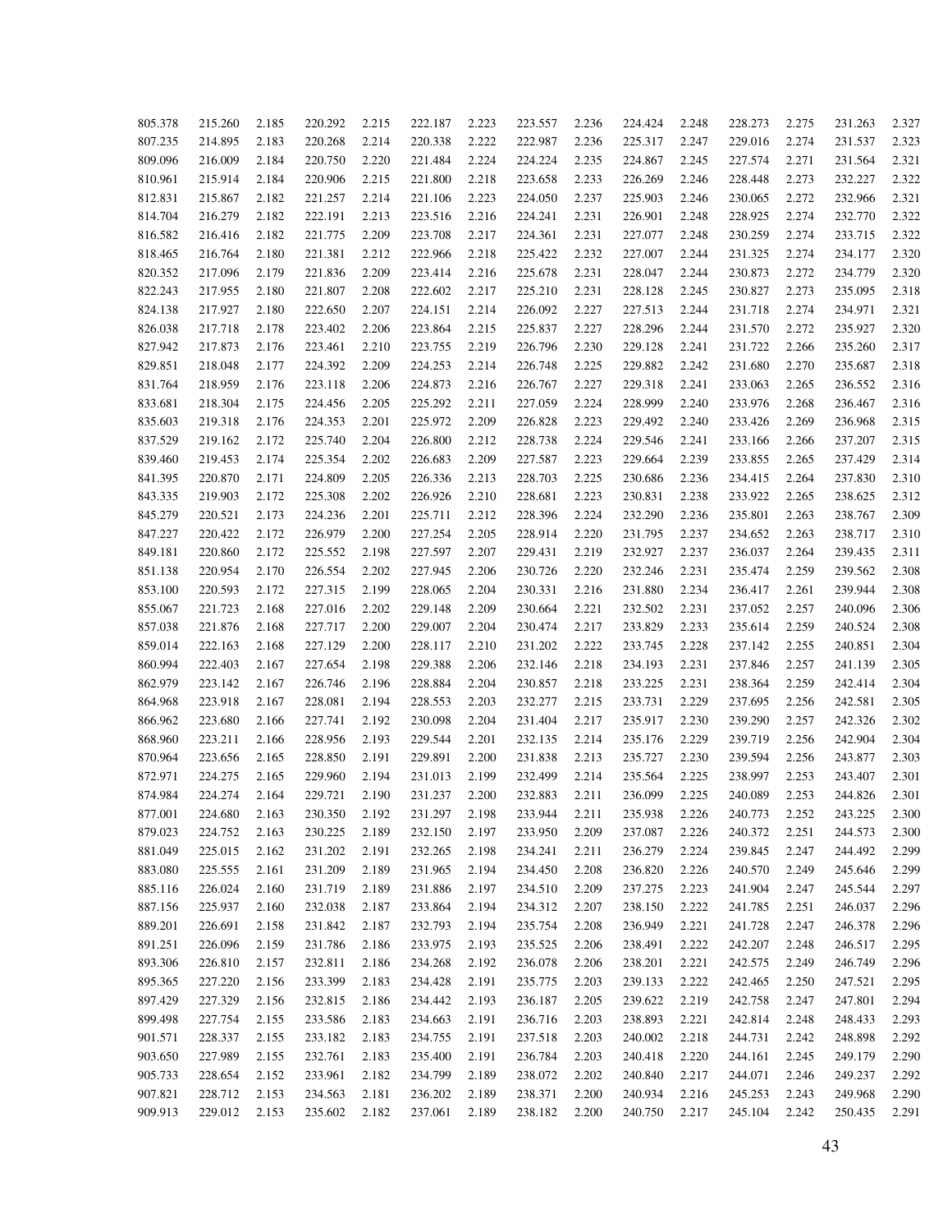| | | | | | | | | | | | | | | |
|---|---|---|---|---|---|---|---|---|---|---|---|---|---|---|
| 805.378 | 215.260 | 2.185 | 220.292 | 2.215 | 222.187 | 2.223 | 223.557 | 2.236 | 224.424 | 2.248 | 228.273 | 2.275 | 231.263 | 2.327 |
| 807.235 | 214.895 | 2.183 | 220.268 | 2.214 | 220.338 | 2.222 | 222.987 | 2.236 | 225.317 | 2.247 | 229.016 | 2.274 | 231.537 | 2.323 |
| 809.096 | 216.009 | 2.184 | 220.750 | 2.220 | 221.484 | 2.224 | 224.224 | 2.235 | 224.867 | 2.245 | 227.574 | 2.271 | 231.564 | 2.321 |
| 810.961 | 215.914 | 2.184 | 220.906 | 2.215 | 221.800 | 2.218 | 223.658 | 2.233 | 226.269 | 2.246 | 228.448 | 2.273 | 232.227 | 2.322 |
| 812.831 | 215.867 | 2.182 | 221.257 | 2.214 | 221.106 | 2.223 | 224.050 | 2.237 | 225.903 | 2.246 | 230.065 | 2.272 | 232.966 | 2.321 |
| 814.704 | 216.279 | 2.182 | 222.191 | 2.213 | 223.516 | 2.216 | 224.241 | 2.231 | 226.901 | 2.248 | 228.925 | 2.274 | 232.770 | 2.322 |
| 816.582 | 216.416 | 2.182 | 221.775 | 2.209 | 223.708 | 2.217 | 224.361 | 2.231 | 227.077 | 2.248 | 230.259 | 2.274 | 233.715 | 2.322 |
| 818.465 | 216.764 | 2.180 | 221.381 | 2.212 | 222.966 | 2.218 | 225.422 | 2.232 | 227.007 | 2.244 | 231.325 | 2.274 | 234.177 | 2.320 |
| 820.352 | 217.096 | 2.179 | 221.836 | 2.209 | 223.414 | 2.216 | 225.678 | 2.231 | 228.047 | 2.244 | 230.873 | 2.272 | 234.779 | 2.320 |
| 822.243 | 217.955 | 2.180 | 221.807 | 2.208 | 222.602 | 2.217 | 225.210 | 2.231 | 228.128 | 2.245 | 230.827 | 2.273 | 235.095 | 2.318 |
| 824.138 | 217.927 | 2.180 | 222.650 | 2.207 | 224.151 | 2.214 | 226.092 | 2.227 | 227.513 | 2.244 | 231.718 | 2.274 | 234.971 | 2.321 |
| 826.038 | 217.718 | 2.178 | 223.402 | 2.206 | 223.864 | 2.215 | 225.837 | 2.227 | 228.296 | 2.244 | 231.570 | 2.272 | 235.927 | 2.320 |
| 827.942 | 217.873 | 2.176 | 223.461 | 2.210 | 223.755 | 2.219 | 226.796 | 2.230 | 229.128 | 2.241 | 231.722 | 2.266 | 235.260 | 2.317 |
| 829.851 | 218.048 | 2.177 | 224.392 | 2.209 | 224.253 | 2.214 | 226.748 | 2.225 | 229.882 | 2.242 | 231.680 | 2.270 | 235.687 | 2.318 |
| 831.764 | 218.959 | 2.176 | 223.118 | 2.206 | 224.873 | 2.216 | 226.767 | 2.227 | 229.318 | 2.241 | 233.063 | 2.265 | 236.552 | 2.316 |
| 833.681 | 218.304 | 2.175 | 224.456 | 2.205 | 225.292 | 2.211 | 227.059 | 2.224 | 228.999 | 2.240 | 233.976 | 2.268 | 236.467 | 2.316 |
| 835.603 | 219.318 | 2.176 | 224.353 | 2.201 | 225.972 | 2.209 | 226.828 | 2.223 | 229.492 | 2.240 | 233.426 | 2.269 | 236.968 | 2.315 |
| 837.529 | 219.162 | 2.172 | 225.740 | 2.204 | 226.800 | 2.212 | 228.738 | 2.224 | 229.546 | 2.241 | 233.166 | 2.266 | 237.207 | 2.315 |
| 839.460 | 219.453 | 2.174 | 225.354 | 2.202 | 226.683 | 2.209 | 227.587 | 2.223 | 229.664 | 2.239 | 233.855 | 2.265 | 237.429 | 2.314 |
| 841.395 | 220.870 | 2.171 | 224.809 | 2.205 | 226.336 | 2.213 | 228.703 | 2.225 | 230.686 | 2.236 | 234.415 | 2.264 | 237.830 | 2.310 |
| 843.335 | 219.903 | 2.172 | 225.308 | 2.202 | 226.926 | 2.210 | 228.681 | 2.223 | 230.831 | 2.238 | 233.922 | 2.265 | 238.625 | 2.312 |
| 845.279 | 220.521 | 2.173 | 224.236 | 2.201 | 225.711 | 2.212 | 228.396 | 2.224 | 232.290 | 2.236 | 235.801 | 2.263 | 238.767 | 2.309 |
| 847.227 | 220.422 | 2.172 | 226.979 | 2.200 | 227.254 | 2.205 | 228.914 | 2.220 | 231.795 | 2.237 | 234.652 | 2.263 | 238.717 | 2.310 |
| 849.181 | 220.860 | 2.172 | 225.552 | 2.198 | 227.597 | 2.207 | 229.431 | 2.219 | 232.927 | 2.237 | 236.037 | 2.264 | 239.435 | 2.311 |
| 851.138 | 220.954 | 2.170 | 226.554 | 2.202 | 227.945 | 2.206 | 230.726 | 2.220 | 232.246 | 2.231 | 235.474 | 2.259 | 239.562 | 2.308 |
| 853.100 | 220.593 | 2.172 | 227.315 | 2.199 | 228.065 | 2.204 | 230.331 | 2.216 | 231.880 | 2.234 | 236.417 | 2.261 | 239.944 | 2.308 |
| 855.067 | 221.723 | 2.168 | 227.016 | 2.202 | 229.148 | 2.209 | 230.664 | 2.221 | 232.502 | 2.231 | 237.052 | 2.257 | 240.096 | 2.306 |
| 857.038 | 221.876 | 2.168 | 227.717 | 2.200 | 229.007 | 2.204 | 230.474 | 2.217 | 233.829 | 2.233 | 235.614 | 2.259 | 240.524 | 2.308 |
| 859.014 | 222.163 | 2.168 | 227.129 | 2.200 | 228.117 | 2.210 | 231.202 | 2.222 | 233.745 | 2.228 | 237.142 | 2.255 | 240.851 | 2.304 |
| 860.994 | 222.403 | 2.167 | 227.654 | 2.198 | 229.388 | 2.206 | 232.146 | 2.218 | 234.193 | 2.231 | 237.846 | 2.257 | 241.139 | 2.305 |
| 862.979 | 223.142 | 2.167 | 226.746 | 2.196 | 228.884 | 2.204 | 230.857 | 2.218 | 233.225 | 2.231 | 238.364 | 2.259 | 242.414 | 2.304 |
| 864.968 | 223.918 | 2.167 | 228.081 | 2.194 | 228.553 | 2.203 | 232.277 | 2.215 | 233.731 | 2.229 | 237.695 | 2.256 | 242.581 | 2.305 |
| 866.962 | 223.680 | 2.166 | 227.741 | 2.192 | 230.098 | 2.204 | 231.404 | 2.217 | 235.917 | 2.230 | 239.290 | 2.257 | 242.326 | 2.302 |
| 868.960 | 223.211 | 2.166 | 228.956 | 2.193 | 229.544 | 2.201 | 232.135 | 2.214 | 235.176 | 2.229 | 239.719 | 2.256 | 242.904 | 2.304 |
| 870.964 | 223.656 | 2.165 | 228.850 | 2.191 | 229.891 | 2.200 | 231.838 | 2.213 | 235.727 | 2.230 | 239.594 | 2.256 | 243.877 | 2.303 |
| 872.971 | 224.275 | 2.165 | 229.960 | 2.194 | 231.013 | 2.199 | 232.499 | 2.214 | 235.564 | 2.225 | 238.997 | 2.253 | 243.407 | 2.301 |
| 874.984 | 224.274 | 2.164 | 229.721 | 2.190 | 231.237 | 2.200 | 232.883 | 2.211 | 236.099 | 2.225 | 240.089 | 2.253 | 244.826 | 2.301 |
| 877.001 | 224.680 | 2.163 | 230.350 | 2.192 | 231.297 | 2.198 | 233.944 | 2.211 | 235.938 | 2.226 | 240.773 | 2.252 | 243.225 | 2.300 |
| 879.023 | 224.752 | 2.163 | 230.225 | 2.189 | 232.150 | 2.197 | 233.950 | 2.209 | 237.087 | 2.226 | 240.372 | 2.251 | 244.573 | 2.300 |
| 881.049 | 225.015 | 2.162 | 231.202 | 2.191 | 232.265 | 2.198 | 234.241 | 2.211 | 236.279 | 2.224 | 239.845 | 2.247 | 244.492 | 2.299 |
| 883.080 | 225.555 | 2.161 | 231.209 | 2.189 | 231.965 | 2.194 | 234.450 | 2.208 | 236.820 | 2.226 | 240.570 | 2.249 | 245.646 | 2.299 |
| 885.116 | 226.024 | 2.160 | 231.719 | 2.189 | 231.886 | 2.197 | 234.510 | 2.209 | 237.275 | 2.223 | 241.904 | 2.247 | 245.544 | 2.297 |
| 887.156 | 225.937 | 2.160 | 232.038 | 2.187 | 233.864 | 2.194 | 234.312 | 2.207 | 238.150 | 2.222 | 241.785 | 2.251 | 246.037 | 2.296 |
| 889.201 | 226.691 | 2.158 | 231.842 | 2.187 | 232.793 | 2.194 | 235.754 | 2.208 | 236.949 | 2.221 | 241.728 | 2.247 | 246.378 | 2.296 |
| 891.251 | 226.096 | 2.159 | 231.786 | 2.186 | 233.975 | 2.193 | 235.525 | 2.206 | 238.491 | 2.222 | 242.207 | 2.248 | 246.517 | 2.295 |
| 893.306 | 226.810 | 2.157 | 232.811 | 2.186 | 234.268 | 2.192 | 236.078 | 2.206 | 238.201 | 2.221 | 242.575 | 2.249 | 246.749 | 2.296 |
| 895.365 | 227.220 | 2.156 | 233.399 | 2.183 | 234.428 | 2.191 | 235.775 | 2.203 | 239.133 | 2.222 | 242.465 | 2.250 | 247.521 | 2.295 |
| 897.429 | 227.329 | 2.156 | 232.815 | 2.186 | 234.442 | 2.193 | 236.187 | 2.205 | 239.622 | 2.219 | 242.758 | 2.247 | 247.801 | 2.294 |
| 899.498 | 227.754 | 2.155 | 233.586 | 2.183 | 234.663 | 2.191 | 236.716 | 2.203 | 238.893 | 2.221 | 242.814 | 2.248 | 248.433 | 2.293 |
| 901.571 | 228.337 | 2.155 | 233.182 | 2.183 | 234.755 | 2.191 | 237.518 | 2.203 | 240.002 | 2.218 | 244.731 | 2.242 | 248.898 | 2.292 |
| 903.650 | 227.989 | 2.155 | 232.761 | 2.183 | 235.400 | 2.191 | 236.784 | 2.203 | 240.418 | 2.220 | 244.161 | 2.245 | 249.179 | 2.290 |
| 905.733 | 228.654 | 2.152 | 233.961 | 2.182 | 234.799 | 2.189 | 238.072 | 2.202 | 240.840 | 2.217 | 244.071 | 2.246 | 249.237 | 2.292 |
| 907.821 | 228.712 | 2.153 | 234.563 | 2.181 | 236.202 | 2.189 | 238.371 | 2.200 | 240.934 | 2.216 | 245.253 | 2.243 | 249.968 | 2.290 |
| 909.913 | 229.012 | 2.153 | 235.602 | 2.182 | 237.061 | 2.189 | 238.182 | 2.200 | 240.750 | 2.217 | 245.104 | 2.242 | 250.435 | 2.291 |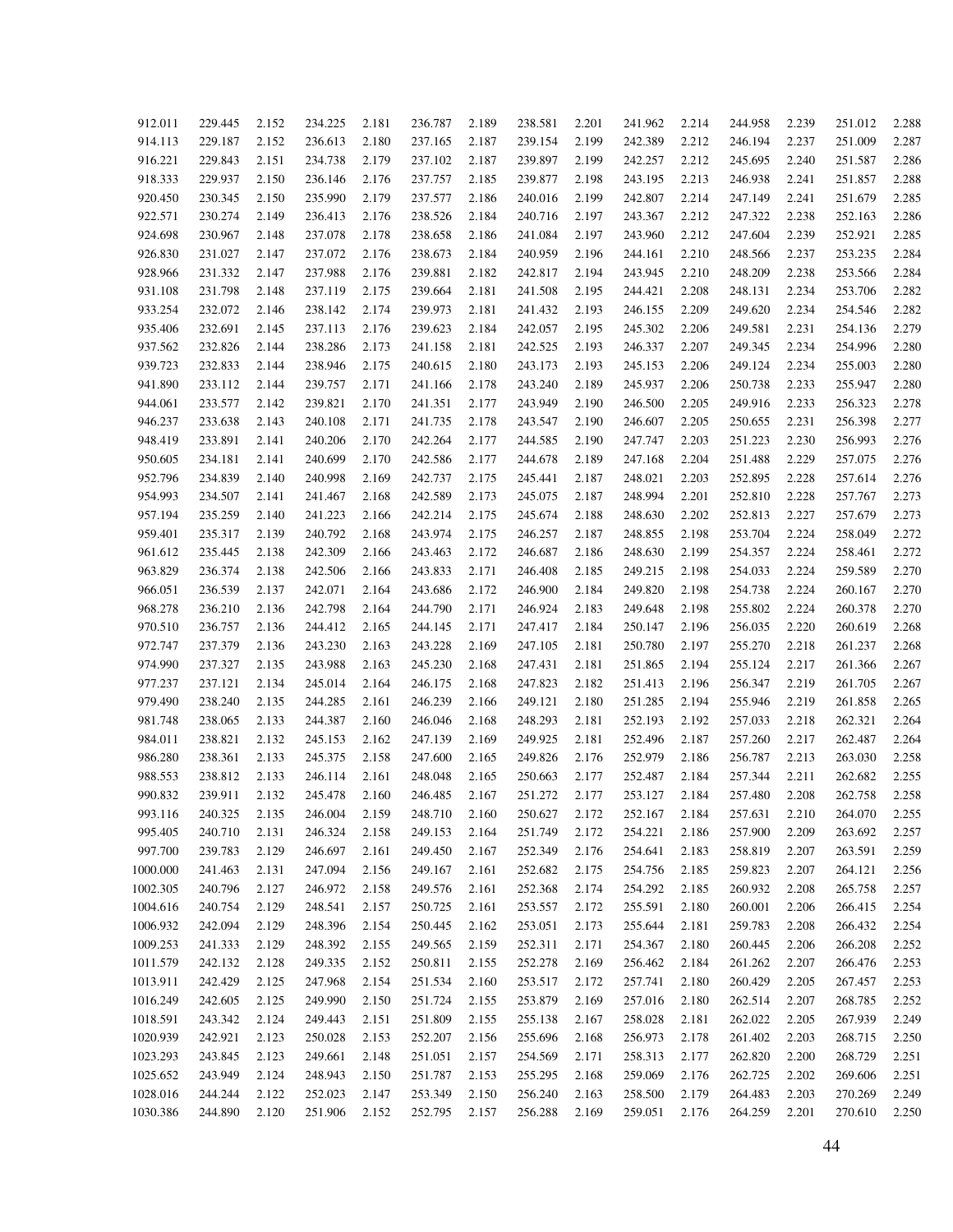| | | | | | | | | | | | | | | |
|---|---|---|---|---|---|---|---|---|---|---|---|---|---|---|
| 912.011 | 229.445 | 2.152 | 234.225 | 2.181 | 236.787 | 2.189 | 238.581 | 2.201 | 241.962 | 2.214 | 244.958 | 2.239 | 251.012 | 2.288 |
| 914.113 | 229.187 | 2.152 | 236.613 | 2.180 | 237.165 | 2.187 | 239.154 | 2.199 | 242.389 | 2.212 | 246.194 | 2.237 | 251.009 | 2.287 |
| 916.221 | 229.843 | 2.151 | 234.738 | 2.179 | 237.102 | 2.187 | 239.897 | 2.199 | 242.257 | 2.212 | 245.695 | 2.240 | 251.587 | 2.286 |
| 918.333 | 229.937 | 2.150 | 236.146 | 2.176 | 237.757 | 2.185 | 239.877 | 2.198 | 243.195 | 2.213 | 246.938 | 2.241 | 251.857 | 2.288 |
| 920.450 | 230.345 | 2.150 | 235.990 | 2.179 | 237.577 | 2.186 | 240.016 | 2.199 | 242.807 | 2.214 | 247.149 | 2.241 | 251.679 | 2.285 |
| 922.571 | 230.274 | 2.149 | 236.413 | 2.176 | 238.526 | 2.184 | 240.716 | 2.197 | 243.367 | 2.212 | 247.322 | 2.238 | 252.163 | 2.286 |
| 924.698 | 230.967 | 2.148 | 237.078 | 2.178 | 238.658 | 2.186 | 241.084 | 2.197 | 243.960 | 2.212 | 247.604 | 2.239 | 252.921 | 2.285 |
| 926.830 | 231.027 | 2.147 | 237.072 | 2.176 | 238.673 | 2.184 | 240.959 | 2.196 | 244.161 | 2.210 | 248.566 | 2.237 | 253.235 | 2.284 |
| 928.966 | 231.332 | 2.147 | 237.988 | 2.176 | 239.881 | 2.182 | 242.817 | 2.194 | 243.945 | 2.210 | 248.209 | 2.238 | 253.566 | 2.284 |
| 931.108 | 231.798 | 2.148 | 237.119 | 2.175 | 239.664 | 2.181 | 241.508 | 2.195 | 244.421 | 2.208 | 248.131 | 2.234 | 253.706 | 2.282 |
| 933.254 | 232.072 | 2.146 | 238.142 | 2.174 | 239.973 | 2.181 | 241.432 | 2.193 | 246.155 | 2.209 | 249.620 | 2.234 | 254.546 | 2.282 |
| 935.406 | 232.691 | 2.145 | 237.113 | 2.176 | 239.623 | 2.184 | 242.057 | 2.195 | 245.302 | 2.206 | 249.581 | 2.231 | 254.136 | 2.279 |
| 937.562 | 232.826 | 2.144 | 238.286 | 2.173 | 241.158 | 2.181 | 242.525 | 2.193 | 246.337 | 2.207 | 249.345 | 2.234 | 254.996 | 2.280 |
| 939.723 | 232.833 | 2.144 | 238.946 | 2.175 | 240.615 | 2.180 | 243.173 | 2.193 | 245.153 | 2.206 | 249.124 | 2.234 | 255.003 | 2.280 |
| 941.890 | 233.112 | 2.144 | 239.757 | 2.171 | 241.166 | 2.178 | 243.240 | 2.189 | 245.937 | 2.206 | 250.738 | 2.233 | 255.947 | 2.280 |
| 944.061 | 233.577 | 2.142 | 239.821 | 2.170 | 241.351 | 2.177 | 243.949 | 2.190 | 246.500 | 2.205 | 249.916 | 2.233 | 256.323 | 2.278 |
| 946.237 | 233.638 | 2.143 | 240.108 | 2.171 | 241.735 | 2.178 | 243.547 | 2.190 | 246.607 | 2.205 | 250.655 | 2.231 | 256.398 | 2.277 |
| 948.419 | 233.891 | 2.141 | 240.206 | 2.170 | 242.264 | 2.177 | 244.585 | 2.190 | 247.747 | 2.203 | 251.223 | 2.230 | 256.993 | 2.276 |
| 950.605 | 234.181 | 2.141 | 240.699 | 2.170 | 242.586 | 2.177 | 244.678 | 2.189 | 247.168 | 2.204 | 251.488 | 2.229 | 257.075 | 2.276 |
| 952.796 | 234.839 | 2.140 | 240.998 | 2.169 | 242.737 | 2.175 | 245.441 | 2.187 | 248.021 | 2.203 | 252.895 | 2.228 | 257.614 | 2.276 |
| 954.993 | 234.507 | 2.141 | 241.467 | 2.168 | 242.589 | 2.173 | 245.075 | 2.187 | 248.994 | 2.201 | 252.810 | 2.228 | 257.767 | 2.273 |
| 957.194 | 235.259 | 2.140 | 241.223 | 2.166 | 242.214 | 2.175 | 245.674 | 2.188 | 248.630 | 2.202 | 252.813 | 2.227 | 257.679 | 2.273 |
| 959.401 | 235.317 | 2.139 | 240.792 | 2.168 | 243.974 | 2.175 | 246.257 | 2.187 | 248.855 | 2.198 | 253.704 | 2.224 | 258.049 | 2.272 |
| 961.612 | 235.445 | 2.138 | 242.309 | 2.166 | 243.463 | 2.172 | 246.687 | 2.186 | 248.630 | 2.199 | 254.357 | 2.224 | 258.461 | 2.272 |
| 963.829 | 236.374 | 2.138 | 242.506 | 2.166 | 243.833 | 2.171 | 246.408 | 2.185 | 249.215 | 2.198 | 254.033 | 2.224 | 259.589 | 2.270 |
| 966.051 | 236.539 | 2.137 | 242.071 | 2.164 | 243.686 | 2.172 | 246.900 | 2.184 | 249.820 | 2.198 | 254.738 | 2.224 | 260.167 | 2.270 |
| 968.278 | 236.210 | 2.136 | 242.798 | 2.164 | 244.790 | 2.171 | 246.924 | 2.183 | 249.648 | 2.198 | 255.802 | 2.224 | 260.378 | 2.270 |
| 970.510 | 236.757 | 2.136 | 244.412 | 2.165 | 244.145 | 2.171 | 247.417 | 2.184 | 250.147 | 2.196 | 256.035 | 2.220 | 260.619 | 2.268 |
| 972.747 | 237.379 | 2.136 | 243.230 | 2.163 | 243.228 | 2.169 | 247.105 | 2.181 | 250.780 | 2.197 | 255.270 | 2.218 | 261.237 | 2.268 |
| 974.990 | 237.327 | 2.135 | 243.988 | 2.163 | 245.230 | 2.168 | 247.431 | 2.181 | 251.865 | 2.194 | 255.124 | 2.217 | 261.366 | 2.267 |
| 977.237 | 237.121 | 2.134 | 245.014 | 2.164 | 246.175 | 2.168 | 247.823 | 2.182 | 251.413 | 2.196 | 256.347 | 2.219 | 261.705 | 2.267 |
| 979.490 | 238.240 | 2.135 | 244.285 | 2.161 | 246.239 | 2.166 | 249.121 | 2.180 | 251.285 | 2.194 | 255.946 | 2.219 | 261.858 | 2.265 |
| 981.748 | 238.065 | 2.133 | 244.387 | 2.160 | 246.046 | 2.168 | 248.293 | 2.181 | 252.193 | 2.192 | 257.033 | 2.218 | 262.321 | 2.264 |
| 984.011 | 238.821 | 2.132 | 245.153 | 2.162 | 247.139 | 2.169 | 249.925 | 2.181 | 252.496 | 2.187 | 257.260 | 2.217 | 262.487 | 2.264 |
| 986.280 | 238.361 | 2.133 | 245.375 | 2.158 | 247.600 | 2.165 | 249.826 | 2.176 | 252.979 | 2.186 | 256.787 | 2.213 | 263.030 | 2.258 |
| 988.553 | 238.812 | 2.133 | 246.114 | 2.161 | 248.048 | 2.165 | 250.663 | 2.177 | 252.487 | 2.184 | 257.344 | 2.211 | 262.682 | 2.255 |
| 990.832 | 239.911 | 2.132 | 245.478 | 2.160 | 246.485 | 2.167 | 251.272 | 2.177 | 253.127 | 2.184 | 257.480 | 2.208 | 262.758 | 2.258 |
| 993.116 | 240.325 | 2.135 | 246.004 | 2.159 | 248.710 | 2.160 | 250.627 | 2.172 | 252.167 | 2.184 | 257.631 | 2.210 | 264.070 | 2.255 |
| 995.405 | 240.710 | 2.131 | 246.324 | 2.158 | 249.153 | 2.164 | 251.749 | 2.172 | 254.221 | 2.186 | 257.900 | 2.209 | 263.692 | 2.257 |
| 997.700 | 239.783 | 2.129 | 246.697 | 2.161 | 249.450 | 2.167 | 252.349 | 2.176 | 254.641 | 2.183 | 258.819 | 2.207 | 263.591 | 2.259 |
| 1000.000 | 241.463 | 2.131 | 247.094 | 2.156 | 249.167 | 2.161 | 252.682 | 2.175 | 254.756 | 2.185 | 259.823 | 2.207 | 264.121 | 2.256 |
| 1002.305 | 240.796 | 2.127 | 246.972 | 2.158 | 249.576 | 2.161 | 252.368 | 2.174 | 254.292 | 2.185 | 260.932 | 2.208 | 265.758 | 2.257 |
| 1004.616 | 240.754 | 2.129 | 248.541 | 2.157 | 250.725 | 2.161 | 253.557 | 2.172 | 255.591 | 2.180 | 260.001 | 2.206 | 266.415 | 2.254 |
| 1006.932 | 242.094 | 2.129 | 248.396 | 2.154 | 250.445 | 2.162 | 253.051 | 2.173 | 255.644 | 2.181 | 259.783 | 2.208 | 266.432 | 2.254 |
| 1009.253 | 241.333 | 2.129 | 248.392 | 2.155 | 249.565 | 2.159 | 252.311 | 2.171 | 254.367 | 2.180 | 260.445 | 2.206 | 266.208 | 2.252 |
| 1011.579 | 242.132 | 2.128 | 249.335 | 2.152 | 250.811 | 2.155 | 252.278 | 2.169 | 256.462 | 2.184 | 261.262 | 2.207 | 266.476 | 2.253 |
| 1013.911 | 242.429 | 2.125 | 247.968 | 2.154 | 251.534 | 2.160 | 253.517 | 2.172 | 257.741 | 2.180 | 260.429 | 2.205 | 267.457 | 2.253 |
| 1016.249 | 242.605 | 2.125 | 249.990 | 2.150 | 251.724 | 2.155 | 253.879 | 2.169 | 257.016 | 2.180 | 262.514 | 2.207 | 268.785 | 2.252 |
| 1018.591 | 243.342 | 2.124 | 249.443 | 2.151 | 251.809 | 2.155 | 255.138 | 2.167 | 258.028 | 2.181 | 262.022 | 2.205 | 267.939 | 2.249 |
| 1020.939 | 242.921 | 2.123 | 250.028 | 2.153 | 252.207 | 2.156 | 255.696 | 2.168 | 256.973 | 2.178 | 261.402 | 2.203 | 268.715 | 2.250 |
| 1023.293 | 243.845 | 2.123 | 249.661 | 2.148 | 251.051 | 2.157 | 254.569 | 2.171 | 258.313 | 2.177 | 262.820 | 2.200 | 268.729 | 2.251 |
| 1025.652 | 243.949 | 2.124 | 248.943 | 2.150 | 251.787 | 2.153 | 255.295 | 2.168 | 259.069 | 2.176 | 262.725 | 2.202 | 269.606 | 2.251 |
| 1028.016 | 244.244 | 2.122 | 252.023 | 2.147 | 253.349 | 2.150 | 256.240 | 2.163 | 258.500 | 2.179 | 264.483 | 2.203 | 270.269 | 2.249 |
| 1030.386 | 244.890 | 2.120 | 251.906 | 2.152 | 252.795 | 2.157 | 256.288 | 2.169 | 259.051 | 2.176 | 264.259 | 2.201 | 270.610 | 2.250 |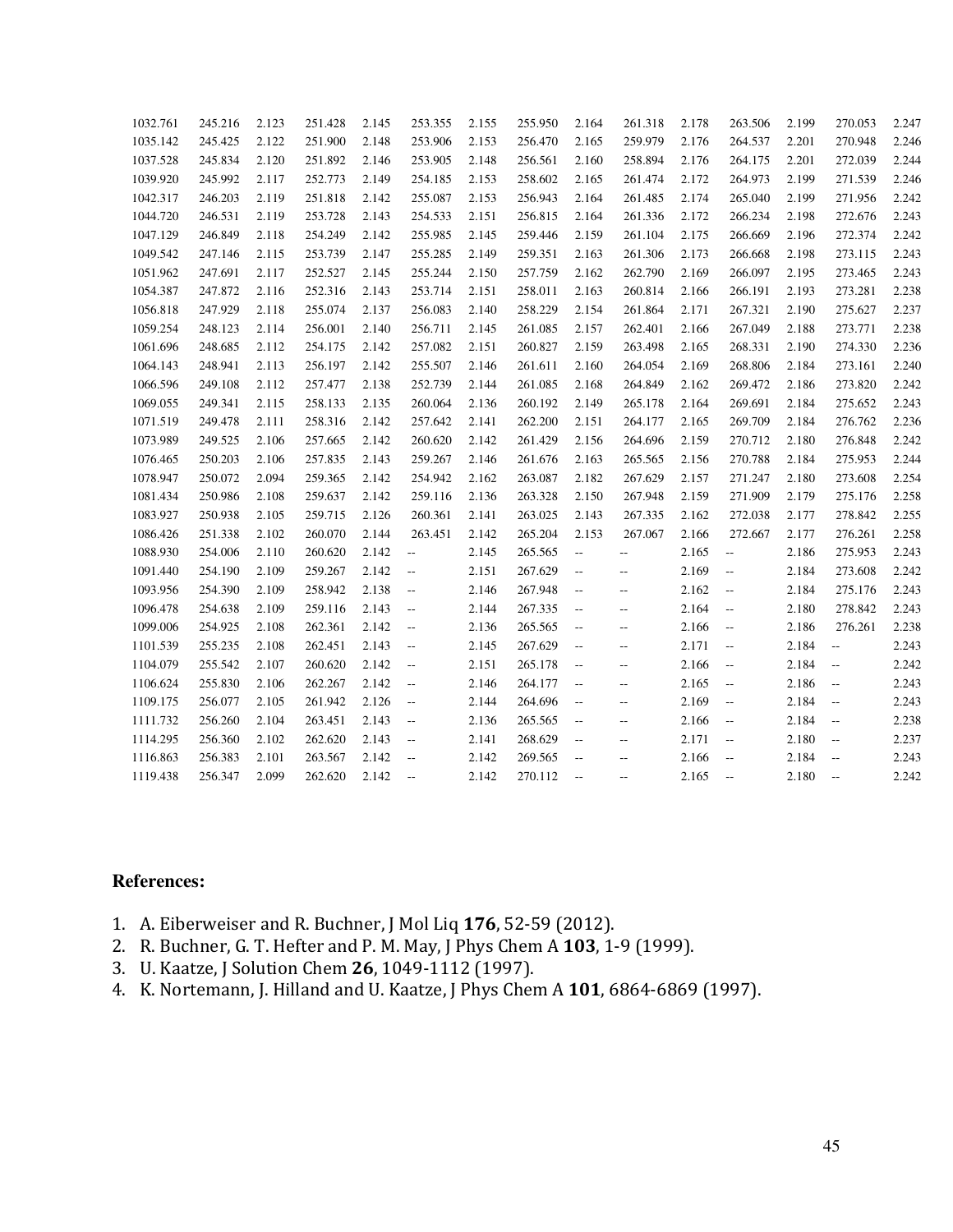| | | | | | | | | | | | | | | |
|---|---|---|---|---|---|---|---|---|---|---|---|---|---|---|
| 1032.761 | 245.216 | 2.123 | 251.428 | 2.145 | 253.355 | 2.155 | 255.950 | 2.164 | 261.318 | 2.178 | 263.506 | 2.199 | 270.053 | 2.247 |
| 1035.142 | 245.425 | 2.122 | 251.900 | 2.148 | 253.906 | 2.153 | 256.470 | 2.165 | 259.979 | 2.176 | 264.537 | 2.201 | 270.948 | 2.246 |
| 1037.528 | 245.834 | 2.120 | 251.892 | 2.146 | 253.905 | 2.148 | 256.561 | 2.160 | 258.894 | 2.176 | 264.175 | 2.201 | 272.039 | 2.244 |
| 1039.920 | 245.992 | 2.117 | 252.773 | 2.149 | 254.185 | 2.153 | 258.602 | 2.165 | 261.474 | 2.172 | 264.973 | 2.199 | 271.539 | 2.246 |
| 1042.317 | 246.203 | 2.119 | 251.818 | 2.142 | 255.087 | 2.153 | 256.943 | 2.164 | 261.485 | 2.174 | 265.040 | 2.199 | 271.956 | 2.242 |
| 1044.720 | 246.531 | 2.119 | 253.728 | 2.143 | 254.533 | 2.151 | 256.815 | 2.164 | 261.336 | 2.172 | 266.234 | 2.198 | 272.676 | 2.243 |
| 1047.129 | 246.849 | 2.118 | 254.249 | 2.142 | 255.985 | 2.145 | 259.446 | 2.159 | 261.104 | 2.175 | 266.669 | 2.196 | 272.374 | 2.242 |
| 1049.542 | 247.146 | 2.115 | 253.739 | 2.147 | 255.285 | 2.149 | 259.351 | 2.163 | 261.306 | 2.173 | 266.668 | 2.198 | 273.115 | 2.243 |
| 1051.962 | 247.691 | 2.117 | 252.527 | 2.145 | 255.244 | 2.150 | 257.759 | 2.162 | 262.790 | 2.169 | 266.097 | 2.195 | 273.465 | 2.243 |
| 1054.387 | 247.872 | 2.116 | 252.316 | 2.143 | 253.714 | 2.151 | 258.011 | 2.163 | 260.814 | 2.166 | 266.191 | 2.193 | 273.281 | 2.238 |
| 1056.818 | 247.929 | 2.118 | 255.074 | 2.137 | 256.083 | 2.140 | 258.229 | 2.154 | 261.864 | 2.171 | 267.321 | 2.190 | 275.627 | 2.237 |
| 1059.254 | 248.123 | 2.114 | 256.001 | 2.140 | 256.711 | 2.145 | 261.085 | 2.157 | 262.401 | 2.166 | 267.049 | 2.188 | 273.771 | 2.238 |
| 1061.696 | 248.685 | 2.112 | 254.175 | 2.142 | 257.082 | 2.151 | 260.827 | 2.159 | 263.498 | 2.165 | 268.331 | 2.190 | 274.330 | 2.236 |
| 1064.143 | 248.941 | 2.113 | 256.197 | 2.142 | 255.507 | 2.146 | 261.611 | 2.160 | 264.054 | 2.169 | 268.806 | 2.184 | 273.161 | 2.240 |
| 1066.596 | 249.108 | 2.112 | 257.477 | 2.138 | 252.739 | 2.144 | 261.085 | 2.168 | 264.849 | 2.162 | 269.472 | 2.186 | 273.820 | 2.242 |
| 1069.055 | 249.341 | 2.115 | 258.133 | 2.135 | 260.064 | 2.136 | 260.192 | 2.149 | 265.178 | 2.164 | 269.691 | 2.184 | 275.652 | 2.243 |
| 1071.519 | 249.478 | 2.111 | 258.316 | 2.142 | 257.642 | 2.141 | 262.200 | 2.151 | 264.177 | 2.165 | 269.709 | 2.184 | 276.762 | 2.236 |
| 1073.989 | 249.525 | 2.106 | 257.665 | 2.142 | 260.620 | 2.142 | 261.429 | 2.156 | 264.696 | 2.159 | 270.712 | 2.180 | 276.848 | 2.242 |
| 1076.465 | 250.203 | 2.106 | 257.835 | 2.143 | 259.267 | 2.146 | 261.676 | 2.163 | 265.565 | 2.156 | 270.788 | 2.184 | 275.953 | 2.244 |
| 1078.947 | 250.072 | 2.094 | 259.365 | 2.142 | 254.942 | 2.162 | 263.087 | 2.182 | 267.629 | 2.157 | 271.247 | 2.180 | 273.608 | 2.254 |
| 1081.434 | 250.986 | 2.108 | 259.637 | 2.142 | 259.116 | 2.136 | 263.328 | 2.150 | 267.948 | 2.159 | 271.909 | 2.179 | 275.176 | 2.258 |
| 1083.927 | 250.938 | 2.105 | 259.715 | 2.126 | 260.361 | 2.141 | 263.025 | 2.143 | 267.335 | 2.162 | 272.038 | 2.177 | 278.842 | 2.255 |
| 1086.426 | 251.338 | 2.102 | 260.070 | 2.144 | 263.451 | 2.142 | 265.204 | 2.153 | 267.067 | 2.166 | 272.667 | 2.177 | 276.261 | 2.258 |
| 1088.930 | 254.006 | 2.110 | 260.620 | 2.142 | -- | 2.145 | 265.565 | -- | -- | 2.165 | -- | 2.186 | 275.953 | 2.243 |
| 1091.440 | 254.190 | 2.109 | 259.267 | 2.142 | -- | 2.151 | 267.629 | -- | -- | 2.169 | -- | 2.184 | 273.608 | 2.242 |
| 1093.956 | 254.390 | 2.109 | 258.942 | 2.138 | -- | 2.146 | 267.948 | -- | -- | 2.162 | -- | 2.184 | 275.176 | 2.243 |
| 1096.478 | 254.638 | 2.109 | 259.116 | 2.143 | -- | 2.144 | 267.335 | -- | -- | 2.164 | -- | 2.180 | 278.842 | 2.243 |
| 1099.006 | 254.925 | 2.108 | 262.361 | 2.142 | -- | 2.136 | 265.565 | -- | -- | 2.166 | -- | 2.186 | 276.261 | 2.238 |
| 1101.539 | 255.235 | 2.108 | 262.451 | 2.143 | -- | 2.145 | 267.629 | -- | -- | 2.171 | -- | 2.184 | -- | 2.243 |
| 1104.079 | 255.542 | 2.107 | 260.620 | 2.142 | -- | 2.151 | 265.178 | -- | -- | 2.166 | -- | 2.184 | -- | 2.242 |
| 1106.624 | 255.830 | 2.106 | 262.267 | 2.142 | -- | 2.146 | 264.177 | -- | -- | 2.165 | -- | 2.186 | -- | 2.243 |
| 1109.175 | 256.077 | 2.105 | 261.942 | 2.126 | -- | 2.144 | 264.696 | -- | -- | 2.169 | -- | 2.184 | -- | 2.243 |
| 1111.732 | 256.260 | 2.104 | 263.451 | 2.143 | -- | 2.136 | 265.565 | -- | -- | 2.166 | -- | 2.184 | -- | 2.238 |
| 1114.295 | 256.360 | 2.102 | 262.620 | 2.143 | -- | 2.141 | 268.629 | -- | -- | 2.171 | -- | 2.180 | -- | 2.237 |
| 1116.863 | 256.383 | 2.101 | 263.567 | 2.142 | -- | 2.142 | 269.565 | -- | -- | 2.166 | -- | 2.184 | -- | 2.243 |
| 1119.438 | 256.347 | 2.099 | 262.620 | 2.142 | -- | 2.142 | 270.112 | -- | -- | 2.165 | -- | 2.180 | -- | 2.242 |

**References:**

1. A. Eiberweiser and R. Buchner, J Mol Liq **176**, 52-59 (2012).
2. R. Buchner, G. T. Hefter and P. M. May, J Phys Chem A **103**, 1-9 (1999).
3. U. Kaatze, J Solution Chem **26**, 1049-1112 (1997).
4. K. Nortemann, J. Hilland and U. Kaatze, J Phys Chem A **101**, 6864-6869 (1997).